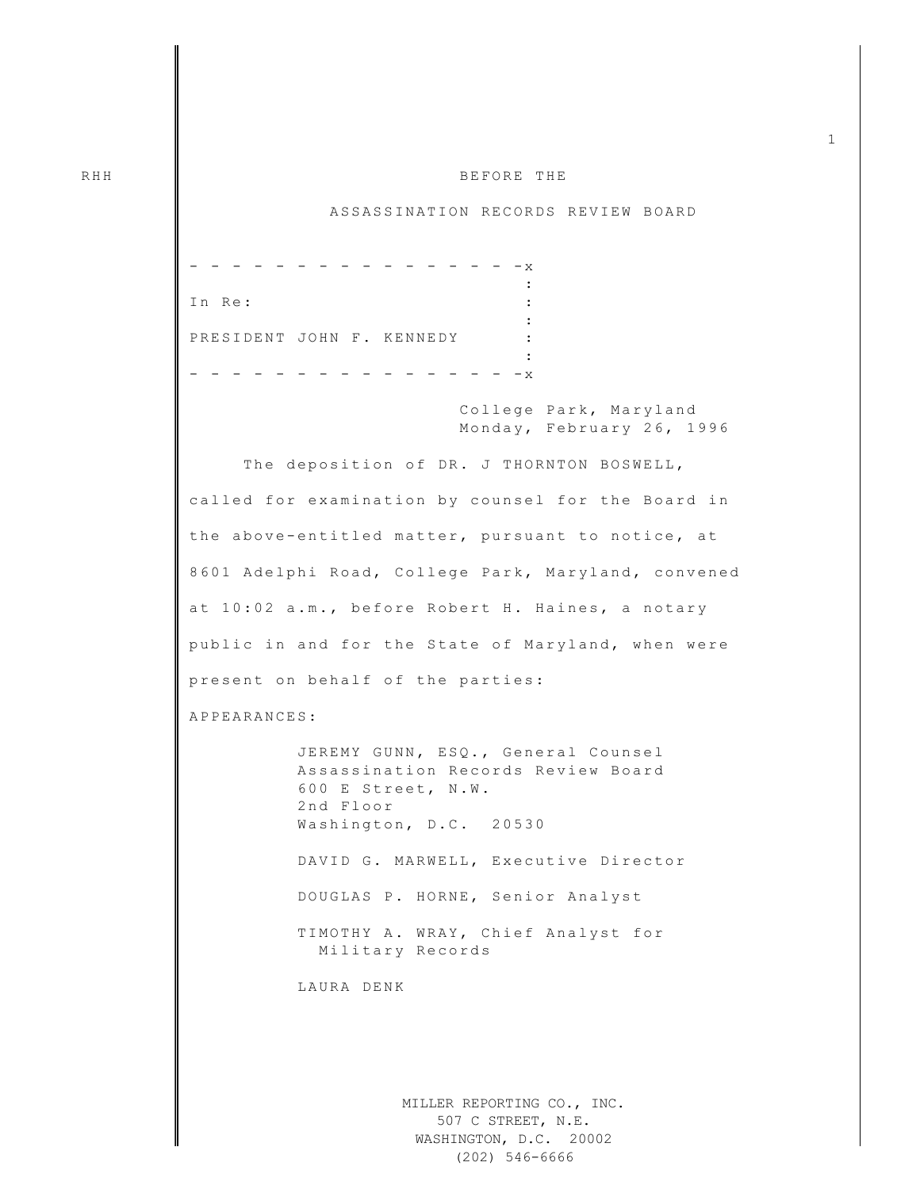RHH

BEFORE THE

ASSASSINATION RECORDS REVIEW BOARD

```
- - - - - - - - - - - - - - - - -x
                                 :
In Re:                           :
                                 :
PRESIDENT JOHN F. KENNEDY        :
                                 :
- - - - - - - - - - - - - - - - -x
```

College Park, Maryland
Monday, February 26, 1996

The deposition of DR. J THORNTON BOSWELL, called for examination by counsel for the Board in the above-entitled matter, pursuant to notice, at 8601 Adelphi Road, College Park, Maryland, convened at 10:02 a.m., before Robert H. Haines, a notary public in and for the State of Maryland, when were present on behalf of the parties:

APPEARANCES:

JEREMY GUNN, ESQ., General Counsel
Assassination Records Review Board
600 E Street, N.W.
2nd Floor
Washington, D.C. 20530

DAVID G. MARWELL, Executive Director

DOUGLAS P. HORNE, Senior Analyst

TIMOTHY A. WRAY, Chief Analyst for Military Records

LAURA DENK

MILLER REPORTING CO., INC.
507 C STREET, N.E.
WASHINGTON, D.C. 20002
(202) 546-6666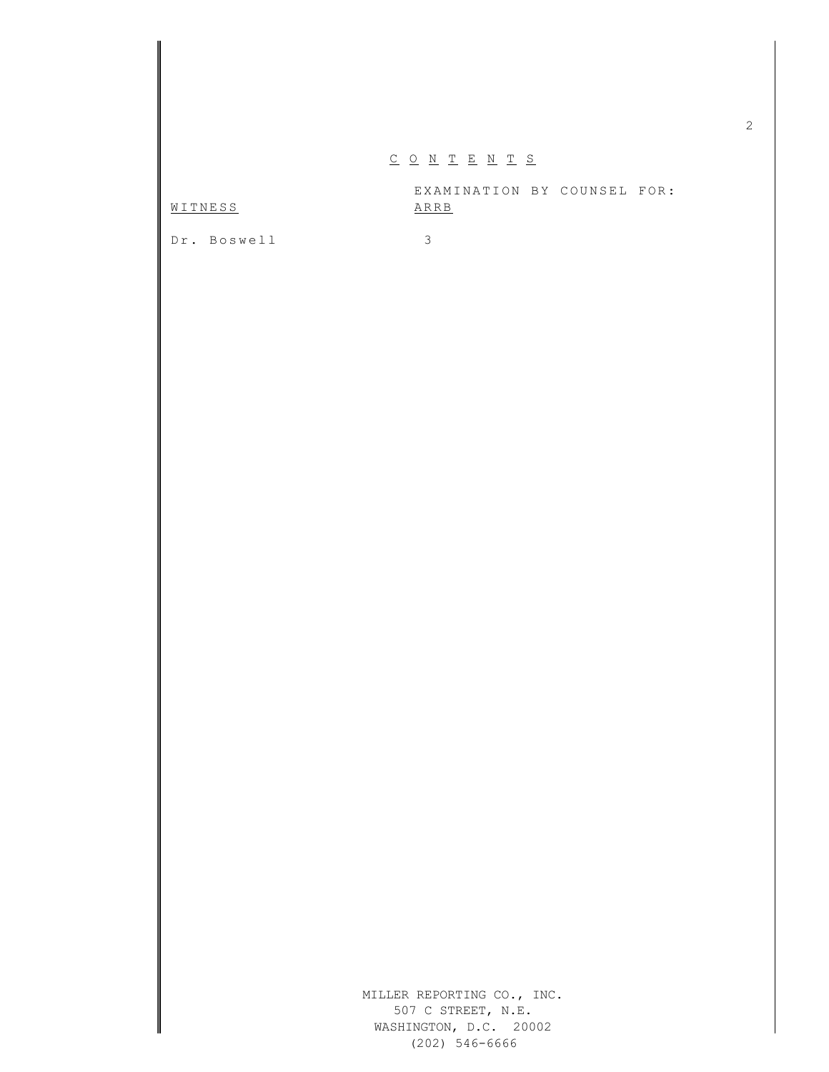# CONTENTS

| WITNESS | EXAMINATION BY COUNSEL FOR: ARRB |
|---|---|
| Dr. Boswell | 3 |

MILLER REPORTING CO., INC.
507 C STREET, N.E.
WASHINGTON, D.C. 20002
(202) 546-6666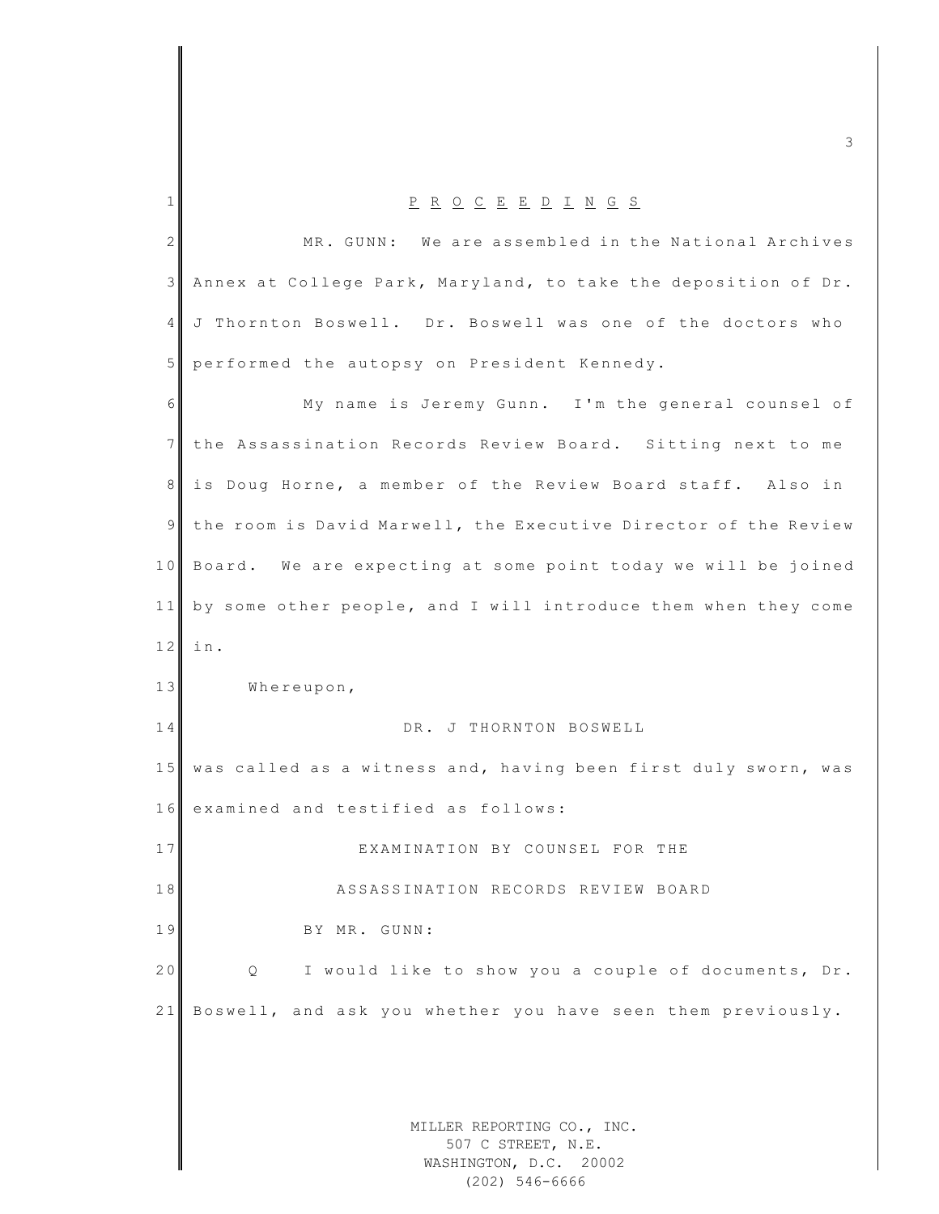# P R O C E E D I N G S

MR. GUNN: We are assembled in the National Archives Annex at College Park, Maryland, to take the deposition of Dr. J Thornton Boswell. Dr. Boswell was one of the doctors who performed the autopsy on President Kennedy.

My name is Jeremy Gunn. I'm the general counsel of the Assassination Records Review Board. Sitting next to me is Doug Horne, a member of the Review Board staff. Also in the room is David Marwell, the Executive Director of the Review Board. We are expecting at some point today we will be joined by some other people, and I will introduce them when they come in.

Whereupon,

DR. J THORNTON BOSWELL

was called as a witness and, having been first duly sworn, was examined and testified as follows:

EXAMINATION BY COUNSEL FOR THE

ASSASSINATION RECORDS REVIEW BOARD

BY MR. GUNN:

Q I would like to show you a couple of documents, Dr. Boswell, and ask you whether you have seen them previously.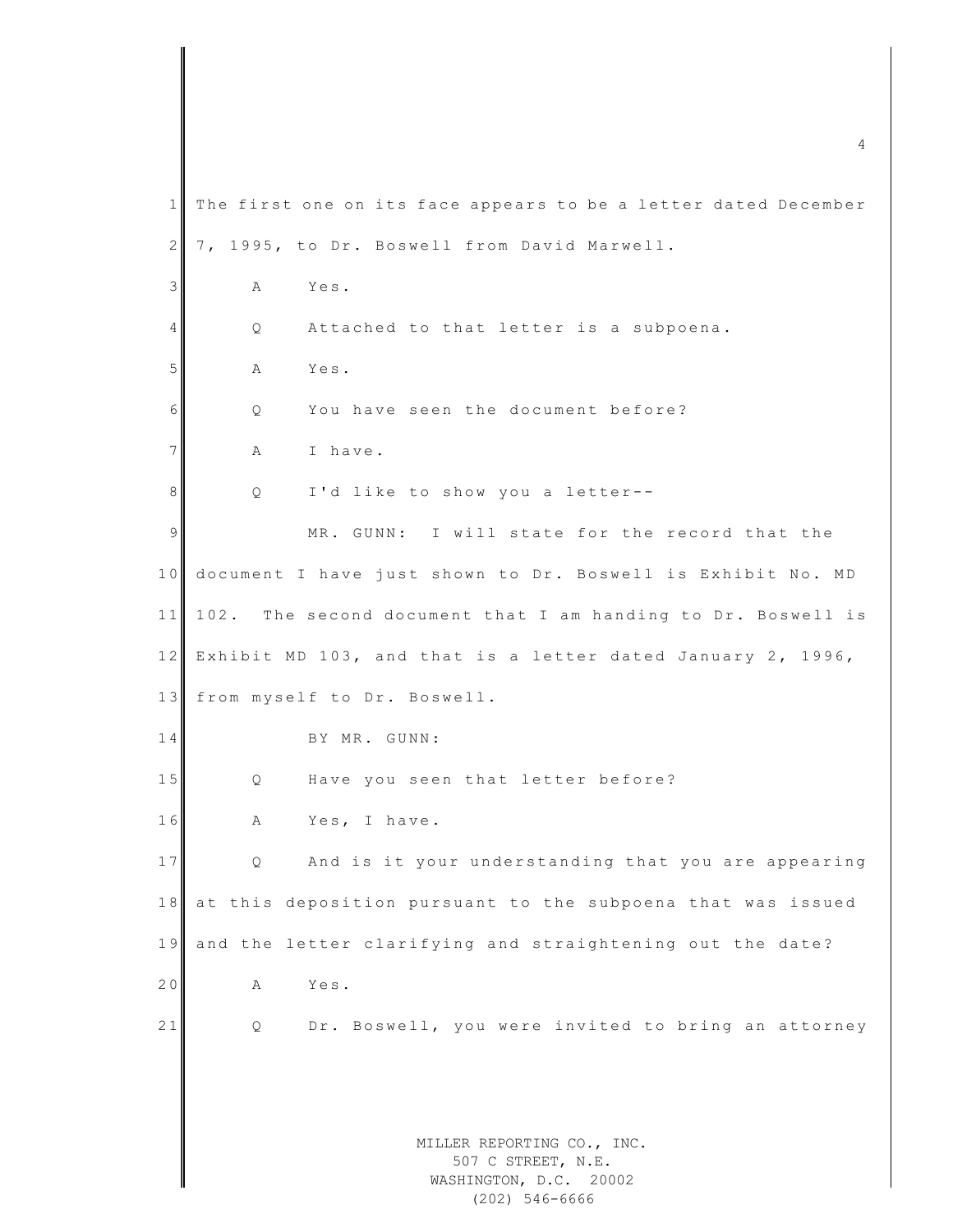The first one on its face appears to be a letter dated December 7, 1995, to Dr. Boswell from David Marwell.

A Yes.

Q Attached to that letter is a subpoena.

A Yes.

Q You have seen the document before?

A I have.

Q I'd like to show you a letter--

MR. GUNN: I will state for the record that the document I have just shown to Dr. Boswell is Exhibit No. MD 102. The second document that I am handing to Dr. Boswell is Exhibit MD 103, and that is a letter dated January 2, 1996, from myself to Dr. Boswell.

BY MR. GUNN:

Q Have you seen that letter before?

A Yes, I have.

Q And is it your understanding that you are appearing at this deposition pursuant to the subpoena that was issued and the letter clarifying and straightening out the date?

A Yes.

Q Dr. Boswell, you were invited to bring an attorney

MILLER REPORTING CO., INC.
507 C STREET, N.E.
WASHINGTON, D.C. 20002
(202) 546-6666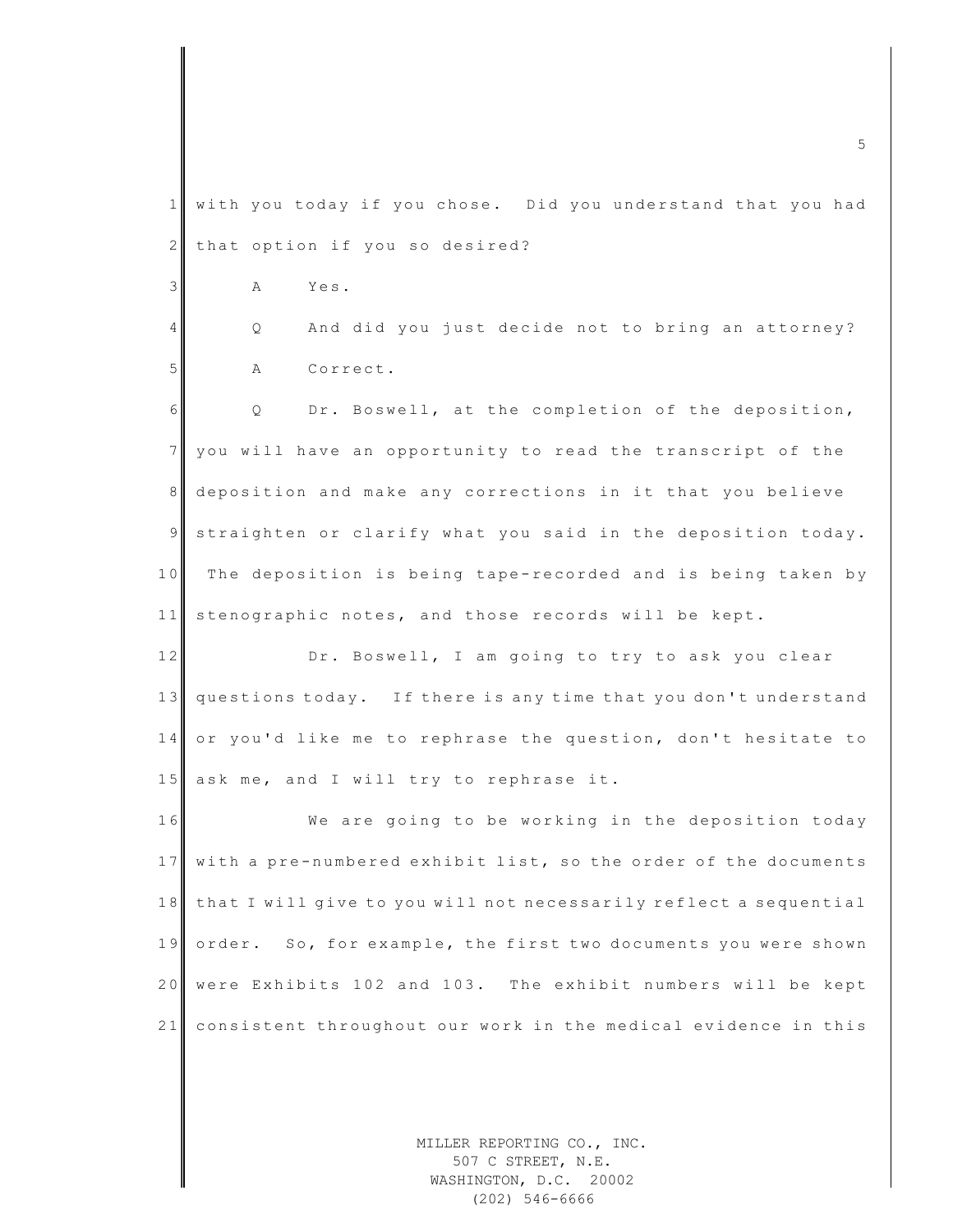with you today if you chose. Did you understand that you had that option if you so desired?

A Yes.

Q And did you just decide not to bring an attorney?

A Correct.

Q Dr. Boswell, at the completion of the deposition, you will have an opportunity to read the transcript of the deposition and make any corrections in it that you believe straighten or clarify what you said in the deposition today. The deposition is being tape-recorded and is being taken by stenographic notes, and those records will be kept.

Dr. Boswell, I am going to try to ask you clear questions today. If there is any time that you don't understand or you'd like me to rephrase the question, don't hesitate to ask me, and I will try to rephrase it.

We are going to be working in the deposition today with a pre-numbered exhibit list, so the order of the documents that I will give to you will not necessarily reflect a sequential order. So, for example, the first two documents you were shown were Exhibits 102 and 103. The exhibit numbers will be kept consistent throughout our work in the medical evidence in this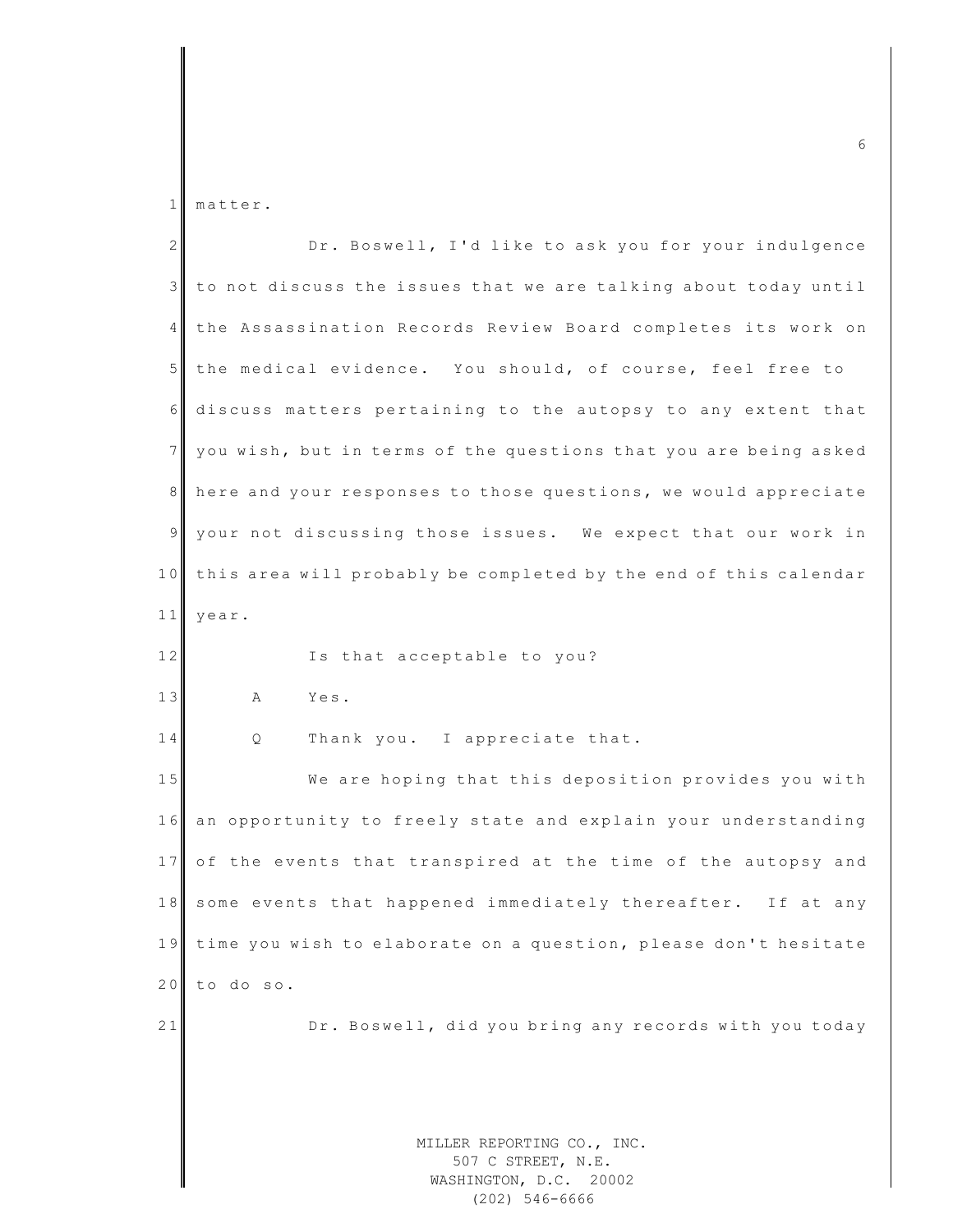matter.

Dr. Boswell, I'd like to ask you for your indulgence to not discuss the issues that we are talking about today until the Assassination Records Review Board completes its work on the medical evidence. You should, of course, feel free to discuss matters pertaining to the autopsy to any extent that you wish, but in terms of the questions that you are being asked here and your responses to those questions, we would appreciate your not discussing those issues. We expect that our work in this area will probably be completed by the end of this calendar year.

Is that acceptable to you?

A Yes.

Q Thank you. I appreciate that.

We are hoping that this deposition provides you with an opportunity to freely state and explain your understanding of the events that transpired at the time of the autopsy and some events that happened immediately thereafter. If at any time you wish to elaborate on a question, please don't hesitate to do so.

Dr. Boswell, did you bring any records with you today

MILLER REPORTING CO., INC.
507 C STREET, N.E.
WASHINGTON, D.C. 20002
(202) 546-6666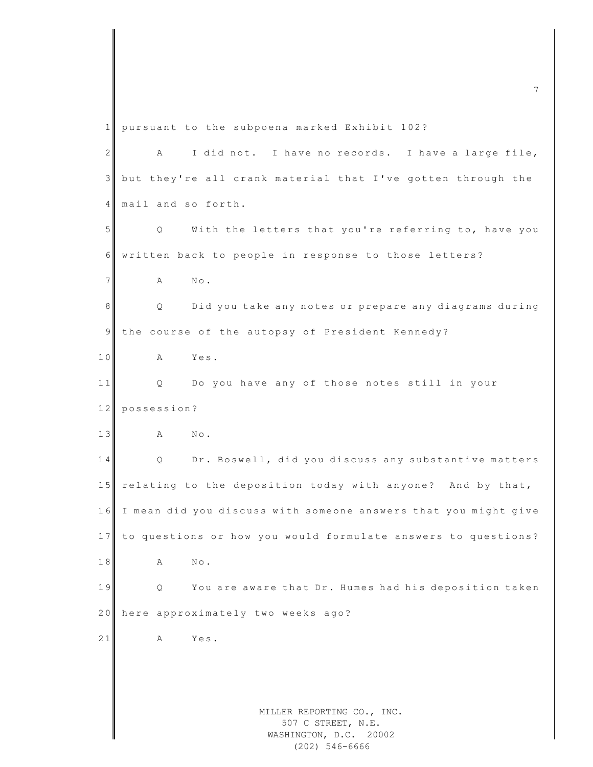pursuant to the subpoena marked Exhibit 102?

A I did not. I have no records. I have a large file, but they're all crank material that I've gotten through the mail and so forth.

Q With the letters that you're referring to, have you written back to people in response to those letters?

A No.

Q Did you take any notes or prepare any diagrams during the course of the autopsy of President Kennedy?

A Yes.

Q Do you have any of those notes still in your possession?

A No.

Q Dr. Boswell, did you discuss any substantive matters relating to the deposition today with anyone? And by that, I mean did you discuss with someone answers that you might give to questions or how you would formulate answers to questions?

A No.

Q You are aware that Dr. Humes had his deposition taken here approximately two weeks ago?

A Yes.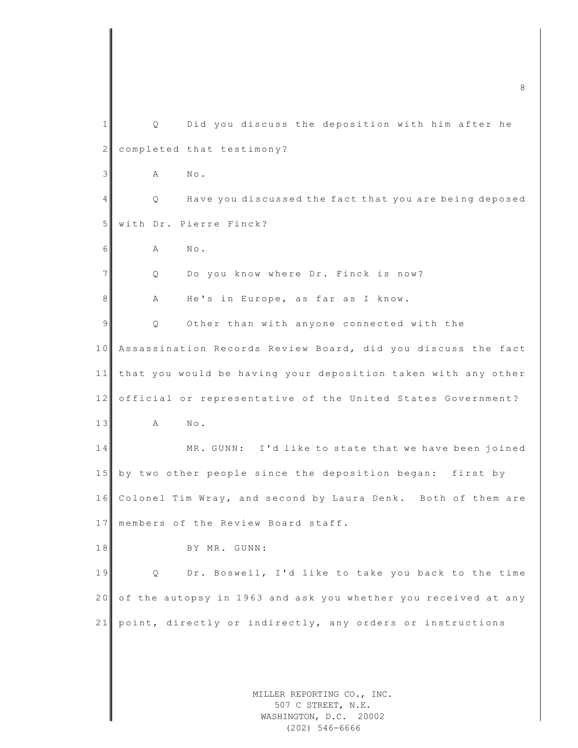Q Did you discuss the deposition with him after he completed that testimony?

A No.

Q Have you discussed the fact that you are being deposed with Dr. Pierre Finck?

A No.

Q Do you know where Dr. Finck is now?

A He's in Europe, as far as I know.

Q Other than with anyone connected with the Assassination Records Review Board, did you discuss the fact that you would be having your deposition taken with any other official or representative of the United States Government?

A No.

MR. GUNN: I'd like to state that we have been joined by two other people since the deposition began: first by Colonel Tim Wray, and second by Laura Denk. Both of them are members of the Review Board staff.

BY MR. GUNN:

Q Dr. Boswell, I'd like to take you back to the time of the autopsy in 1963 and ask you whether you received at any point, directly or indirectly, any orders or instructions

MILLER REPORTING CO., INC.
507 C STREET, N.E.
WASHINGTON, D.C. 20002
(202) 546-6666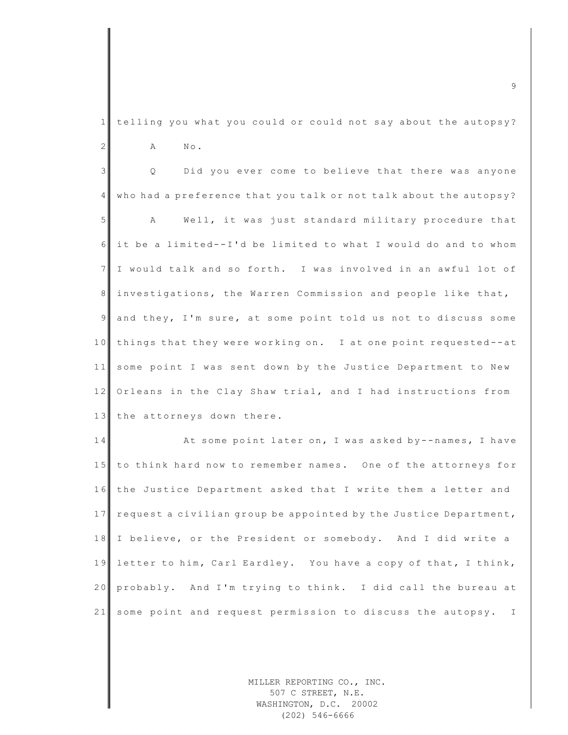telling you what you could or could not say about the autopsy?

A No.

Q Did you ever come to believe that there was anyone who had a preference that you talk or not talk about the autopsy?

A Well, it was just standard military procedure that it be a limited--I'd be limited to what I would do and to whom I would talk and so forth. I was involved in an awful lot of investigations, the Warren Commission and people like that, and they, I'm sure, at some point told us not to discuss some things that they were working on. I at one point requested--at some point I was sent down by the Justice Department to New Orleans in the Clay Shaw trial, and I had instructions from the attorneys down there.

At some point later on, I was asked by--names, I have to think hard now to remember names. One of the attorneys for the Justice Department asked that I write them a letter and request a civilian group be appointed by the Justice Department, I believe, or the President or somebody. And I did write a letter to him, Carl Eardley. You have a copy of that, I think, probably. And I'm trying to think. I did call the bureau at some point and request permission to discuss the autopsy. I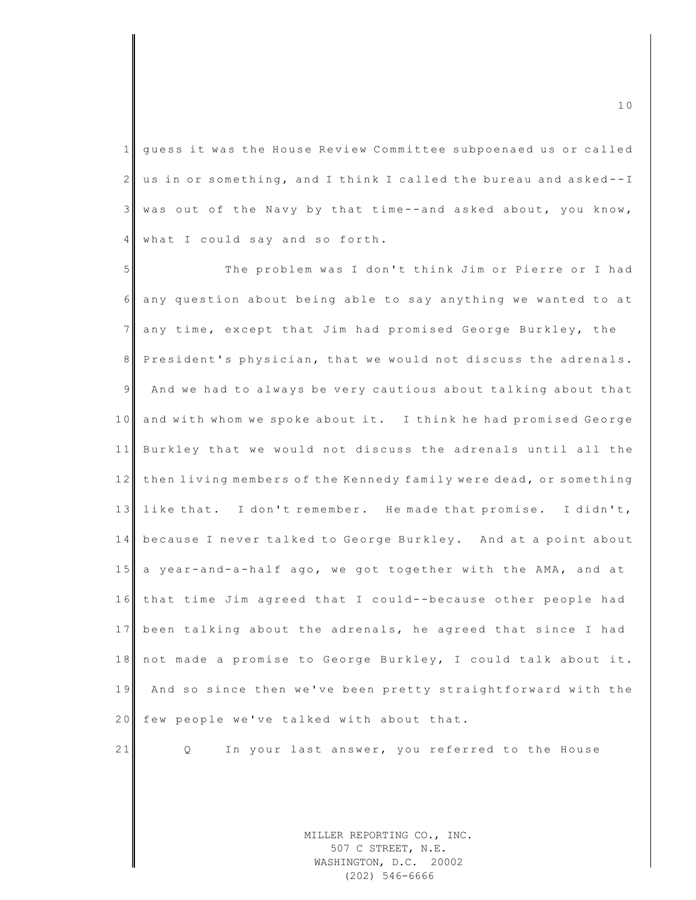guess it was the House Review Committee subpoenaed us or called us in or something, and I think I called the bureau and asked--I was out of the Navy by that time--and asked about, you know, what I could say and so forth.

The problem was I don't think Jim or Pierre or I had any question about being able to say anything we wanted to at any time, except that Jim had promised George Burkley, the President's physician, that we would not discuss the adrenals. And we had to always be very cautious about talking about that and with whom we spoke about it. I think he had promised George Burkley that we would not discuss the adrenals until all the then living members of the Kennedy family were dead, or something like that. I don't remember. He made that promise. I didn't, because I never talked to George Burkley. And at a point about a year-and-a-half ago, we got together with the AMA, and at that time Jim agreed that I could--because other people had been talking about the adrenals, he agreed that since I had not made a promise to George Burkley, I could talk about it. And so since then we've been pretty straightforward with the few people we've talked with about that.

Q In your last answer, you referred to the House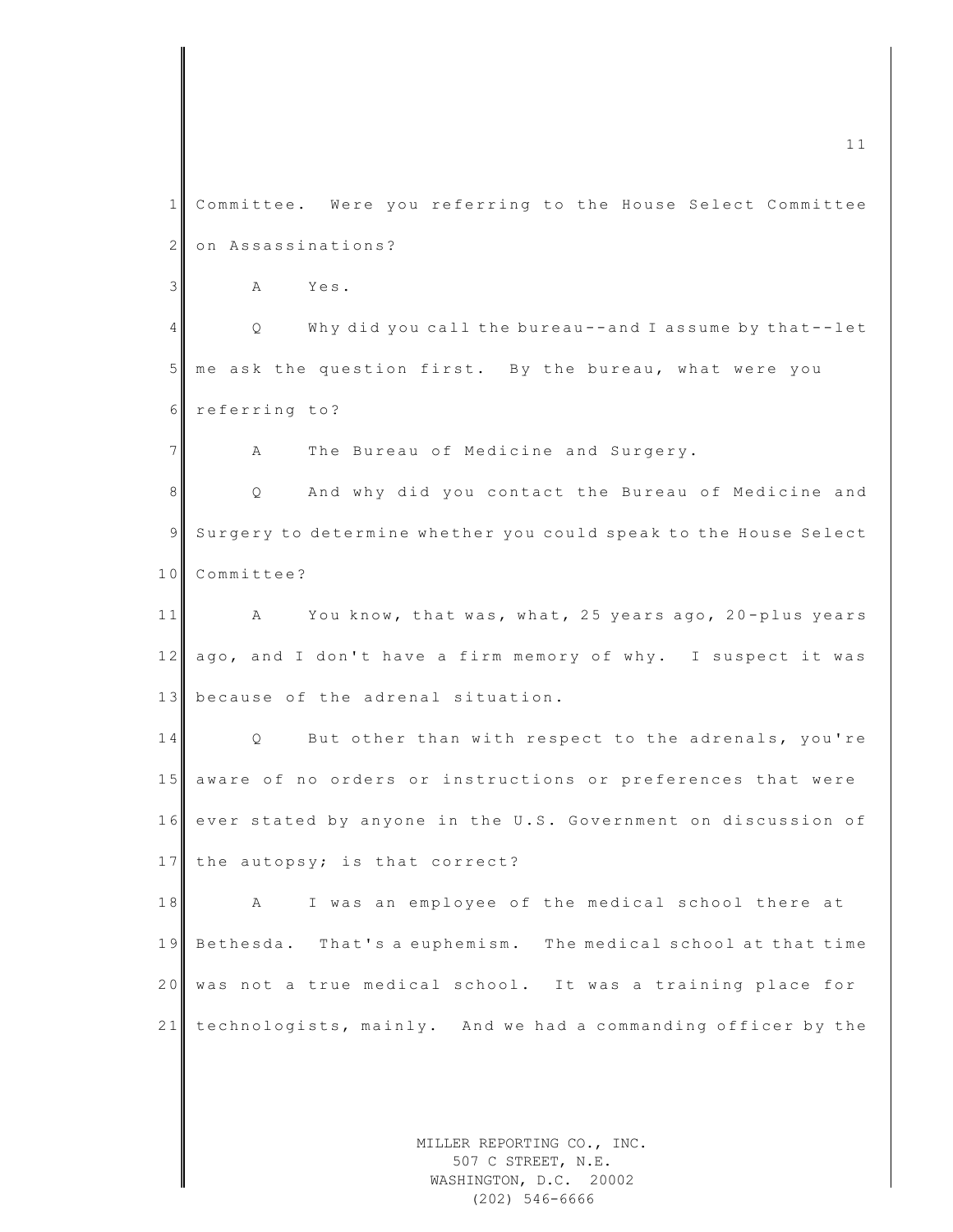Committee. Were you referring to the House Select Committee on Assassinations?

A Yes.

Q Why did you call the bureau--and I assume by that--let me ask the question first. By the bureau, what were you referring to?

A The Bureau of Medicine and Surgery.

Q And why did you contact the Bureau of Medicine and Surgery to determine whether you could speak to the House Select Committee?

A You know, that was, what, 25 years ago, 20-plus years ago, and I don't have a firm memory of why. I suspect it was because of the adrenal situation.

Q But other than with respect to the adrenals, you're aware of no orders or instructions or preferences that were ever stated by anyone in the U.S. Government on discussion of the autopsy; is that correct?

A I was an employee of the medical school there at Bethesda. That's a euphemism. The medical school at that time was not a true medical school. It was a training place for technologists, mainly. And we had a commanding officer by the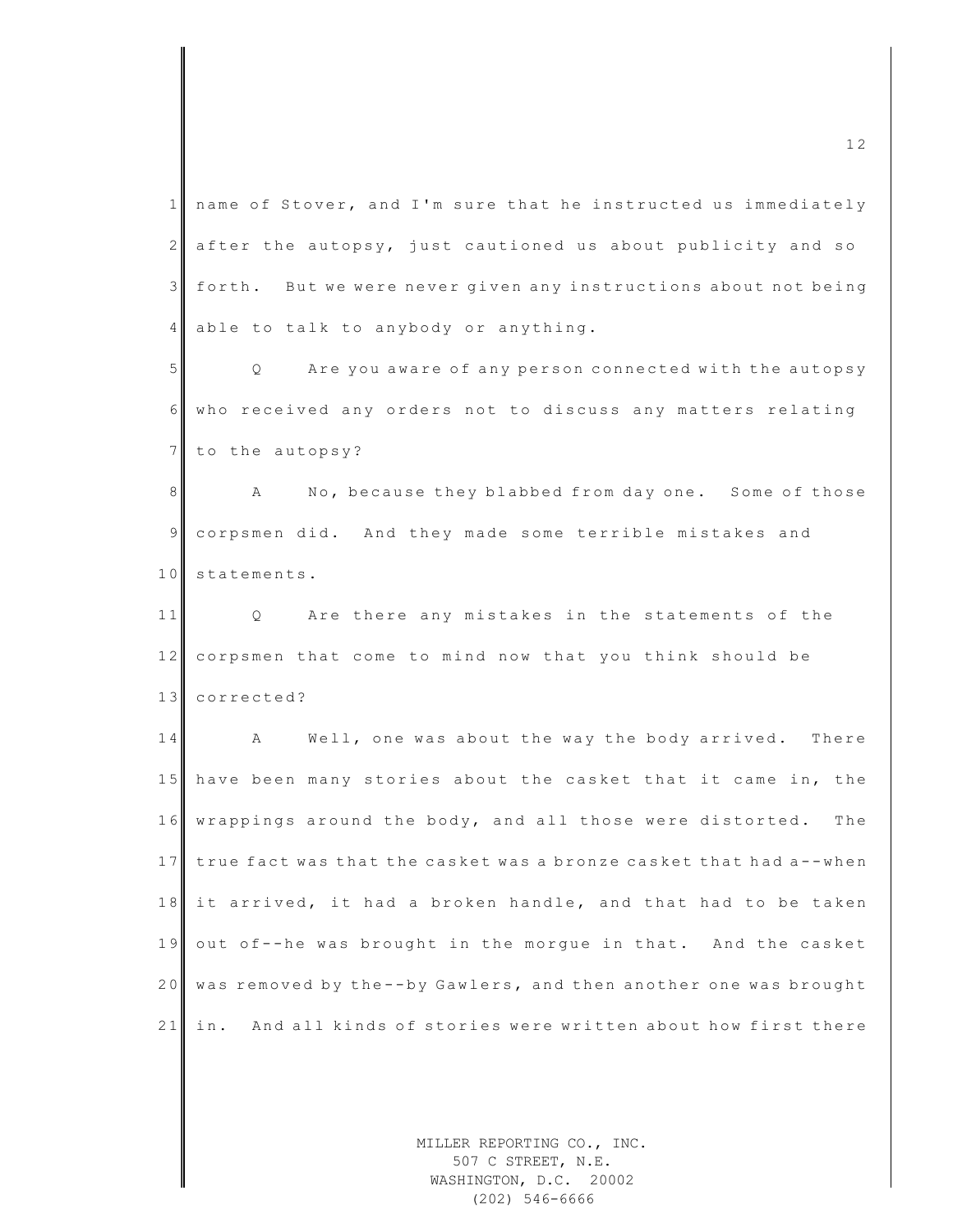name of Stover, and I'm sure that he instructed us immediately after the autopsy, just cautioned us about publicity and so forth. But we were never given any instructions about not being able to talk to anybody or anything.

Q Are you aware of any person connected with the autopsy who received any orders not to discuss any matters relating to the autopsy?

A No, because they blabbed from day one. Some of those corpsmen did. And they made some terrible mistakes and statements.

Q Are there any mistakes in the statements of the corpsmen that come to mind now that you think should be corrected?

A Well, one was about the way the body arrived. There have been many stories about the casket that it came in, the wrappings around the body, and all those were distorted. The true fact was that the casket was a bronze casket that had a--when it arrived, it had a broken handle, and that had to be taken out of--he was brought in the morgue in that. And the casket was removed by the--by Gawlers, and then another one was brought in. And all kinds of stories were written about how first there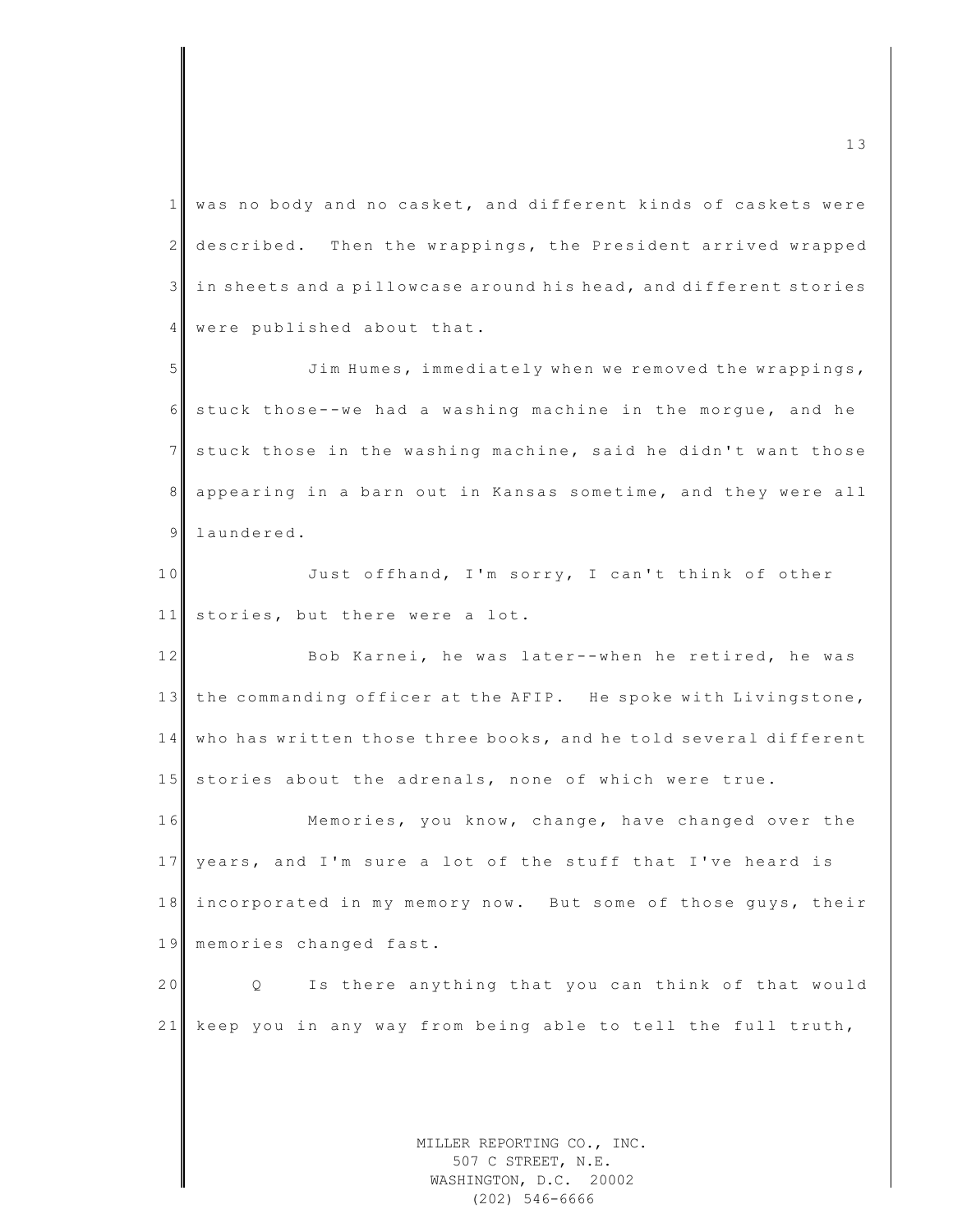was no body and no casket, and different kinds of caskets were described. Then the wrappings, the President arrived wrapped in sheets and a pillowcase around his head, and different stories were published about that.

Jim Humes, immediately when we removed the wrappings, stuck those--we had a washing machine in the morgue, and he stuck those in the washing machine, said he didn't want those appearing in a barn out in Kansas sometime, and they were all laundered.

Just offhand, I'm sorry, I can't think of other stories, but there were a lot.

Bob Karnei, he was later--when he retired, he was the commanding officer at the AFIP. He spoke with Livingstone, who has written those three books, and he told several different stories about the adrenals, none of which were true.

Memories, you know, change, have changed over the years, and I'm sure a lot of the stuff that I've heard is incorporated in my memory now. But some of those guys, their memories changed fast.

Q Is there anything that you can think of that would keep you in any way from being able to tell the full truth,

MILLER REPORTING CO., INC.
507 C STREET, N.E.
WASHINGTON, D.C. 20002
(202) 546-6666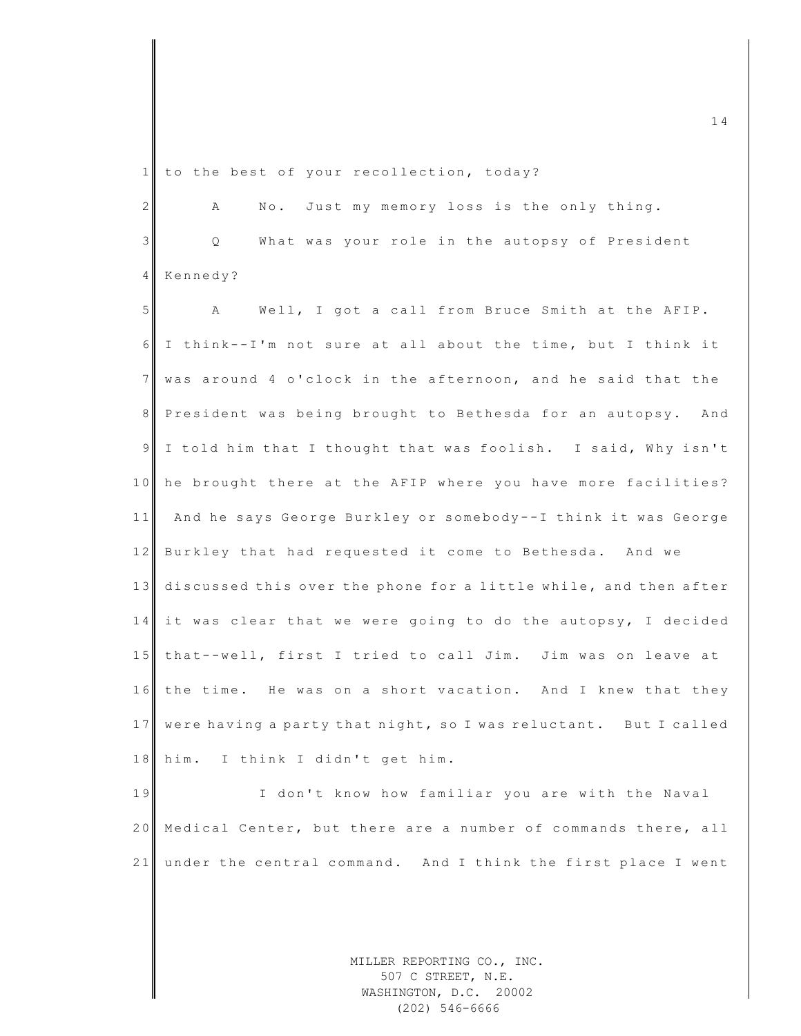to the best of your recollection, today?

A No. Just my memory loss is the only thing.

Q What was your role in the autopsy of President Kennedy?

A Well, I got a call from Bruce Smith at the AFIP. I think--I'm not sure at all about the time, but I think it was around 4 o'clock in the afternoon, and he said that the President was being brought to Bethesda for an autopsy. And I told him that I thought that was foolish. I said, Why isn't he brought there at the AFIP where you have more facilities? And he says George Burkley or somebody--I think it was George Burkley that had requested it come to Bethesda. And we discussed this over the phone for a little while, and then after it was clear that we were going to do the autopsy, I decided that--well, first I tried to call Jim. Jim was on leave at the time. He was on a short vacation. And I knew that they were having a party that night, so I was reluctant. But I called him. I think I didn't get him.

I don't know how familiar you are with the Naval Medical Center, but there are a number of commands there, all under the central command. And I think the first place I went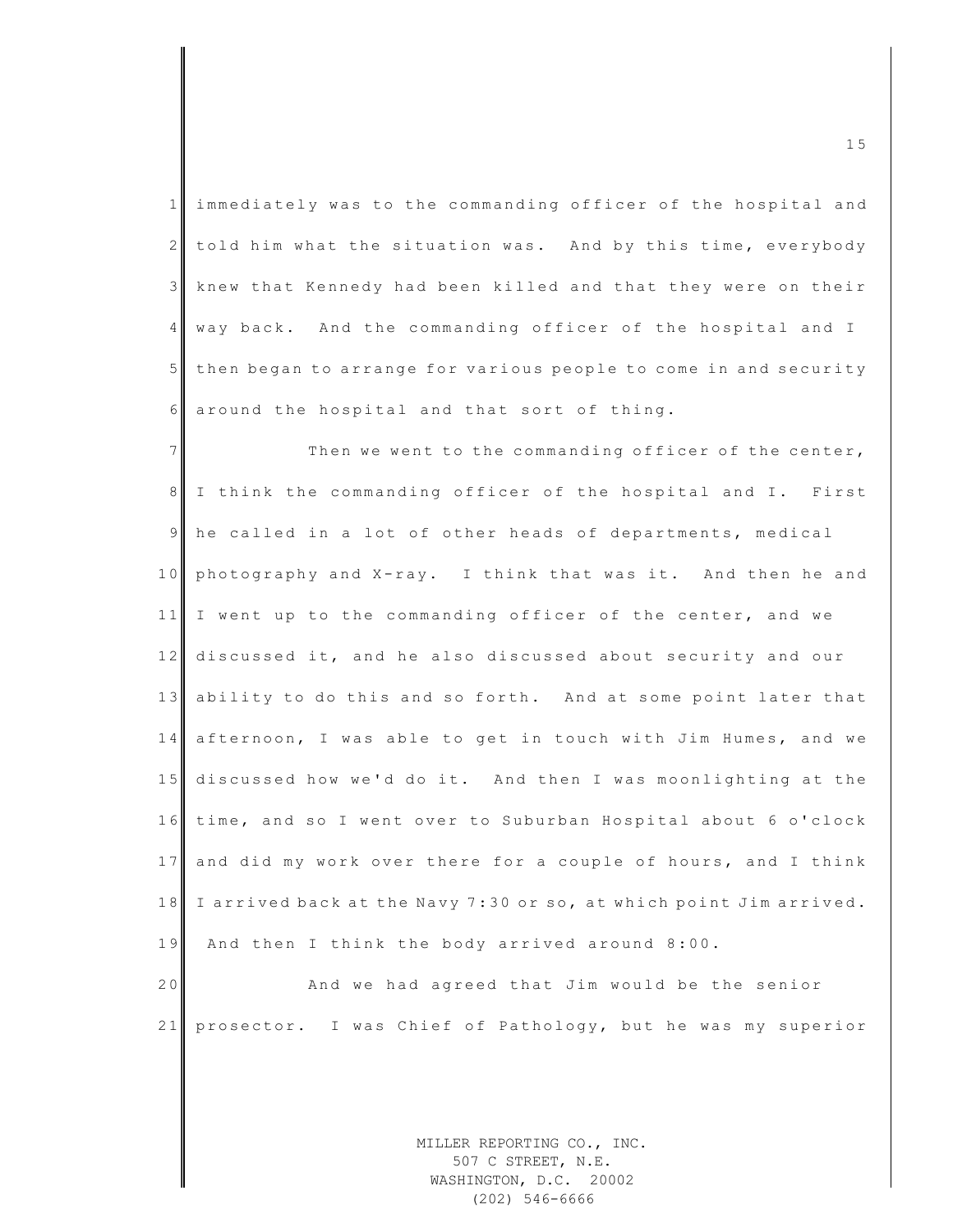immediately was to the commanding officer of the hospital and told him what the situation was. And by this time, everybody knew that Kennedy had been killed and that they were on their way back. And the commanding officer of the hospital and I then began to arrange for various people to come in and security around the hospital and that sort of thing.

Then we went to the commanding officer of the center, I think the commanding officer of the hospital and I. First he called in a lot of other heads of departments, medical photography and X-ray. I think that was it. And then he and I went up to the commanding officer of the center, and we discussed it, and he also discussed about security and our ability to do this and so forth. And at some point later that afternoon, I was able to get in touch with Jim Humes, and we discussed how we'd do it. And then I was moonlighting at the time, and so I went over to Suburban Hospital about 6 o'clock and did my work over there for a couple of hours, and I think I arrived back at the Navy 7:30 or so, at which point Jim arrived. And then I think the body arrived around 8:00.

And we had agreed that Jim would be the senior prosector. I was Chief of Pathology, but he was my superior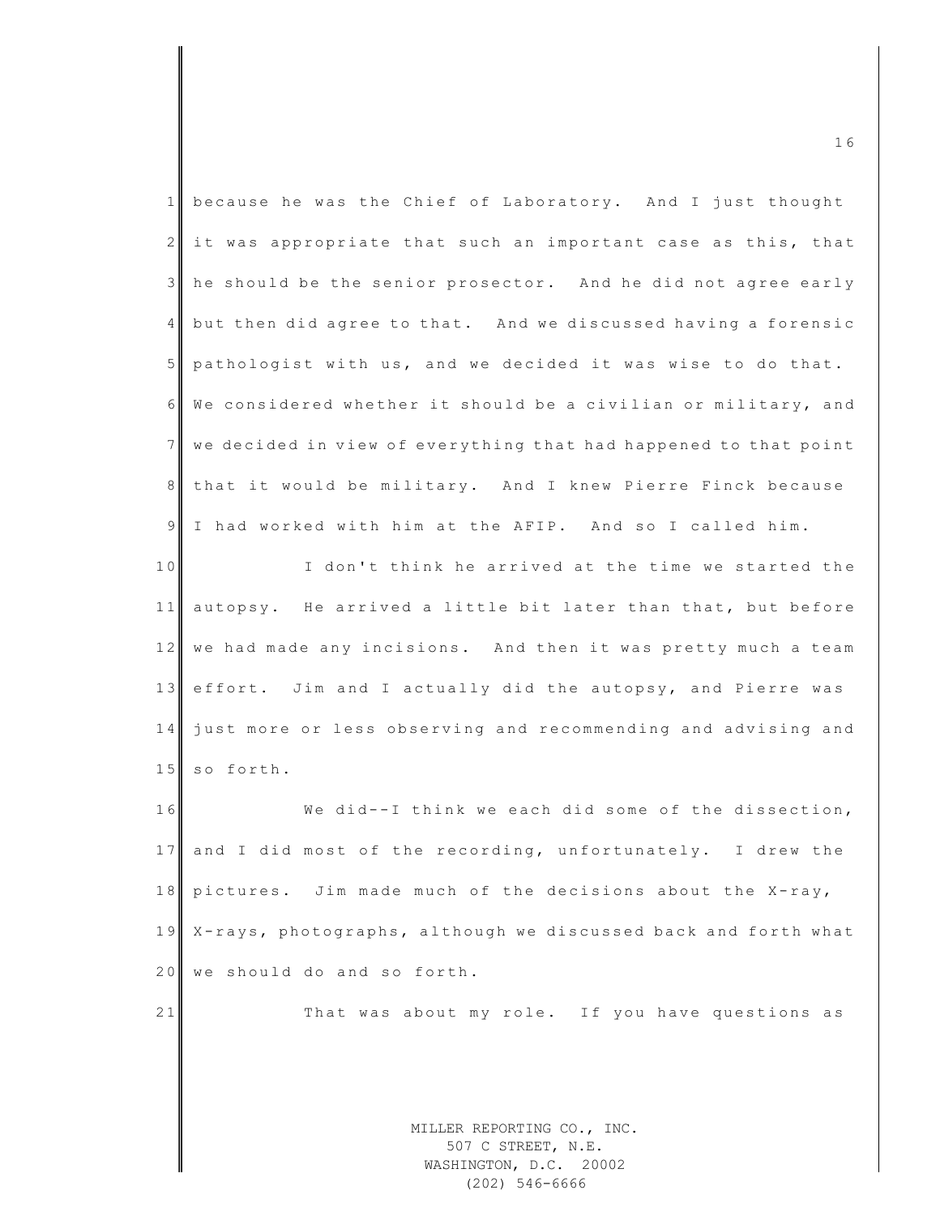because he was the Chief of Laboratory. And I just thought it was appropriate that such an important case as this, that he should be the senior prosector. And he did not agree early but then did agree to that. And we discussed having a forensic pathologist with us, and we decided it was wise to do that. We considered whether it should be a civilian or military, and we decided in view of everything that had happened to that point that it would be military. And I knew Pierre Finck because I had worked with him at the AFIP. And so I called him.

I don't think he arrived at the time we started the autopsy. He arrived a little bit later than that, but before we had made any incisions. And then it was pretty much a team effort. Jim and I actually did the autopsy, and Pierre was just more or less observing and recommending and advising and so forth.

We did--I think we each did some of the dissection, and I did most of the recording, unfortunately. I drew the pictures. Jim made much of the decisions about the X-ray, X-rays, photographs, although we discussed back and forth what we should do and so forth.

That was about my role. If you have questions as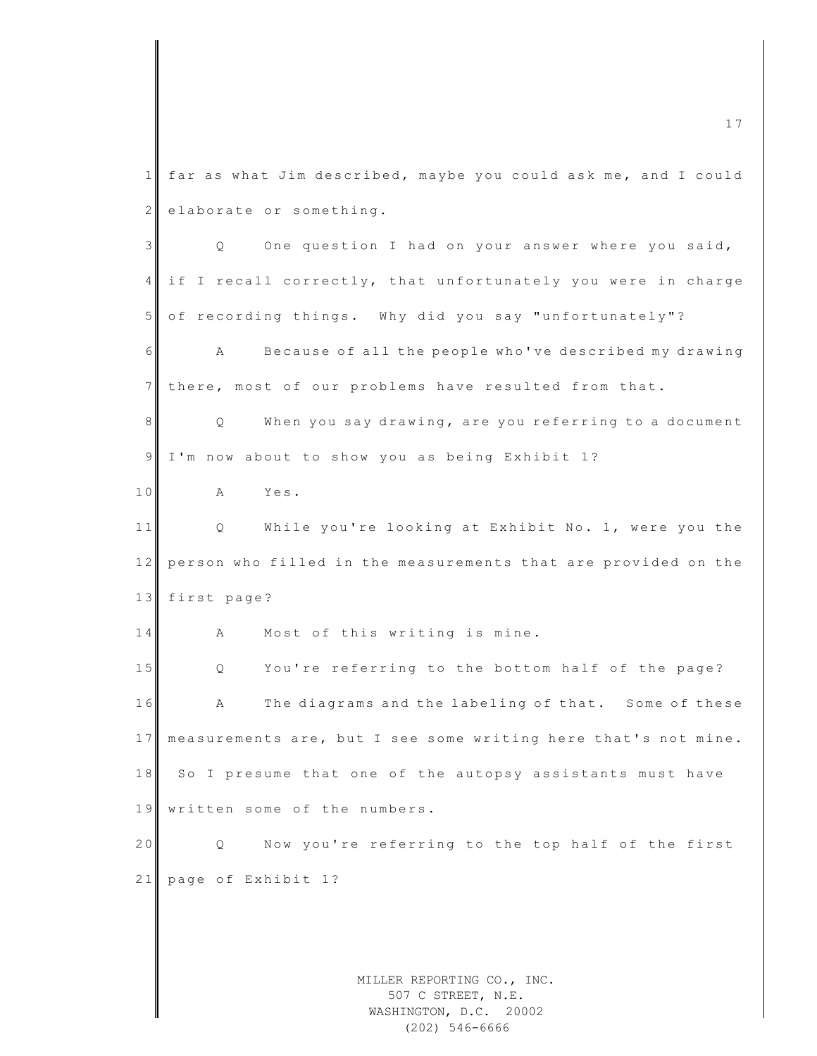far as what Jim described, maybe you could ask me, and I could elaborate or something.

Q One question I had on your answer where you said, if I recall correctly, that unfortunately you were in charge of recording things. Why did you say "unfortunately"?

A Because of all the people who've described my drawing there, most of our problems have resulted from that.

Q When you say drawing, are you referring to a document I'm now about to show you as being Exhibit 1?

A Yes.

Q While you're looking at Exhibit No. 1, were you the person who filled in the measurements that are provided on the first page?

A Most of this writing is mine.

Q You're referring to the bottom half of the page?

A The diagrams and the labeling of that. Some of these measurements are, but I see some writing here that's not mine. So I presume that one of the autopsy assistants must have written some of the numbers.

Q Now you're referring to the top half of the first page of Exhibit 1?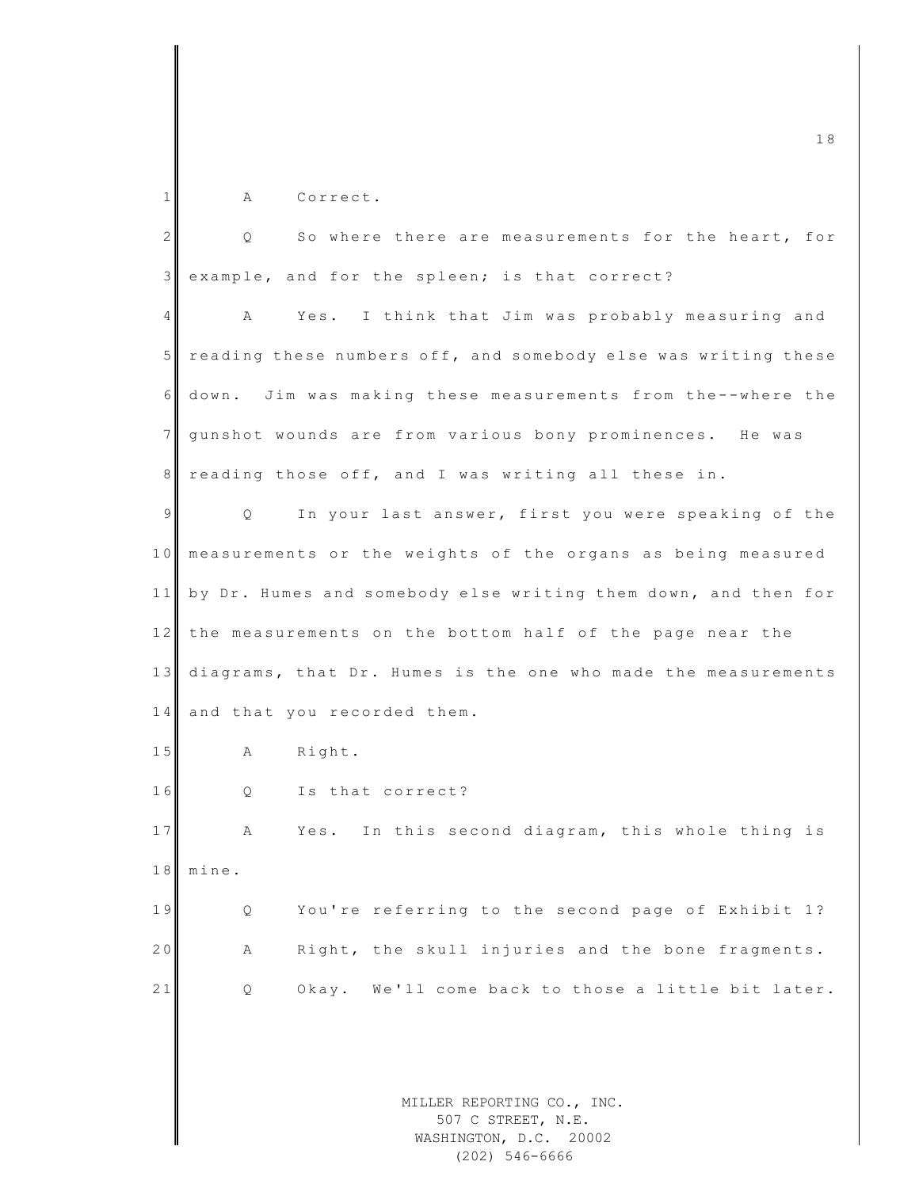1 A Correct.

2 Q So where there are measurements for the heart, for

3 example, and for the spleen; is that correct?

4 A Yes. I think that Jim was probably measuring and

5 reading these numbers off, and somebody else was writing these

6 down. Jim was making these measurements from the--where the

7 gunshot wounds are from various bony prominences. He was

8 reading those off, and I was writing all these in.

9 Q In your last answer, first you were speaking of the

10 measurements or the weights of the organs as being measured

11 by Dr. Humes and somebody else writing them down, and then for

12 the measurements on the bottom half of the page near the

13 diagrams, that Dr. Humes is the one who made the measurements

14 and that you recorded them.

15 A Right.

16 Q Is that correct?

17 A Yes. In this second diagram, this whole thing is

18 mine.

19 Q You're referring to the second page of Exhibit 1?

20 A Right, the skull injuries and the bone fragments.

21 Q Okay. We'll come back to those a little bit later.

MILLER REPORTING CO., INC.
507 C STREET, N.E.
WASHINGTON, D.C. 20002
(202) 546-6666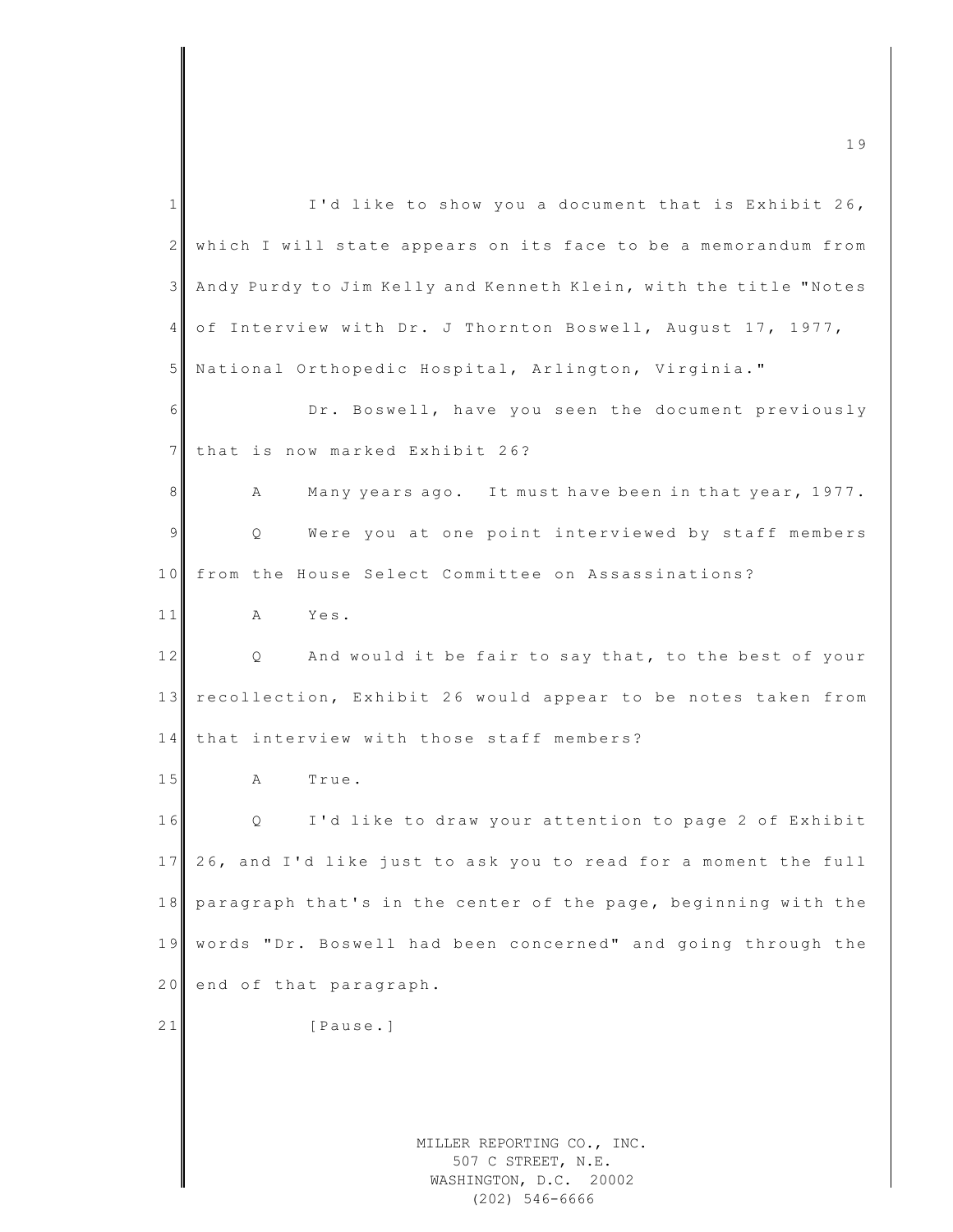I'd like to show you a document that is Exhibit 26, which I will state appears on its face to be a memorandum from Andy Purdy to Jim Kelly and Kenneth Klein, with the title "Notes of Interview with Dr. J Thornton Boswell, August 17, 1977, National Orthopedic Hospital, Arlington, Virginia."

Dr. Boswell, have you seen the document previously that is now marked Exhibit 26?

A Many years ago. It must have been in that year, 1977.

Q Were you at one point interviewed by staff members from the House Select Committee on Assassinations?

A Yes.

Q And would it be fair to say that, to the best of your recollection, Exhibit 26 would appear to be notes taken from that interview with those staff members?

A True.

Q I'd like to draw your attention to page 2 of Exhibit 26, and I'd like just to ask you to read for a moment the full paragraph that's in the center of the page, beginning with the words "Dr. Boswell had been concerned" and going through the end of that paragraph.

[Pause.]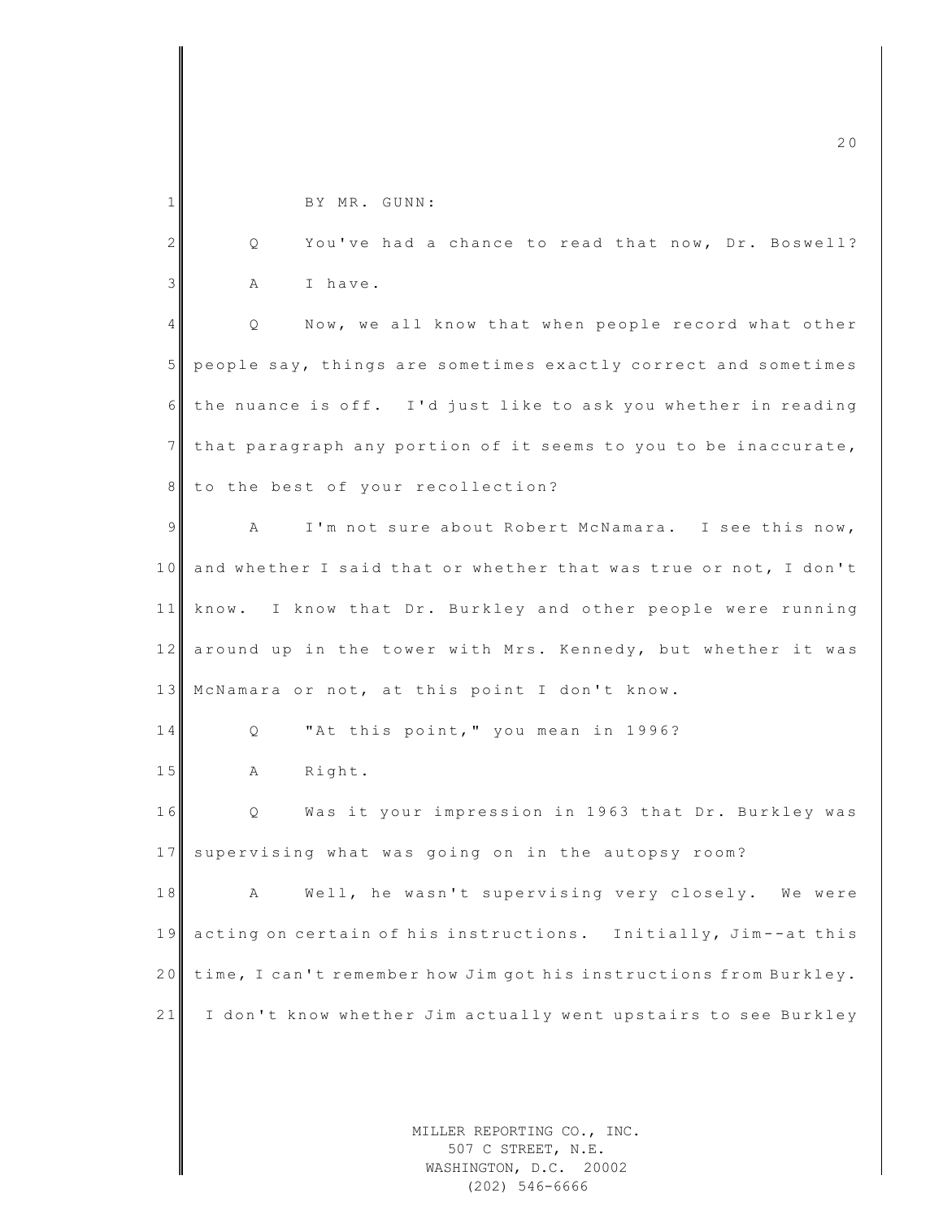BY MR. GUNN:

Q You've had a chance to read that now, Dr. Boswell?

A I have.

Q Now, we all know that when people record what other people say, things are sometimes exactly correct and sometimes the nuance is off. I'd just like to ask you whether in reading that paragraph any portion of it seems to you to be inaccurate, to the best of your recollection?

A I'm not sure about Robert McNamara. I see this now, and whether I said that or whether that was true or not, I don't know. I know that Dr. Burkley and other people were running around up in the tower with Mrs. Kennedy, but whether it was McNamara or not, at this point I don't know.

Q "At this point," you mean in 1996?

A Right.

Q Was it your impression in 1963 that Dr. Burkley was supervising what was going on in the autopsy room?

A Well, he wasn't supervising very closely. We were acting on certain of his instructions. Initially, Jim--at this time, I can't remember how Jim got his instructions from Burkley. I don't know whether Jim actually went upstairs to see Burkley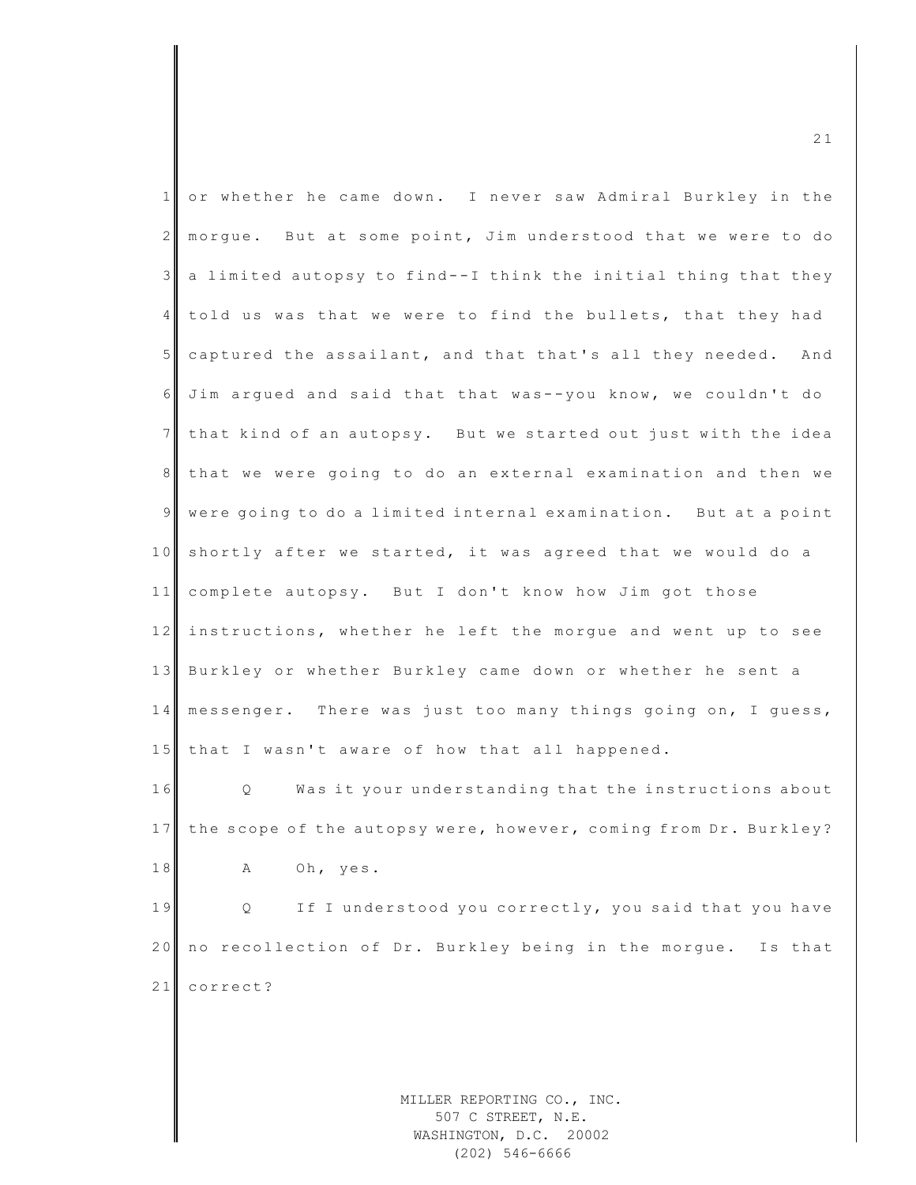or whether he came down. I never saw Admiral Burkley in the morgue. But at some point, Jim understood that we were to do a limited autopsy to find--I think the initial thing that they told us was that we were to find the bullets, that they had captured the assailant, and that that's all they needed. And Jim argued and said that that was--you know, we couldn't do that kind of an autopsy. But we started out just with the idea that we were going to do an external examination and then we were going to do a limited internal examination. But at a point shortly after we started, it was agreed that we would do a complete autopsy. But I don't know how Jim got those instructions, whether he left the morgue and went up to see Burkley or whether Burkley came down or whether he sent a messenger. There was just too many things going on, I guess, that I wasn't aware of how that all happened.

Q Was it your understanding that the instructions about the scope of the autopsy were, however, coming from Dr. Burkley?

A Oh, yes.

Q If I understood you correctly, you said that you have no recollection of Dr. Burkley being in the morgue. Is that correct?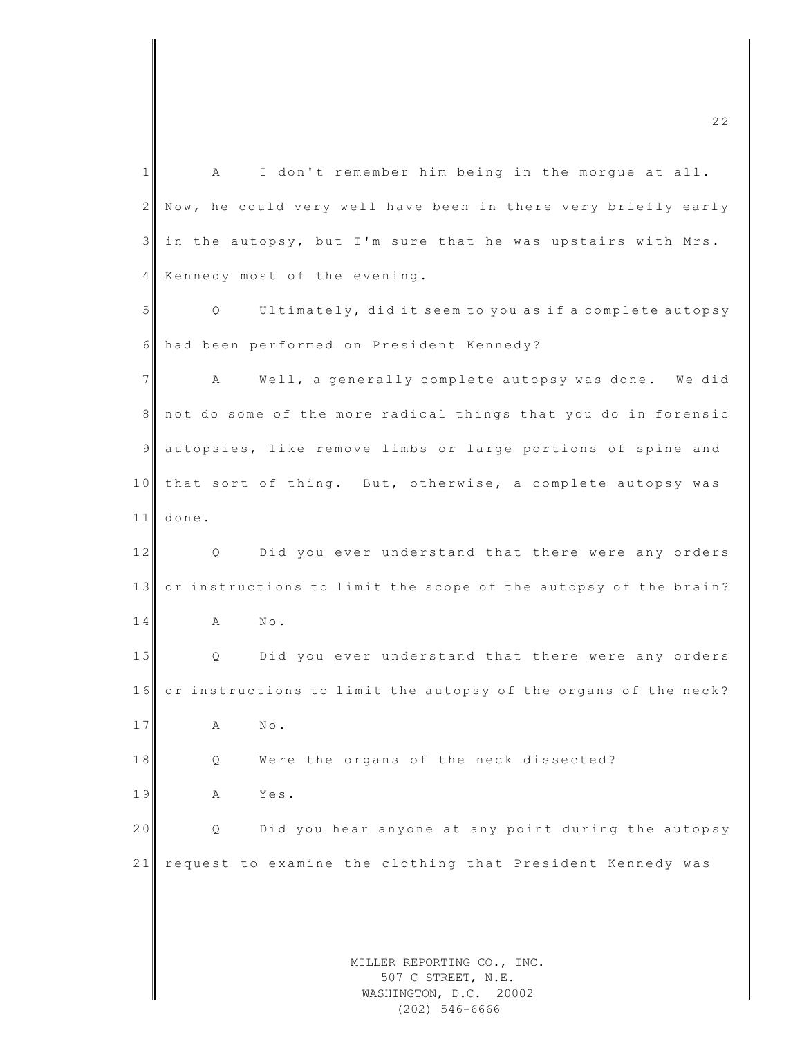A I don't remember him being in the morgue at all. Now, he could very well have been in there very briefly early in the autopsy, but I'm sure that he was upstairs with Mrs. Kennedy most of the evening.

Q Ultimately, did it seem to you as if a complete autopsy had been performed on President Kennedy?

A Well, a generally complete autopsy was done. We did not do some of the more radical things that you do in forensic autopsies, like remove limbs or large portions of spine and that sort of thing. But, otherwise, a complete autopsy was done.

Q Did you ever understand that there were any orders or instructions to limit the scope of the autopsy of the brain?

A No.

Q Did you ever understand that there were any orders or instructions to limit the autopsy of the organs of the neck?

A No.

Q Were the organs of the neck dissected?

A Yes.

Q Did you hear anyone at any point during the autopsy request to examine the clothing that President Kennedy was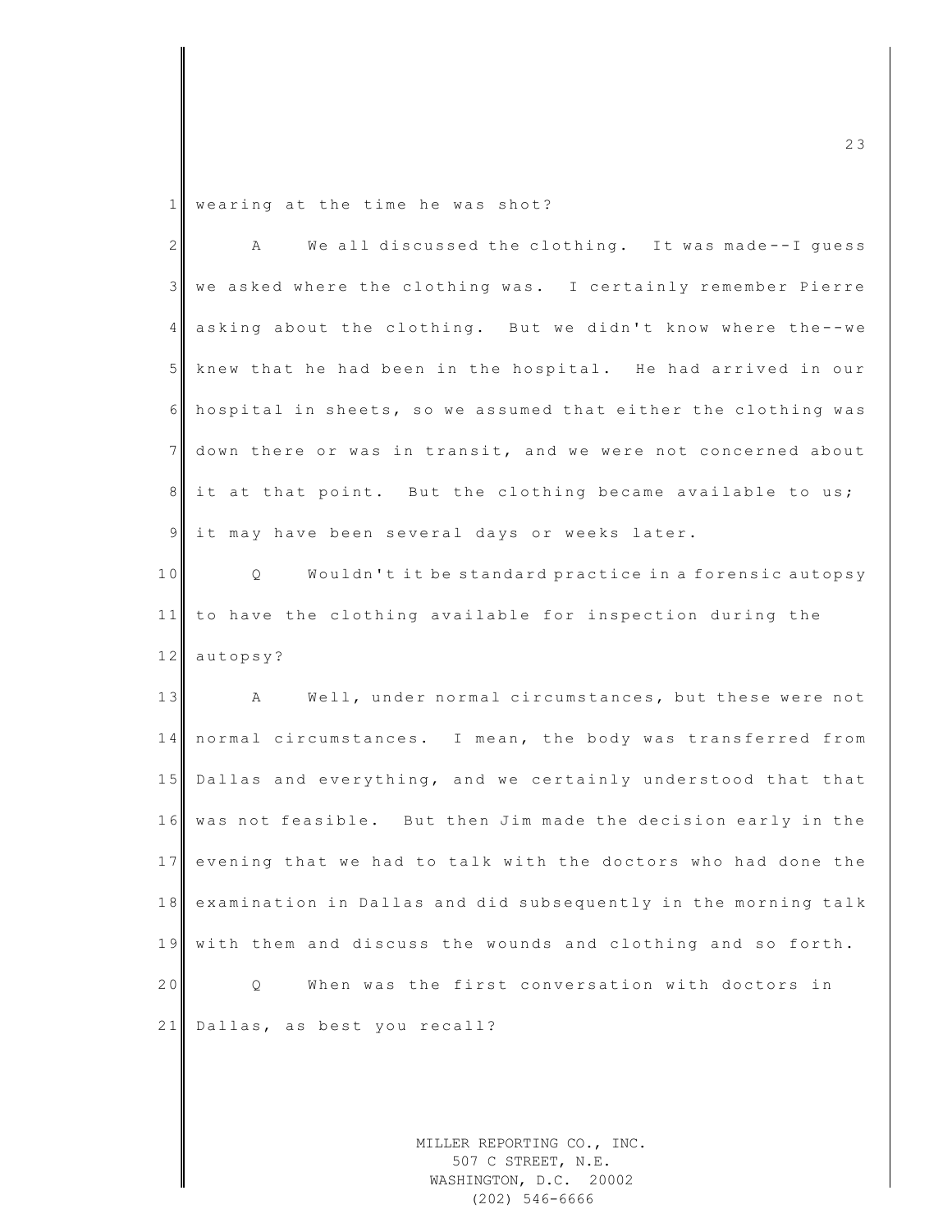wearing at the time he was shot?

A We all discussed the clothing. It was made--I guess we asked where the clothing was. I certainly remember Pierre asking about the clothing. But we didn't know where the--we knew that he had been in the hospital. He had arrived in our hospital in sheets, so we assumed that either the clothing was down there or was in transit, and we were not concerned about it at that point. But the clothing became available to us; it may have been several days or weeks later.

Q Wouldn't it be standard practice in a forensic autopsy to have the clothing available for inspection during the autopsy?

A Well, under normal circumstances, but these were not normal circumstances. I mean, the body was transferred from Dallas and everything, and we certainly understood that that was not feasible. But then Jim made the decision early in the evening that we had to talk with the doctors who had done the examination in Dallas and did subsequently in the morning talk with them and discuss the wounds and clothing and so forth.

Q When was the first conversation with doctors in Dallas, as best you recall?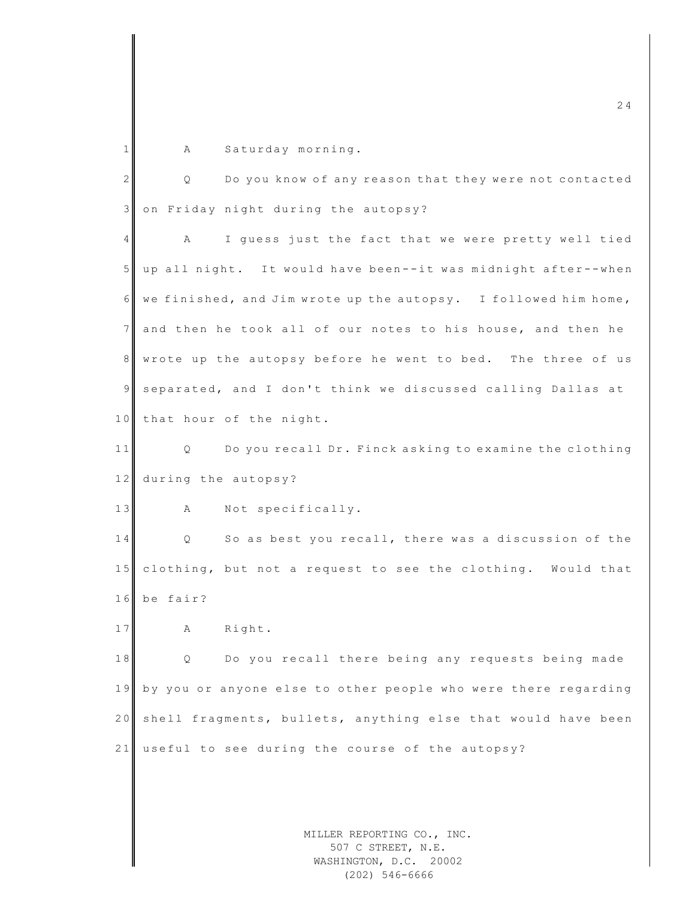A Saturday morning.

Q Do you know of any reason that they were not contacted on Friday night during the autopsy?

A I guess just the fact that we were pretty well tied up all night. It would have been--it was midnight after--when we finished, and Jim wrote up the autopsy. I followed him home, and then he took all of our notes to his house, and then he wrote up the autopsy before he went to bed. The three of us separated, and I don't think we discussed calling Dallas at that hour of the night.

Q Do you recall Dr. Finck asking to examine the clothing during the autopsy?

A Not specifically.

Q So as best you recall, there was a discussion of the clothing, but not a request to see the clothing. Would that be fair?

A Right.

Q Do you recall there being any requests being made by you or anyone else to other people who were there regarding shell fragments, bullets, anything else that would have been useful to see during the course of the autopsy?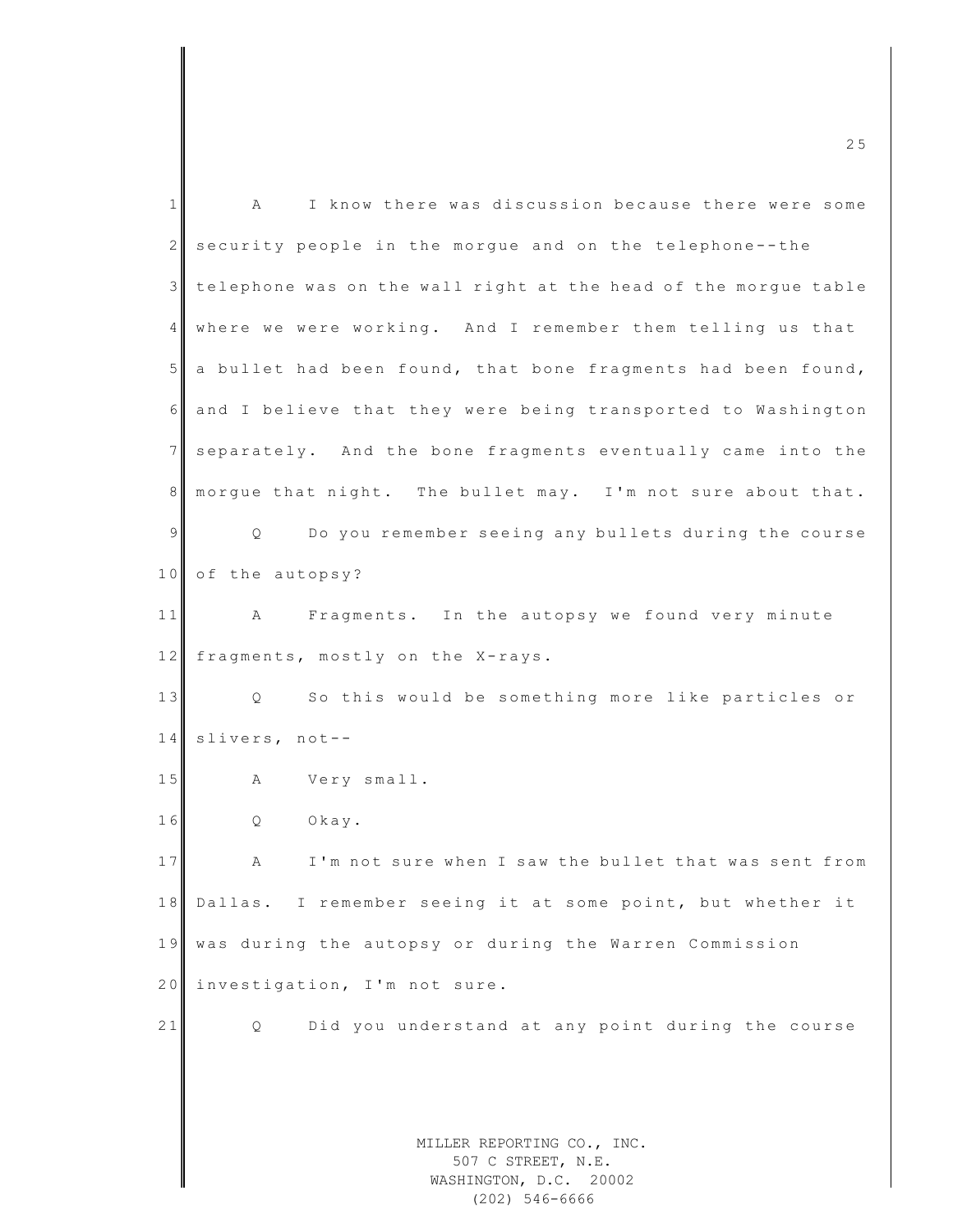A I know there was discussion because there were some security people in the morgue and on the telephone--the telephone was on the wall right at the head of the morgue table where we were working. And I remember them telling us that a bullet had been found, that bone fragments had been found, and I believe that they were being transported to Washington separately. And the bone fragments eventually came into the morgue that night. The bullet may. I'm not sure about that.

Q Do you remember seeing any bullets during the course of the autopsy?

A Fragments. In the autopsy we found very minute fragments, mostly on the X-rays.

Q So this would be something more like particles or slivers, not--

A Very small.

Q Okay.

A I'm not sure when I saw the bullet that was sent from Dallas. I remember seeing it at some point, but whether it was during the autopsy or during the Warren Commission investigation, I'm not sure.

Q Did you understand at any point during the course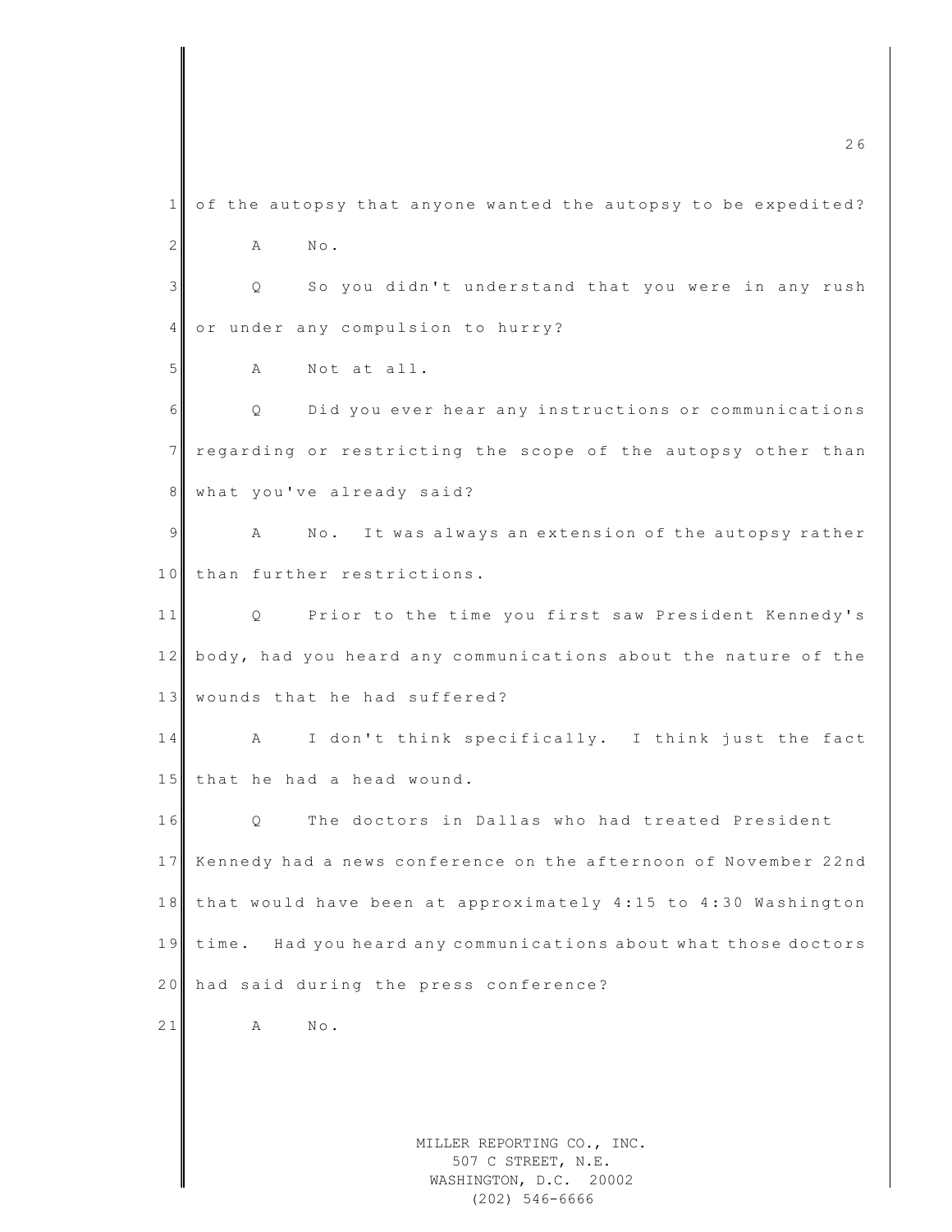of the autopsy that anyone wanted the autopsy to be expedited?

A No.

Q So you didn't understand that you were in any rush or under any compulsion to hurry?

A Not at all.

Q Did you ever hear any instructions or communications regarding or restricting the scope of the autopsy other than what you've already said?

A No. It was always an extension of the autopsy rather than further restrictions.

Q Prior to the time you first saw President Kennedy's body, had you heard any communications about the nature of the wounds that he had suffered?

A I don't think specifically. I think just the fact that he had a head wound.

Q The doctors in Dallas who had treated President Kennedy had a news conference on the afternoon of November 22nd that would have been at approximately 4:15 to 4:30 Washington time. Had you heard any communications about what those doctors had said during the press conference?

A No.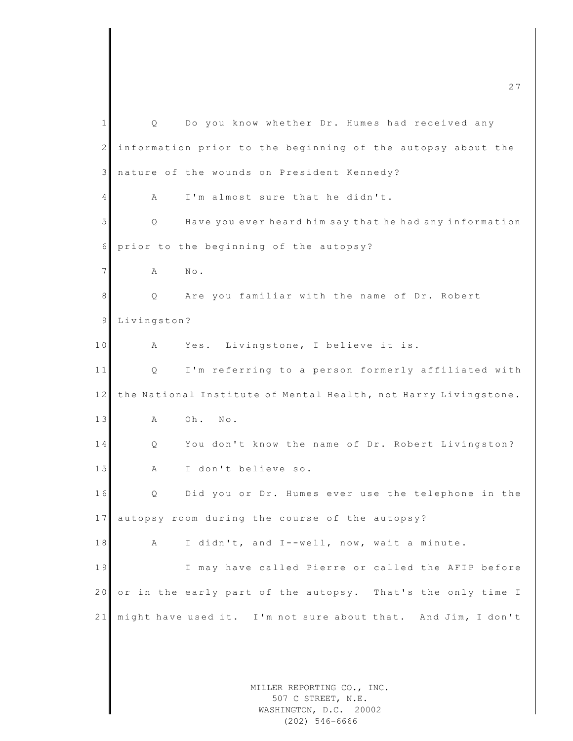Q Do you know whether Dr. Humes had received any information prior to the beginning of the autopsy about the nature of the wounds on President Kennedy?

A I'm almost sure that he didn't.

Q Have you ever heard him say that he had any information prior to the beginning of the autopsy?

A No.

Q Are you familiar with the name of Dr. Robert Livingston?

A Yes. Livingstone, I believe it is.

Q I'm referring to a person formerly affiliated with the National Institute of Mental Health, not Harry Livingstone.

A Oh. No.

Q You don't know the name of Dr. Robert Livingston?

A I don't believe so.

Q Did you or Dr. Humes ever use the telephone in the autopsy room during the course of the autopsy?

A I didn't, and I--well, now, wait a minute.

I may have called Pierre or called the AFIP before or in the early part of the autopsy. That's the only time I might have used it. I'm not sure about that. And Jim, I don't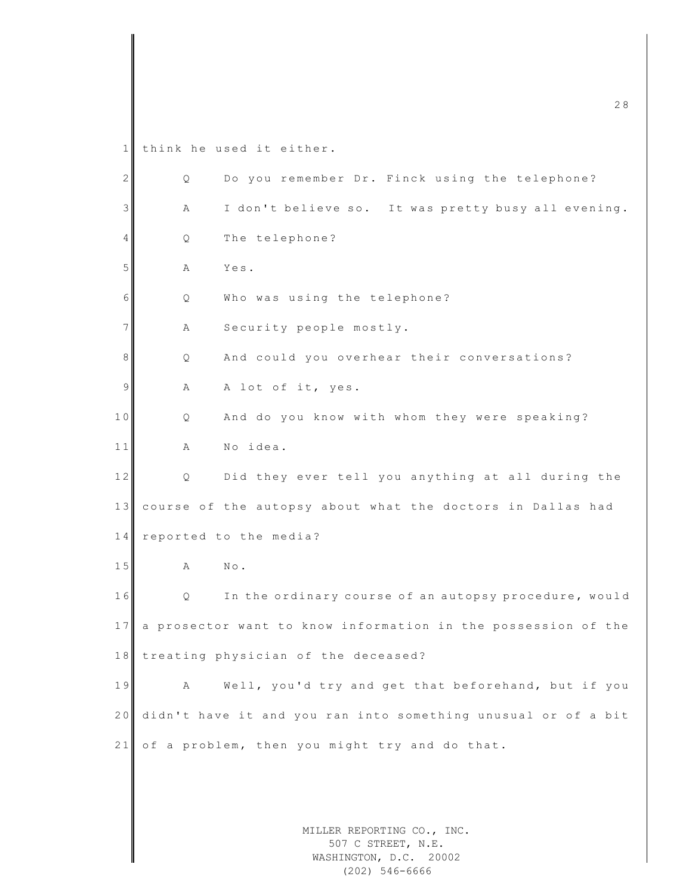think he used it either.

Q Do you remember Dr. Finck using the telephone?

A I don't believe so. It was pretty busy all evening.

Q The telephone?

A Yes.

Q Who was using the telephone?

A Security people mostly.

Q And could you overhear their conversations?

A A lot of it, yes.

Q And do you know with whom they were speaking?

A No idea.

Q Did they ever tell you anything at all during the course of the autopsy about what the doctors in Dallas had reported to the media?

A No.

Q In the ordinary course of an autopsy procedure, would a prosector want to know information in the possession of the treating physician of the deceased?

A Well, you'd try and get that beforehand, but if you didn't have it and you ran into something unusual or of a bit of a problem, then you might try and do that.

MILLER REPORTING CO., INC.
507 C STREET, N.E.
WASHINGTON, D.C. 20002
(202) 546-6666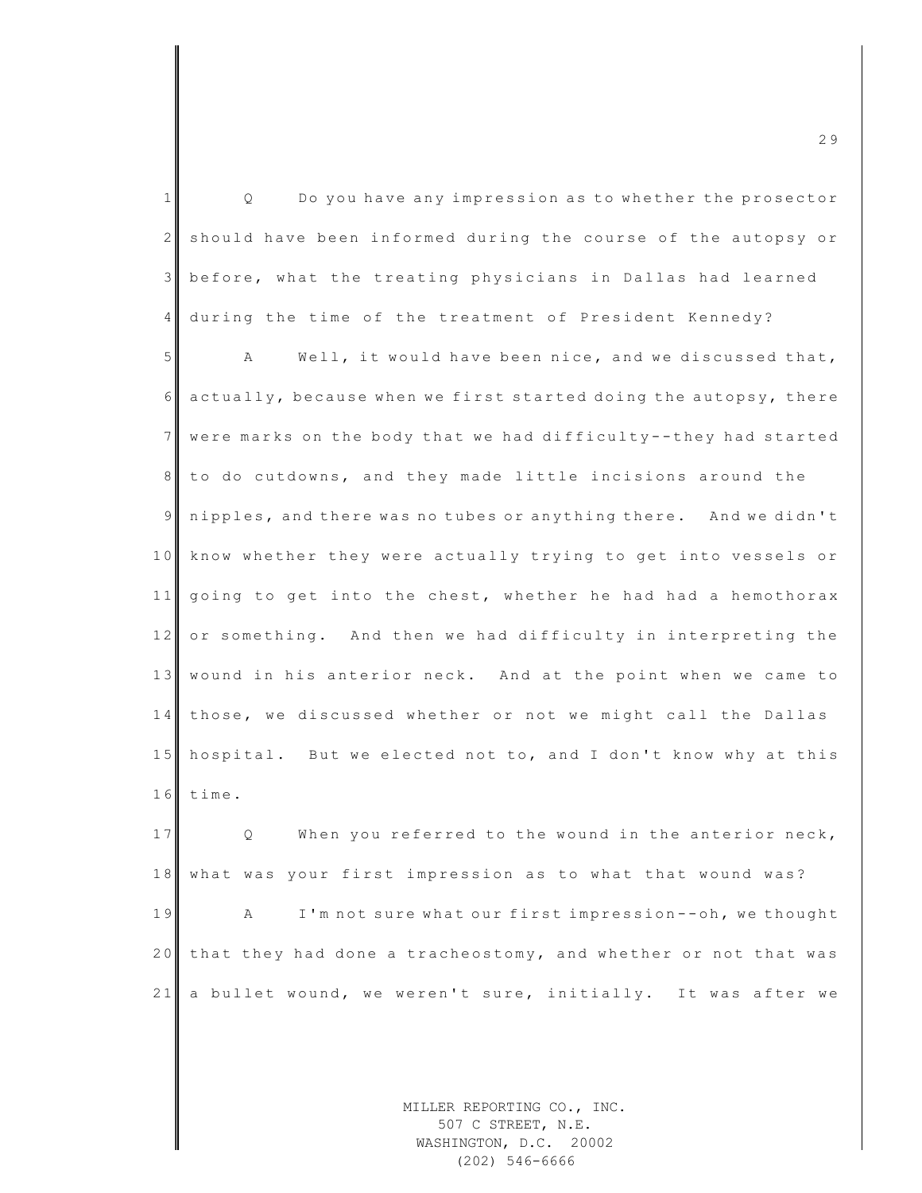Q Do you have any impression as to whether the prosector should have been informed during the course of the autopsy or before, what the treating physicians in Dallas had learned during the time of the treatment of President Kennedy?

A Well, it would have been nice, and we discussed that, actually, because when we first started doing the autopsy, there were marks on the body that we had difficulty--they had started to do cutdowns, and they made little incisions around the nipples, and there was no tubes or anything there. And we didn't know whether they were actually trying to get into vessels or going to get into the chest, whether he had had a hemothorax or something. And then we had difficulty in interpreting the wound in his anterior neck. And at the point when we came to those, we discussed whether or not we might call the Dallas hospital. But we elected not to, and I don't know why at this time.

Q When you referred to the wound in the anterior neck, what was your first impression as to what that wound was?

A I'm not sure what our first impression--oh, we thought that they had done a tracheostomy, and whether or not that was a bullet wound, we weren't sure, initially. It was after we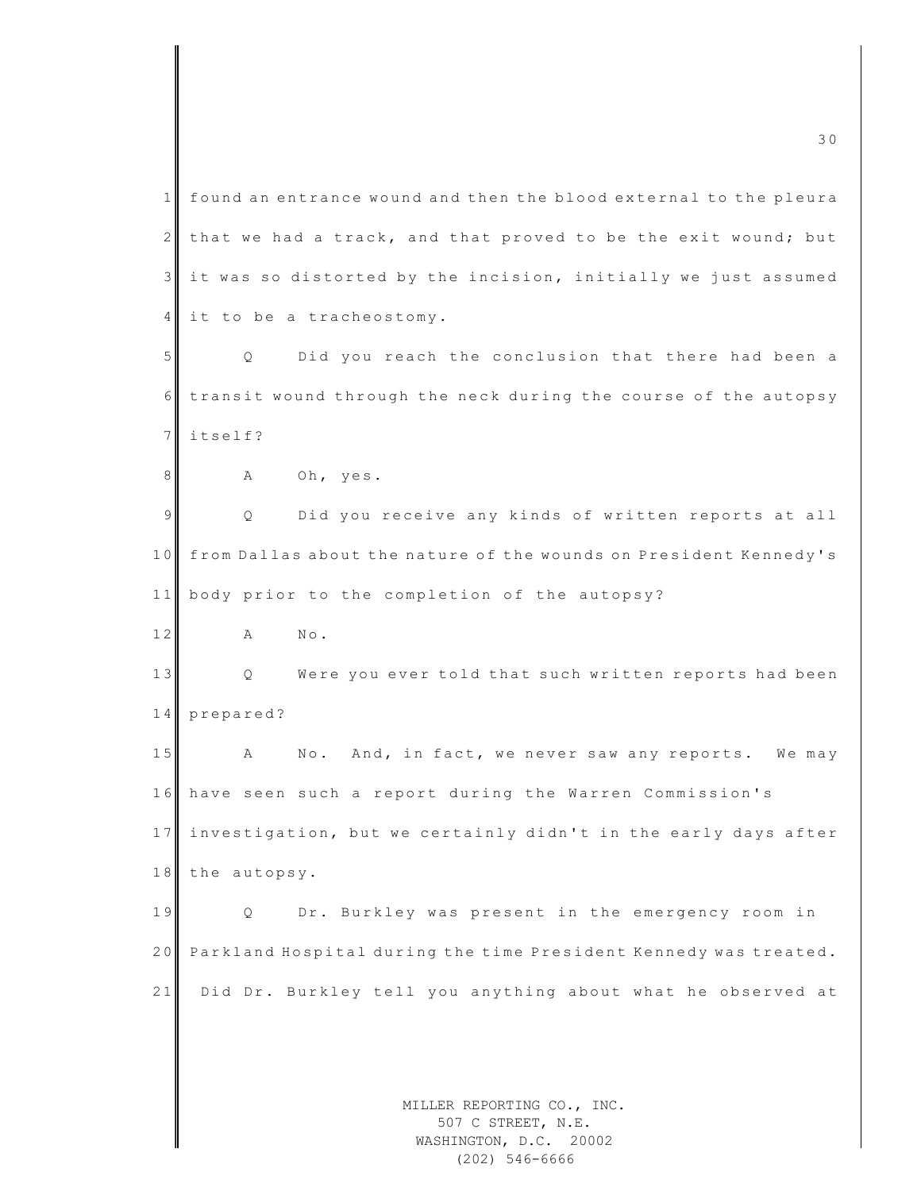found an entrance wound and then the blood external to the pleura that we had a track, and that proved to be the exit wound; but it was so distorted by the incision, initially we just assumed it to be a tracheostomy.

Q Did you reach the conclusion that there had been a transit wound through the neck during the course of the autopsy itself?

A Oh, yes.

Q Did you receive any kinds of written reports at all from Dallas about the nature of the wounds on President Kennedy's body prior to the completion of the autopsy?

A No.

Q Were you ever told that such written reports had been prepared?

A No. And, in fact, we never saw any reports. We may have seen such a report during the Warren Commission's investigation, but we certainly didn't in the early days after the autopsy.

Q Dr. Burkley was present in the emergency room in Parkland Hospital during the time President Kennedy was treated. Did Dr. Burkley tell you anything about what he observed at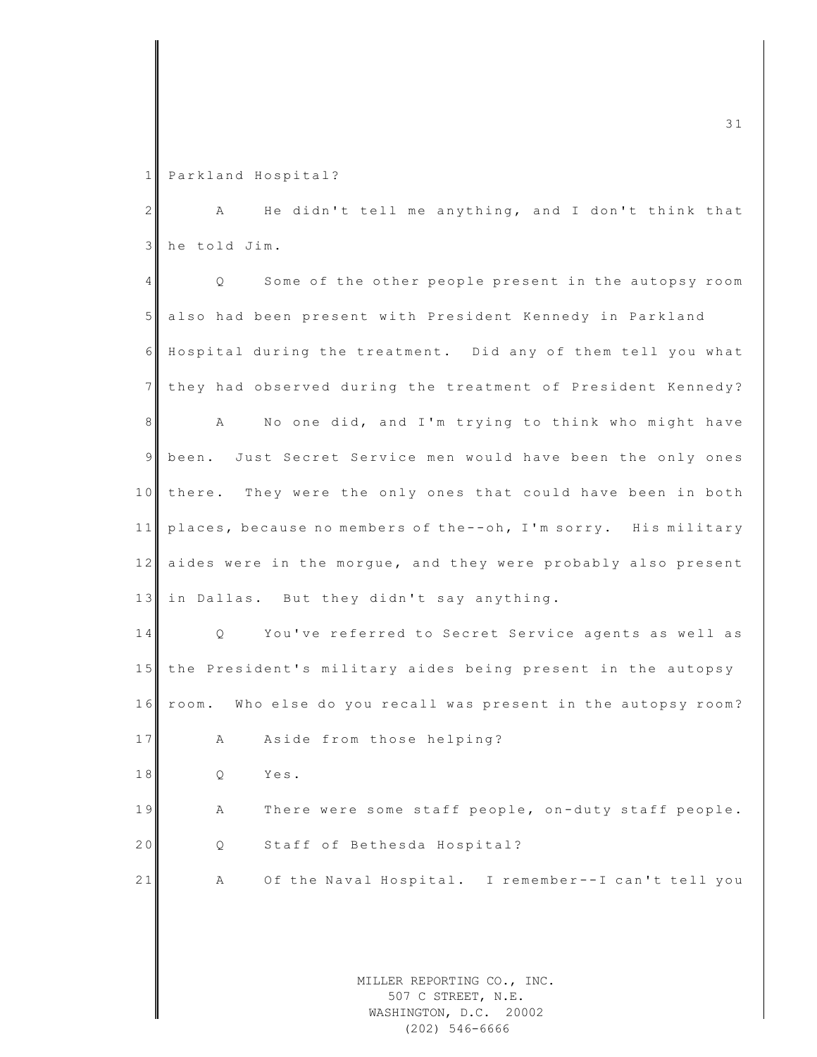Parkland Hospital?

A He didn't tell me anything, and I don't think that he told Jim.

Q Some of the other people present in the autopsy room also had been present with President Kennedy in Parkland Hospital during the treatment. Did any of them tell you what they had observed during the treatment of President Kennedy?

A No one did, and I'm trying to think who might have been. Just Secret Service men would have been the only ones there. They were the only ones that could have been in both places, because no members of the--oh, I'm sorry. His military aides were in the morgue, and they were probably also present in Dallas. But they didn't say anything.

Q You've referred to Secret Service agents as well as the President's military aides being present in the autopsy room. Who else do you recall was present in the autopsy room?

A Aside from those helping?

Q Yes.

A There were some staff people, on-duty staff people.

Q Staff of Bethesda Hospital?

A Of the Naval Hospital. I remember--I can't tell you

MILLER REPORTING CO., INC.
507 C STREET, N.E.
WASHINGTON, D.C. 20002
(202) 546-6666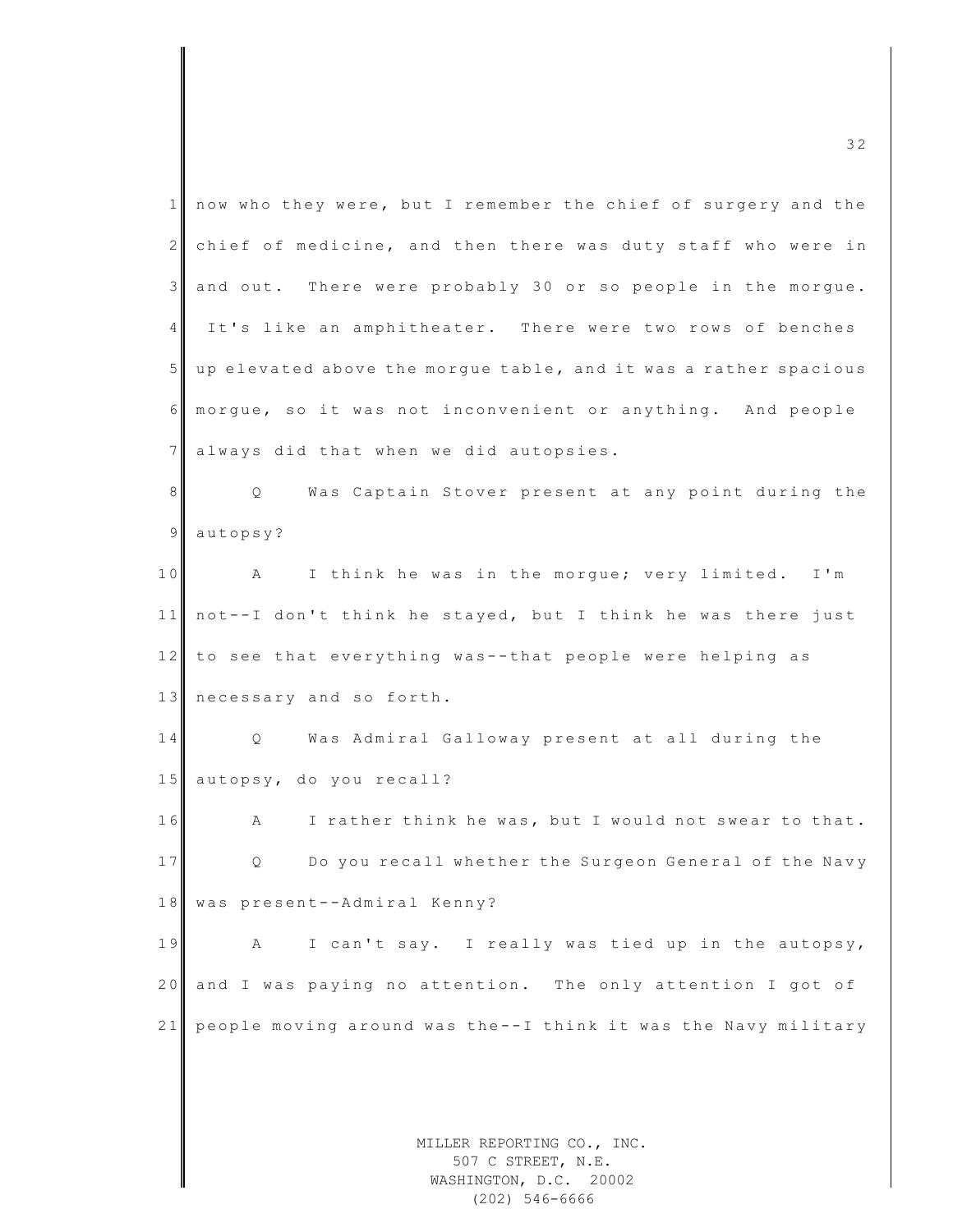now who they were, but I remember the chief of surgery and the chief of medicine, and then there was duty staff who were in and out. There were probably 30 or so people in the morgue. It's like an amphitheater. There were two rows of benches up elevated above the morgue table, and it was a rather spacious morgue, so it was not inconvenient or anything. And people always did that when we did autopsies.

Q Was Captain Stover present at any point during the autopsy?

A I think he was in the morgue; very limited. I'm not--I don't think he stayed, but I think he was there just to see that everything was--that people were helping as necessary and so forth.

Q Was Admiral Galloway present at all during the autopsy, do you recall?

A I rather think he was, but I would not swear to that.

Q Do you recall whether the Surgeon General of the Navy was present--Admiral Kenny?

A I can't say. I really was tied up in the autopsy, and I was paying no attention. The only attention I got of people moving around was the--I think it was the Navy military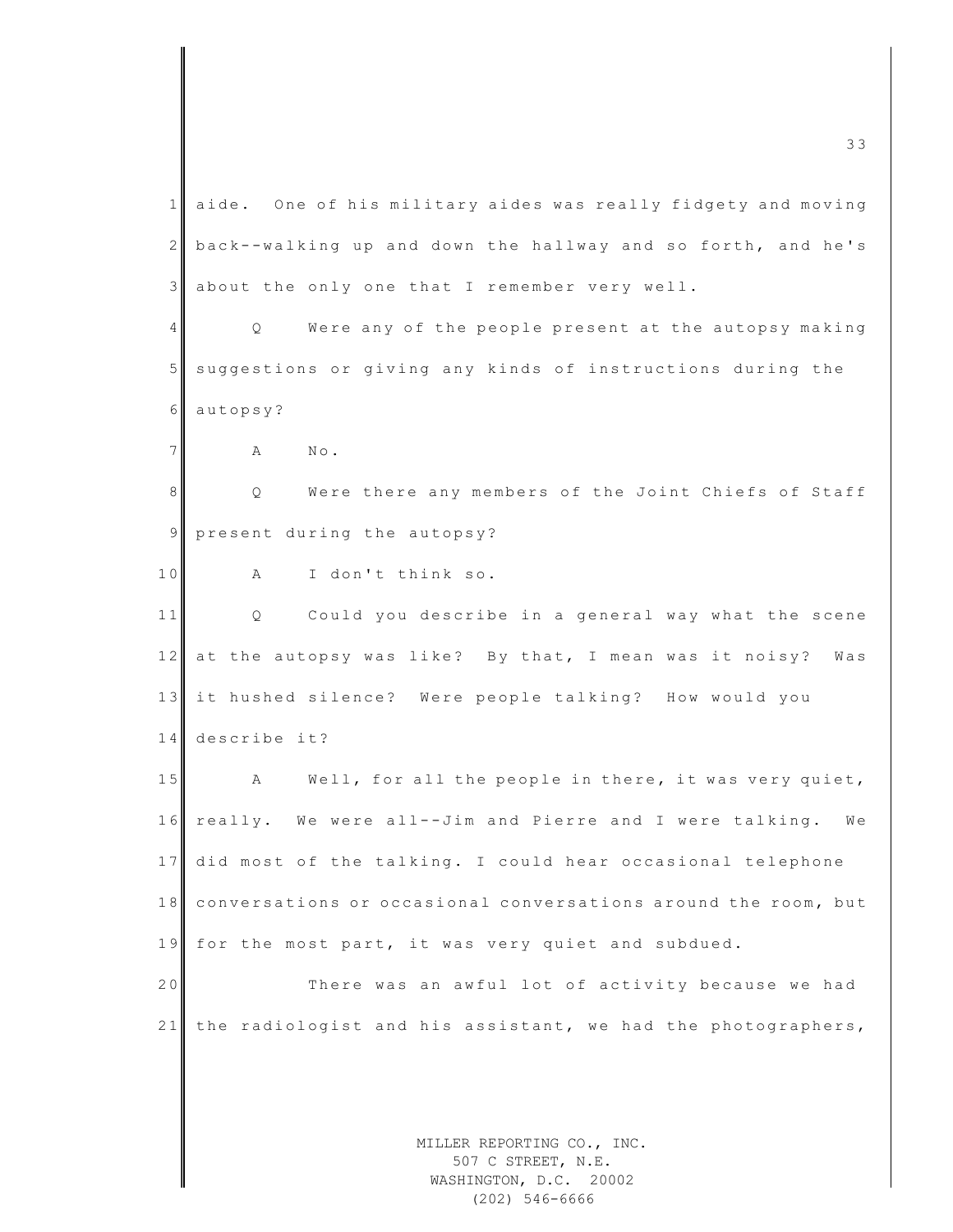aide. One of his military aides was really fidgety and moving back--walking up and down the hallway and so forth, and he's about the only one that I remember very well.

Q Were any of the people present at the autopsy making suggestions or giving any kinds of instructions during the autopsy?

A No.

Q Were there any members of the Joint Chiefs of Staff present during the autopsy?

A I don't think so.

Q Could you describe in a general way what the scene at the autopsy was like? By that, I mean was it noisy? Was it hushed silence? Were people talking? How would you describe it?

A Well, for all the people in there, it was very quiet, really. We were all--Jim and Pierre and I were talking. We did most of the talking. I could hear occasional telephone conversations or occasional conversations around the room, but for the most part, it was very quiet and subdued.

There was an awful lot of activity because we had the radiologist and his assistant, we had the photographers,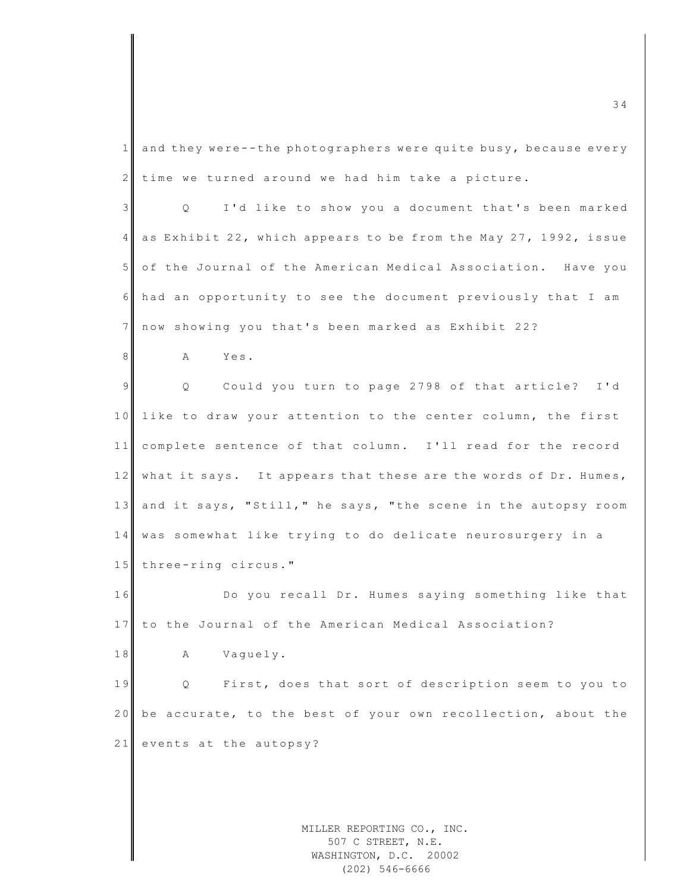and they were--the photographers were quite busy, because every time we turned around we had him take a picture.

Q I'd like to show you a document that's been marked as Exhibit 22, which appears to be from the May 27, 1992, issue of the Journal of the American Medical Association. Have you had an opportunity to see the document previously that I am now showing you that's been marked as Exhibit 22?

A Yes.

Q Could you turn to page 2798 of that article? I'd like to draw your attention to the center column, the first complete sentence of that column. I'll read for the record what it says. It appears that these are the words of Dr. Humes, and it says, "Still," he says, "the scene in the autopsy room was somewhat like trying to do delicate neurosurgery in a three-ring circus."

Do you recall Dr. Humes saying something like that to the Journal of the American Medical Association?

A Vaguely.

Q First, does that sort of description seem to you to be accurate, to the best of your own recollection, about the events at the autopsy?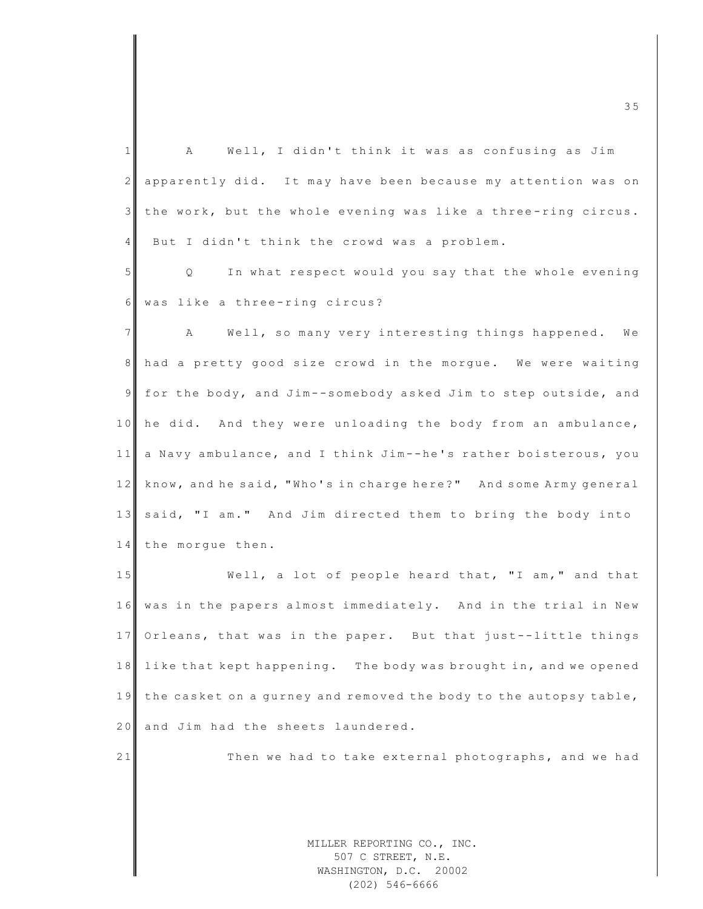A     Well, I didn't think it was as confusing as Jim apparently did. It may have been because my attention was on the work, but the whole evening was like a three-ring circus. But I didn't think the crowd was a problem.

Q     In what respect would you say that the whole evening was like a three-ring circus?

A     Well, so many very interesting things happened. We had a pretty good size crowd in the morgue. We were waiting for the body, and Jim--somebody asked Jim to step outside, and he did. And they were unloading the body from an ambulance, a Navy ambulance, and I think Jim--he's rather boisterous, you know, and he said, "Who's in charge here?" And some Army general said, "I am." And Jim directed them to bring the body into the morgue then.

Well, a lot of people heard that, "I am," and that was in the papers almost immediately. And in the trial in New Orleans, that was in the paper. But that just--little things like that kept happening. The body was brought in, and we opened the casket on a gurney and removed the body to the autopsy table, and Jim had the sheets laundered.

Then we had to take external photographs, and we had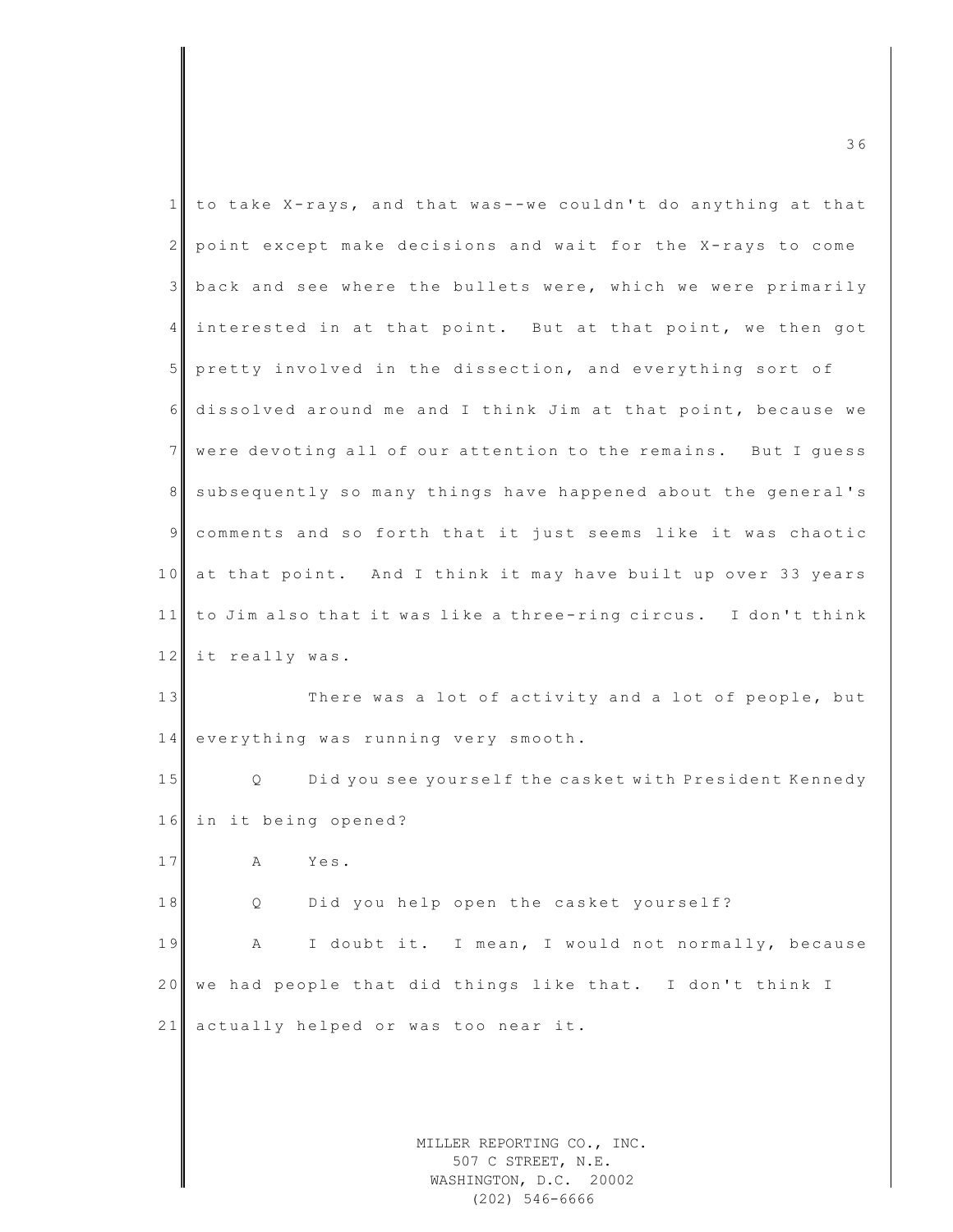to take X-rays, and that was--we couldn't do anything at that point except make decisions and wait for the X-rays to come back and see where the bullets were, which we were primarily interested in at that point. But at that point, we then got pretty involved in the dissection, and everything sort of dissolved around me and I think Jim at that point, because we were devoting all of our attention to the remains. But I guess subsequently so many things have happened about the general's comments and so forth that it just seems like it was chaotic at that point. And I think it may have built up over 33 years to Jim also that it was like a three-ring circus. I don't think it really was.

There was a lot of activity and a lot of people, but everything was running very smooth.

Q Did you see yourself the casket with President Kennedy in it being opened?

A Yes.

Q Did you help open the casket yourself?

A I doubt it. I mean, I would not normally, because we had people that did things like that. I don't think I actually helped or was too near it.

MILLER REPORTING CO., INC.
507 C STREET, N.E.
WASHINGTON, D.C. 20002
(202) 546-6666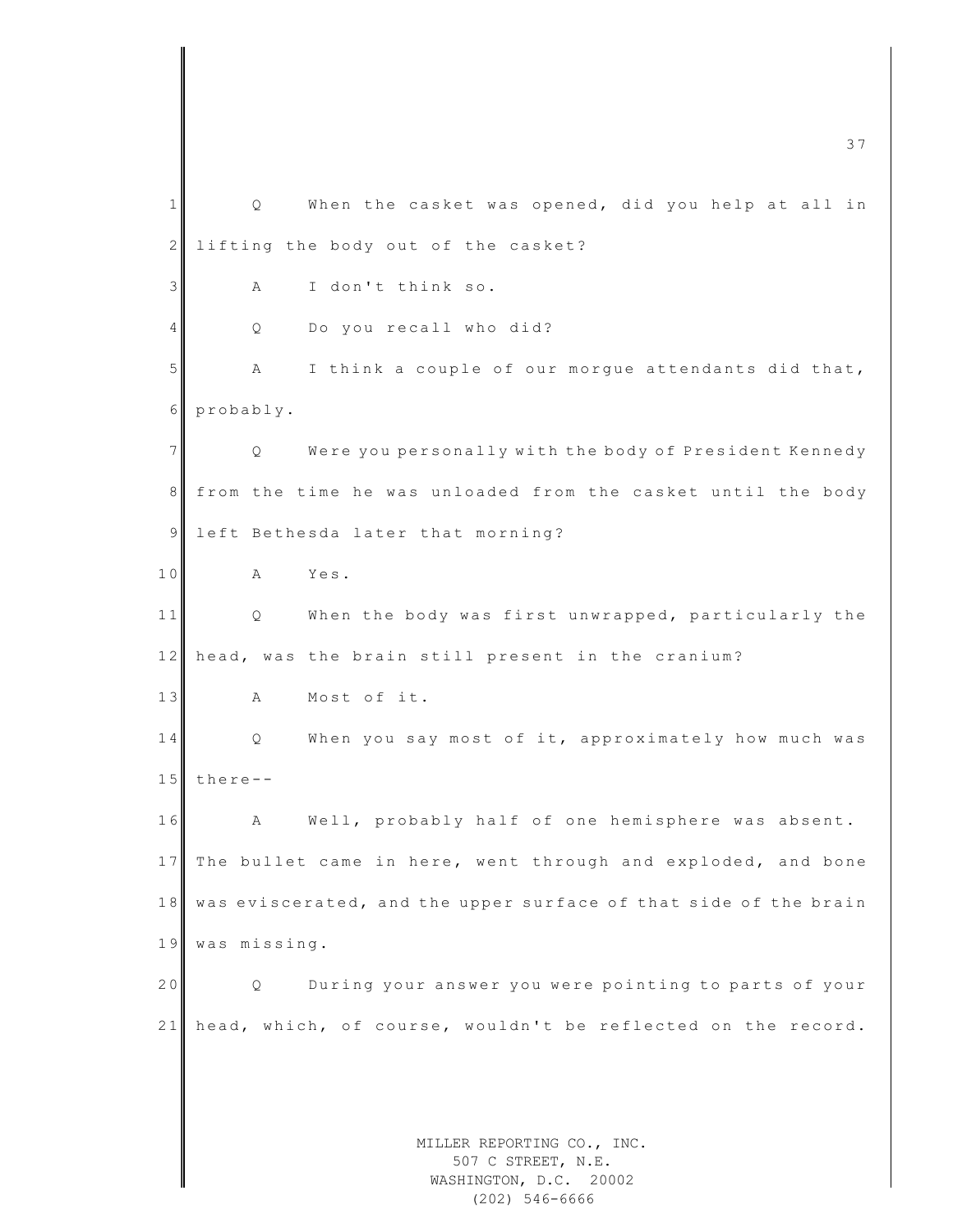Q When the casket was opened, did you help at all in lifting the body out of the casket?

A I don't think so.

Q Do you recall who did?

A I think a couple of our morgue attendants did that, probably.

Q Were you personally with the body of President Kennedy from the time he was unloaded from the casket until the body left Bethesda later that morning?

A Yes.

Q When the body was first unwrapped, particularly the head, was the brain still present in the cranium?

A Most of it.

Q When you say most of it, approximately how much was there--

A Well, probably half of one hemisphere was absent. The bullet came in here, went through and exploded, and bone was eviscerated, and the upper surface of that side of the brain was missing.

Q During your answer you were pointing to parts of your head, which, of course, wouldn't be reflected on the record.

MILLER REPORTING CO., INC.
507 C STREET, N.E.
WASHINGTON, D.C. 20002
(202) 546-6666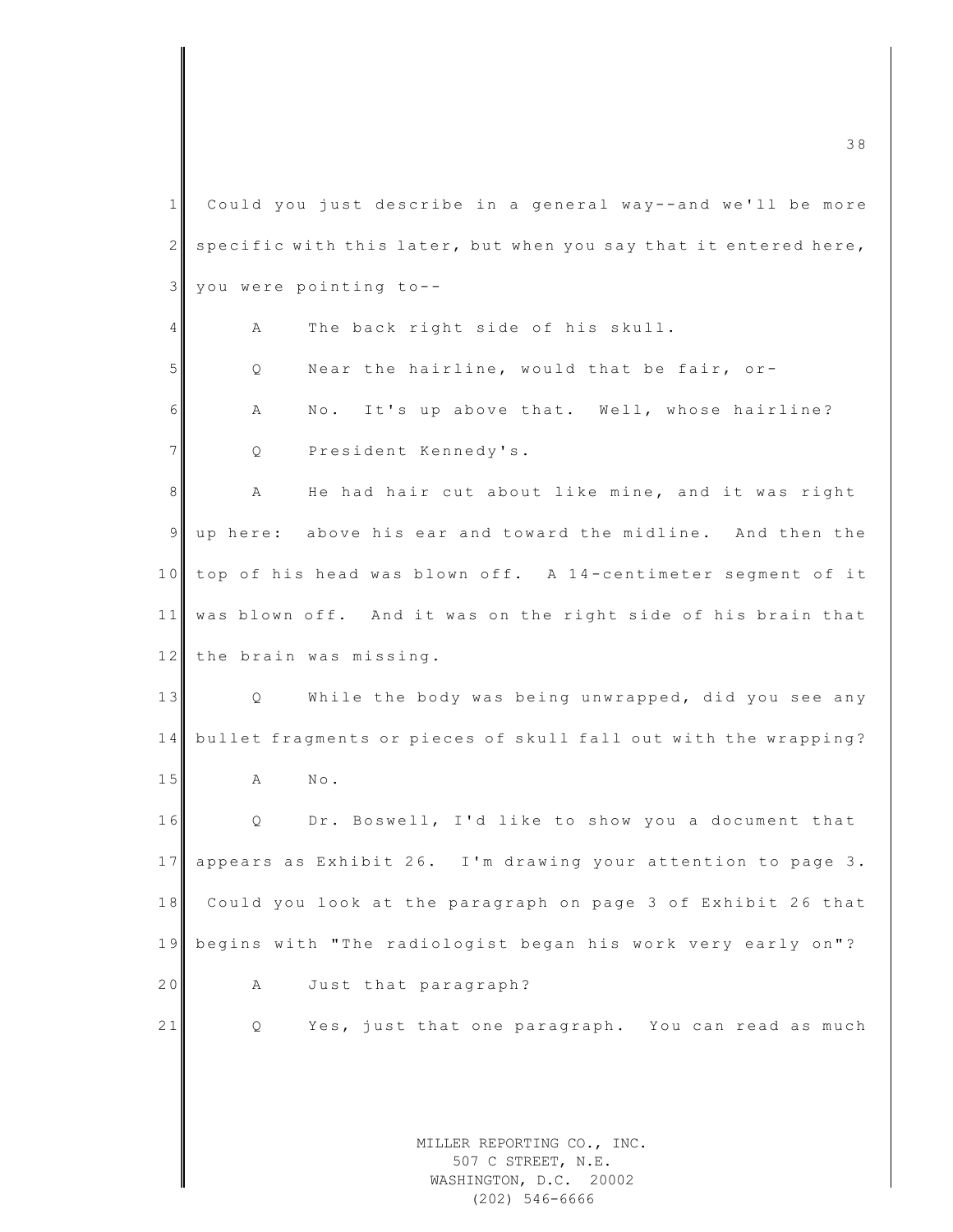Could you just describe in a general way--and we'll be more specific with this later, but when you say that it entered here, you were pointing to--

A The back right side of his skull.

Q Near the hairline, would that be fair, or-

A No. It's up above that. Well, whose hairline?

Q President Kennedy's.

A He had hair cut about like mine, and it was right up here: above his ear and toward the midline. And then the top of his head was blown off. A 14-centimeter segment of it was blown off. And it was on the right side of his brain that the brain was missing.

Q While the body was being unwrapped, did you see any bullet fragments or pieces of skull fall out with the wrapping?

A No.

Q Dr. Boswell, I'd like to show you a document that appears as Exhibit 26. I'm drawing your attention to page 3. Could you look at the paragraph on page 3 of Exhibit 26 that begins with "The radiologist began his work very early on"?

A Just that paragraph?

Q Yes, just that one paragraph. You can read as much

MILLER REPORTING CO., INC.
507 C STREET, N.E.
WASHINGTON, D.C. 20002
(202) 546-6666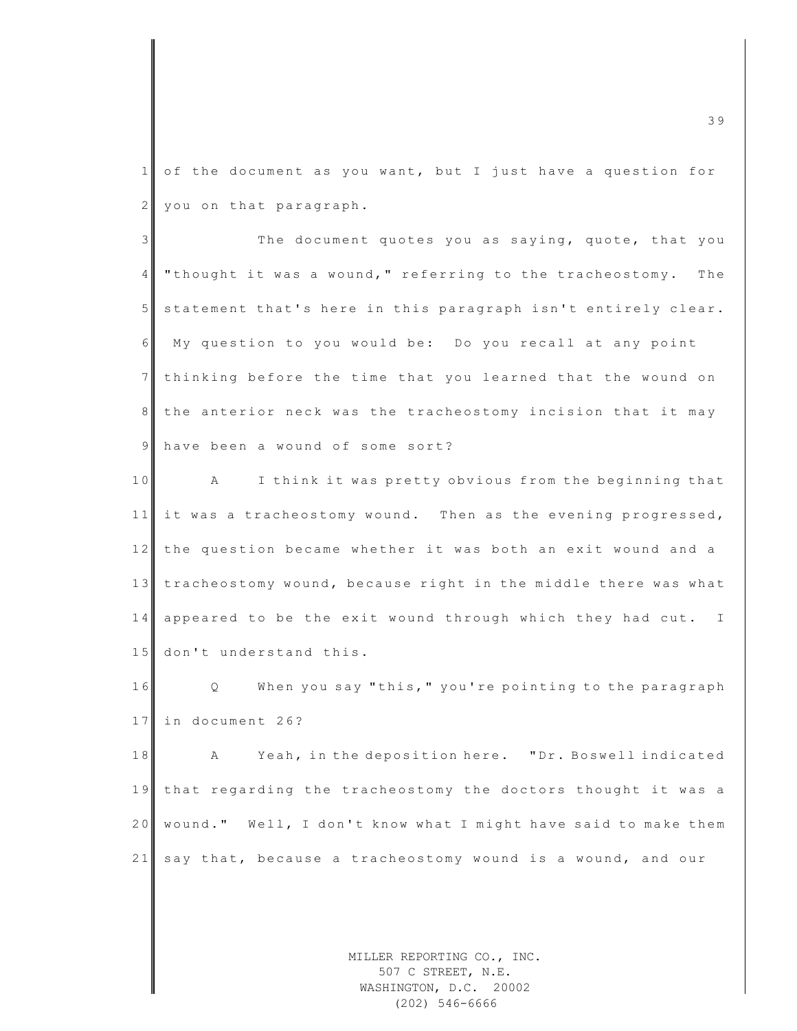of the document as you want, but I just have a question for you on that paragraph.

The document quotes you as saying, quote, that you "thought it was a wound," referring to the tracheostomy. The statement that's here in this paragraph isn't entirely clear. My question to you would be: Do you recall at any point thinking before the time that you learned that the wound on the anterior neck was the tracheostomy incision that it may have been a wound of some sort?

A I think it was pretty obvious from the beginning that it was a tracheostomy wound. Then as the evening progressed, the question became whether it was both an exit wound and a tracheostomy wound, because right in the middle there was what appeared to be the exit wound through which they had cut. I don't understand this.

Q When you say "this," you're pointing to the paragraph in document 26?

A Yeah, in the deposition here. "Dr. Boswell indicated that regarding the tracheostomy the doctors thought it was a wound." Well, I don't know what I might have said to make them say that, because a tracheostomy wound is a wound, and our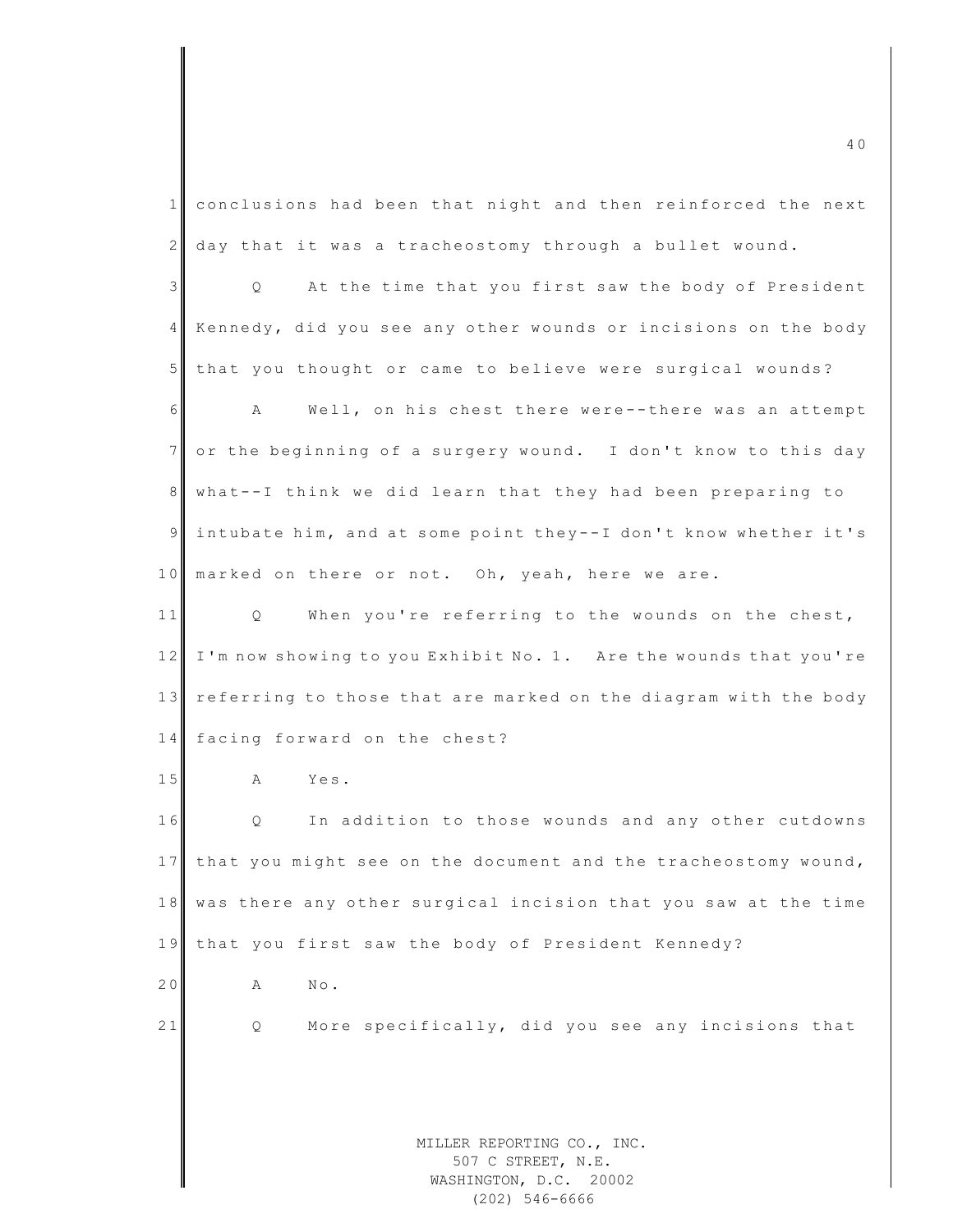conclusions had been that night and then reinforced the next day that it was a tracheostomy through a bullet wound.

Q At the time that you first saw the body of President Kennedy, did you see any other wounds or incisions on the body that you thought or came to believe were surgical wounds?

A Well, on his chest there were--there was an attempt or the beginning of a surgery wound. I don't know to this day what--I think we did learn that they had been preparing to intubate him, and at some point they--I don't know whether it's marked on there or not. Oh, yeah, here we are.

Q When you're referring to the wounds on the chest, I'm now showing to you Exhibit No. 1. Are the wounds that you're referring to those that are marked on the diagram with the body facing forward on the chest?

A Yes.

Q In addition to those wounds and any other cutdowns that you might see on the document and the tracheostomy wound, was there any other surgical incision that you saw at the time that you first saw the body of President Kennedy?

A No.

Q More specifically, did you see any incisions that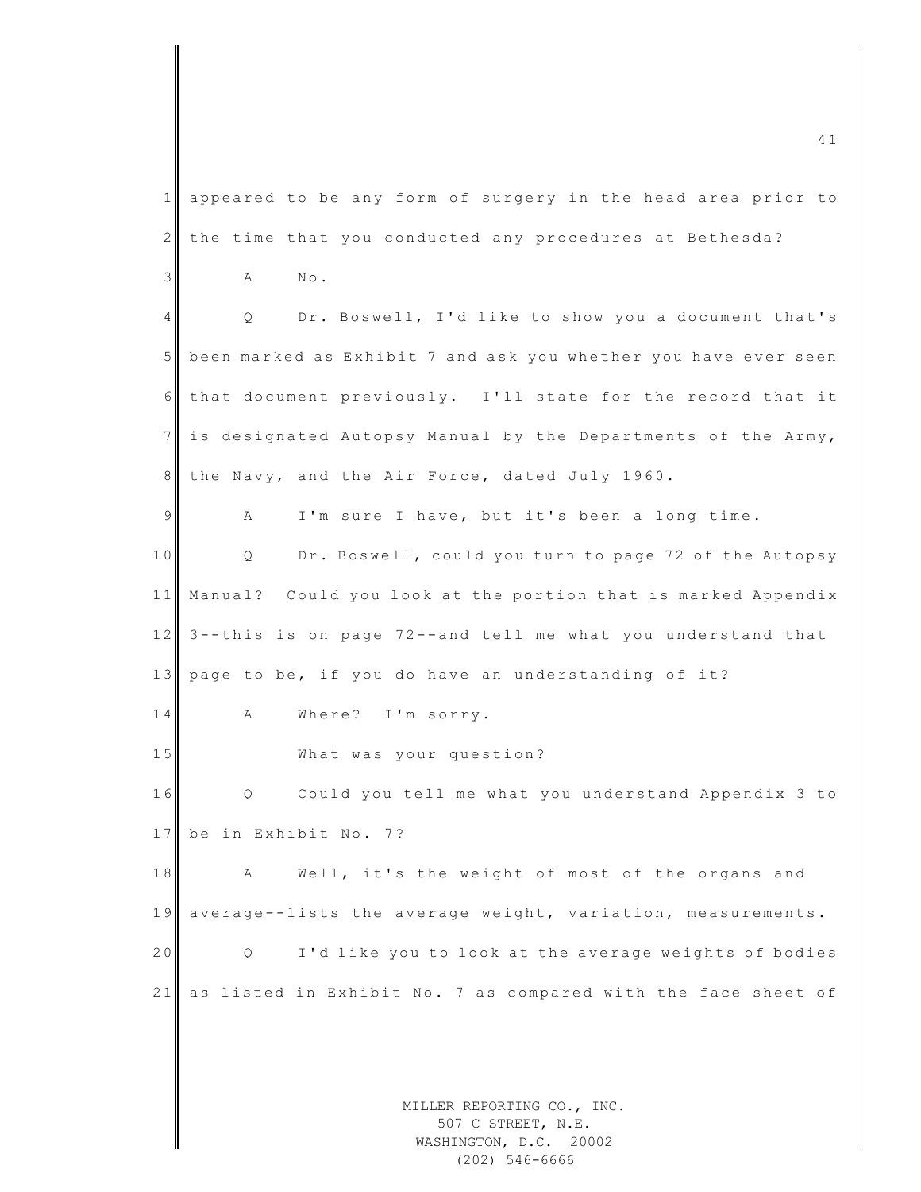appeared to be any form of surgery in the head area prior to the time that you conducted any procedures at Bethesda?

A No.

Q Dr. Boswell, I'd like to show you a document that's been marked as Exhibit 7 and ask you whether you have ever seen that document previously. I'll state for the record that it is designated Autopsy Manual by the Departments of the Army, the Navy, and the Air Force, dated July 1960.

A I'm sure I have, but it's been a long time.

Q Dr. Boswell, could you turn to page 72 of the Autopsy Manual? Could you look at the portion that is marked Appendix 3--this is on page 72--and tell me what you understand that page to be, if you do have an understanding of it?

A Where? I'm sorry.

What was your question?

Q Could you tell me what you understand Appendix 3 to be in Exhibit No. 7?

A Well, it's the weight of most of the organs and average--lists the average weight, variation, measurements.

Q I'd like you to look at the average weights of bodies as listed in Exhibit No. 7 as compared with the face sheet of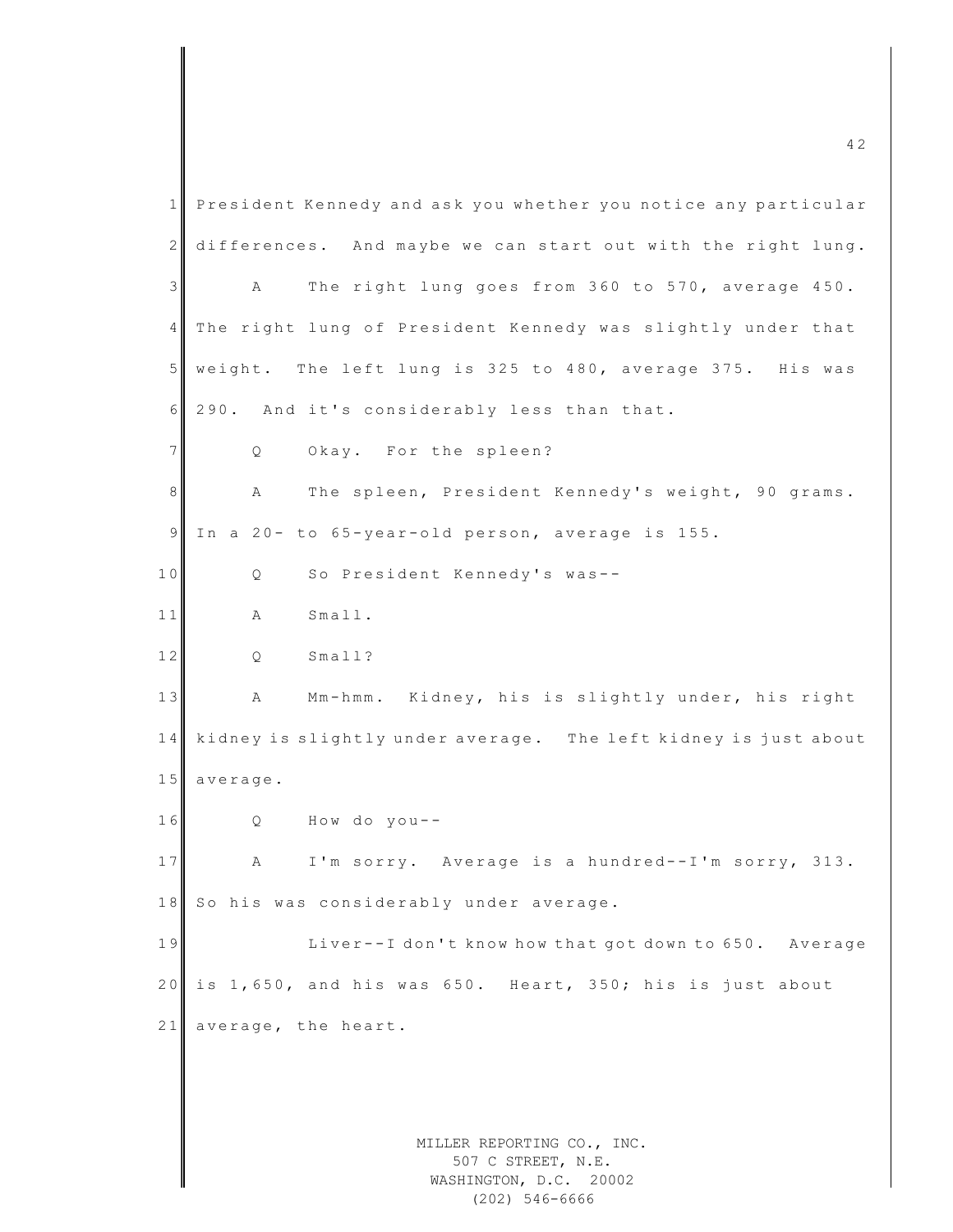President Kennedy and ask you whether you notice any particular differences. And maybe we can start out with the right lung.

A The right lung goes from 360 to 570, average 450. The right lung of President Kennedy was slightly under that weight. The left lung is 325 to 480, average 375. His was 290. And it's considerably less than that.

Q Okay. For the spleen?

A The spleen, President Kennedy's weight, 90 grams. In a 20- to 65-year-old person, average is 155.

Q So President Kennedy's was--

A Small.

Q Small?

A Mm-hmm. Kidney, his is slightly under, his right kidney is slightly under average. The left kidney is just about average.

Q How do you--

A I'm sorry. Average is a hundred--I'm sorry, 313. So his was considerably under average.

Liver--I don't know how that got down to 650. Average is 1,650, and his was 650. Heart, 350; his is just about average, the heart.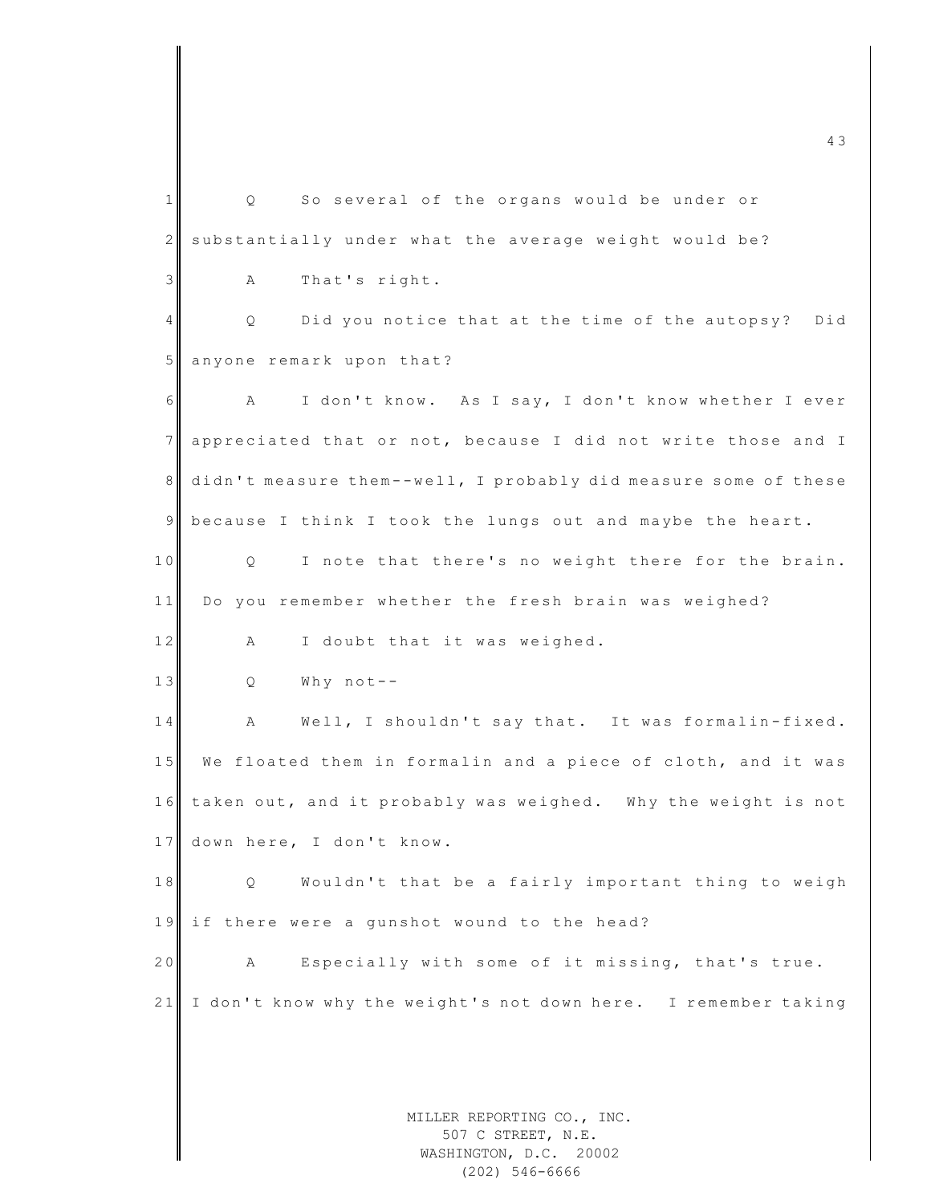Q So several of the organs would be under or substantially under what the average weight would be?

A That's right.

Q Did you notice that at the time of the autopsy? Did anyone remark upon that?

A I don't know. As I say, I don't know whether I ever appreciated that or not, because I did not write those and I didn't measure them--well, I probably did measure some of these because I think I took the lungs out and maybe the heart.

Q I note that there's no weight there for the brain. Do you remember whether the fresh brain was weighed?

A I doubt that it was weighed.

Q Why not--

A Well, I shouldn't say that. It was formalin-fixed. We floated them in formalin and a piece of cloth, and it was taken out, and it probably was weighed. Why the weight is not down here, I don't know.

Q Wouldn't that be a fairly important thing to weigh if there were a gunshot wound to the head?

A Especially with some of it missing, that's true. I don't know why the weight's not down here. I remember taking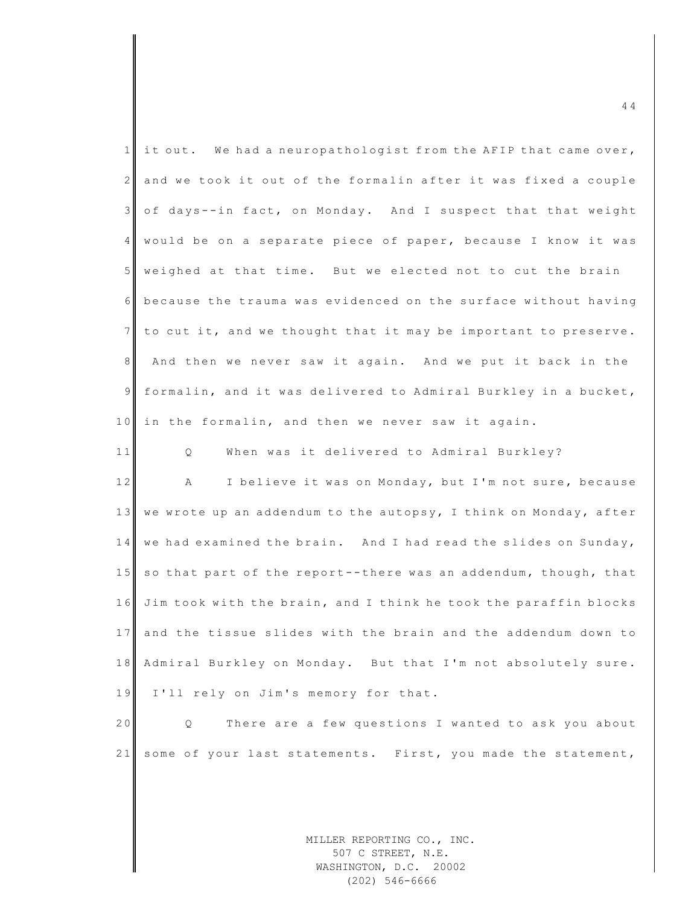it out. We had a neuropathologist from the AFIP that came over, and we took it out of the formalin after it was fixed a couple of days--in fact, on Monday. And I suspect that that weight would be on a separate piece of paper, because I know it was weighed at that time. But we elected not to cut the brain because the trauma was evidenced on the surface without having to cut it, and we thought that it may be important to preserve. And then we never saw it again. And we put it back in the formalin, and it was delivered to Admiral Burkley in a bucket, in the formalin, and then we never saw it again.

Q When was it delivered to Admiral Burkley?

A I believe it was on Monday, but I'm not sure, because we wrote up an addendum to the autopsy, I think on Monday, after we had examined the brain. And I had read the slides on Sunday, so that part of the report--there was an addendum, though, that Jim took with the brain, and I think he took the paraffin blocks and the tissue slides with the brain and the addendum down to Admiral Burkley on Monday. But that I'm not absolutely sure. I'll rely on Jim's memory for that.

Q There are a few questions I wanted to ask you about some of your last statements. First, you made the statement,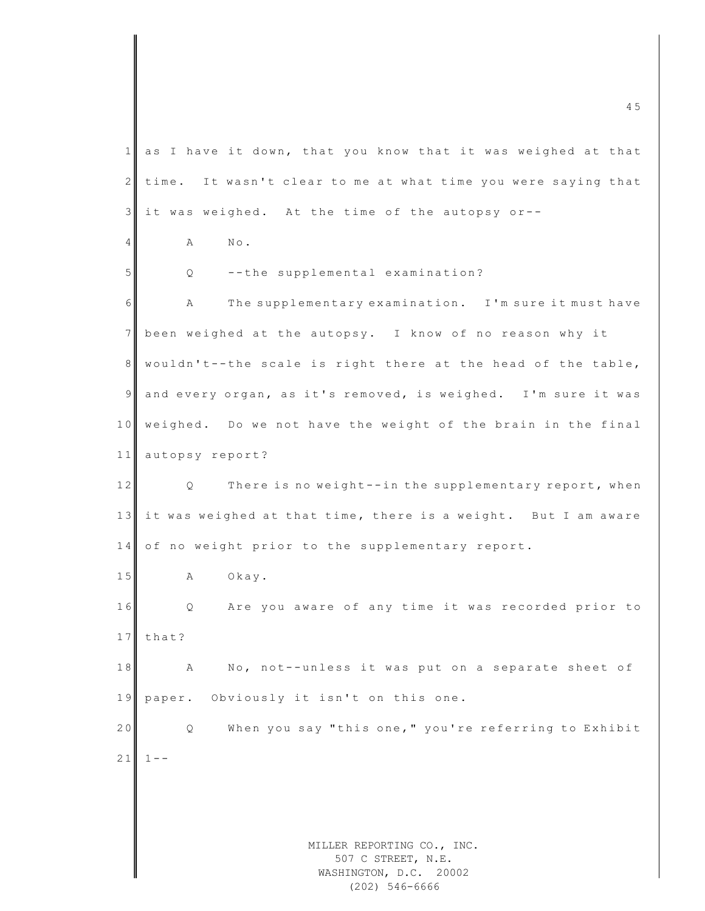as I have it down, that you know that it was weighed at that time. It wasn't clear to me at what time you were saying that it was weighed. At the time of the autopsy or--

A No.

Q --the supplemental examination?

A The supplementary examination. I'm sure it must have been weighed at the autopsy. I know of no reason why it wouldn't--the scale is right there at the head of the table, and every organ, as it's removed, is weighed. I'm sure it was weighed. Do we not have the weight of the brain in the final autopsy report?

Q There is no weight--in the supplementary report, when it was weighed at that time, there is a weight. But I am aware of no weight prior to the supplementary report.

A Okay.

Q Are you aware of any time it was recorded prior to that?

A No, not--unless it was put on a separate sheet of paper. Obviously it isn't on this one.

Q When you say "this one," you're referring to Exhibit 1--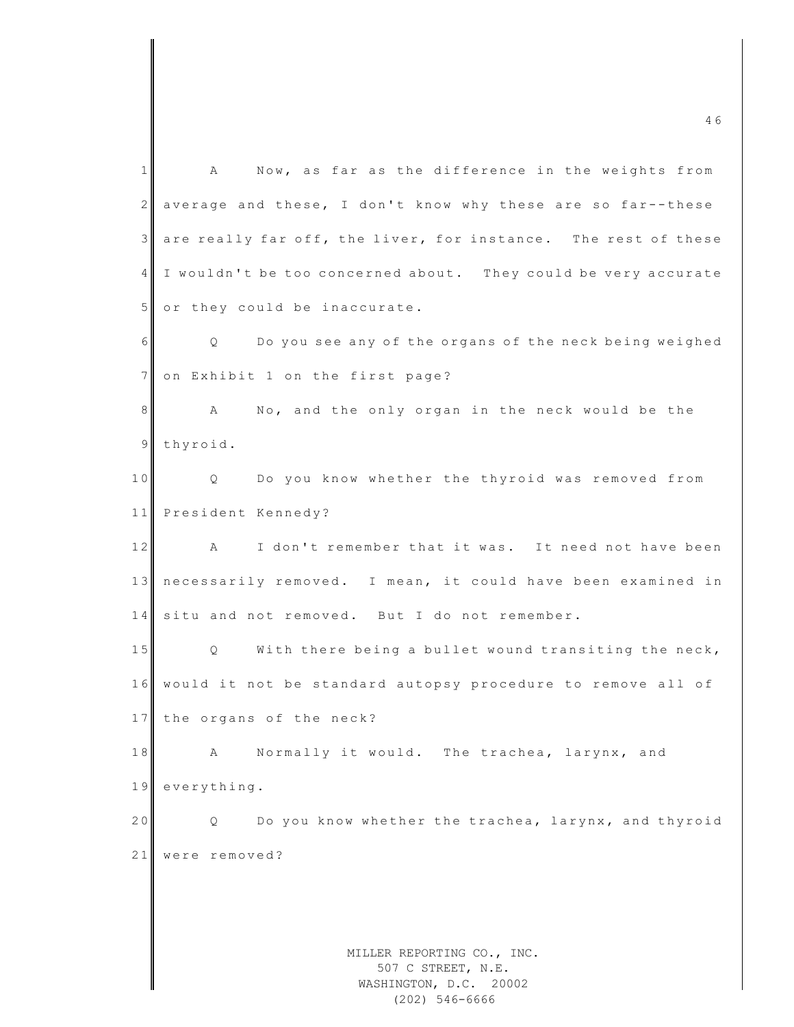A Now, as far as the difference in the weights from average and these, I don't know why these are so far--these are really far off, the liver, for instance. The rest of these I wouldn't be too concerned about. They could be very accurate or they could be inaccurate.

Q Do you see any of the organs of the neck being weighed on Exhibit 1 on the first page?

A No, and the only organ in the neck would be the thyroid.

Q Do you know whether the thyroid was removed from President Kennedy?

A I don't remember that it was. It need not have been necessarily removed. I mean, it could have been examined in situ and not removed. But I do not remember.

Q With there being a bullet wound transiting the neck, would it not be standard autopsy procedure to remove all of the organs of the neck?

A Normally it would. The trachea, larynx, and everything.

Q Do you know whether the trachea, larynx, and thyroid were removed?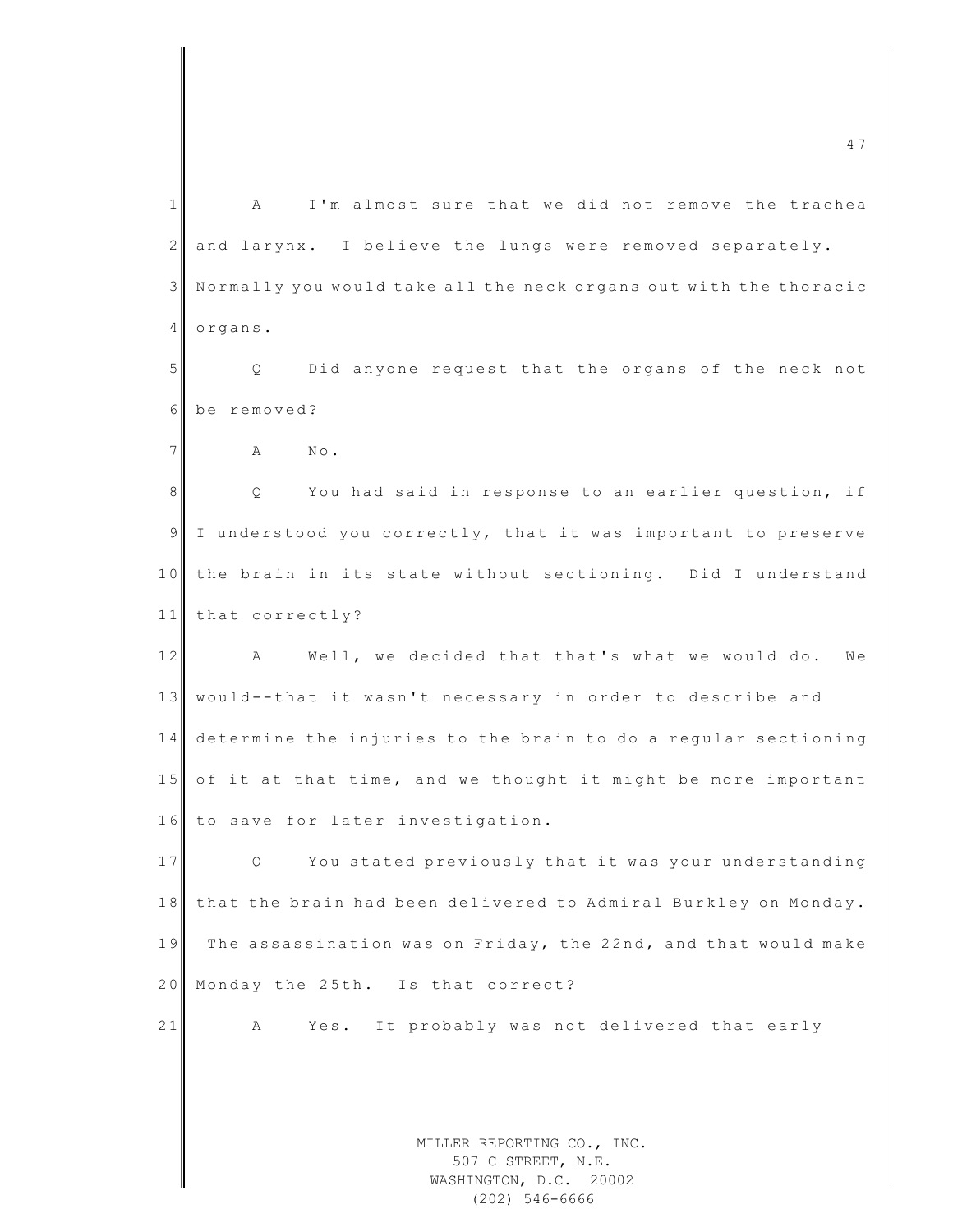A I'm almost sure that we did not remove the trachea and larynx. I believe the lungs were removed separately. Normally you would take all the neck organs out with the thoracic organs.

Q Did anyone request that the organs of the neck not be removed?

A No.

Q You had said in response to an earlier question, if I understood you correctly, that it was important to preserve the brain in its state without sectioning. Did I understand that correctly?

A Well, we decided that that's what we would do. We would--that it wasn't necessary in order to describe and determine the injuries to the brain to do a regular sectioning of it at that time, and we thought it might be more important to save for later investigation.

Q You stated previously that it was your understanding that the brain had been delivered to Admiral Burkley on Monday. The assassination was on Friday, the 22nd, and that would make Monday the 25th. Is that correct?

A Yes. It probably was not delivered that early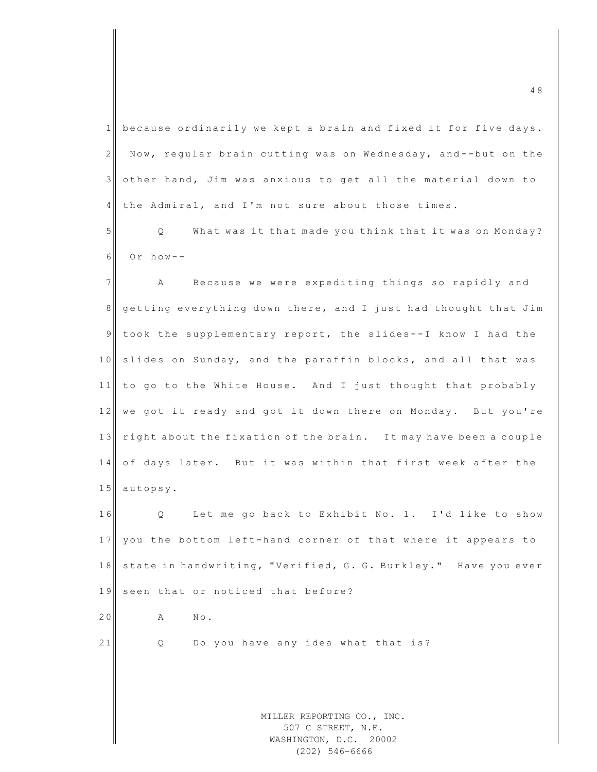because ordinarily we kept a brain and fixed it for five days. Now, regular brain cutting was on Wednesday, and--but on the other hand, Jim was anxious to get all the material down to the Admiral, and I'm not sure about those times.

Q What was it that made you think that it was on Monday? Or how--

A Because we were expediting things so rapidly and getting everything down there, and I just had thought that Jim took the supplementary report, the slides--I know I had the slides on Sunday, and the paraffin blocks, and all that was to go to the White House. And I just thought that probably we got it ready and got it down there on Monday. But you're right about the fixation of the brain. It may have been a couple of days later. But it was within that first week after the autopsy.

Q Let me go back to Exhibit No. 1. I'd like to show you the bottom left-hand corner of that where it appears to state in handwriting, "Verified, G. G. Burkley." Have you ever seen that or noticed that before?

A No.

Q Do you have any idea what that is?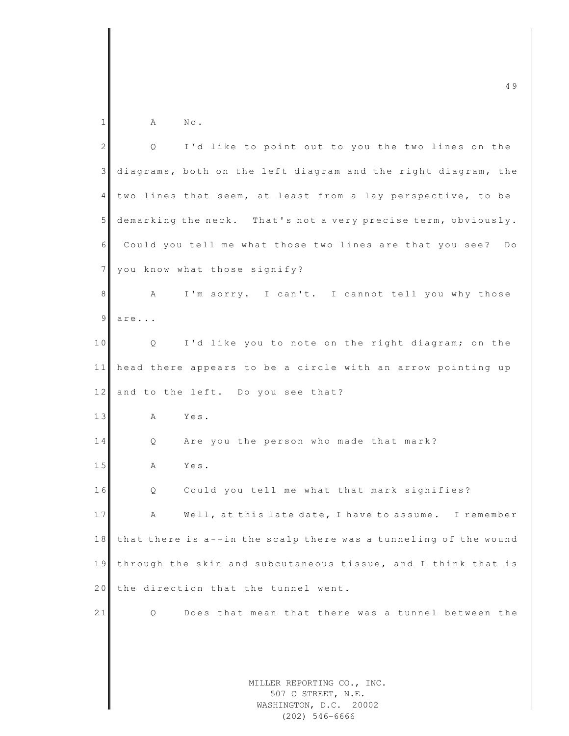A No.

Q I'd like to point out to you the two lines on the diagrams, both on the left diagram and the right diagram, the two lines that seem, at least from a lay perspective, to be demarking the neck. That's not a very precise term, obviously. Could you tell me what those two lines are that you see? Do you know what those signify?

A I'm sorry. I can't. I cannot tell you why those are...

Q I'd like you to note on the right diagram; on the head there appears to be a circle with an arrow pointing up and to the left. Do you see that?

A Yes.

Q Are you the person who made that mark?

A Yes.

Q Could you tell me what that mark signifies?

A Well, at this late date, I have to assume. I remember that there is a--in the scalp there was a tunneling of the wound through the skin and subcutaneous tissue, and I think that is the direction that the tunnel went.

Q Does that mean that there was a tunnel between the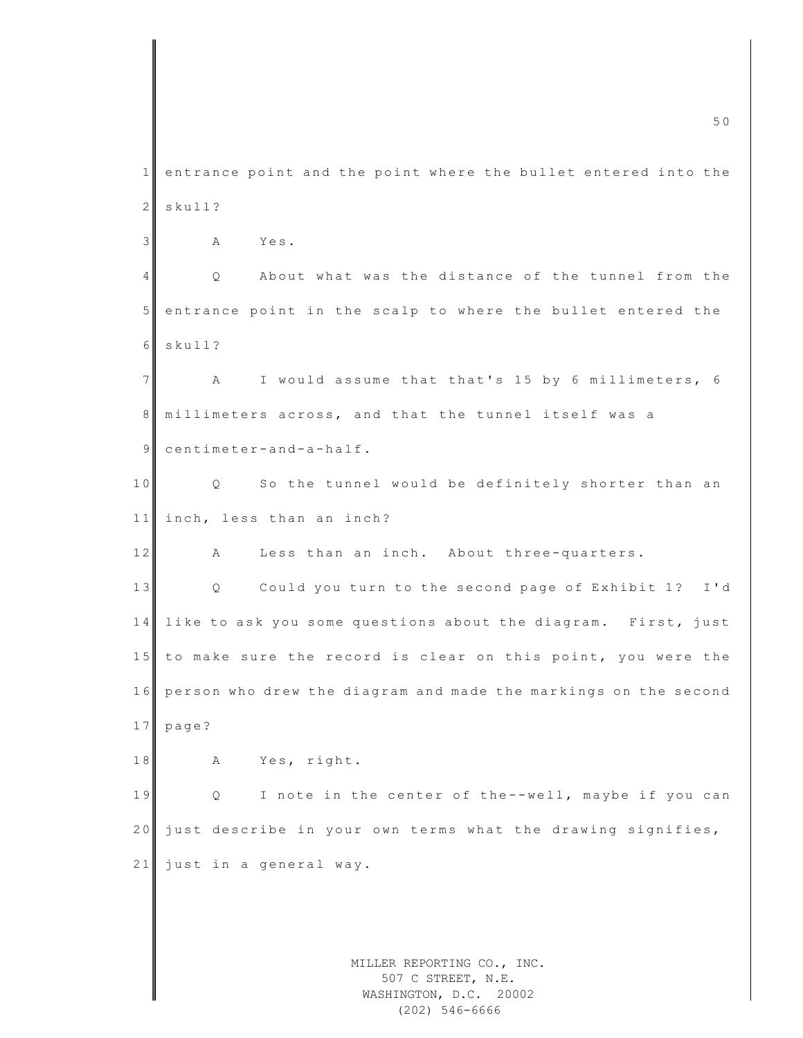entrance point and the point where the bullet entered into the skull?

A Yes.

Q About what was the distance of the tunnel from the entrance point in the scalp to where the bullet entered the skull?

A I would assume that that's 15 by 6 millimeters, 6 millimeters across, and that the tunnel itself was a centimeter-and-a-half.

Q So the tunnel would be definitely shorter than an inch, less than an inch?

A Less than an inch. About three-quarters.

Q Could you turn to the second page of Exhibit 1? I'd like to ask you some questions about the diagram. First, just to make sure the record is clear on this point, you were the person who drew the diagram and made the markings on the second page?

A Yes, right.

Q I note in the center of the--well, maybe if you can just describe in your own terms what the drawing signifies, just in a general way.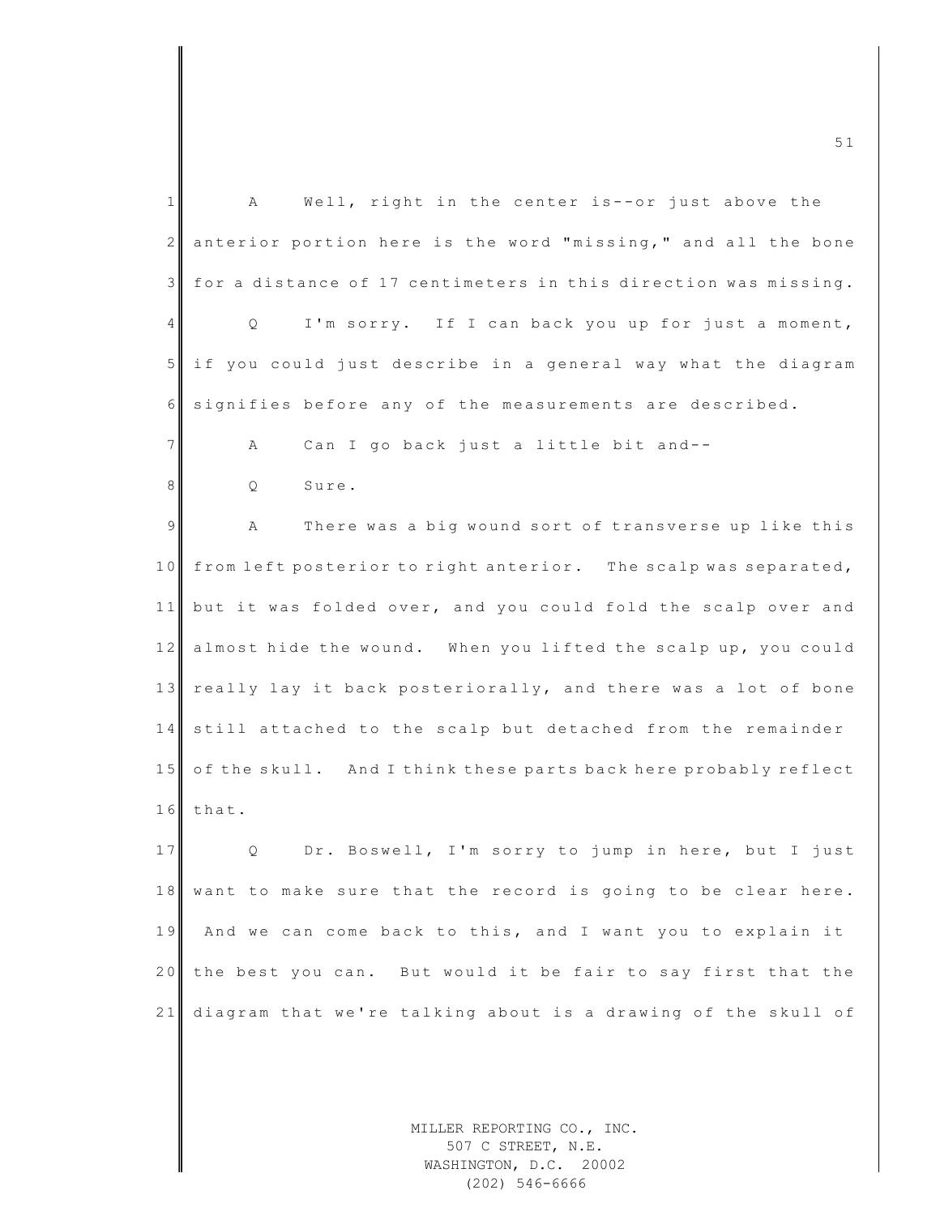A Well, right in the center is--or just above the anterior portion here is the word "missing," and all the bone for a distance of 17 centimeters in this direction was missing.

Q I'm sorry. If I can back you up for just a moment, if you could just describe in a general way what the diagram signifies before any of the measurements are described.

A Can I go back just a little bit and--

Q Sure.

A There was a big wound sort of transverse up like this from left posterior to right anterior. The scalp was separated, but it was folded over, and you could fold the scalp over and almost hide the wound. When you lifted the scalp up, you could really lay it back posteriorally, and there was a lot of bone still attached to the scalp but detached from the remainder of the skull. And I think these parts back here probably reflect that.

Q Dr. Boswell, I'm sorry to jump in here, but I just want to make sure that the record is going to be clear here. And we can come back to this, and I want you to explain it the best you can. But would it be fair to say first that the diagram that we're talking about is a drawing of the skull of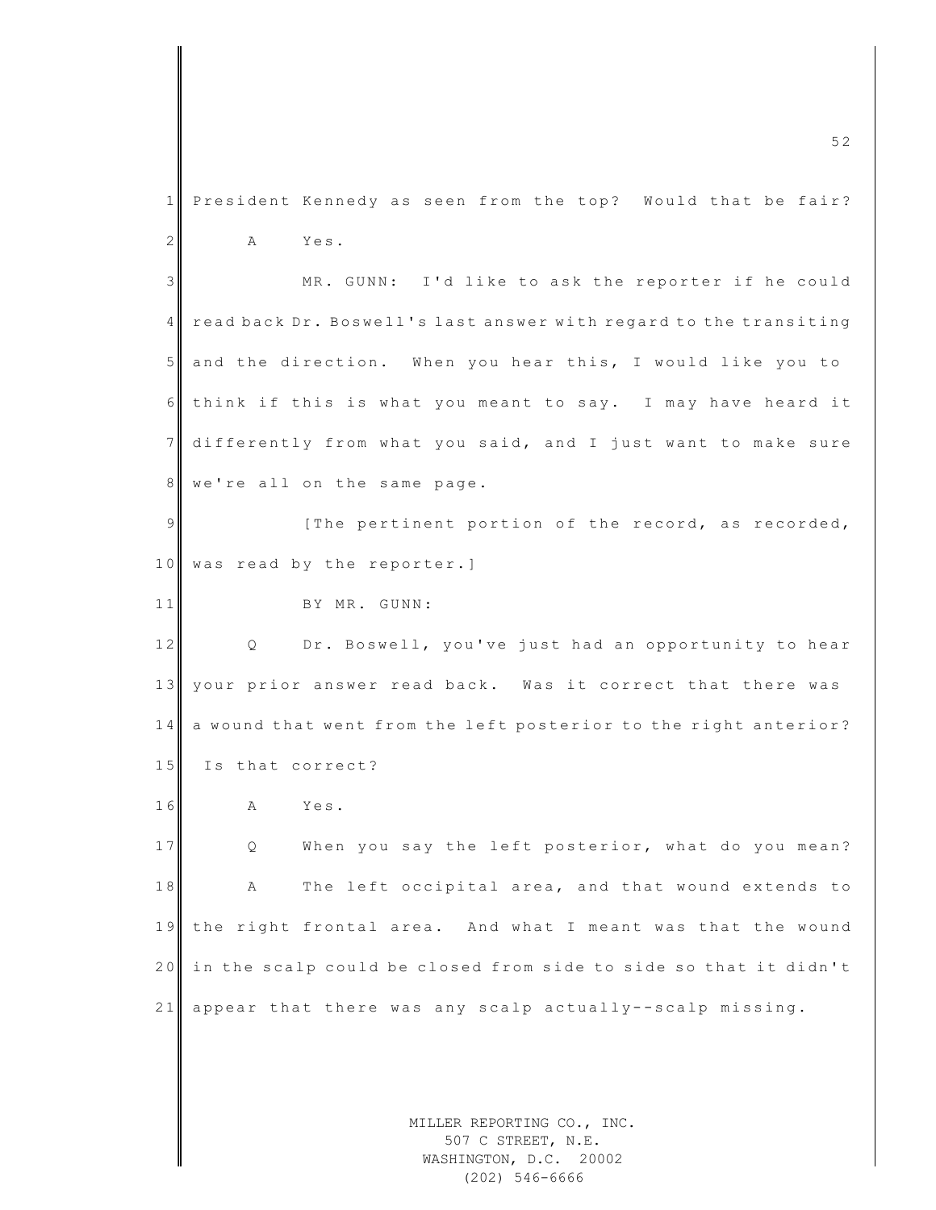President Kennedy as seen from the top? Would that be fair?

A Yes.

MR. GUNN: I'd like to ask the reporter if he could read back Dr. Boswell's last answer with regard to the transiting and the direction. When you hear this, I would like you to think if this is what you meant to say. I may have heard it differently from what you said, and I just want to make sure we're all on the same page.

[The pertinent portion of the record, as recorded, was read by the reporter.]

BY MR. GUNN:

Q Dr. Boswell, you've just had an opportunity to hear your prior answer read back. Was it correct that there was a wound that went from the left posterior to the right anterior? Is that correct?

A Yes.

Q When you say the left posterior, what do you mean?

A The left occipital area, and that wound extends to the right frontal area. And what I meant was that the wound in the scalp could be closed from side to side so that it didn't appear that there was any scalp actually--scalp missing.

MILLER REPORTING CO., INC.
507 C STREET, N.E.
WASHINGTON, D.C. 20002
(202) 546-6666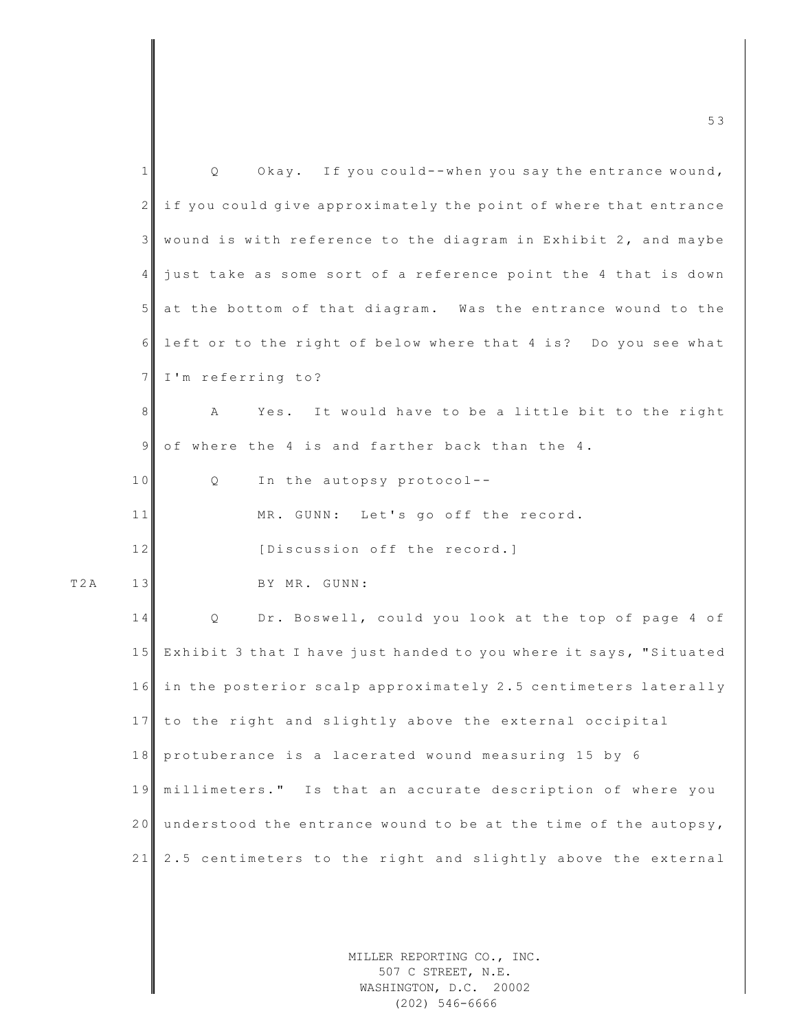Q Okay. If you could--when you say the entrance wound, if you could give approximately the point of where that entrance wound is with reference to the diagram in Exhibit 2, and maybe just take as some sort of a reference point the 4 that is down at the bottom of that diagram. Was the entrance wound to the left or to the right of below where that 4 is? Do you see what I'm referring to?

A Yes. It would have to be a little bit to the right of where the 4 is and farther back than the 4.

Q In the autopsy protocol--

MR. GUNN: Let's go off the record.

[Discussion off the record.]

T2A

BY MR. GUNN:

Q Dr. Boswell, could you look at the top of page 4 of Exhibit 3 that I have just handed to you where it says, "Situated in the posterior scalp approximately 2.5 centimeters laterally to the right and slightly above the external occipital protuberance is a lacerated wound measuring 15 by 6 millimeters." Is that an accurate description of where you understood the entrance wound to be at the time of the autopsy, 2.5 centimeters to the right and slightly above the external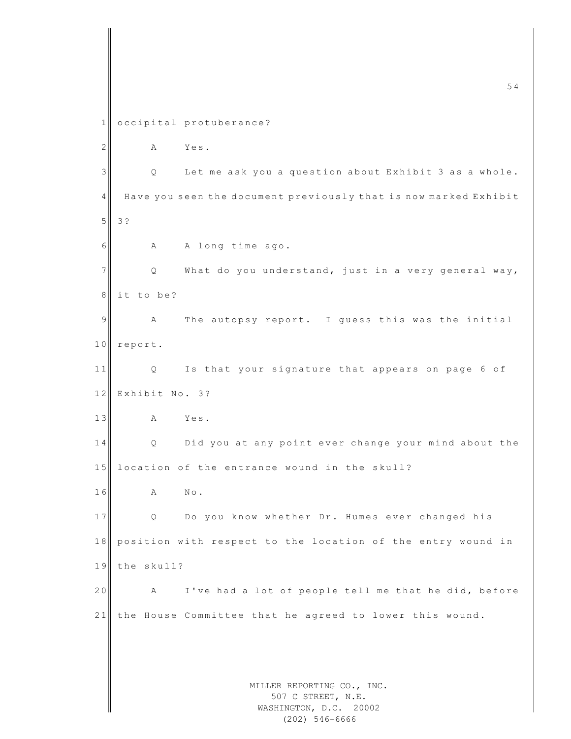occipital protuberance?

A Yes.

Q Let me ask you a question about Exhibit 3 as a whole. Have you seen the document previously that is now marked Exhibit 3?

A A long time ago.

Q What do you understand, just in a very general way, it to be?

A The autopsy report. I guess this was the initial report.

Q Is that your signature that appears on page 6 of Exhibit No. 3?

A Yes.

Q Did you at any point ever change your mind about the location of the entrance wound in the skull?

A No.

Q Do you know whether Dr. Humes ever changed his position with respect to the location of the entry wound in the skull?

A I've had a lot of people tell me that he did, before the House Committee that he agreed to lower this wound.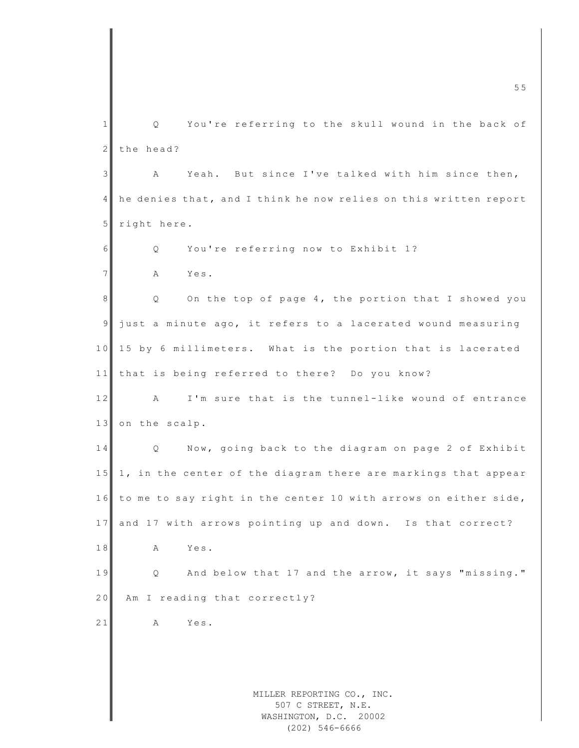Q You're referring to the skull wound in the back of the head?

A Yeah. But since I've talked with him since then, he denies that, and I think he now relies on this written report right here.

Q You're referring now to Exhibit 1?

A Yes.

Q On the top of page 4, the portion that I showed you just a minute ago, it refers to a lacerated wound measuring 15 by 6 millimeters. What is the portion that is lacerated that is being referred to there? Do you know?

A I'm sure that is the tunnel-like wound of entrance on the scalp.

Q Now, going back to the diagram on page 2 of Exhibit 1, in the center of the diagram there are markings that appear to me to say right in the center 10 with arrows on either side, and 17 with arrows pointing up and down. Is that correct?

A Yes.

Q And below that 17 and the arrow, it says "missing." Am I reading that correctly?

A Yes.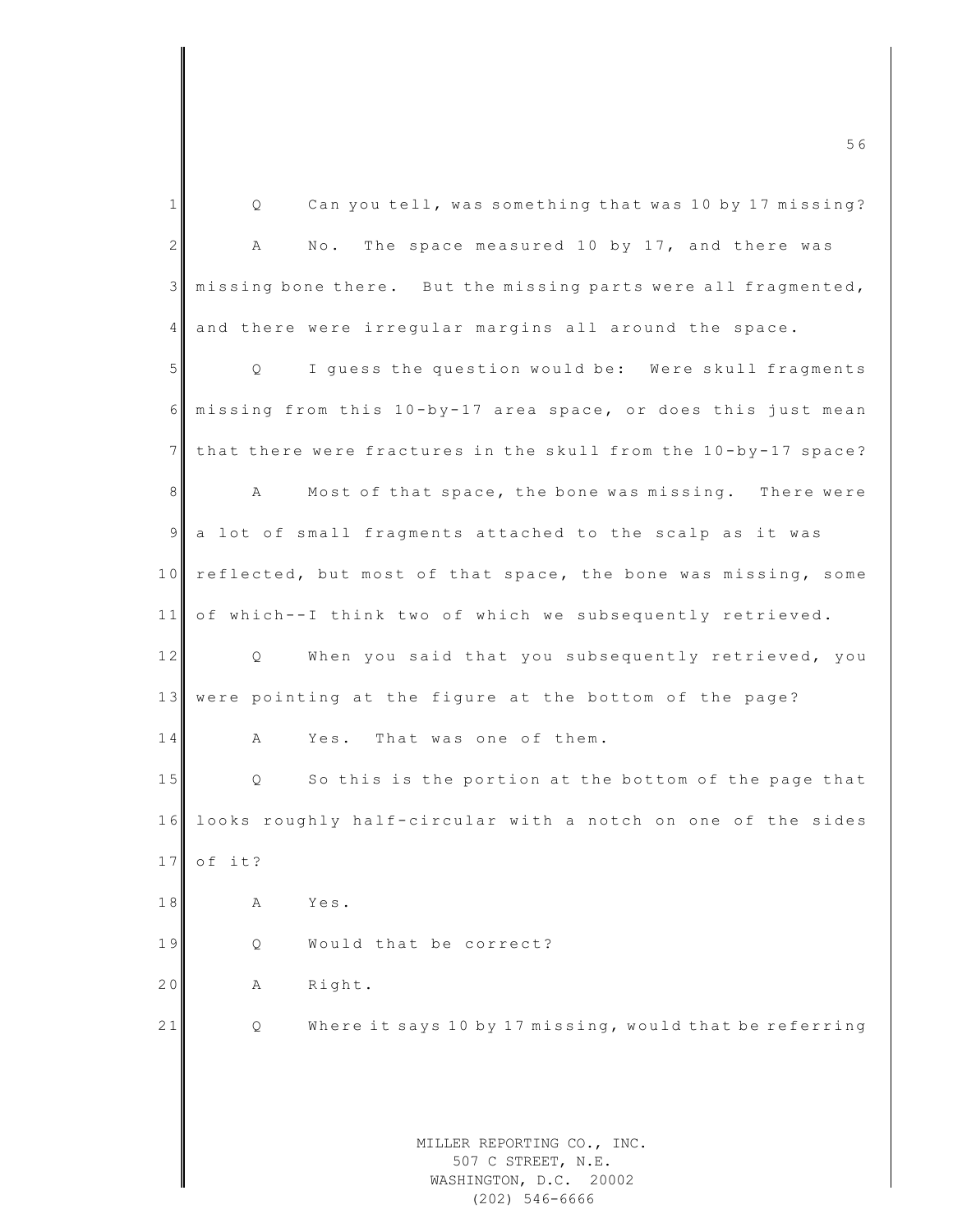Q Can you tell, was something that was 10 by 17 missing?

A No. The space measured 10 by 17, and there was missing bone there. But the missing parts were all fragmented, and there were irregular margins all around the space.

Q I guess the question would be: Were skull fragments missing from this 10-by-17 area space, or does this just mean that there were fractures in the skull from the 10-by-17 space?

A Most of that space, the bone was missing. There were a lot of small fragments attached to the scalp as it was reflected, but most of that space, the bone was missing, some of which--I think two of which we subsequently retrieved.

Q When you said that you subsequently retrieved, you were pointing at the figure at the bottom of the page?

A Yes. That was one of them.

Q So this is the portion at the bottom of the page that looks roughly half-circular with a notch on one of the sides of it?

A Yes.

Q Would that be correct?

A Right.

Q Where it says 10 by 17 missing, would that be referring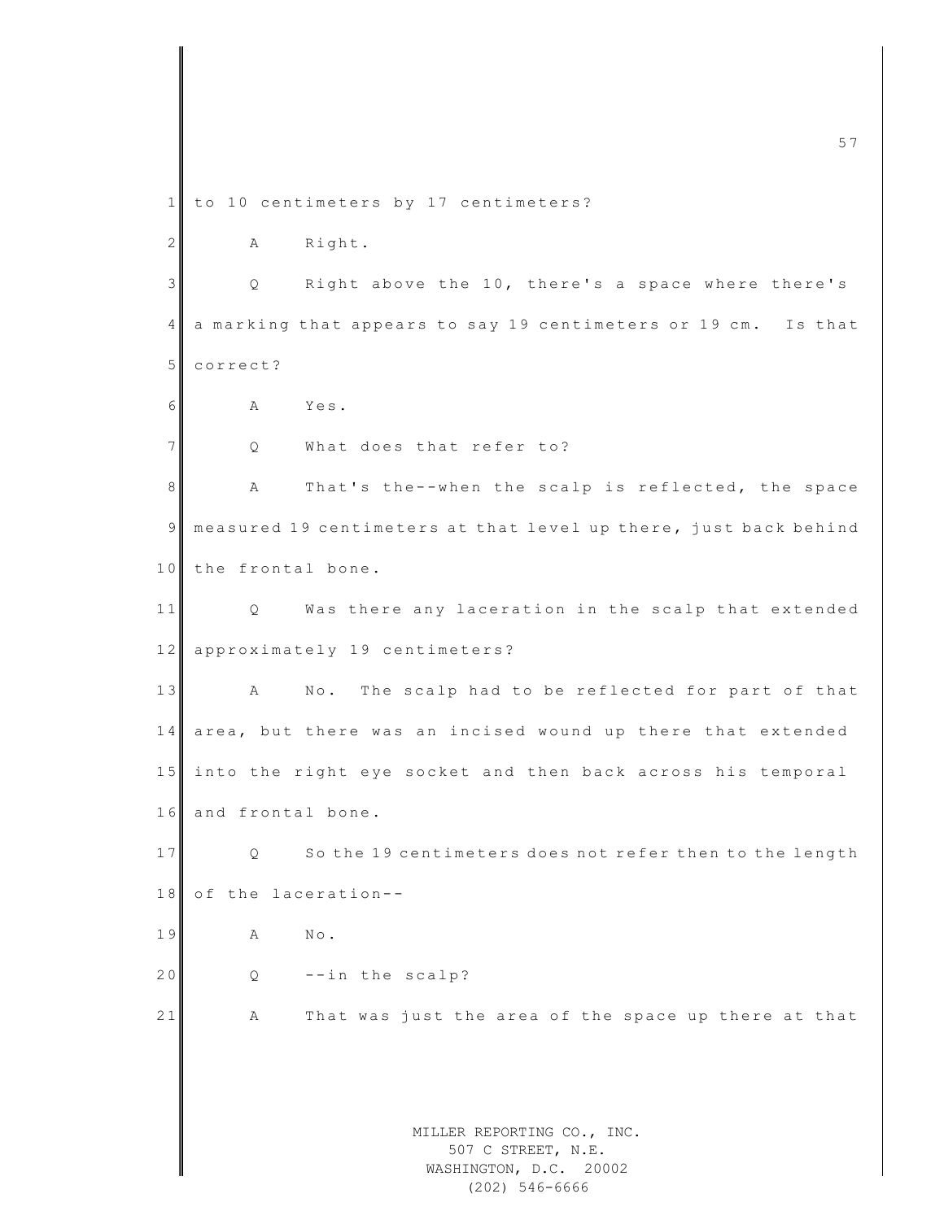to 10 centimeters by 17 centimeters?

A Right.

Q Right above the 10, there's a space where there's a marking that appears to say 19 centimeters or 19 cm. Is that correct?

A Yes.

Q What does that refer to?

A That's the--when the scalp is reflected, the space measured 19 centimeters at that level up there, just back behind the frontal bone.

Q Was there any laceration in the scalp that extended approximately 19 centimeters?

A No. The scalp had to be reflected for part of that area, but there was an incised wound up there that extended into the right eye socket and then back across his temporal and frontal bone.

Q So the 19 centimeters does not refer then to the length of the laceration--

A No.

Q --in the scalp?

A That was just the area of the space up there at that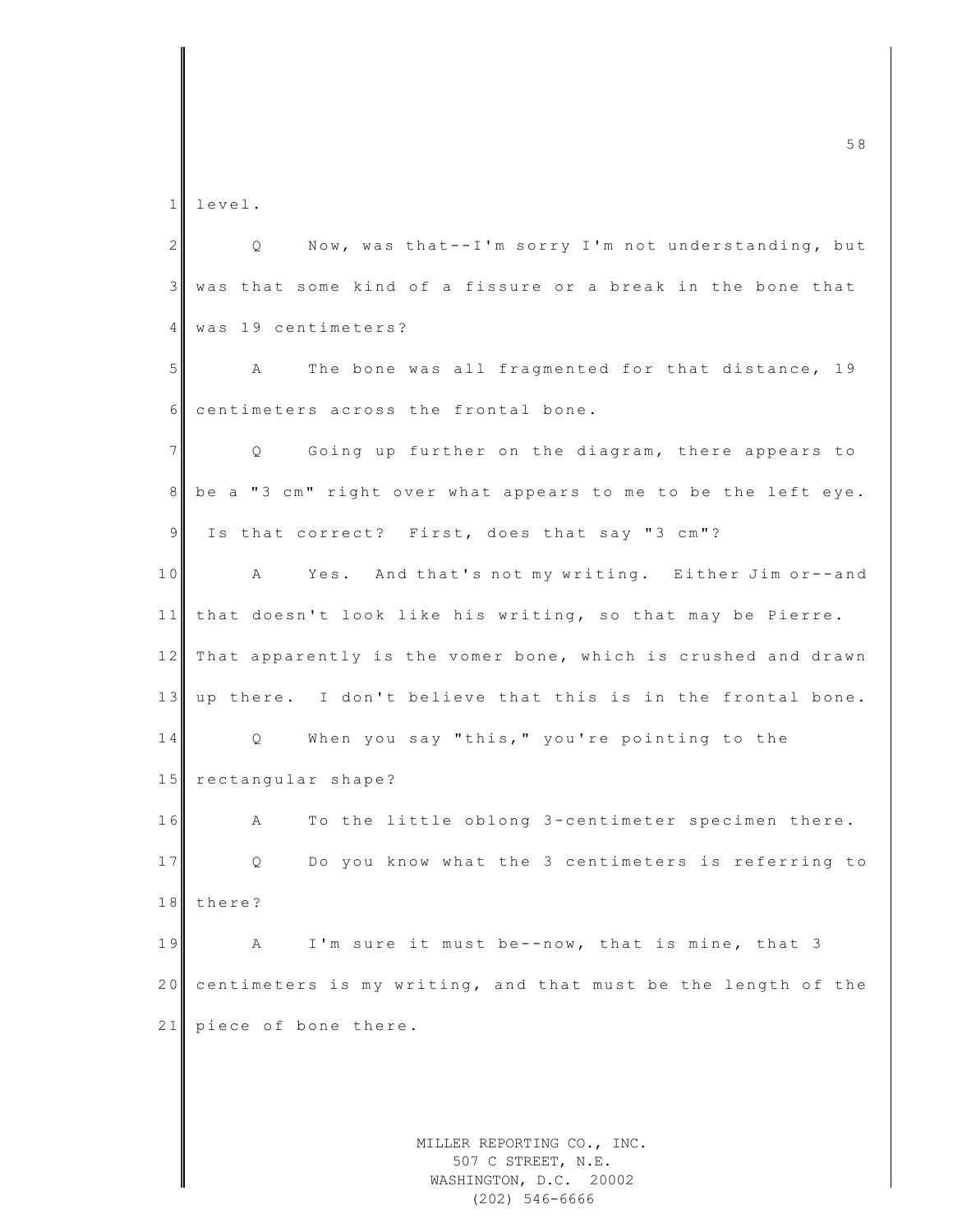level.

Q Now, was that--I'm sorry I'm not understanding, but was that some kind of a fissure or a break in the bone that was 19 centimeters?

A The bone was all fragmented for that distance, 19 centimeters across the frontal bone.

Q Going up further on the diagram, there appears to be a "3 cm" right over what appears to me to be the left eye. Is that correct? First, does that say "3 cm"?

A Yes. And that's not my writing. Either Jim or--and that doesn't look like his writing, so that may be Pierre. That apparently is the vomer bone, which is crushed and drawn up there. I don't believe that this is in the frontal bone.

Q When you say "this," you're pointing to the rectangular shape?

A To the little oblong 3-centimeter specimen there.

Q Do you know what the 3 centimeters is referring to there?

A I'm sure it must be--now, that is mine, that 3 centimeters is my writing, and that must be the length of the piece of bone there.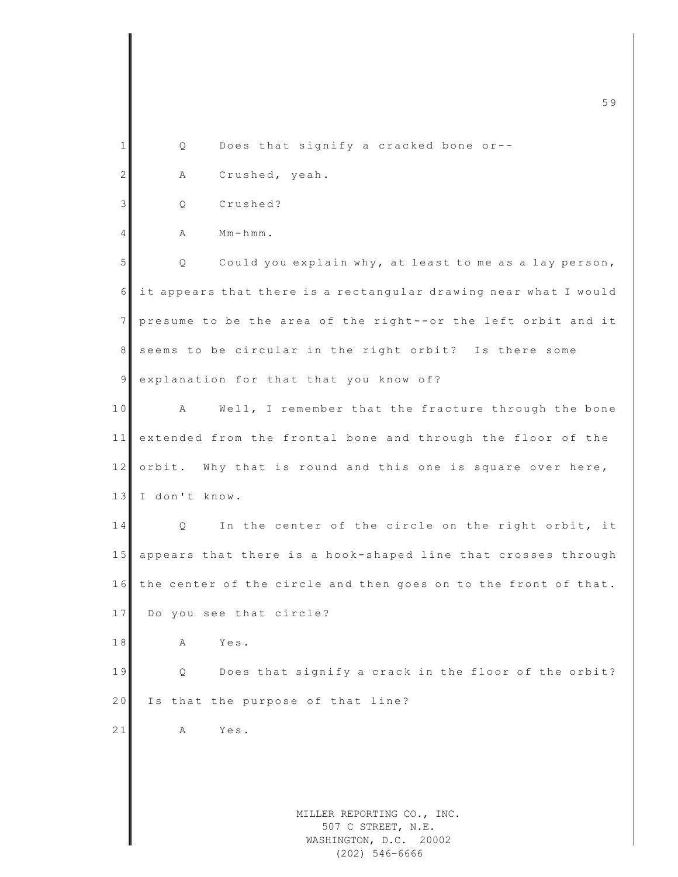Q Does that signify a cracked bone or--

A Crushed, yeah.

Q Crushed?

A Mm-hmm.

Q Could you explain why, at least to me as a lay person, it appears that there is a rectangular drawing near what I would presume to be the area of the right--or the left orbit and it seems to be circular in the right orbit? Is there some explanation for that that you know of?

A Well, I remember that the fracture through the bone extended from the frontal bone and through the floor of the orbit. Why that is round and this one is square over here, I don't know.

Q In the center of the circle on the right orbit, it appears that there is a hook-shaped line that crosses through the center of the circle and then goes on to the front of that. Do you see that circle?

A Yes.

Q Does that signify a crack in the floor of the orbit? Is that the purpose of that line?

A Yes.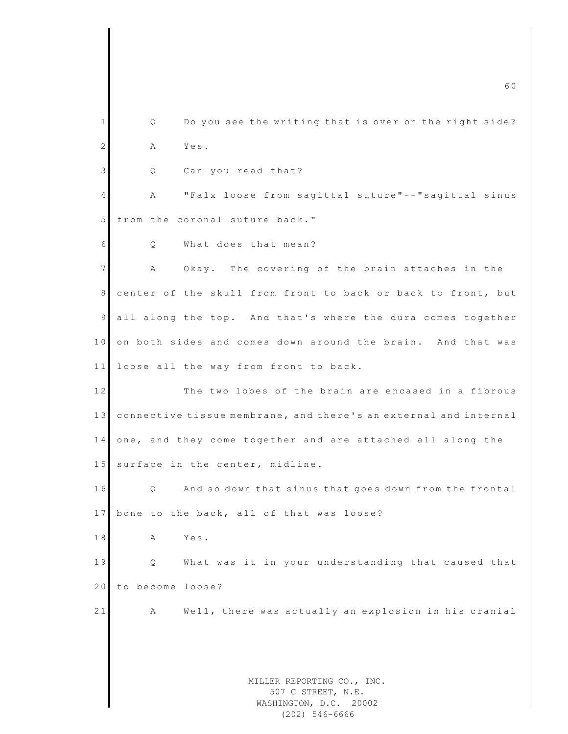Q Do you see the writing that is over on the right side?

A Yes.

Q Can you read that?

A "Falx loose from sagittal suture"--"sagittal sinus from the coronal suture back."

Q What does that mean?

A Okay. The covering of the brain attaches in the center of the skull from front to back or back to front, but all along the top. And that's where the dura comes together on both sides and comes down around the brain. And that was loose all the way from front to back.

The two lobes of the brain are encased in a fibrous connective tissue membrane, and there's an external and internal one, and they come together and are attached all along the surface in the center, midline.

Q And so down that sinus that goes down from the frontal bone to the back, all of that was loose?

A Yes.

Q What was it in your understanding that caused that to become loose?

A Well, there was actually an explosion in his cranial

MILLER REPORTING CO., INC.
507 C STREET, N.E.
WASHINGTON, D.C. 20002
(202) 546-6666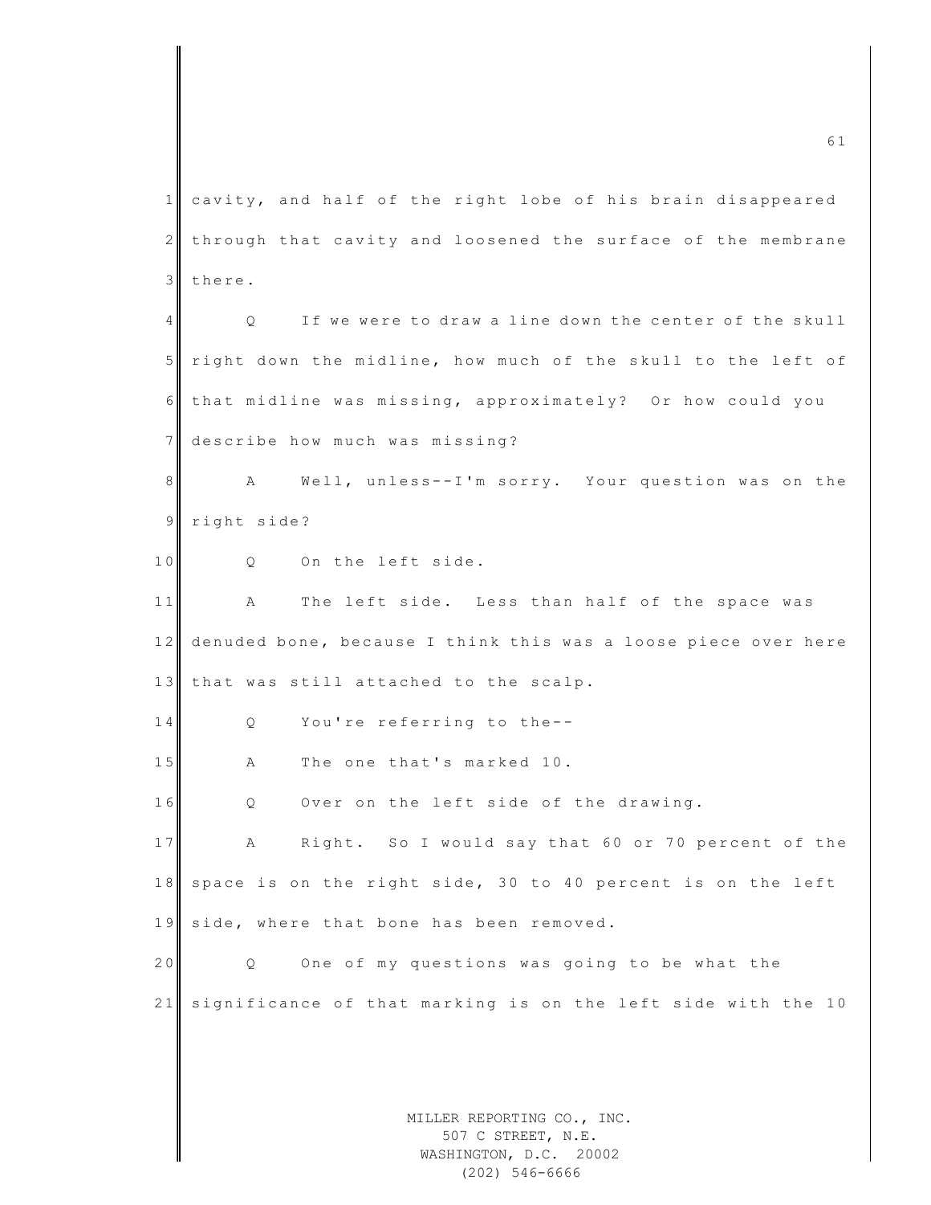cavity, and half of the right lobe of his brain disappeared through that cavity and loosened the surface of the membrane there.

Q If we were to draw a line down the center of the skull right down the midline, how much of the skull to the left of that midline was missing, approximately? Or how could you describe how much was missing?

A Well, unless--I'm sorry. Your question was on the right side?

Q On the left side.

A The left side. Less than half of the space was denuded bone, because I think this was a loose piece over here that was still attached to the scalp.

Q You're referring to the--

A The one that's marked 10.

Q Over on the left side of the drawing.

A Right. So I would say that 60 or 70 percent of the space is on the right side, 30 to 40 percent is on the left side, where that bone has been removed.

Q One of my questions was going to be what the significance of that marking is on the left side with the 10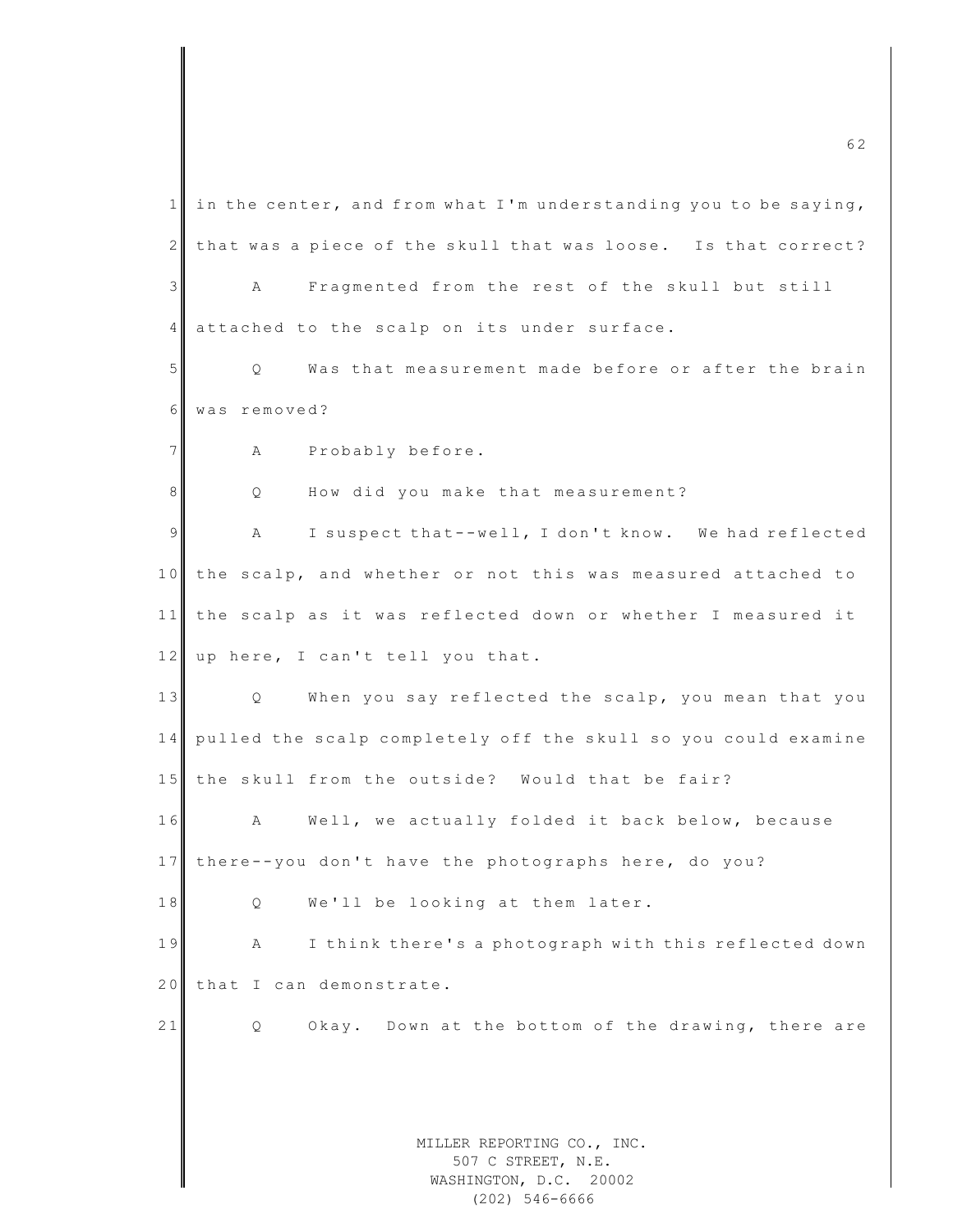in the center, and from what I'm understanding you to be saying, that was a piece of the skull that was loose. Is that correct?

A Fragmented from the rest of the skull but still attached to the scalp on its under surface.

Q Was that measurement made before or after the brain was removed?

A Probably before.

Q How did you make that measurement?

A I suspect that--well, I don't know. We had reflected the scalp, and whether or not this was measured attached to the scalp as it was reflected down or whether I measured it up here, I can't tell you that.

Q When you say reflected the scalp, you mean that you pulled the scalp completely off the skull so you could examine the skull from the outside? Would that be fair?

A Well, we actually folded it back below, because there--you don't have the photographs here, do you?

Q We'll be looking at them later.

A I think there's a photograph with this reflected down that I can demonstrate.

Q Okay. Down at the bottom of the drawing, there are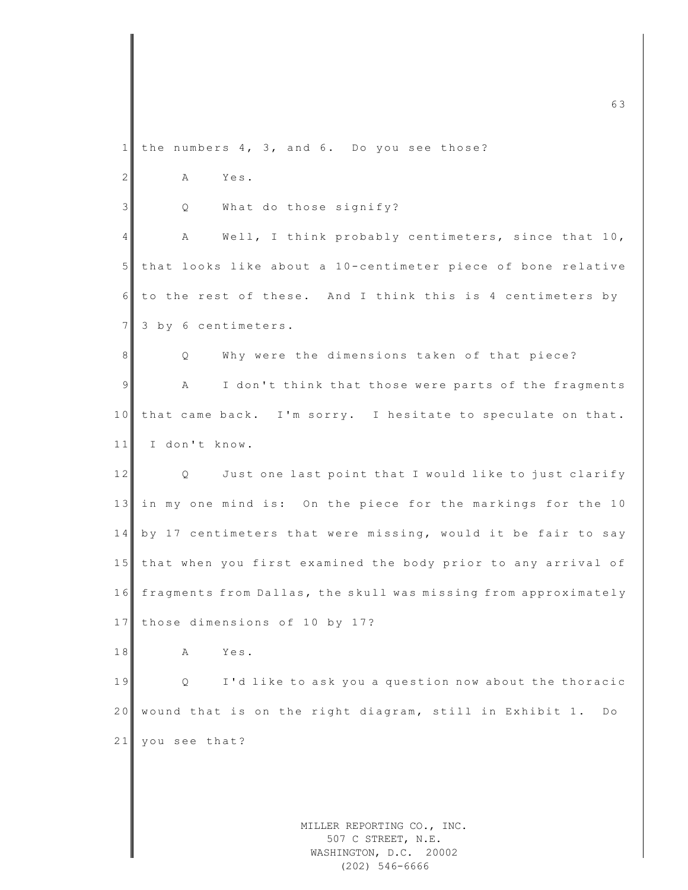the numbers 4, 3, and 6. Do you see those?

A Yes.

Q What do those signify?

A Well, I think probably centimeters, since that 10, that looks like about a 10-centimeter piece of bone relative to the rest of these. And I think this is 4 centimeters by 3 by 6 centimeters.

Q Why were the dimensions taken of that piece?

A I don't think that those were parts of the fragments that came back. I'm sorry. I hesitate to speculate on that. I don't know.

Q Just one last point that I would like to just clarify in my one mind is: On the piece for the markings for the 10 by 17 centimeters that were missing, would it be fair to say that when you first examined the body prior to any arrival of fragments from Dallas, the skull was missing from approximately those dimensions of 10 by 17?

A Yes.

Q I'd like to ask you a question now about the thoracic wound that is on the right diagram, still in Exhibit 1. Do you see that?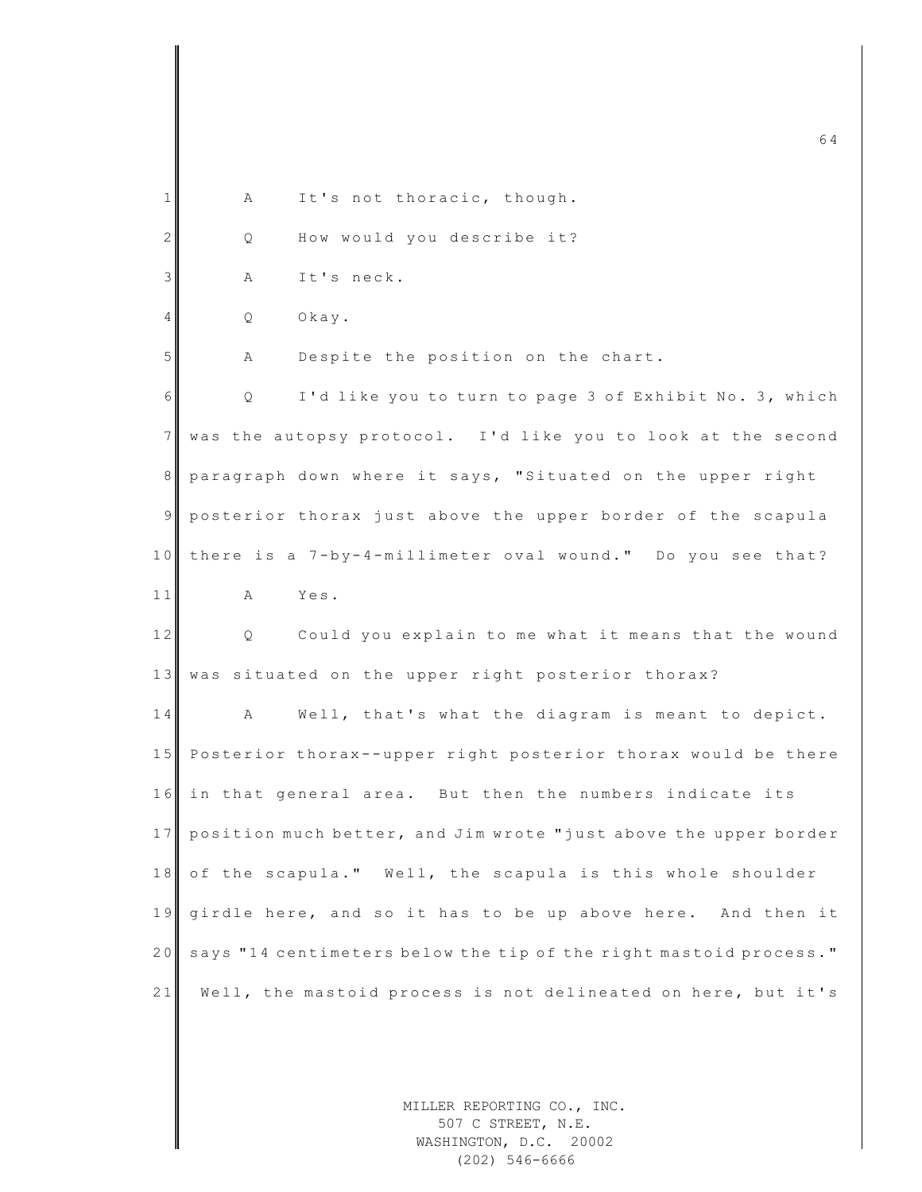A It's not thoracic, though.

Q How would you describe it?

A It's neck.

Q Okay.

A Despite the position on the chart.

Q I'd like you to turn to page 3 of Exhibit No. 3, which was the autopsy protocol. I'd like you to look at the second paragraph down where it says, "Situated on the upper right posterior thorax just above the upper border of the scapula there is a 7-by-4-millimeter oval wound." Do you see that?

A Yes.

Q Could you explain to me what it means that the wound was situated on the upper right posterior thorax?

A Well, that's what the diagram is meant to depict. Posterior thorax--upper right posterior thorax would be there in that general area. But then the numbers indicate its position much better, and Jim wrote "just above the upper border of the scapula." Well, the scapula is this whole shoulder girdle here, and so it has to be up above here. And then it says "14 centimeters below the tip of the right mastoid process." Well, the mastoid process is not delineated on here, but it's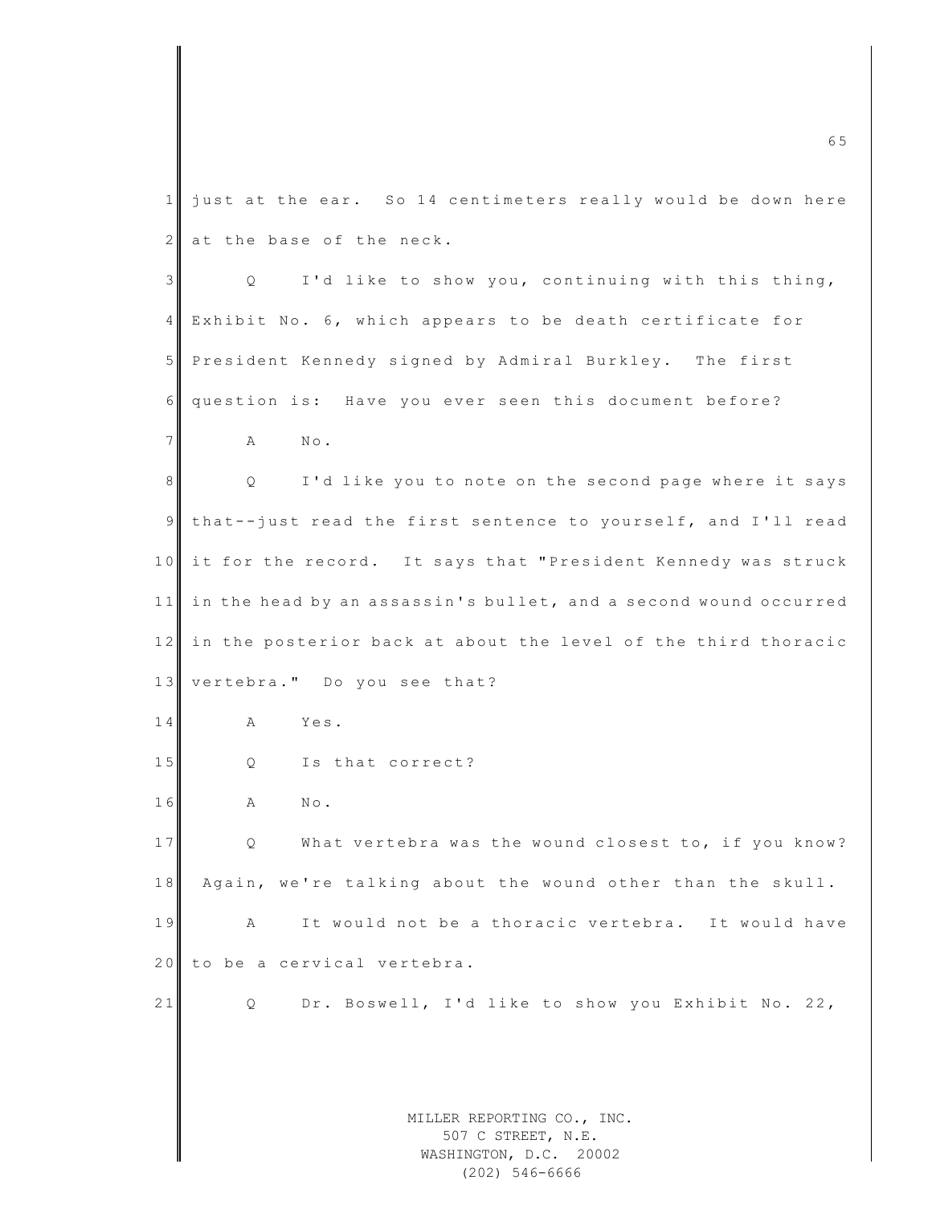just at the ear. So 14 centimeters really would be down here at the base of the neck.

Q I'd like to show you, continuing with this thing, Exhibit No. 6, which appears to be death certificate for President Kennedy signed by Admiral Burkley. The first question is: Have you ever seen this document before?

A No.

Q I'd like you to note on the second page where it says that--just read the first sentence to yourself, and I'll read it for the record. It says that "President Kennedy was struck in the head by an assassin's bullet, and a second wound occurred in the posterior back at about the level of the third thoracic vertebra." Do you see that?

A Yes.

Q Is that correct?

A No.

Q What vertebra was the wound closest to, if you know? Again, we're talking about the wound other than the skull.

A It would not be a thoracic vertebra. It would have to be a cervical vertebra.

Q Dr. Boswell, I'd like to show you Exhibit No. 22,

MILLER REPORTING CO., INC.
507 C STREET, N.E.
WASHINGTON, D.C. 20002
(202) 546-6666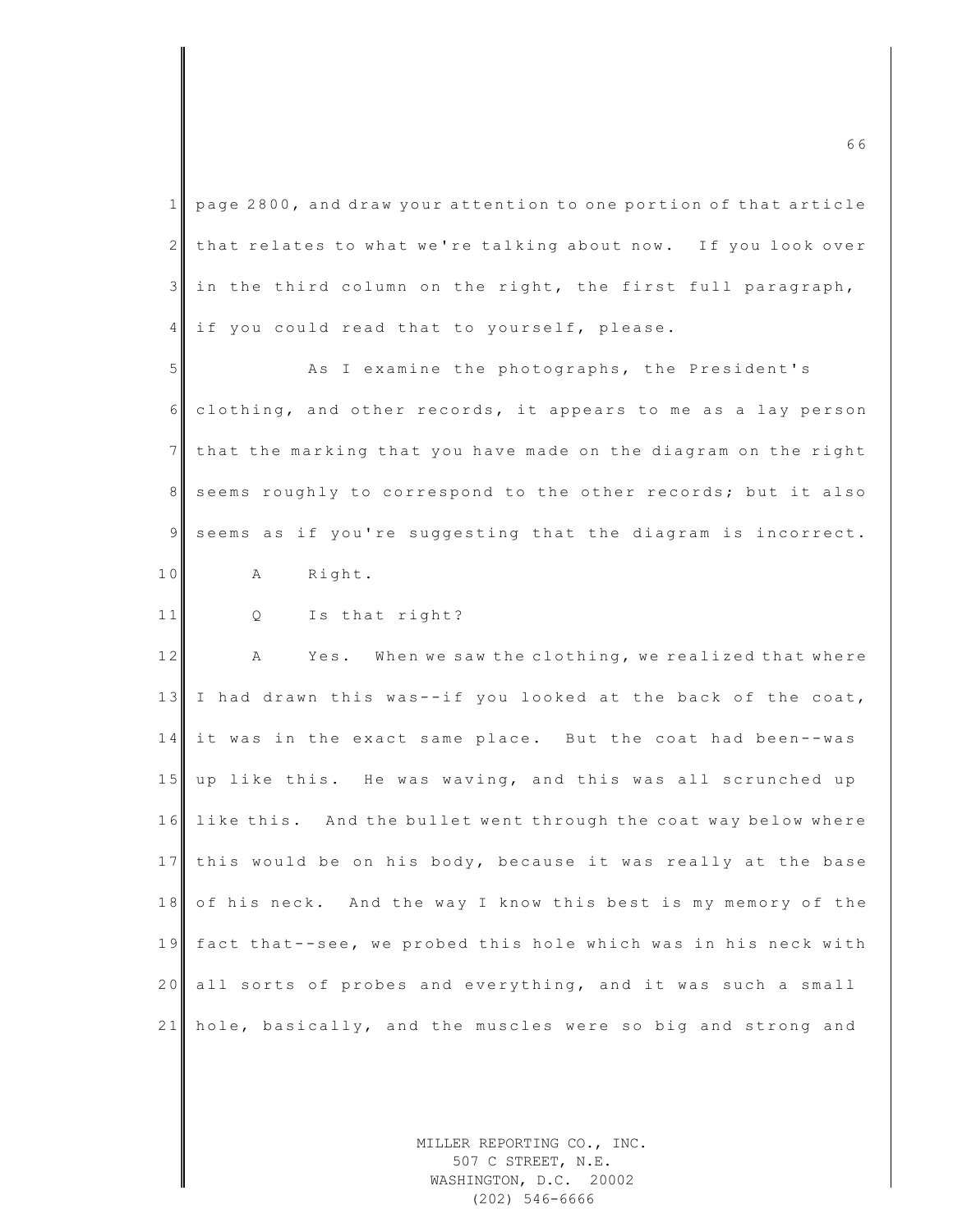page 2800, and draw your attention to one portion of that article that relates to what we're talking about now. If you look over in the third column on the right, the first full paragraph, if you could read that to yourself, please.

As I examine the photographs, the President's clothing, and other records, it appears to me as a lay person that the marking that you have made on the diagram on the right seems roughly to correspond to the other records; but it also seems as if you're suggesting that the diagram is incorrect.

A Right.

Q Is that right?

A Yes. When we saw the clothing, we realized that where I had drawn this was--if you looked at the back of the coat, it was in the exact same place. But the coat had been--was up like this. He was waving, and this was all scrunched up like this. And the bullet went through the coat way below where this would be on his body, because it was really at the base of his neck. And the way I know this best is my memory of the fact that--see, we probed this hole which was in his neck with all sorts of probes and everything, and it was such a small hole, basically, and the muscles were so big and strong and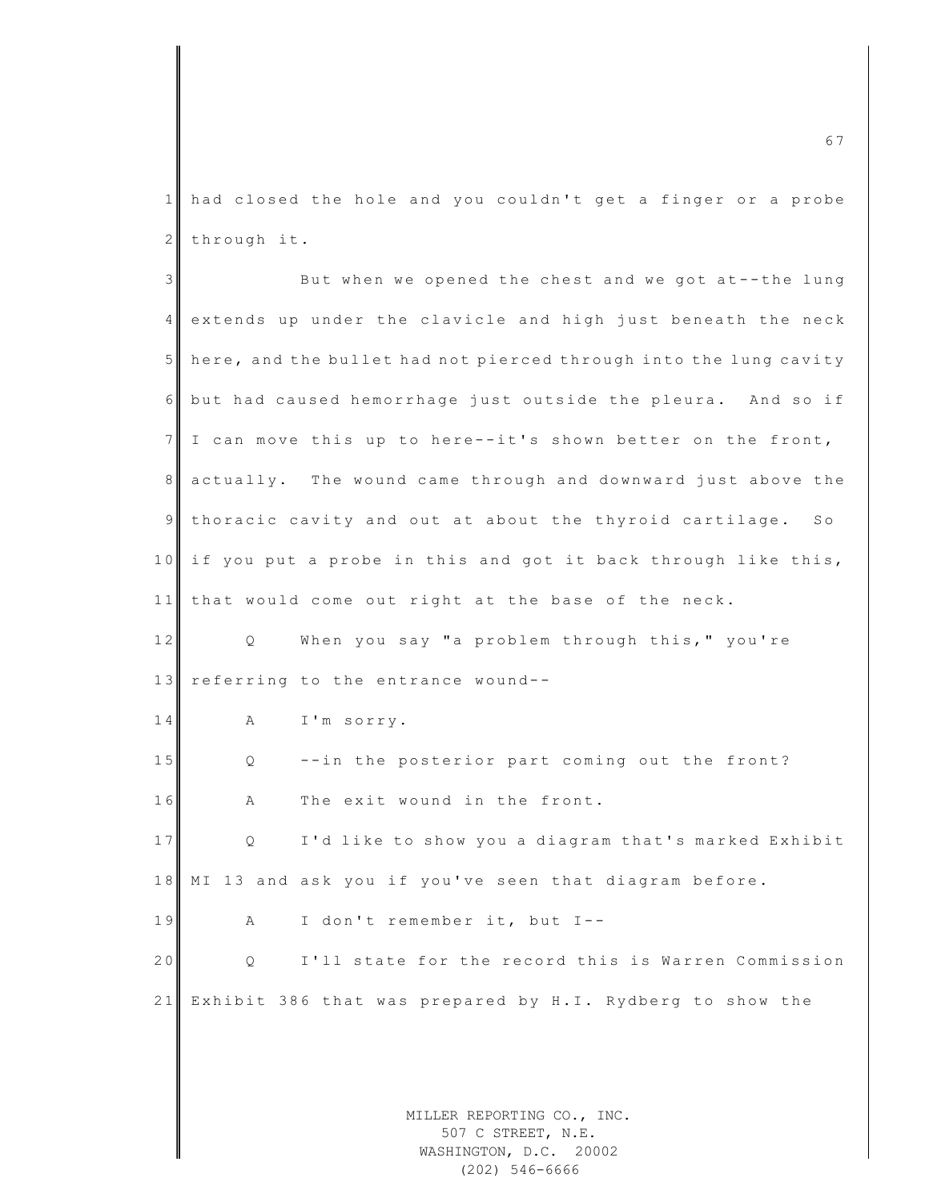had closed the hole and you couldn't get a finger or a probe through it.

But when we opened the chest and we got at--the lung extends up under the clavicle and high just beneath the neck here, and the bullet had not pierced through into the lung cavity but had caused hemorrhage just outside the pleura. And so if I can move this up to here--it's shown better on the front, actually. The wound came through and downward just above the thoracic cavity and out at about the thyroid cartilage. So if you put a probe in this and got it back through like this, that would come out right at the base of the neck.

Q When you say "a problem through this," you're referring to the entrance wound--

A I'm sorry.

Q --in the posterior part coming out the front?

A The exit wound in the front.

Q I'd like to show you a diagram that's marked Exhibit MI 13 and ask you if you've seen that diagram before.

A I don't remember it, but I--

Q I'll state for the record this is Warren Commission Exhibit 386 that was prepared by H.I. Rydberg to show the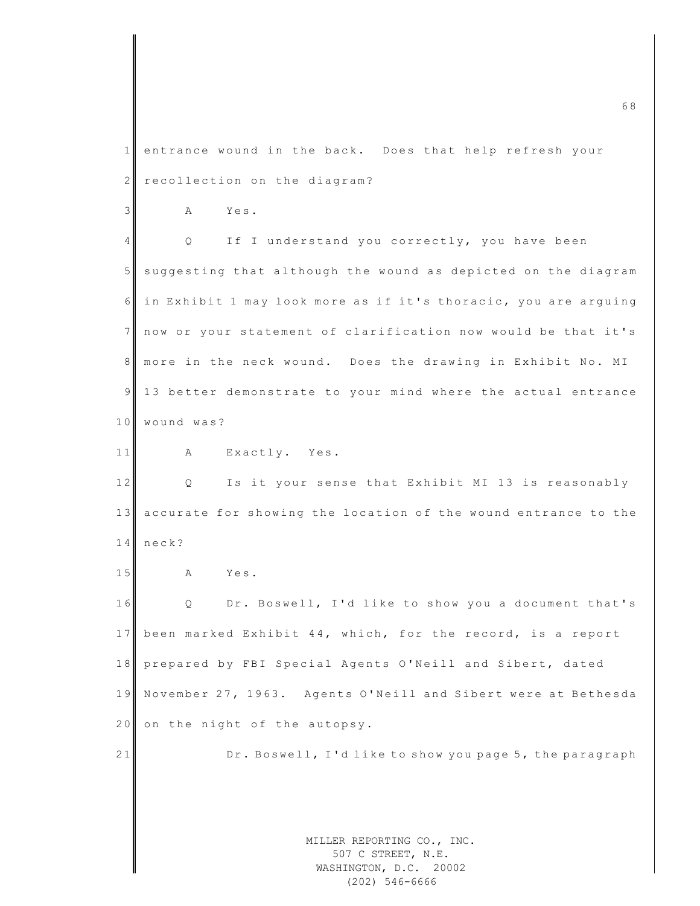entrance wound in the back. Does that help refresh your recollection on the diagram?

A Yes.

Q If I understand you correctly, you have been suggesting that although the wound as depicted on the diagram in Exhibit 1 may look more as if it's thoracic, you are arguing now or your statement of clarification now would be that it's more in the neck wound. Does the drawing in Exhibit No. MI 13 better demonstrate to your mind where the actual entrance wound was?

A Exactly. Yes.

Q Is it your sense that Exhibit MI 13 is reasonably accurate for showing the location of the wound entrance to the neck?

A Yes.

Q Dr. Boswell, I'd like to show you a document that's been marked Exhibit 44, which, for the record, is a report prepared by FBI Special Agents O'Neill and Sibert, dated November 27, 1963. Agents O'Neill and Sibert were at Bethesda on the night of the autopsy.

Dr. Boswell, I'd like to show you page 5, the paragraph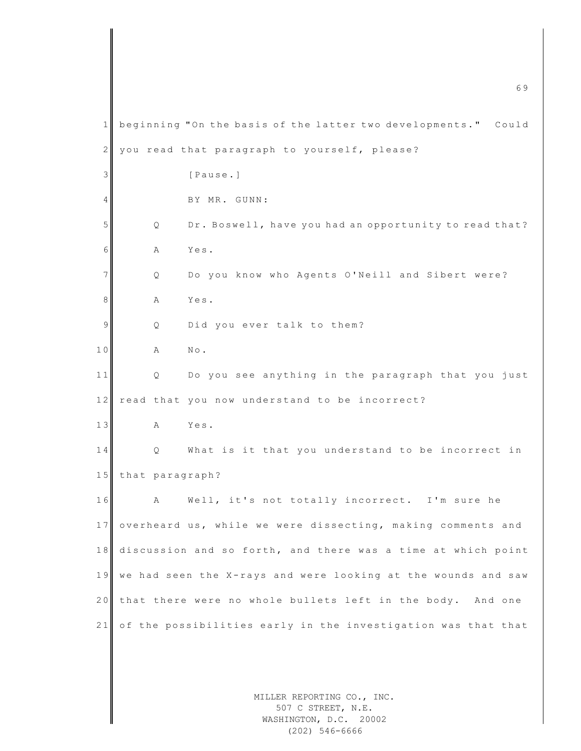beginning "On the basis of the latter two developments." Could you read that paragraph to yourself, please?

[Pause.]

BY MR. GUNN:

Q Dr. Boswell, have you had an opportunity to read that?

A Yes.

Q Do you know who Agents O'Neill and Sibert were?

A Yes.

Q Did you ever talk to them?

A No.

Q Do you see anything in the paragraph that you just read that you now understand to be incorrect?

A Yes.

Q What is it that you understand to be incorrect in that paragraph?

A Well, it's not totally incorrect. I'm sure he overheard us, while we were dissecting, making comments and discussion and so forth, and there was a time at which point we had seen the X-rays and were looking at the wounds and saw that there were no whole bullets left in the body. And one of the possibilities early in the investigation was that that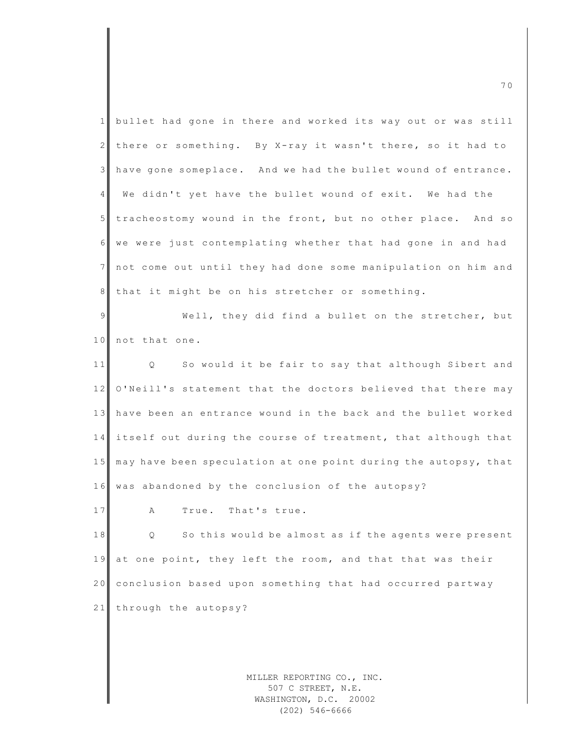bullet had gone in there and worked its way out or was still there or something. By X-ray it wasn't there, so it had to have gone someplace. And we had the bullet wound of entrance. We didn't yet have the bullet wound of exit. We had the tracheostomy wound in the front, but no other place. And so we were just contemplating whether that had gone in and had not come out until they had done some manipulation on him and that it might be on his stretcher or something.

Well, they did find a bullet on the stretcher, but not that one.

Q So would it be fair to say that although Sibert and O'Neill's statement that the doctors believed that there may have been an entrance wound in the back and the bullet worked itself out during the course of treatment, that although that may have been speculation at one point during the autopsy, that was abandoned by the conclusion of the autopsy?

A True. That's true.

Q So this would be almost as if the agents were present at one point, they left the room, and that that was their conclusion based upon something that had occurred partway through the autopsy?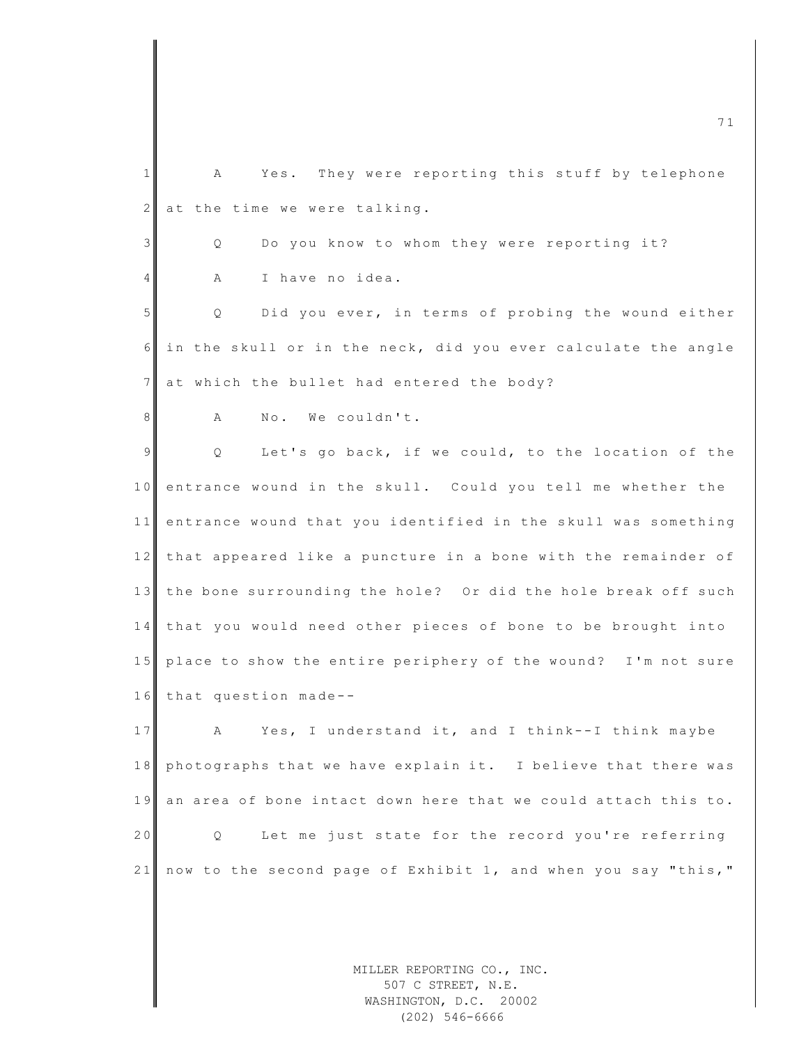A Yes. They were reporting this stuff by telephone at the time we were talking.

Q Do you know to whom they were reporting it?

A I have no idea.

Q Did you ever, in terms of probing the wound either in the skull or in the neck, did you ever calculate the angle at which the bullet had entered the body?

A No. We couldn't.

Q Let's go back, if we could, to the location of the entrance wound in the skull. Could you tell me whether the entrance wound that you identified in the skull was something that appeared like a puncture in a bone with the remainder of the bone surrounding the hole? Or did the hole break off such that you would need other pieces of bone to be brought into place to show the entire periphery of the wound? I'm not sure that question made--

A Yes, I understand it, and I think--I think maybe photographs that we have explain it. I believe that there was an area of bone intact down here that we could attach this to.

Q Let me just state for the record you're referring now to the second page of Exhibit 1, and when you say "this,"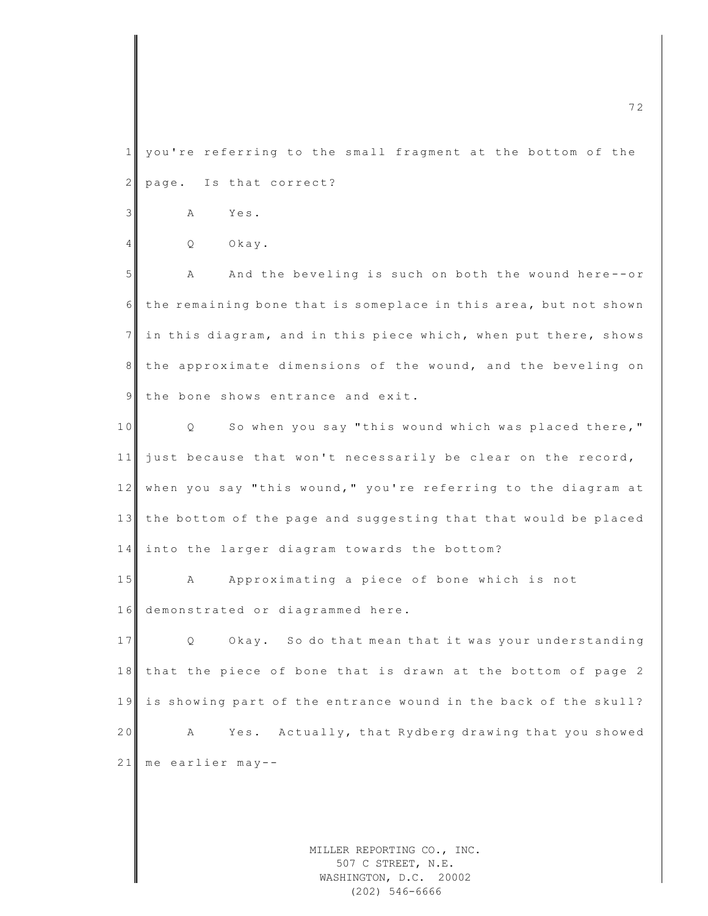you're referring to the small fragment at the bottom of the page. Is that correct?

A Yes.

Q Okay.

A And the beveling is such on both the wound here--or the remaining bone that is someplace in this area, but not shown in this diagram, and in this piece which, when put there, shows the approximate dimensions of the wound, and the beveling on the bone shows entrance and exit.

Q So when you say "this wound which was placed there," just because that won't necessarily be clear on the record, when you say "this wound," you're referring to the diagram at the bottom of the page and suggesting that that would be placed into the larger diagram towards the bottom?

A Approximating a piece of bone which is not demonstrated or diagrammed here.

Q Okay. So do that mean that it was your understanding that the piece of bone that is drawn at the bottom of page 2 is showing part of the entrance wound in the back of the skull?

A Yes. Actually, that Rydberg drawing that you showed me earlier may--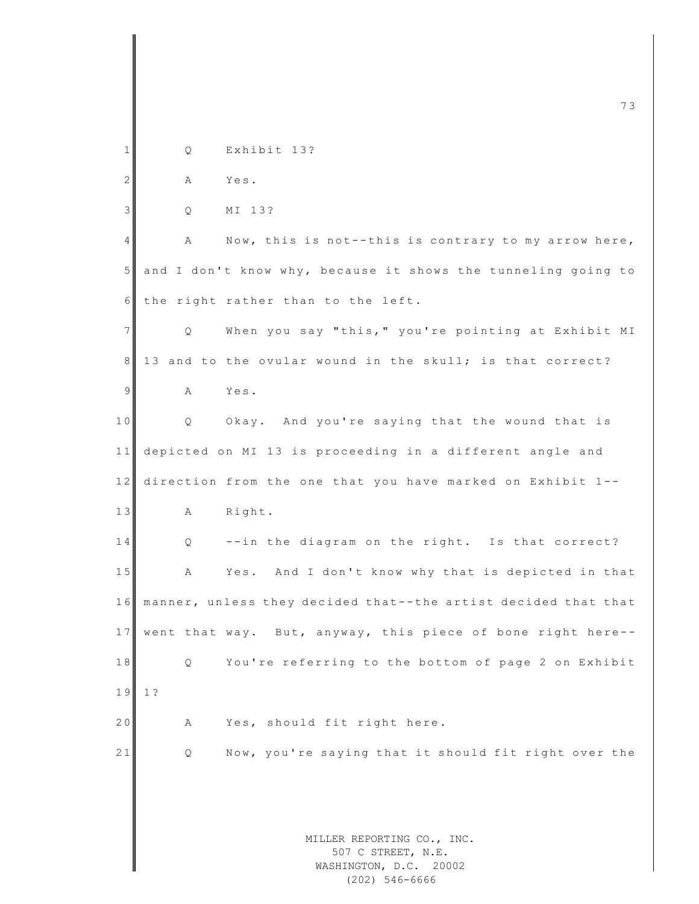1 Q Exhibit 13?

2 A Yes.

3 Q MI 13?

4 A Now, this is not--this is contrary to my arrow here,

5 and I don't know why, because it shows the tunneling going to

6 the right rather than to the left.

7 Q When you say "this," you're pointing at Exhibit MI

8 13 and to the ovular wound in the skull; is that correct?

9 A Yes.

10 Q Okay. And you're saying that the wound that is

11 depicted on MI 13 is proceeding in a different angle and

12 direction from the one that you have marked on Exhibit 1--

13 A Right.

14 Q --in the diagram on the right. Is that correct?

15 A Yes. And I don't know why that is depicted in that

16 manner, unless they decided that--the artist decided that that

17 went that way. But, anyway, this piece of bone right here--

18 Q You're referring to the bottom of page 2 on Exhibit

19 1?

20 A Yes, should fit right here.

21 Q Now, you're saying that it should fit right over the

MILLER REPORTING CO., INC.
507 C STREET, N.E.
WASHINGTON, D.C. 20002
(202) 546-6666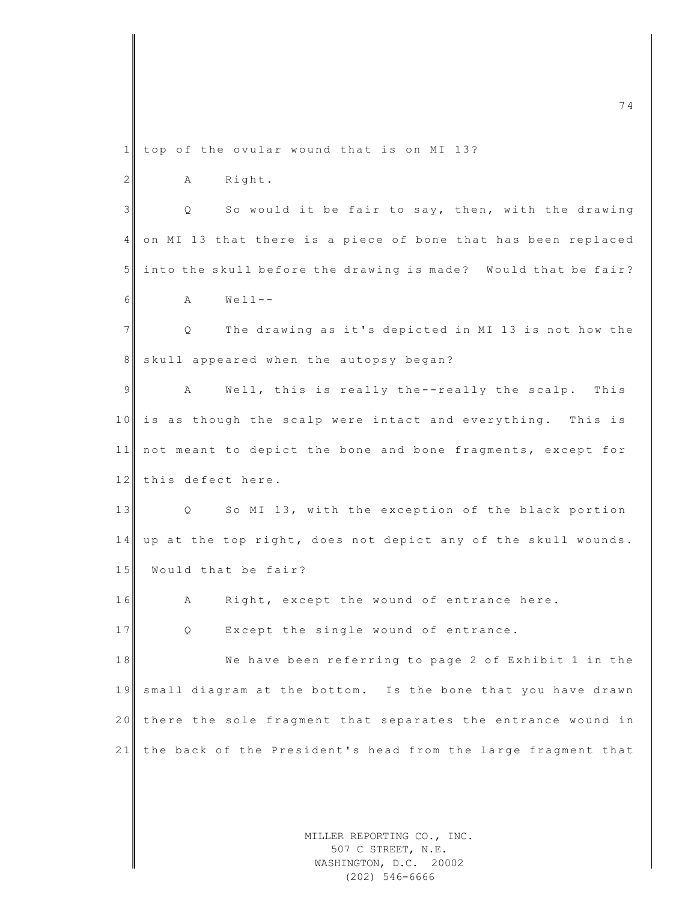top of the ovular wound that is on MI 13?

A Right.

Q So would it be fair to say, then, with the drawing on MI 13 that there is a piece of bone that has been replaced into the skull before the drawing is made? Would that be fair?

A Well--

Q The drawing as it's depicted in MI 13 is not how the skull appeared when the autopsy began?

A Well, this is really the--really the scalp. This is as though the scalp were intact and everything. This is not meant to depict the bone and bone fragments, except for this defect here.

Q So MI 13, with the exception of the black portion up at the top right, does not depict any of the skull wounds. Would that be fair?

A Right, except the wound of entrance here.

Q Except the single wound of entrance.

We have been referring to page 2 of Exhibit 1 in the small diagram at the bottom. Is the bone that you have drawn there the sole fragment that separates the entrance wound in the back of the President's head from the large fragment that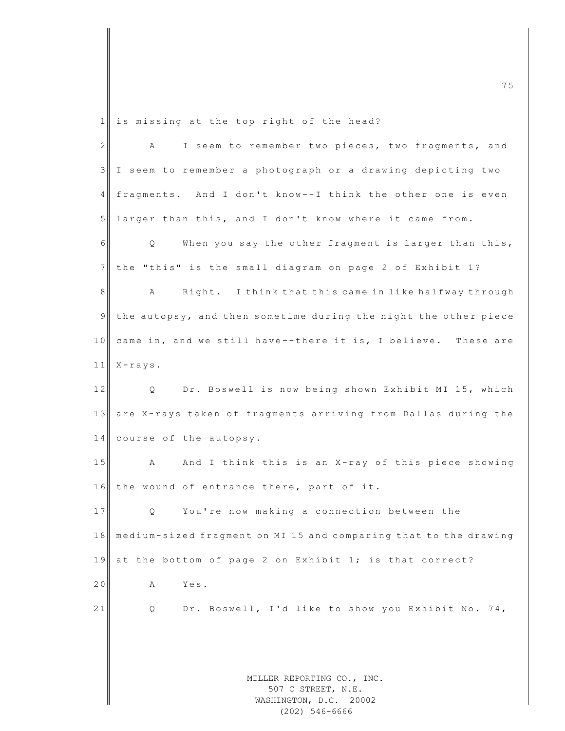is missing at the top right of the head?

A I seem to remember two pieces, two fragments, and I seem to remember a photograph or a drawing depicting two fragments. And I don't know--I think the other one is even larger than this, and I don't know where it came from.

Q When you say the other fragment is larger than this, the "this" is the small diagram on page 2 of Exhibit 1?

A Right. I think that this came in like halfway through the autopsy, and then sometime during the night the other piece came in, and we still have--there it is, I believe. These are X-rays.

Q Dr. Boswell is now being shown Exhibit MI 15, which are X-rays taken of fragments arriving from Dallas during the course of the autopsy.

A And I think this is an X-ray of this piece showing the wound of entrance there, part of it.

Q You're now making a connection between the medium-sized fragment on MI 15 and comparing that to the drawing at the bottom of page 2 on Exhibit 1; is that correct?

A Yes.

Q Dr. Boswell, I'd like to show you Exhibit No. 74,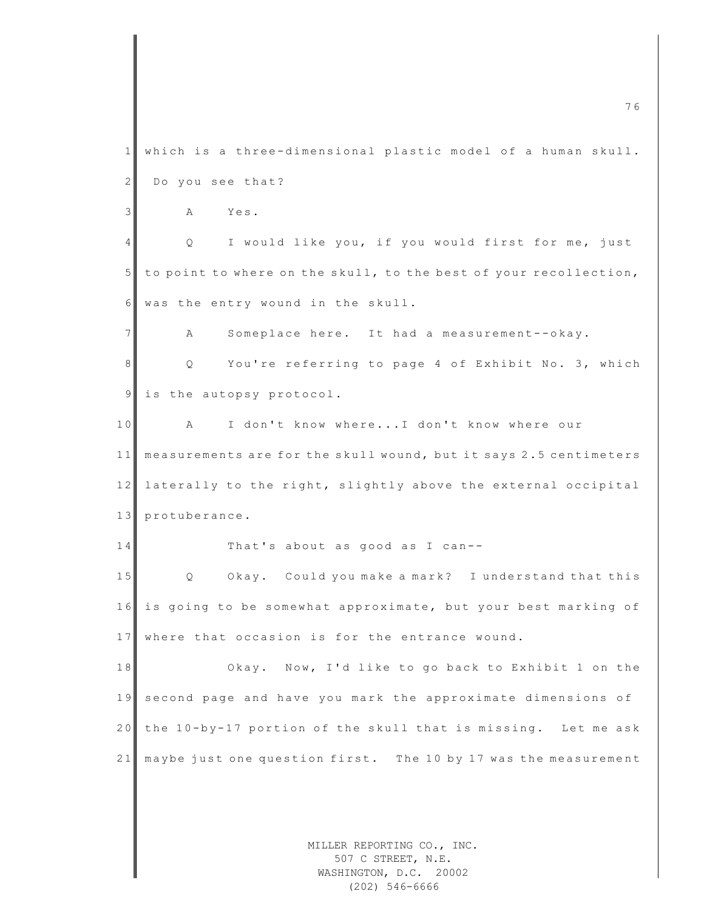which is a three-dimensional plastic model of a human skull. Do you see that?

A Yes.

Q I would like you, if you would first for me, just to point to where on the skull, to the best of your recollection, was the entry wound in the skull.

A Someplace here. It had a measurement--okay.

Q You're referring to page 4 of Exhibit No. 3, which is the autopsy protocol.

A I don't know where...I don't know where our measurements are for the skull wound, but it says 2.5 centimeters laterally to the right, slightly above the external occipital protuberance.

That's about as good as I can--

Q Okay. Could you make a mark? I understand that this is going to be somewhat approximate, but your best marking of where that occasion is for the entrance wound.

Okay. Now, I'd like to go back to Exhibit 1 on the second page and have you mark the approximate dimensions of the 10-by-17 portion of the skull that is missing. Let me ask maybe just one question first. The 10 by 17 was the measurement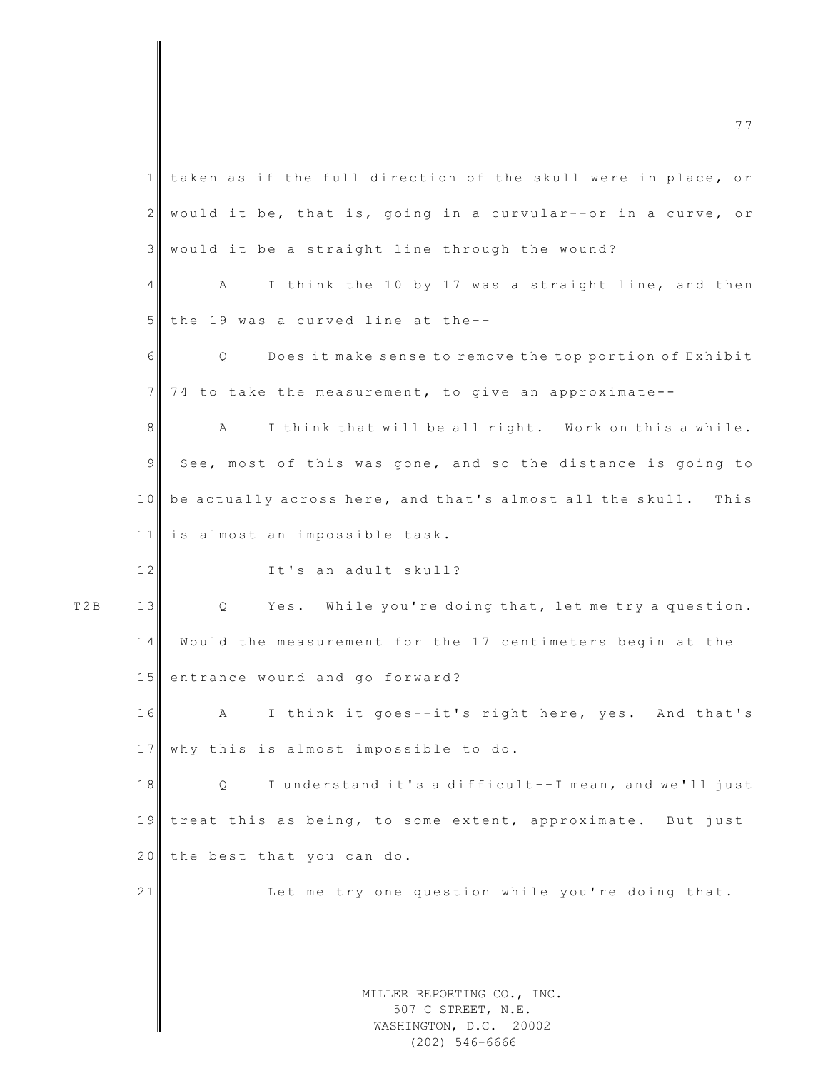taken as if the full direction of the skull were in place, or would it be, that is, going in a curvular--or in a curve, or would it be a straight line through the wound?

A I think the 10 by 17 was a straight line, and then the 19 was a curved line at the--

Q Does it make sense to remove the top portion of Exhibit 74 to take the measurement, to give an approximate--

A I think that will be all right. Work on this a while. See, most of this was gone, and so the distance is going to be actually across here, and that's almost all the skull. This is almost an impossible task.

It's an adult skull?

T2B

Q Yes. While you're doing that, let me try a question. Would the measurement for the 17 centimeters begin at the entrance wound and go forward?

A I think it goes--it's right here, yes. And that's why this is almost impossible to do.

Q I understand it's a difficult--I mean, and we'll just treat this as being, to some extent, approximate. But just the best that you can do.

Let me try one question while you're doing that.

MILLER REPORTING CO., INC.
507 C STREET, N.E.
WASHINGTON, D.C. 20002
(202) 546-6666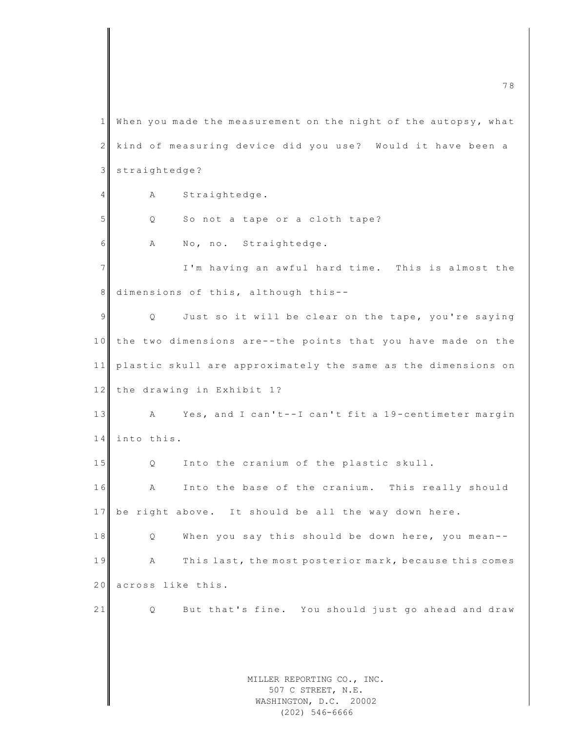When you made the measurement on the night of the autopsy, what kind of measuring device did you use? Would it have been a straightedge?

A Straightedge.

Q So not a tape or a cloth tape?

A No, no. Straightedge.

I'm having an awful hard time. This is almost the dimensions of this, although this--

Q Just so it will be clear on the tape, you're saying the two dimensions are--the points that you have made on the plastic skull are approximately the same as the dimensions on the drawing in Exhibit 1?

A Yes, and I can't--I can't fit a 19-centimeter margin into this.

Q Into the cranium of the plastic skull.

A Into the base of the cranium. This really should be right above. It should be all the way down here.

Q When you say this should be down here, you mean--

A This last, the most posterior mark, because this comes across like this.

Q But that's fine. You should just go ahead and draw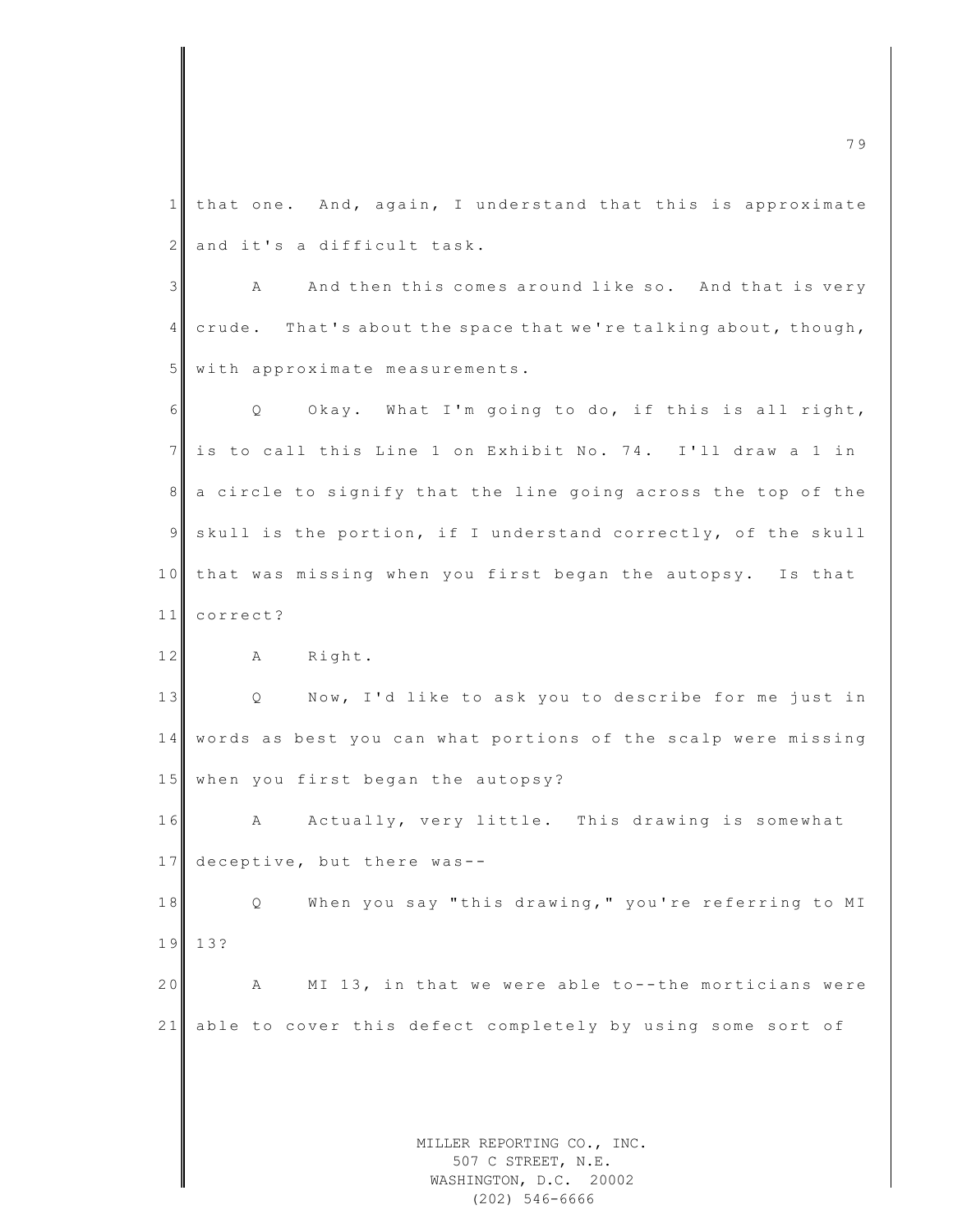that one. And, again, I understand that this is approximate and it's a difficult task.

A And then this comes around like so. And that is very crude. That's about the space that we're talking about, though, with approximate measurements.

Q Okay. What I'm going to do, if this is all right, is to call this Line 1 on Exhibit No. 74. I'll draw a 1 in a circle to signify that the line going across the top of the skull is the portion, if I understand correctly, of the skull that was missing when you first began the autopsy. Is that correct?

A Right.

Q Now, I'd like to ask you to describe for me just in words as best you can what portions of the scalp were missing when you first began the autopsy?

A Actually, very little. This drawing is somewhat deceptive, but there was--

Q When you say "this drawing," you're referring to MI 13?

A MI 13, in that we were able to--the morticians were able to cover this defect completely by using some sort of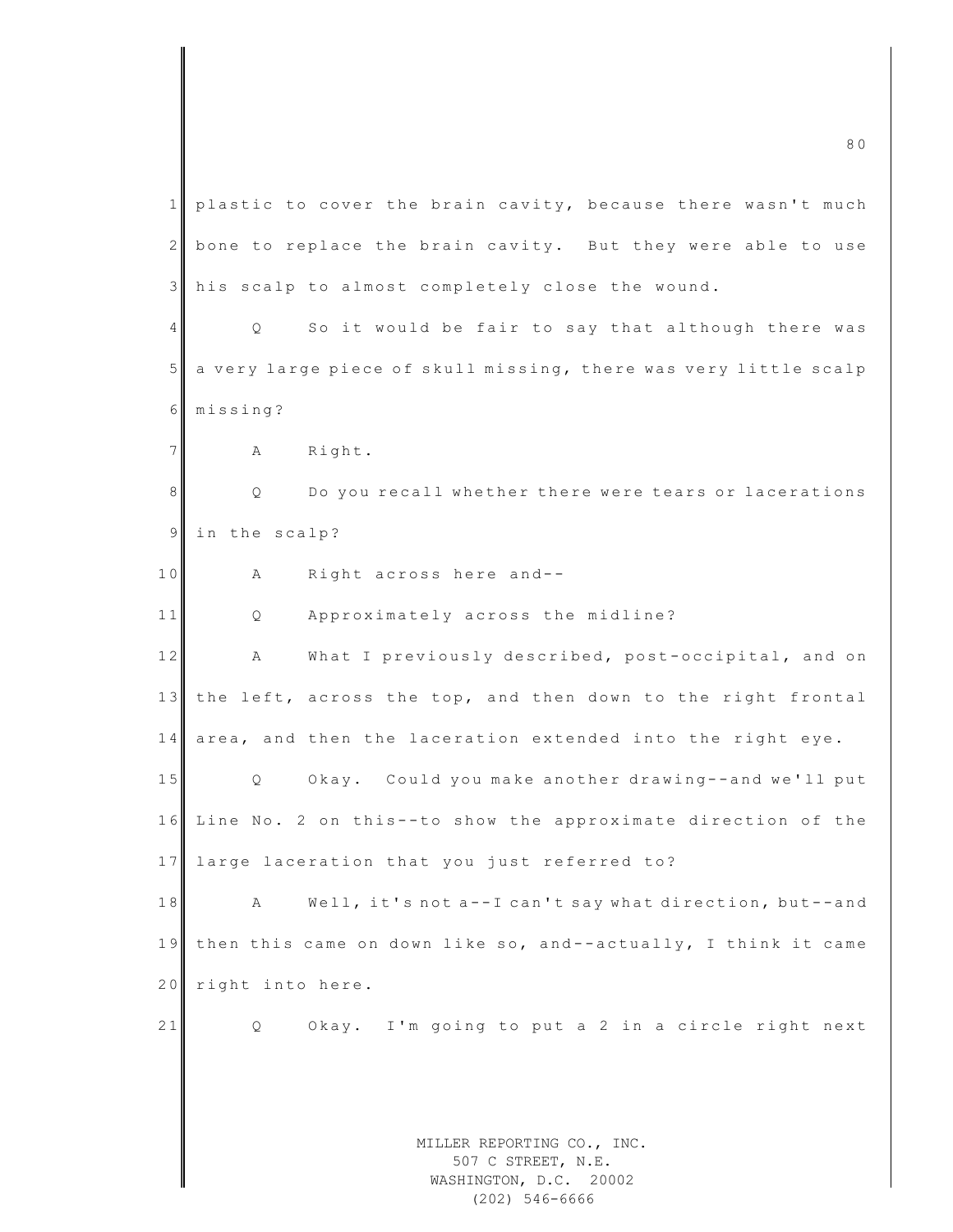plastic to cover the brain cavity, because there wasn't much bone to replace the brain cavity. But they were able to use his scalp to almost completely close the wound.

Q So it would be fair to say that although there was a very large piece of skull missing, there was very little scalp missing?

A Right.

Q Do you recall whether there were tears or lacerations in the scalp?

A Right across here and--

Q Approximately across the midline?

A What I previously described, post-occipital, and on the left, across the top, and then down to the right frontal area, and then the laceration extended into the right eye.

Q Okay. Could you make another drawing--and we'll put Line No. 2 on this--to show the approximate direction of the large laceration that you just referred to?

A Well, it's not a--I can't say what direction, but--and then this came on down like so, and--actually, I think it came right into here.

Q Okay. I'm going to put a 2 in a circle right next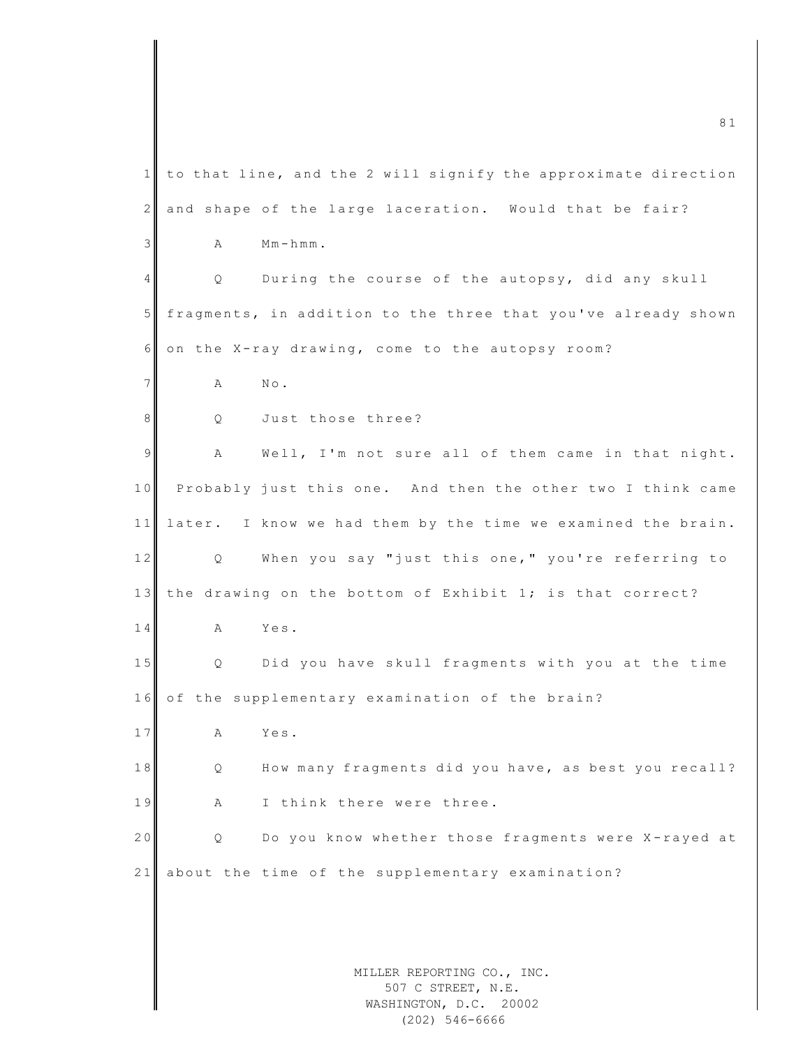to that line, and the 2 will signify the approximate direction and shape of the large laceration. Would that be fair?

A Mm-hmm.

Q During the course of the autopsy, did any skull fragments, in addition to the three that you've already shown on the X-ray drawing, come to the autopsy room?

A No.

Q Just those three?

A Well, I'm not sure all of them came in that night. Probably just this one. And then the other two I think came later. I know we had them by the time we examined the brain.

Q When you say "just this one," you're referring to the drawing on the bottom of Exhibit 1; is that correct?

A Yes.

Q Did you have skull fragments with you at the time of the supplementary examination of the brain?

A Yes.

Q How many fragments did you have, as best you recall?

A I think there were three.

Q Do you know whether those fragments were X-rayed at about the time of the supplementary examination?

MILLER REPORTING CO., INC.
507 C STREET, N.E.
WASHINGTON, D.C. 20002
(202) 546-6666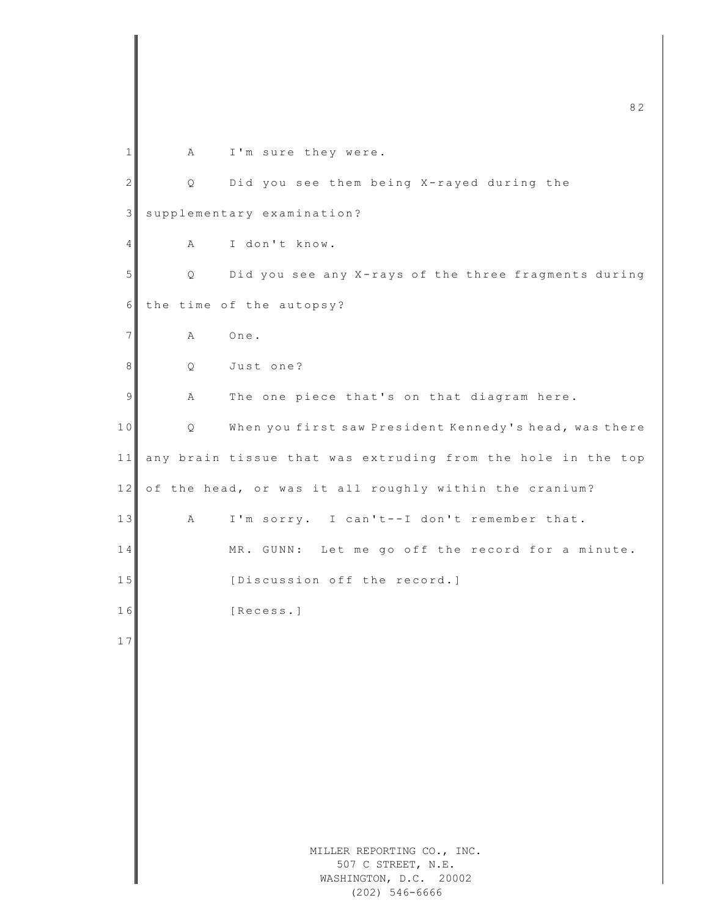A I'm sure they were.

Q Did you see them being X-rayed during the supplementary examination?

A I don't know.

Q Did you see any X-rays of the three fragments during the time of the autopsy?

A One.

Q Just one?

A The one piece that's on that diagram here.

Q When you first saw President Kennedy's head, was there any brain tissue that was extruding from the hole in the top of the head, or was it all roughly within the cranium?

A I'm sorry. I can't--I don't remember that.

MR. GUNN: Let me go off the record for a minute.

[Discussion off the record.]

[Recess.]

MILLER REPORTING CO., INC.
507 C STREET, N.E.
WASHINGTON, D.C. 20002
(202) 546-6666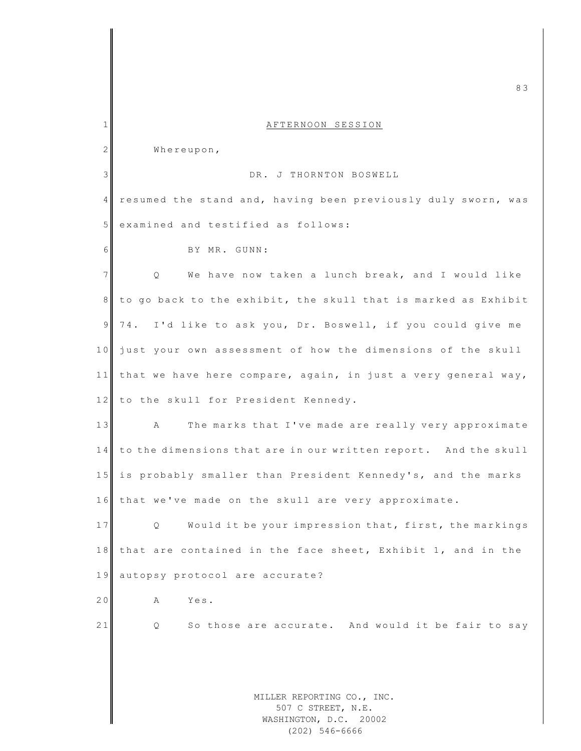## AFTERNOON SESSION

Whereupon,

DR. J THORNTON BOSWELL

resumed the stand and, having been previously duly sworn, was examined and testified as follows:

BY MR. GUNN:

Q We have now taken a lunch break, and I would like to go back to the exhibit, the skull that is marked as Exhibit 74. I'd like to ask you, Dr. Boswell, if you could give me just your own assessment of how the dimensions of the skull that we have here compare, again, in just a very general way, to the skull for President Kennedy.

A The marks that I've made are really very approximate to the dimensions that are in our written report. And the skull is probably smaller than President Kennedy's, and the marks that we've made on the skull are very approximate.

Q Would it be your impression that, first, the markings that are contained in the face sheet, Exhibit 1, and in the autopsy protocol are accurate?

A Yes.

Q So those are accurate. And would it be fair to say

MILLER REPORTING CO., INC.
507 C STREET, N.E.
WASHINGTON, D.C. 20002
(202) 546-6666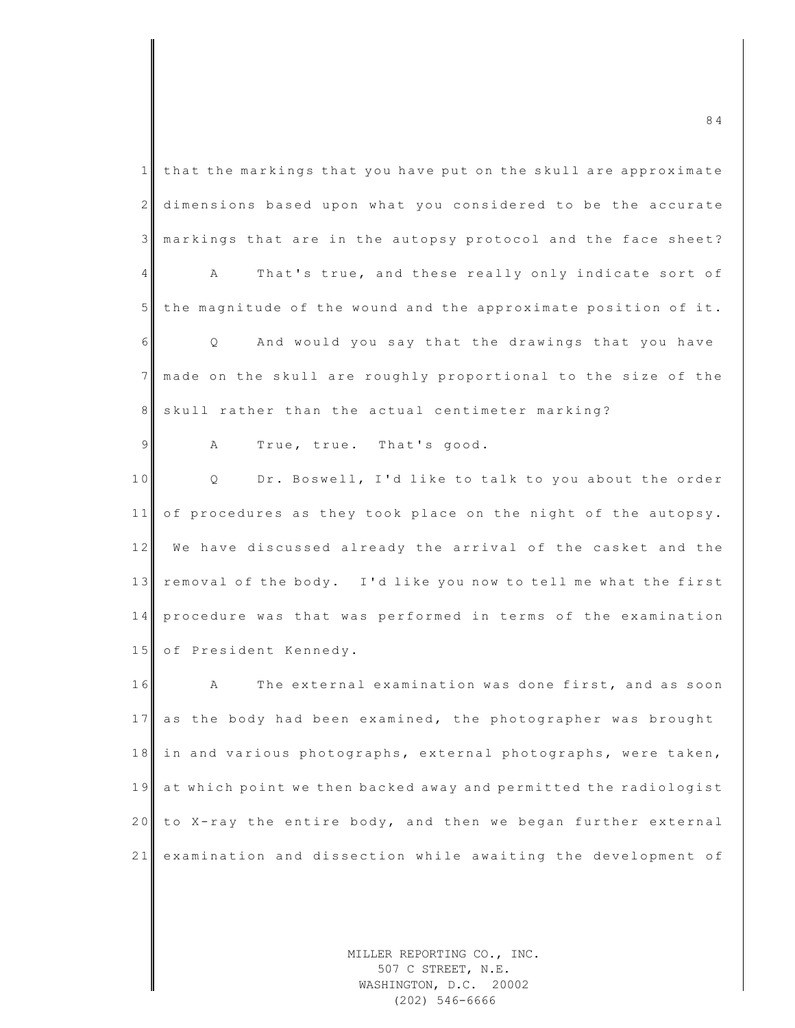that the markings that you have put on the skull are approximate dimensions based upon what you considered to be the accurate markings that are in the autopsy protocol and the face sheet?

A That's true, and these really only indicate sort of the magnitude of the wound and the approximate position of it.

Q And would you say that the drawings that you have made on the skull are roughly proportional to the size of the skull rather than the actual centimeter marking?

A True, true. That's good.

Q Dr. Boswell, I'd like to talk to you about the order of procedures as they took place on the night of the autopsy. We have discussed already the arrival of the casket and the removal of the body. I'd like you now to tell me what the first procedure was that was performed in terms of the examination of President Kennedy.

A The external examination was done first, and as soon as the body had been examined, the photographer was brought in and various photographs, external photographs, were taken, at which point we then backed away and permitted the radiologist to X-ray the entire body, and then we began further external examination and dissection while awaiting the development of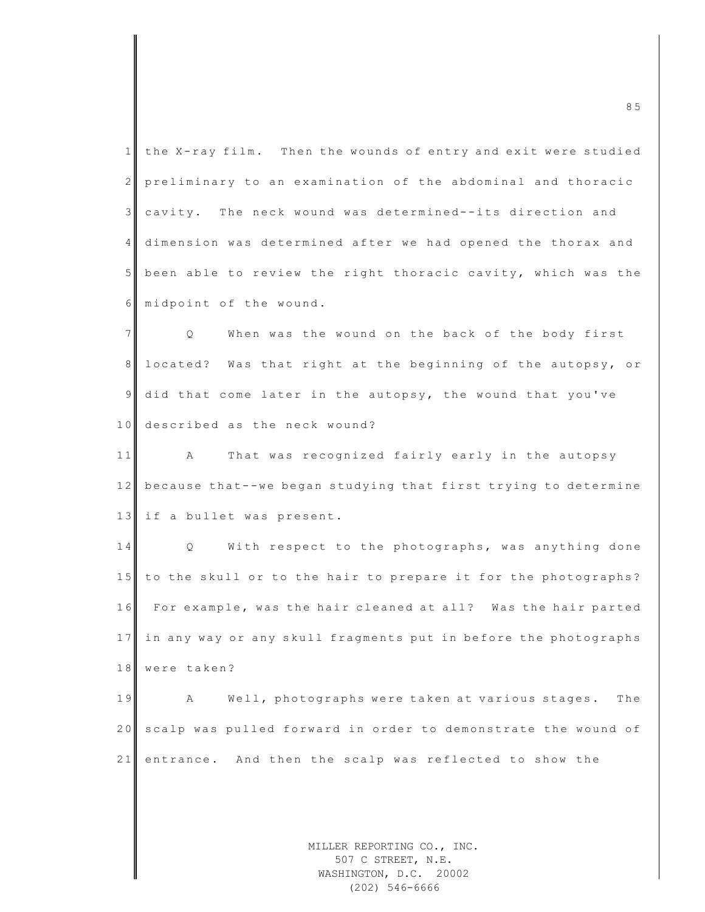the X-ray film. Then the wounds of entry and exit were studied preliminary to an examination of the abdominal and thoracic cavity. The neck wound was determined--its direction and dimension was determined after we had opened the thorax and been able to review the right thoracic cavity, which was the midpoint of the wound.

Q When was the wound on the back of the body first located? Was that right at the beginning of the autopsy, or did that come later in the autopsy, the wound that you've described as the neck wound?

A That was recognized fairly early in the autopsy because that--we began studying that first trying to determine if a bullet was present.

Q With respect to the photographs, was anything done to the skull or to the hair to prepare it for the photographs? For example, was the hair cleaned at all? Was the hair parted in any way or any skull fragments put in before the photographs were taken?

A Well, photographs were taken at various stages. The scalp was pulled forward in order to demonstrate the wound of entrance. And then the scalp was reflected to show the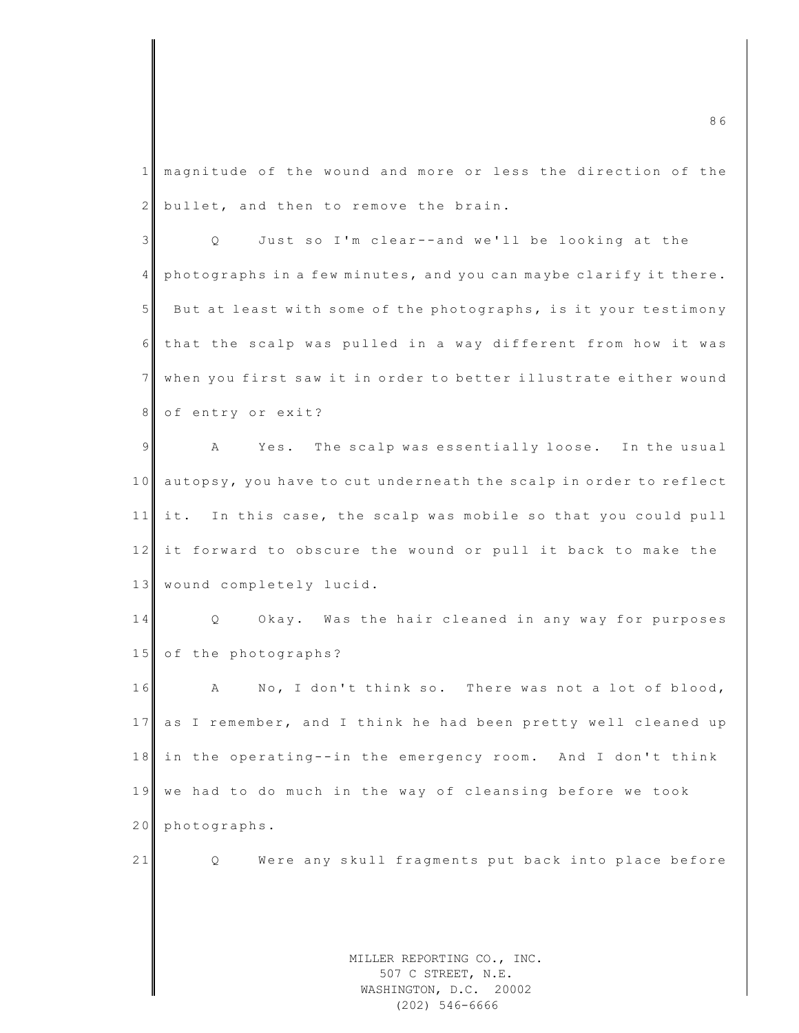magnitude of the wound and more or less the direction of the bullet, and then to remove the brain.

Q Just so I'm clear--and we'll be looking at the photographs in a few minutes, and you can maybe clarify it there. But at least with some of the photographs, is it your testimony that the scalp was pulled in a way different from how it was when you first saw it in order to better illustrate either wound of entry or exit?

A Yes. The scalp was essentially loose. In the usual autopsy, you have to cut underneath the scalp in order to reflect it. In this case, the scalp was mobile so that you could pull it forward to obscure the wound or pull it back to make the wound completely lucid.

Q Okay. Was the hair cleaned in any way for purposes of the photographs?

A No, I don't think so. There was not a lot of blood, as I remember, and I think he had been pretty well cleaned up in the operating--in the emergency room. And I don't think we had to do much in the way of cleansing before we took photographs.

Q Were any skull fragments put back into place before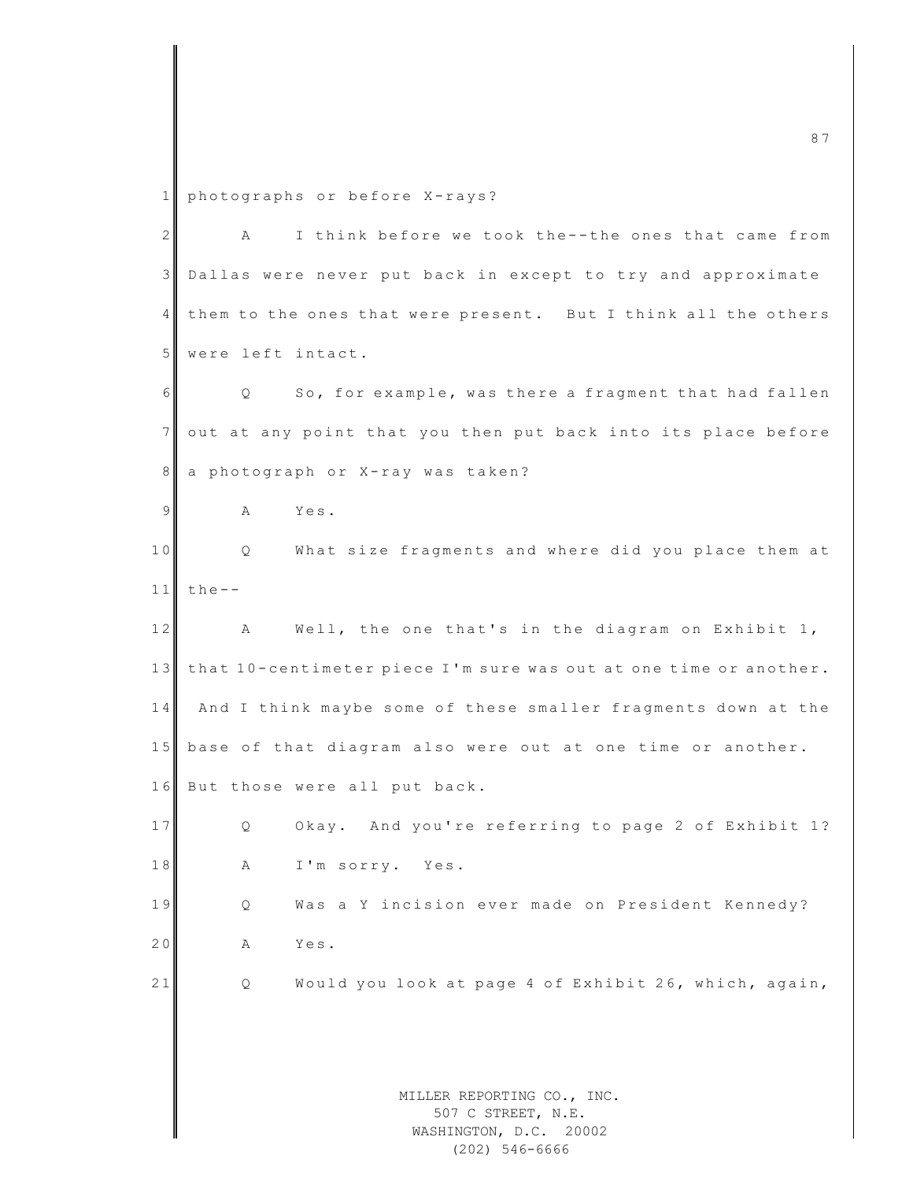photographs or before X-rays?

A I think before we took the--the ones that came from Dallas were never put back in except to try and approximate them to the ones that were present. But I think all the others were left intact.

Q So, for example, was there a fragment that had fallen out at any point that you then put back into its place before a photograph or X-ray was taken?

A Yes.

Q What size fragments and where did you place them at the--

A Well, the one that's in the diagram on Exhibit 1, that 10-centimeter piece I'm sure was out at one time or another. And I think maybe some of these smaller fragments down at the base of that diagram also were out at one time or another. But those were all put back.

Q Okay. And you're referring to page 2 of Exhibit 1?

A I'm sorry. Yes.

Q Was a Y incision ever made on President Kennedy?

A Yes.

Q Would you look at page 4 of Exhibit 26, which, again,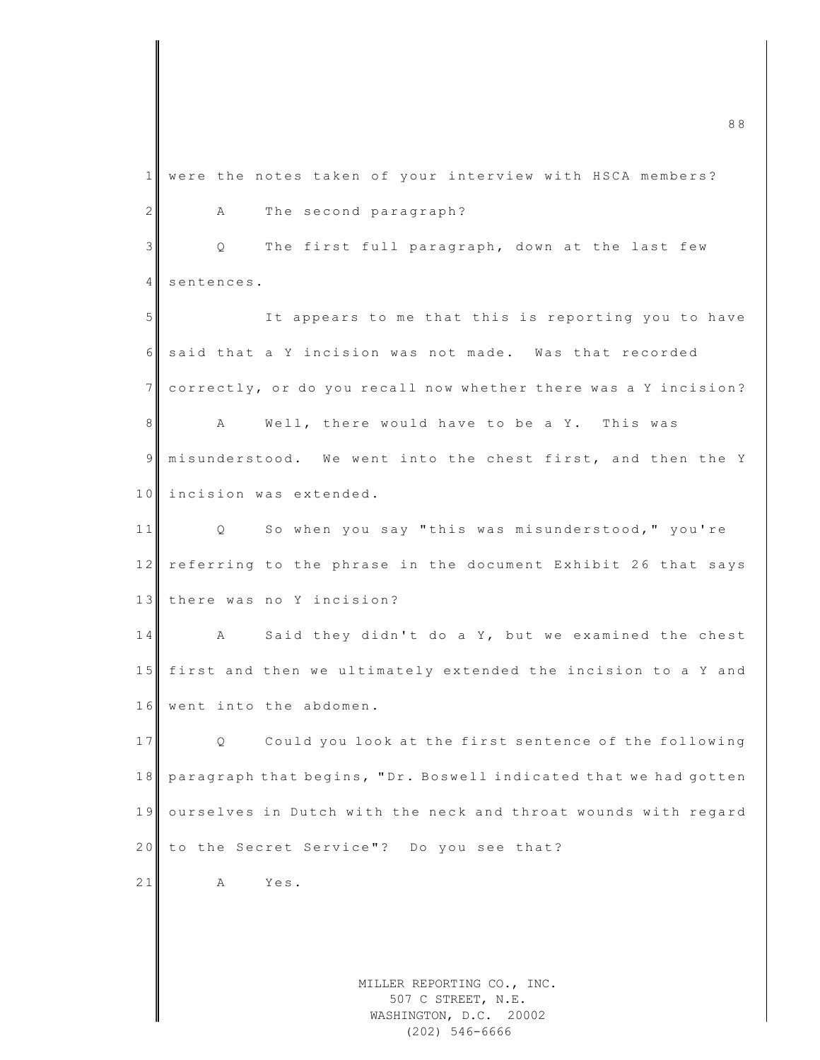were the notes taken of your interview with HSCA members?

A The second paragraph?

Q The first full paragraph, down at the last few sentences.

It appears to me that this is reporting you to have said that a Y incision was not made. Was that recorded correctly, or do you recall now whether there was a Y incision?

A Well, there would have to be a Y. This was misunderstood. We went into the chest first, and then the Y incision was extended.

Q So when you say "this was misunderstood," you're referring to the phrase in the document Exhibit 26 that says there was no Y incision?

A Said they didn't do a Y, but we examined the chest first and then we ultimately extended the incision to a Y and went into the abdomen.

Q Could you look at the first sentence of the following paragraph that begins, "Dr. Boswell indicated that we had gotten ourselves in Dutch with the neck and throat wounds with regard to the Secret Service"? Do you see that?

A Yes.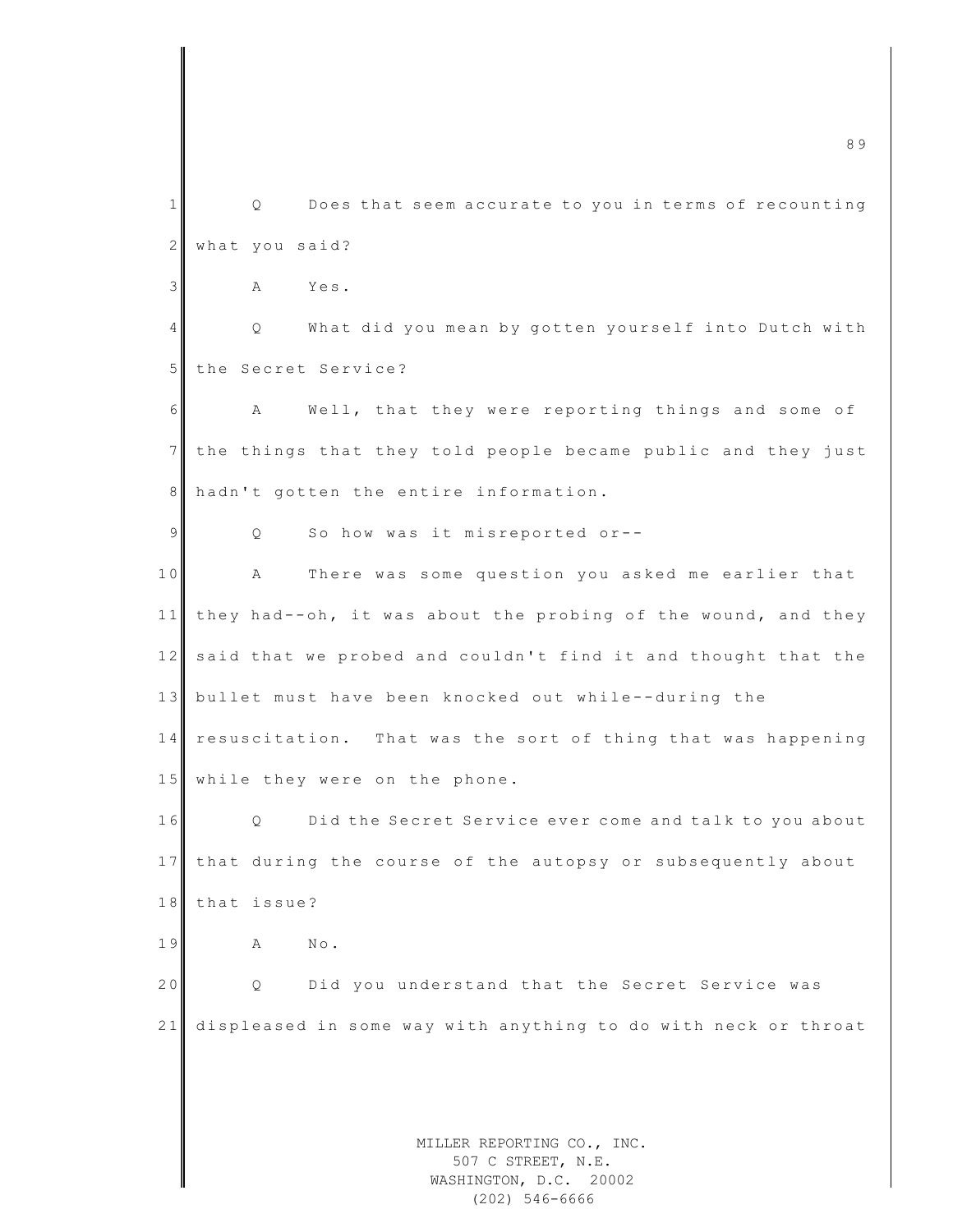Q Does that seem accurate to you in terms of recounting what you said?

A Yes.

Q What did you mean by gotten yourself into Dutch with the Secret Service?

A Well, that they were reporting things and some of the things that they told people became public and they just hadn't gotten the entire information.

Q So how was it misreported or--

A There was some question you asked me earlier that they had--oh, it was about the probing of the wound, and they said that we probed and couldn't find it and thought that the bullet must have been knocked out while--during the resuscitation. That was the sort of thing that was happening while they were on the phone.

Q Did the Secret Service ever come and talk to you about that during the course of the autopsy or subsequently about that issue?

A No.

Q Did you understand that the Secret Service was displeased in some way with anything to do with neck or throat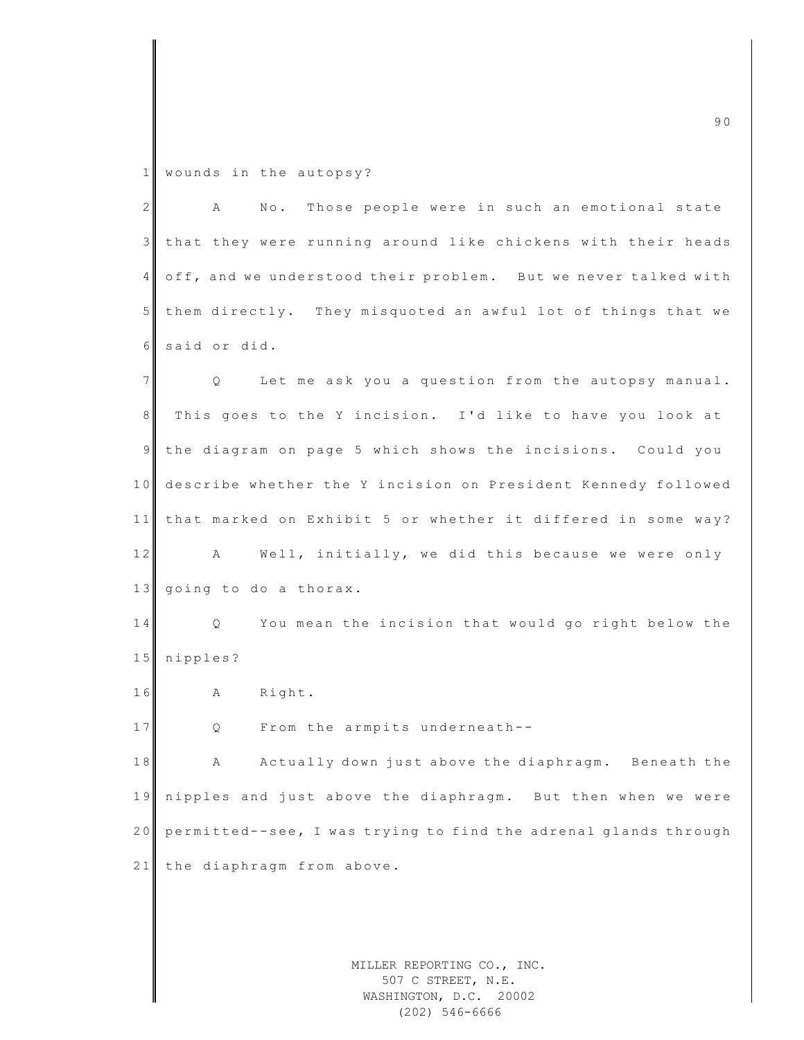wounds in the autopsy?

A No. Those people were in such an emotional state that they were running around like chickens with their heads off, and we understood their problem. But we never talked with them directly. They misquoted an awful lot of things that we said or did.

Q Let me ask you a question from the autopsy manual. This goes to the Y incision. I'd like to have you look at the diagram on page 5 which shows the incisions. Could you describe whether the Y incision on President Kennedy followed that marked on Exhibit 5 or whether it differed in some way?

A Well, initially, we did this because we were only going to do a thorax.

Q You mean the incision that would go right below the nipples?

A Right.

Q From the armpits underneath--

A Actually down just above the diaphragm. Beneath the nipples and just above the diaphragm. But then when we were permitted--see, I was trying to find the adrenal glands through the diaphragm from above.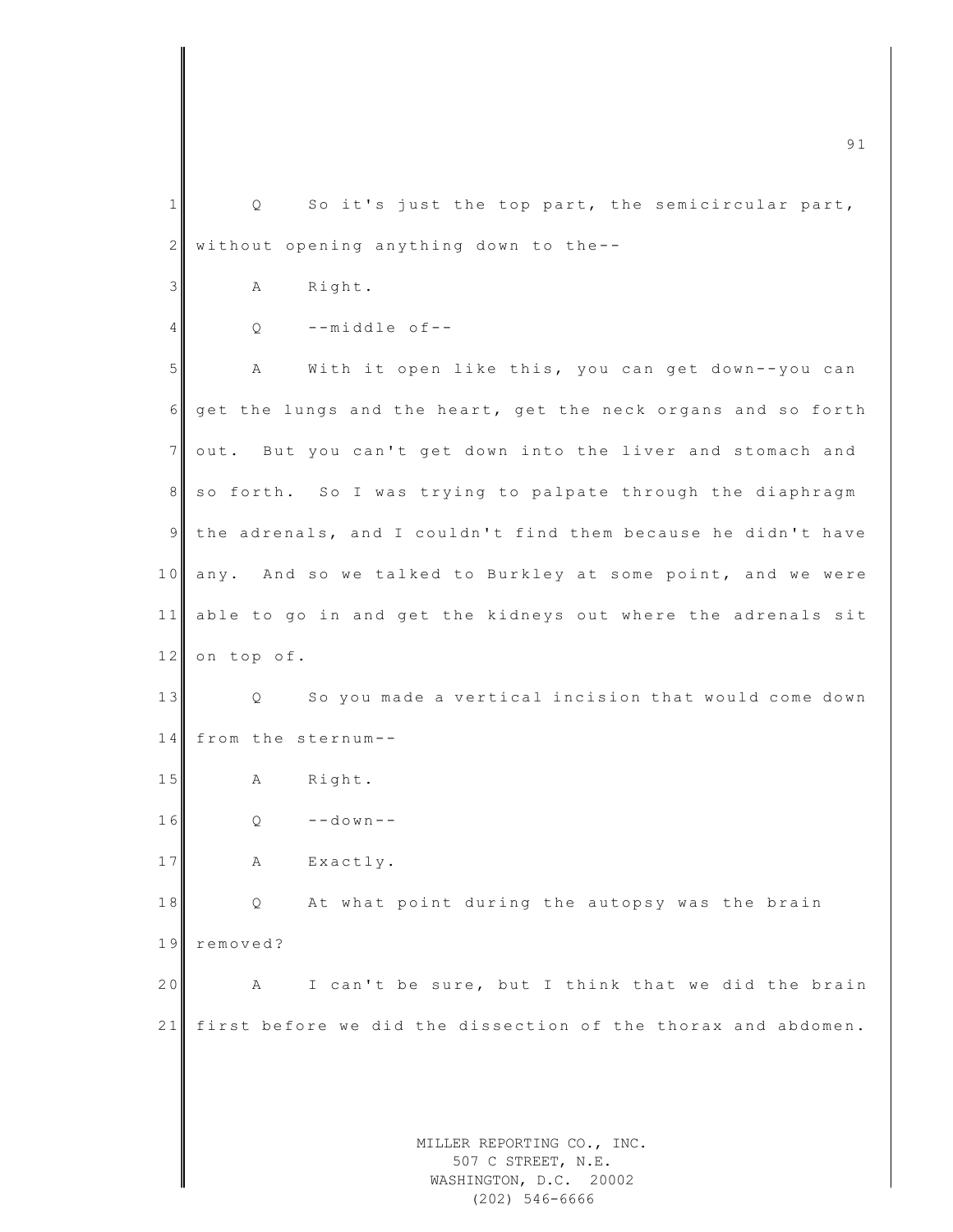Q So it's just the top part, the semicircular part, without opening anything down to the--

A Right.

Q --middle of--

A With it open like this, you can get down--you can get the lungs and the heart, get the neck organs and so forth out. But you can't get down into the liver and stomach and so forth. So I was trying to palpate through the diaphragm the adrenals, and I couldn't find them because he didn't have any. And so we talked to Burkley at some point, and we were able to go in and get the kidneys out where the adrenals sit on top of.

Q So you made a vertical incision that would come down from the sternum--

A Right.

Q --down--

A Exactly.

Q At what point during the autopsy was the brain removed?

A I can't be sure, but I think that we did the brain first before we did the dissection of the thorax and abdomen.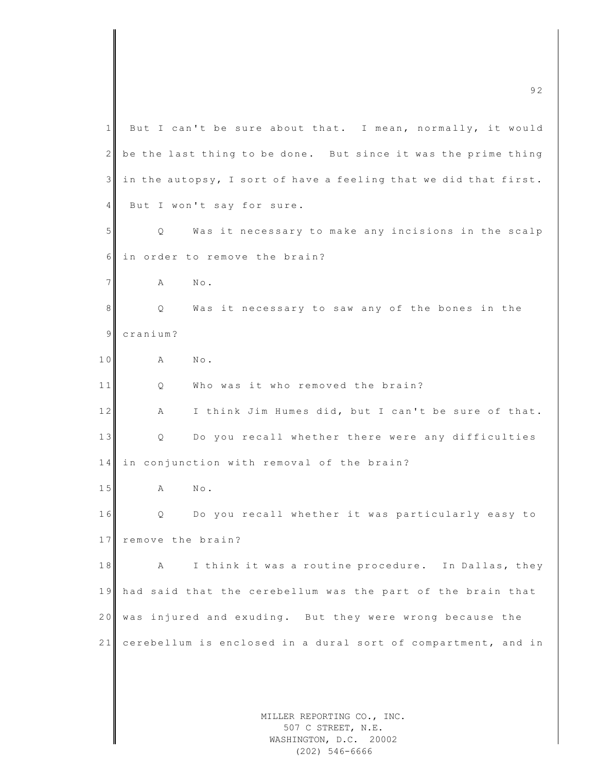But I can't be sure about that. I mean, normally, it would be the last thing to be done. But since it was the prime thing in the autopsy, I sort of have a feeling that we did that first. But I won't say for sure.

Q Was it necessary to make any incisions in the scalp in order to remove the brain?

A No.

Q Was it necessary to saw any of the bones in the cranium?

A No.

Q Who was it who removed the brain?

A I think Jim Humes did, but I can't be sure of that.

Q Do you recall whether there were any difficulties in conjunction with removal of the brain?

A No.

Q Do you recall whether it was particularly easy to remove the brain?

A I think it was a routine procedure. In Dallas, they had said that the cerebellum was the part of the brain that was injured and exuding. But they were wrong because the cerebellum is enclosed in a dural sort of compartment, and in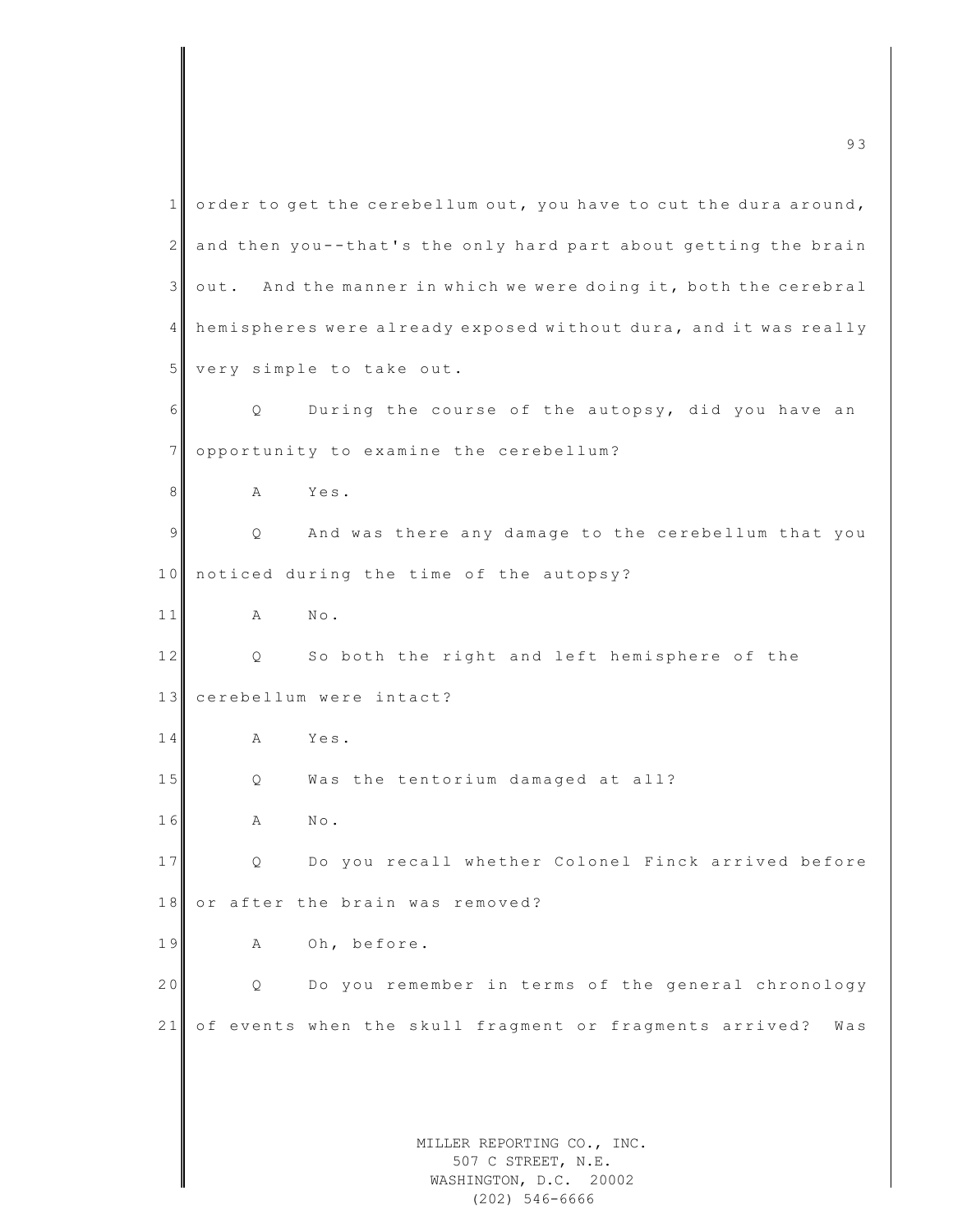order to get the cerebellum out, you have to cut the dura around, and then you--that's the only hard part about getting the brain out. And the manner in which we were doing it, both the cerebral hemispheres were already exposed without dura, and it was really very simple to take out.

Q During the course of the autopsy, did you have an opportunity to examine the cerebellum?

A Yes.

Q And was there any damage to the cerebellum that you noticed during the time of the autopsy?

A No.

Q So both the right and left hemisphere of the cerebellum were intact?

A Yes.

Q Was the tentorium damaged at all?

A No.

Q Do you recall whether Colonel Finck arrived before or after the brain was removed?

A Oh, before.

Q Do you remember in terms of the general chronology of events when the skull fragment or fragments arrived? Was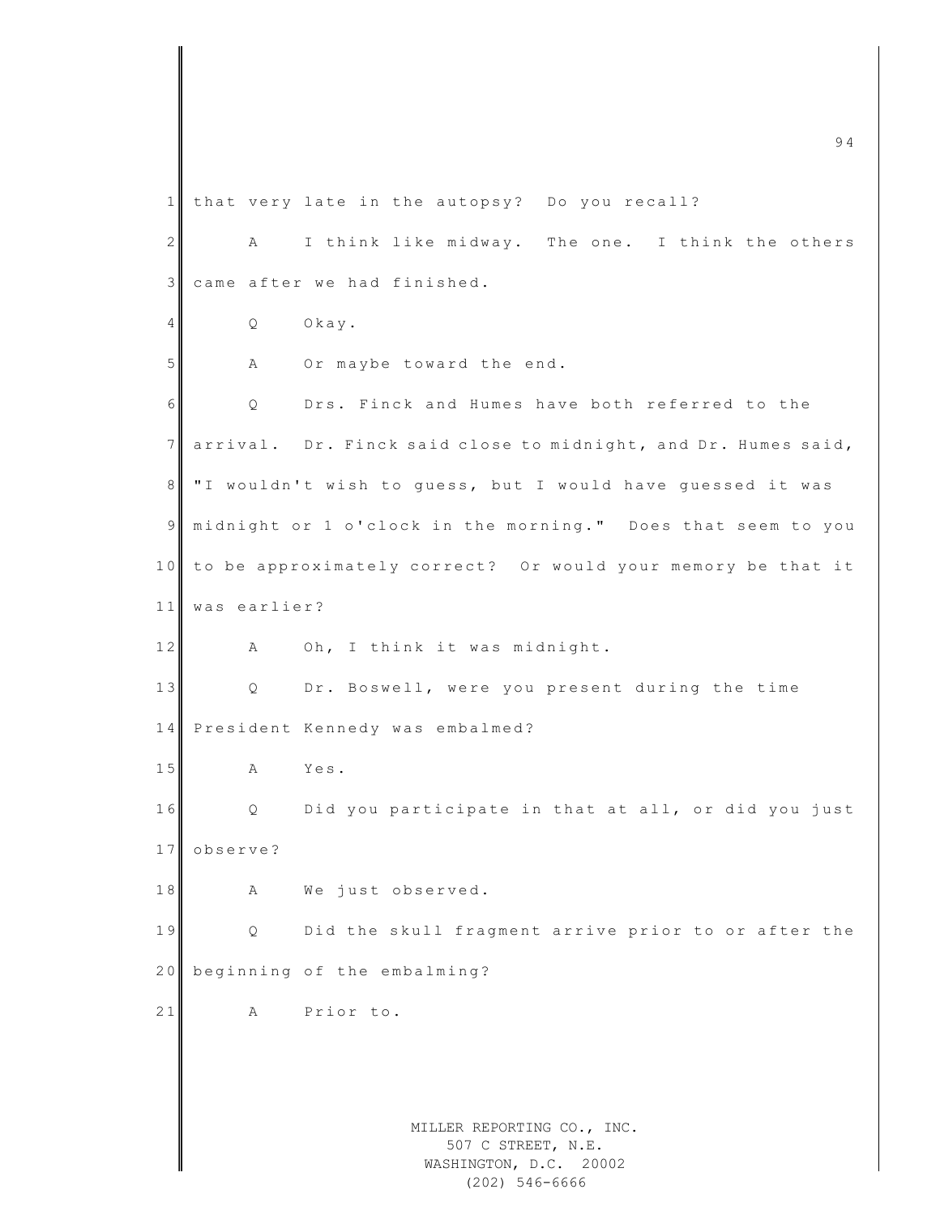that very late in the autopsy? Do you recall?

A I think like midway. The one. I think the others came after we had finished.

Q Okay.

A Or maybe toward the end.

Q Drs. Finck and Humes have both referred to the arrival. Dr. Finck said close to midnight, and Dr. Humes said, "I wouldn't wish to guess, but I would have guessed it was midnight or 1 o'clock in the morning." Does that seem to you to be approximately correct? Or would your memory be that it was earlier?

A Oh, I think it was midnight.

Q Dr. Boswell, were you present during the time President Kennedy was embalmed?

A Yes.

Q Did you participate in that at all, or did you just observe?

A We just observed.

Q Did the skull fragment arrive prior to or after the beginning of the embalming?

A Prior to.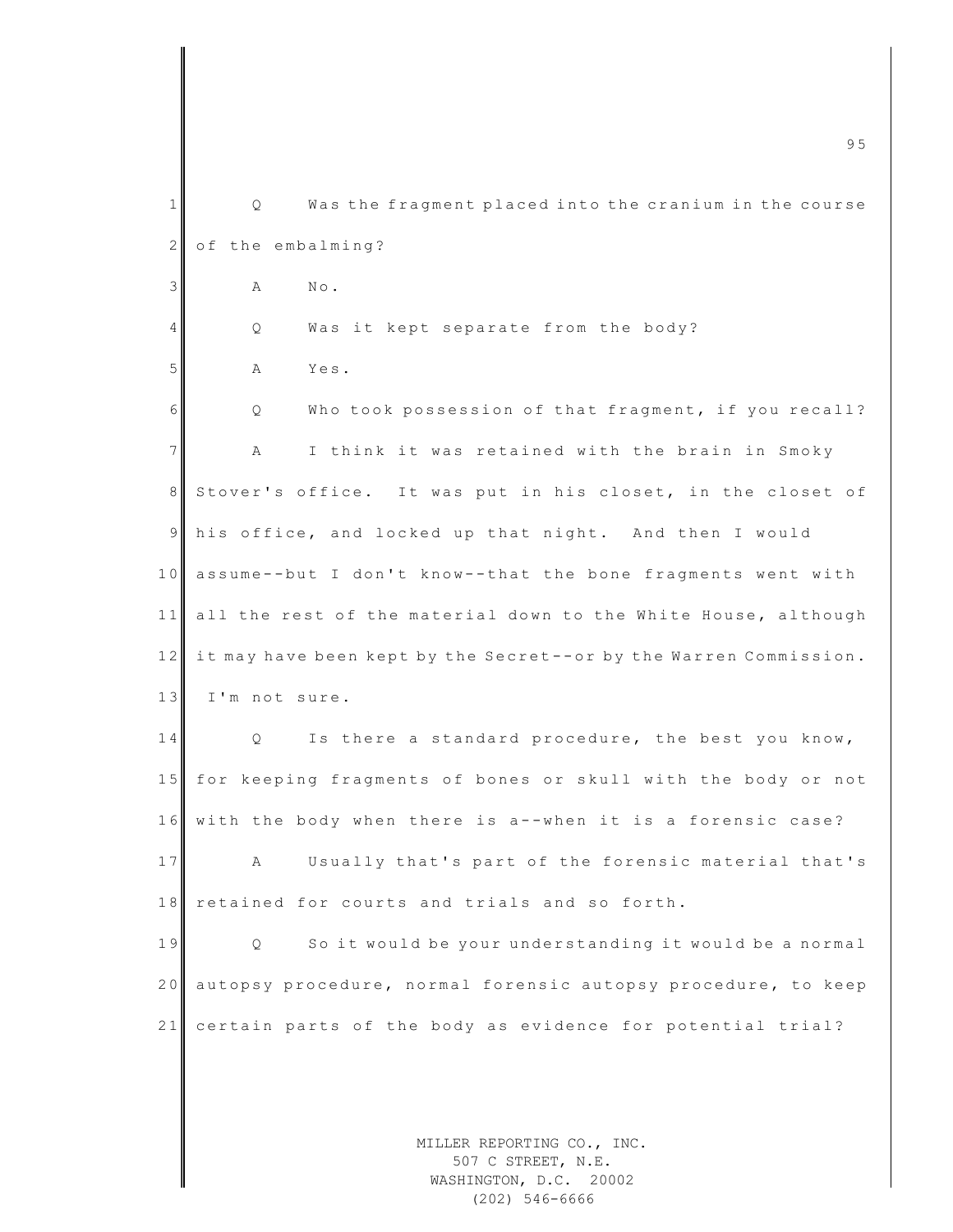Q Was the fragment placed into the cranium in the course of the embalming?

A No.

Q Was it kept separate from the body?

A Yes.

Q Who took possession of that fragment, if you recall?

A I think it was retained with the brain in Smoky Stover's office. It was put in his closet, in the closet of his office, and locked up that night. And then I would assume--but I don't know--that the bone fragments went with all the rest of the material down to the White House, although it may have been kept by the Secret--or by the Warren Commission. I'm not sure.

Q Is there a standard procedure, the best you know, for keeping fragments of bones or skull with the body or not with the body when there is a--when it is a forensic case?

A Usually that's part of the forensic material that's retained for courts and trials and so forth.

Q So it would be your understanding it would be a normal autopsy procedure, normal forensic autopsy procedure, to keep certain parts of the body as evidence for potential trial?

MILLER REPORTING CO., INC.
507 C STREET, N.E.
WASHINGTON, D.C. 20002
(202) 546-6666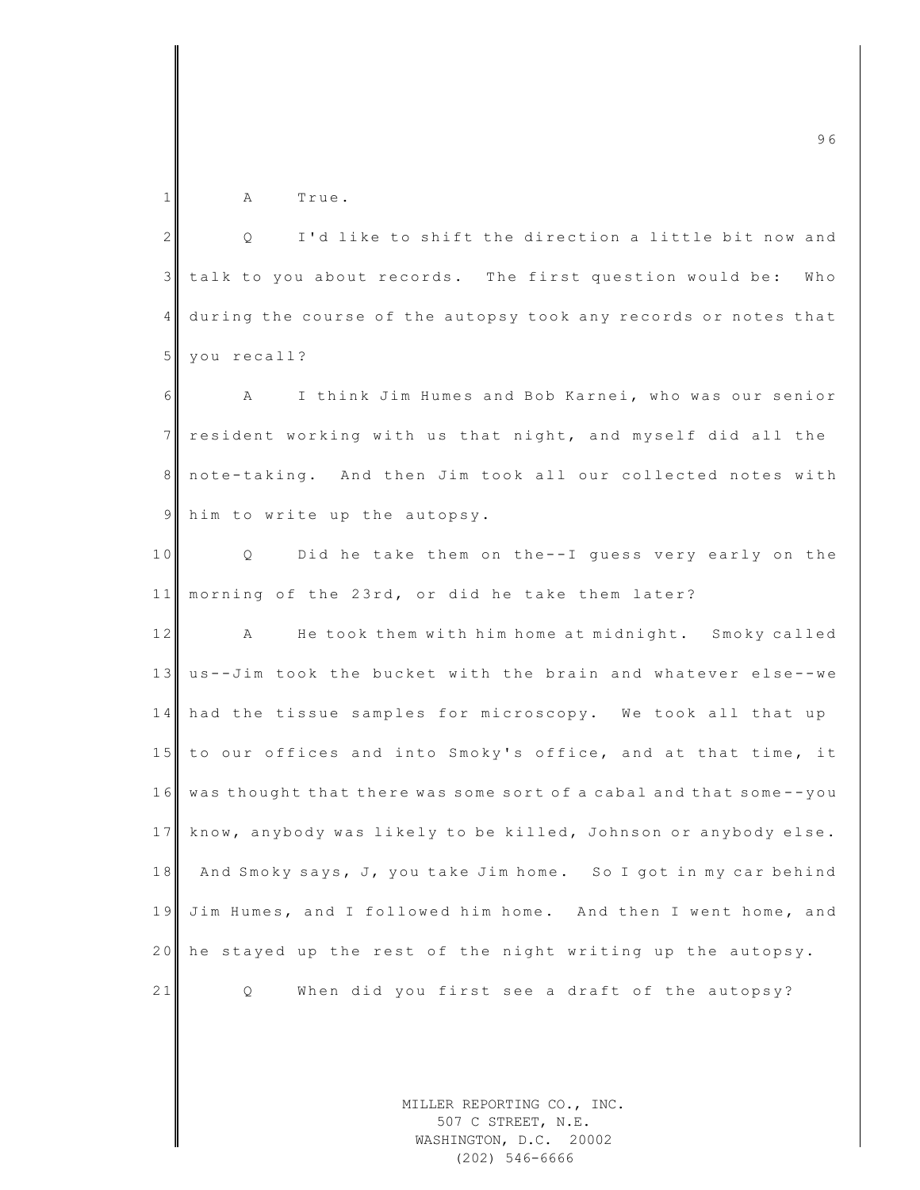A True.

Q I'd like to shift the direction a little bit now and talk to you about records. The first question would be: Who during the course of the autopsy took any records or notes that you recall?

A I think Jim Humes and Bob Karnei, who was our senior resident working with us that night, and myself did all the note-taking. And then Jim took all our collected notes with him to write up the autopsy.

Q Did he take them on the--I guess very early on the morning of the 23rd, or did he take them later?

A He took them with him home at midnight. Smoky called us--Jim took the bucket with the brain and whatever else--we had the tissue samples for microscopy. We took all that up to our offices and into Smoky's office, and at that time, it was thought that there was some sort of a cabal and that some--you know, anybody was likely to be killed, Johnson or anybody else. And Smoky says, J, you take Jim home. So I got in my car behind Jim Humes, and I followed him home. And then I went home, and he stayed up the rest of the night writing up the autopsy.

Q When did you first see a draft of the autopsy?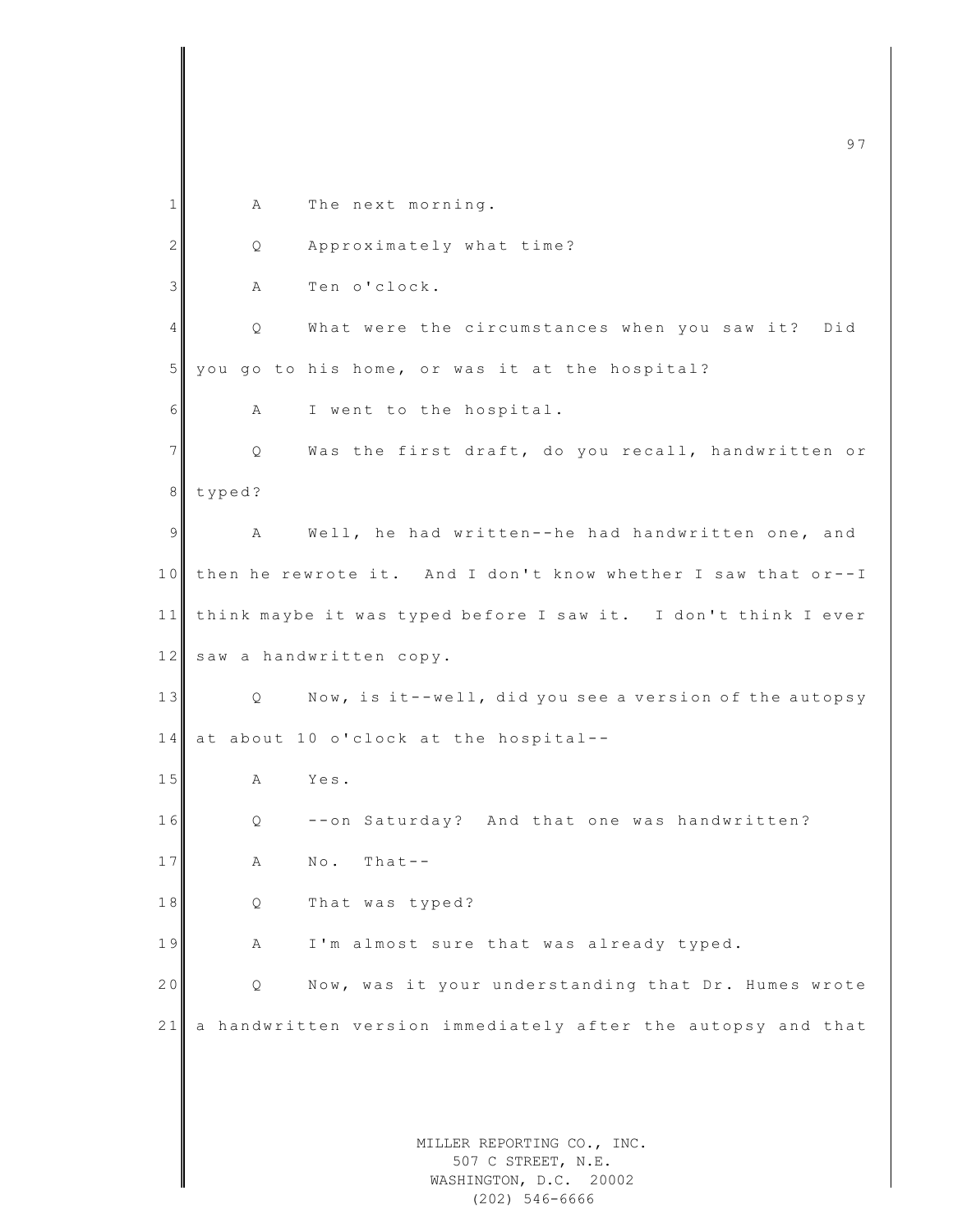A The next morning.

Q Approximately what time?

A Ten o'clock.

Q What were the circumstances when you saw it? Did you go to his home, or was it at the hospital?

A I went to the hospital.

Q Was the first draft, do you recall, handwritten or typed?

A Well, he had written--he had handwritten one, and then he rewrote it. And I don't know whether I saw that or--I think maybe it was typed before I saw it. I don't think I ever saw a handwritten copy.

Q Now, is it--well, did you see a version of the autopsy at about 10 o'clock at the hospital--

A Yes.

Q --on Saturday? And that one was handwritten?

A No. That--

Q That was typed?

A I'm almost sure that was already typed.

Q Now, was it your understanding that Dr. Humes wrote a handwritten version immediately after the autopsy and that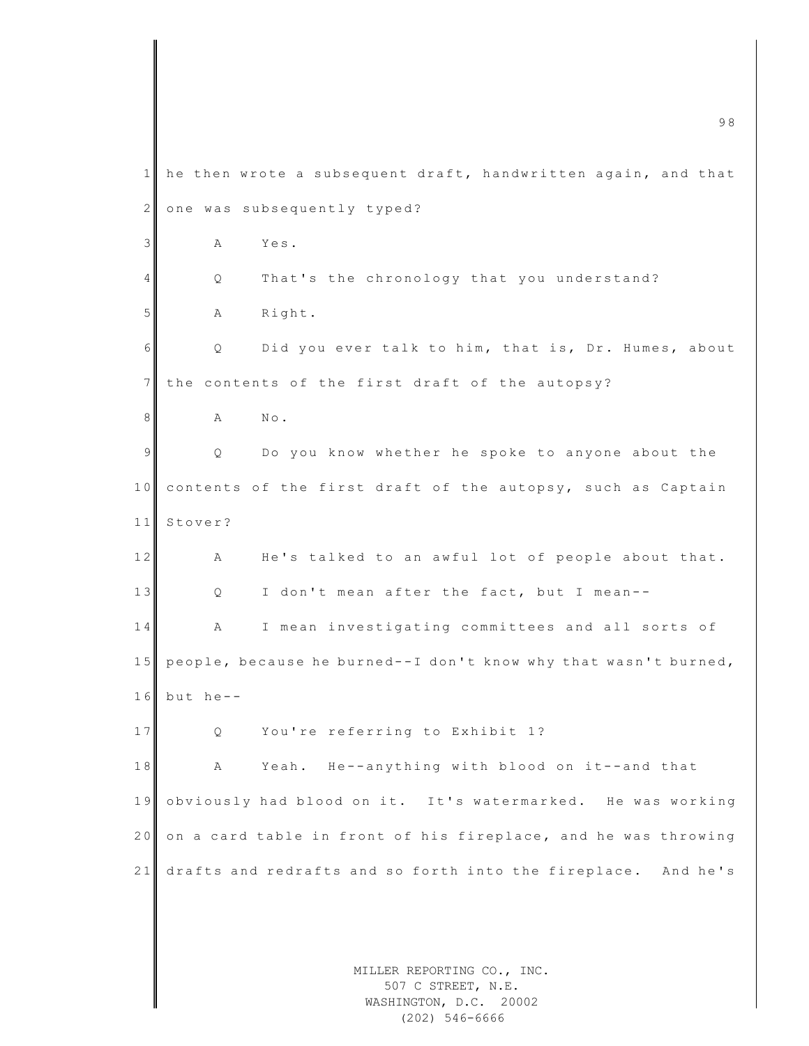he then wrote a subsequent draft, handwritten again, and that one was subsequently typed?

A Yes.

Q That's the chronology that you understand?

A Right.

Q Did you ever talk to him, that is, Dr. Humes, about the contents of the first draft of the autopsy?

A No.

Q Do you know whether he spoke to anyone about the contents of the first draft of the autopsy, such as Captain Stover?

A He's talked to an awful lot of people about that.

Q I don't mean after the fact, but I mean--

A I mean investigating committees and all sorts of people, because he burned--I don't know why that wasn't burned, but he--

Q You're referring to Exhibit 1?

A Yeah. He--anything with blood on it--and that obviously had blood on it. It's watermarked. He was working on a card table in front of his fireplace, and he was throwing drafts and redrafts and so forth into the fireplace. And he's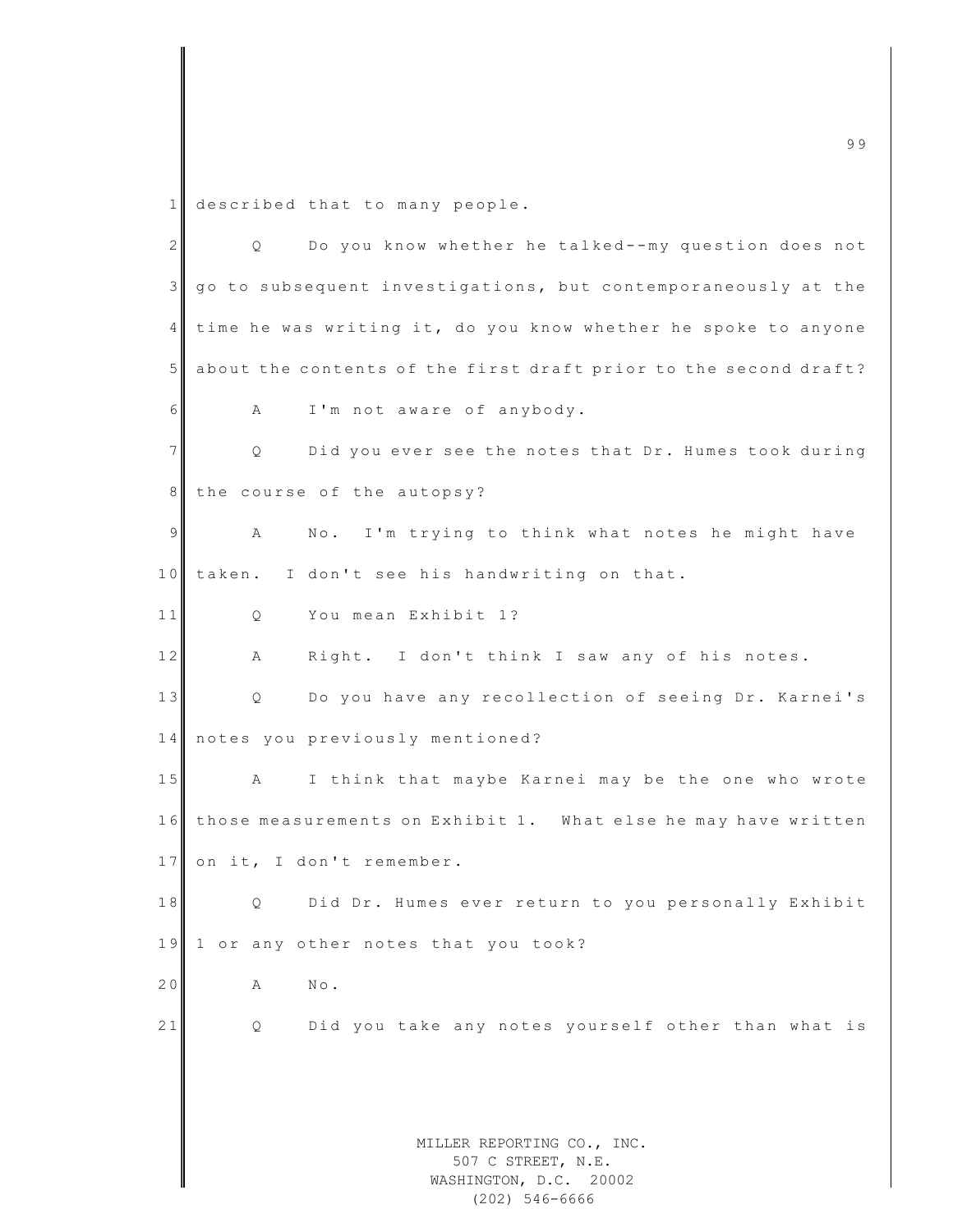1 described that to many people.

2 Q Do you know whether he talked--my question does not

3 go to subsequent investigations, but contemporaneously at the

4 time he was writing it, do you know whether he spoke to anyone

5 about the contents of the first draft prior to the second draft?

6 A I'm not aware of anybody.

7 Q Did you ever see the notes that Dr. Humes took during

8 the course of the autopsy?

9 A No. I'm trying to think what notes he might have

10 taken. I don't see his handwriting on that.

11 Q You mean Exhibit 1?

12 A Right. I don't think I saw any of his notes.

13 Q Do you have any recollection of seeing Dr. Karnei's

14 notes you previously mentioned?

15 A I think that maybe Karnei may be the one who wrote

16 those measurements on Exhibit 1. What else he may have written

17 on it, I don't remember.

18 Q Did Dr. Humes ever return to you personally Exhibit

19 1 or any other notes that you took?

20 A No.

21 Q Did you take any notes yourself other than what is

MILLER REPORTING CO., INC.
507 C STREET, N.E.
WASHINGTON, D.C. 20002
(202) 546-6666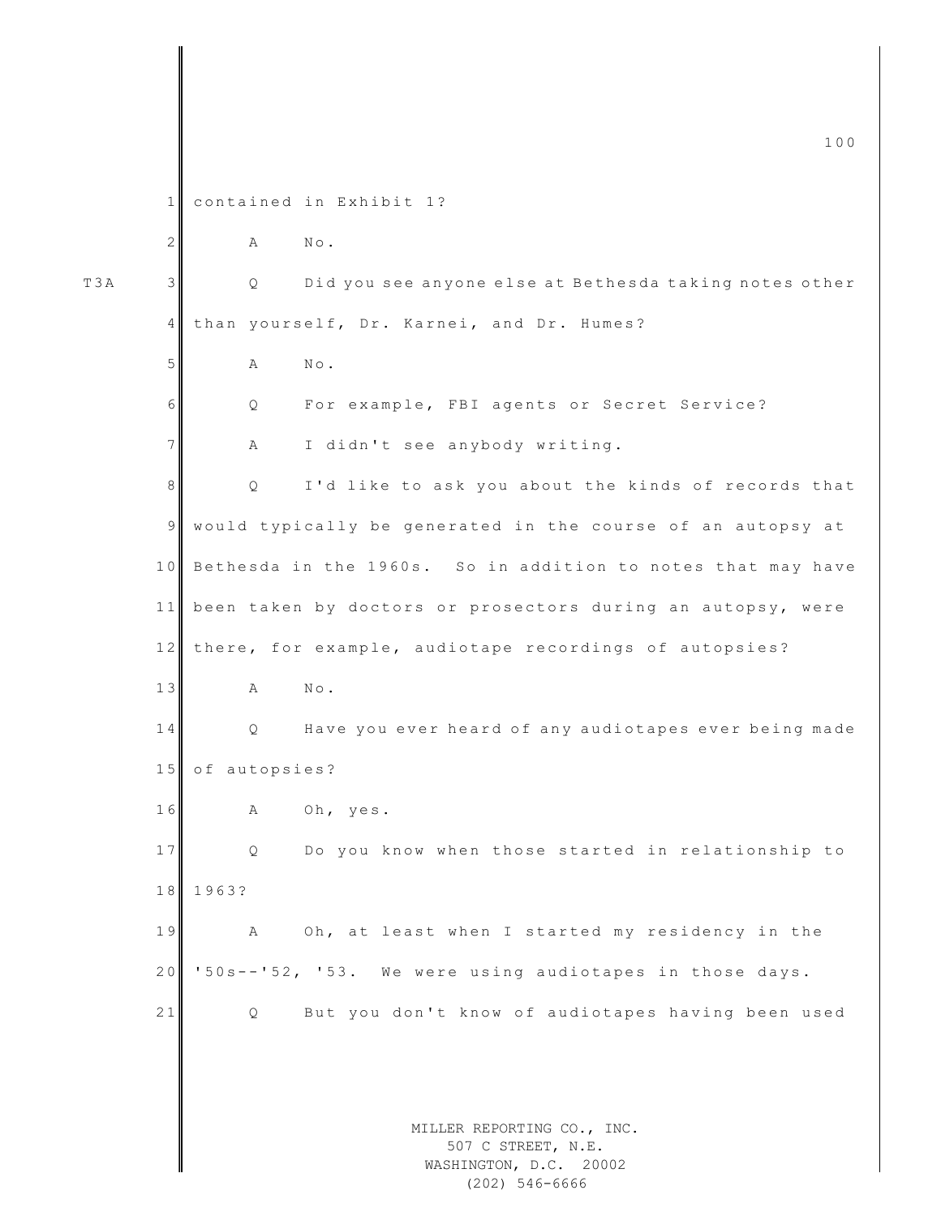contained in Exhibit 1?

A No.

T3A Q Did you see anyone else at Bethesda taking notes other than yourself, Dr. Karnei, and Dr. Humes?

A No.

Q For example, FBI agents or Secret Service?

A I didn't see anybody writing.

Q I'd like to ask you about the kinds of records that would typically be generated in the course of an autopsy at Bethesda in the 1960s. So in addition to notes that may have been taken by doctors or prosectors during an autopsy, were there, for example, audiotape recordings of autopsies?

A No.

Q Have you ever heard of any audiotapes ever being made of autopsies?

A Oh, yes.

Q Do you know when those started in relationship to 1963?

A Oh, at least when I started my residency in the '50s--'52, '53. We were using audiotapes in those days.

Q But you don't know of audiotapes having been used

MILLER REPORTING CO., INC.
507 C STREET, N.E.
WASHINGTON, D.C. 20002
(202) 546-6666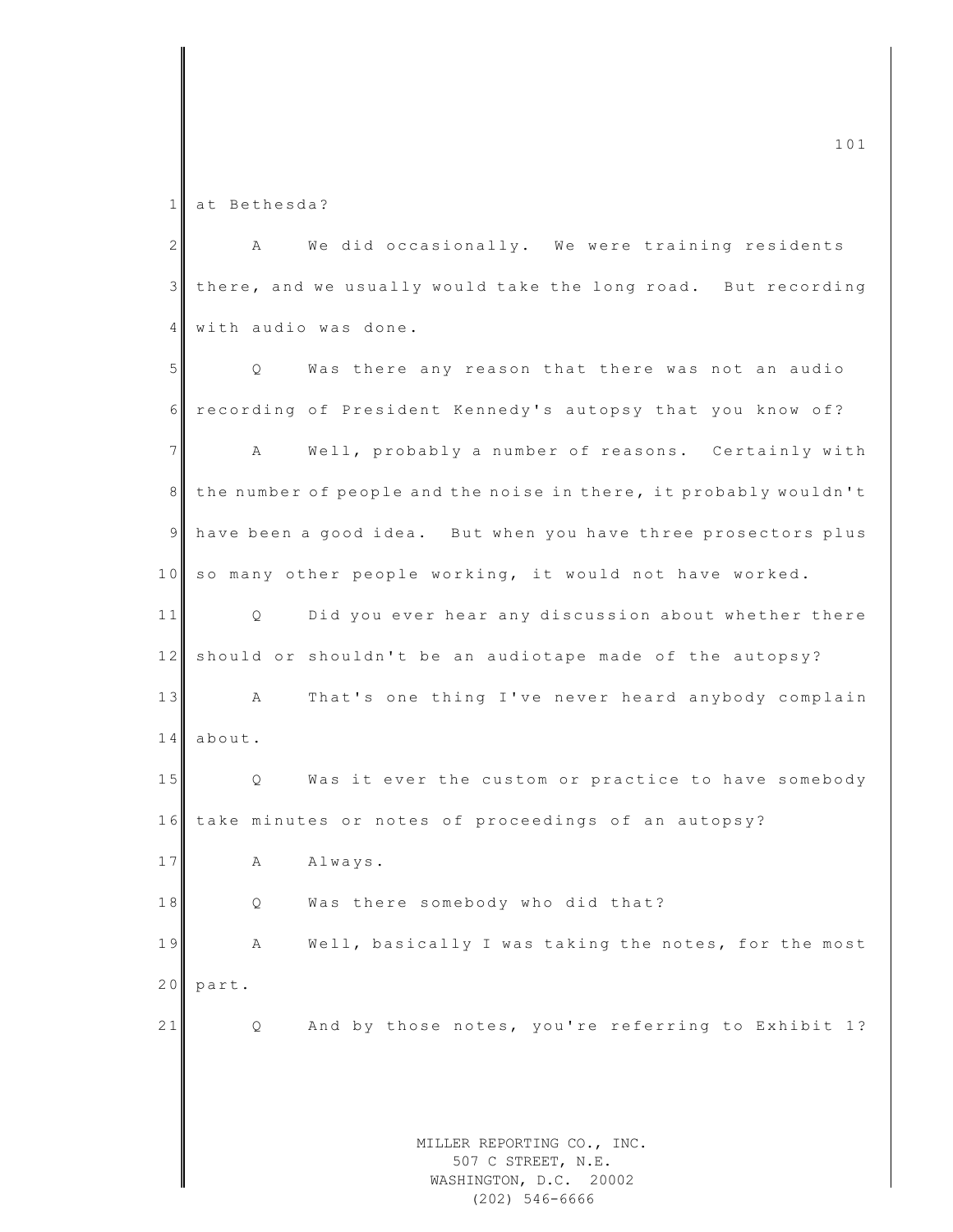at Bethesda?

A We did occasionally. We were training residents there, and we usually would take the long road. But recording with audio was done.

Q Was there any reason that there was not an audio recording of President Kennedy's autopsy that you know of?

A Well, probably a number of reasons. Certainly with the number of people and the noise in there, it probably wouldn't have been a good idea. But when you have three prosectors plus so many other people working, it would not have worked.

Q Did you ever hear any discussion about whether there should or shouldn't be an audiotape made of the autopsy?

A That's one thing I've never heard anybody complain about.

Q Was it ever the custom or practice to have somebody take minutes or notes of proceedings of an autopsy?

A Always.

Q Was there somebody who did that?

A Well, basically I was taking the notes, for the most part.

Q And by those notes, you're referring to Exhibit 1?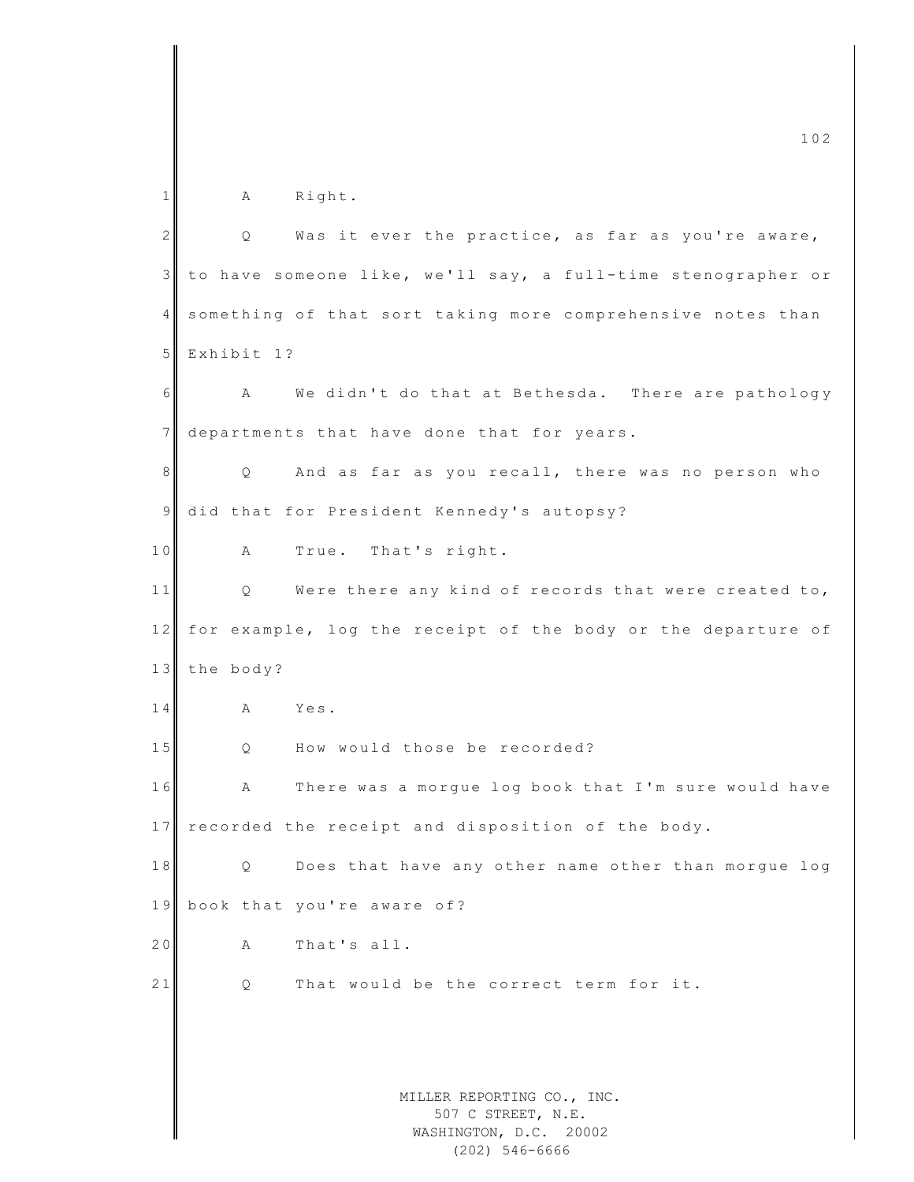A Right.

Q Was it ever the practice, as far as you're aware, to have someone like, we'll say, a full-time stenographer or something of that sort taking more comprehensive notes than Exhibit 1?

A We didn't do that at Bethesda. There are pathology departments that have done that for years.

Q And as far as you recall, there was no person who did that for President Kennedy's autopsy?

A True. That's right.

Q Were there any kind of records that were created to, for example, log the receipt of the body or the departure of the body?

A Yes.

Q How would those be recorded?

A There was a morgue log book that I'm sure would have recorded the receipt and disposition of the body.

Q Does that have any other name other than morgue log book that you're aware of?

A That's all.

Q That would be the correct term for it.

MILLER REPORTING CO., INC.
507 C STREET, N.E.
WASHINGTON, D.C. 20002
(202) 546-6666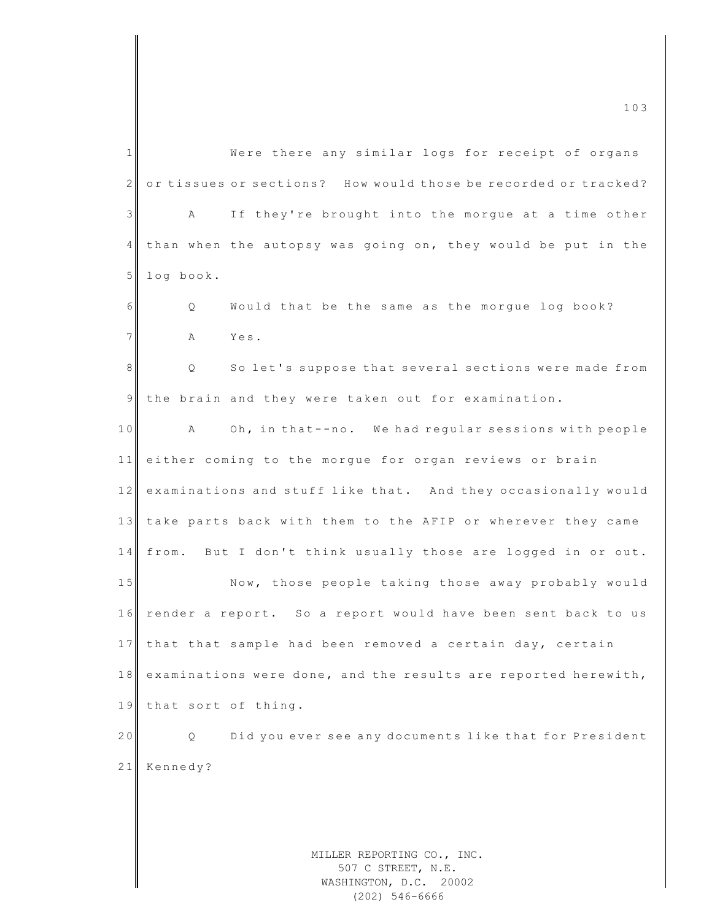Were there any similar logs for receipt of organs or tissues or sections? How would those be recorded or tracked?

A If they're brought into the morgue at a time other than when the autopsy was going on, they would be put in the log book.

Q Would that be the same as the morgue log book?

A Yes.

Q So let's suppose that several sections were made from the brain and they were taken out for examination.

A Oh, in that--no. We had regular sessions with people either coming to the morgue for organ reviews or brain examinations and stuff like that. And they occasionally would take parts back with them to the AFIP or wherever they came from. But I don't think usually those are logged in or out.

Now, those people taking those away probably would render a report. So a report would have been sent back to us that that sample had been removed a certain day, certain examinations were done, and the results are reported herewith, that sort of thing.

Q Did you ever see any documents like that for President Kennedy?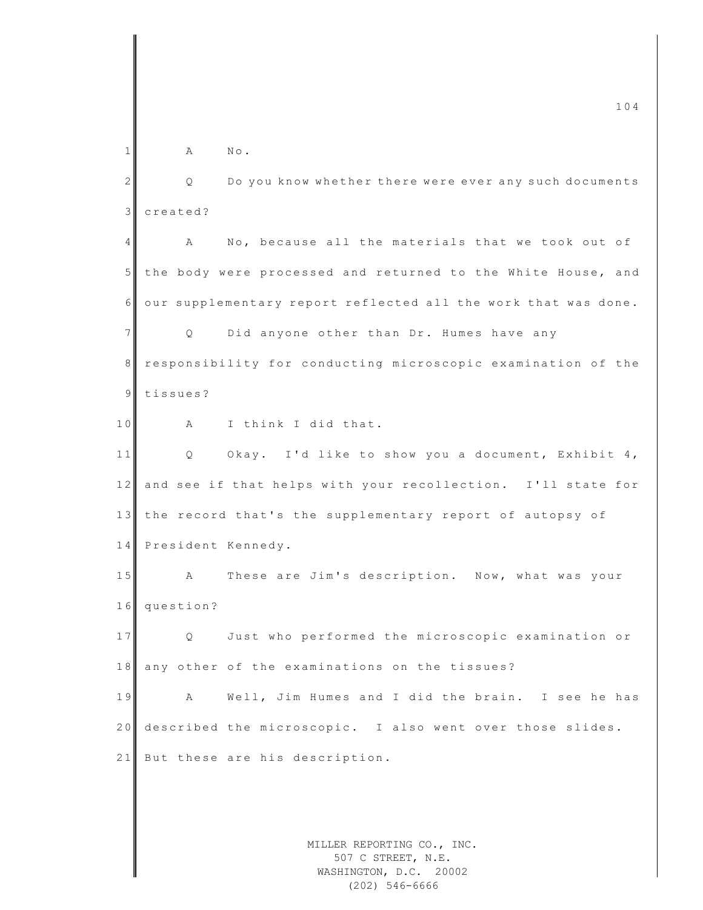A No.

Q Do you know whether there were ever any such documents created?

A No, because all the materials that we took out of the body were processed and returned to the White House, and our supplementary report reflected all the work that was done.

Q Did anyone other than Dr. Humes have any responsibility for conducting microscopic examination of the tissues?

A I think I did that.

Q Okay. I'd like to show you a document, Exhibit 4, and see if that helps with your recollection. I'll state for the record that's the supplementary report of autopsy of President Kennedy.

A These are Jim's description. Now, what was your question?

Q Just who performed the microscopic examination or any other of the examinations on the tissues?

A Well, Jim Humes and I did the brain. I see he has described the microscopic. I also went over those slides. But these are his description.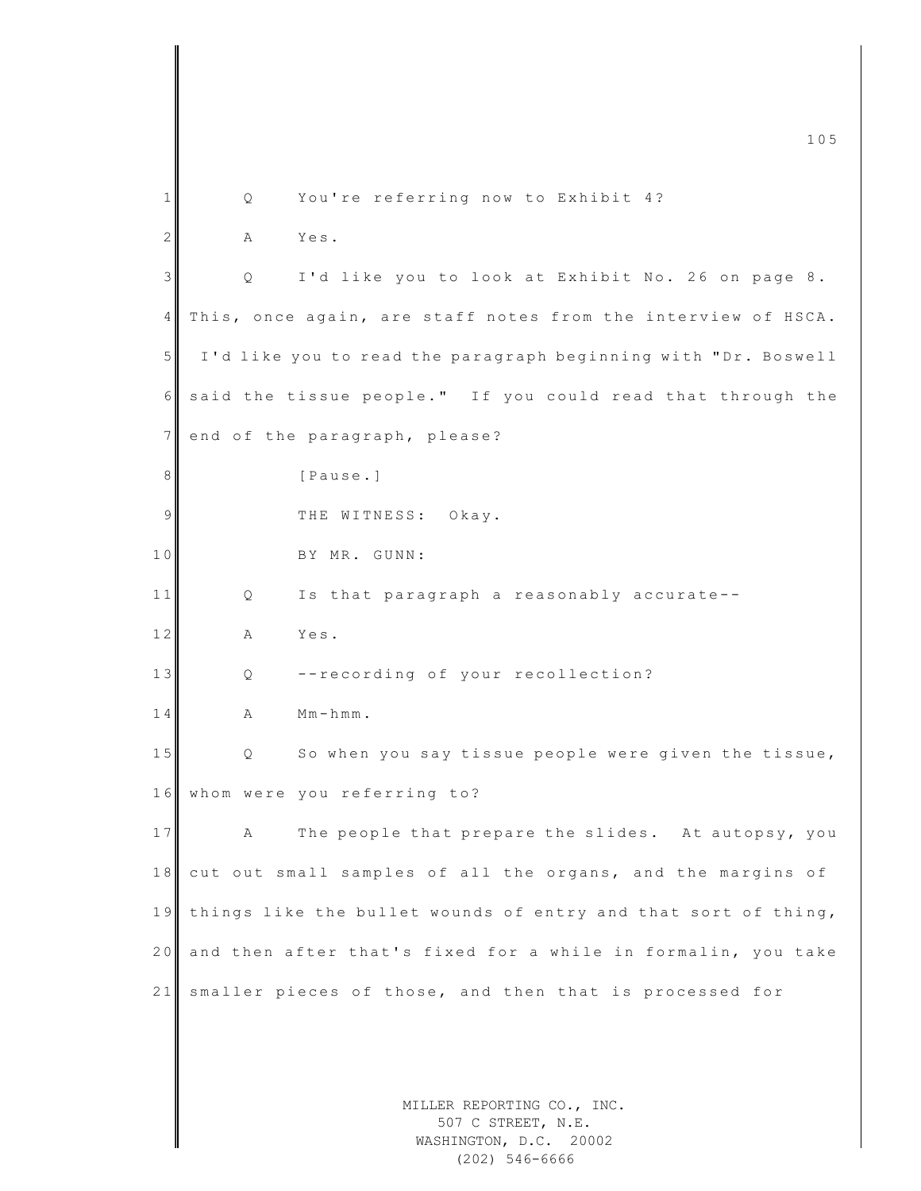Q You're referring now to Exhibit 4?

A Yes.

Q I'd like you to look at Exhibit No. 26 on page 8. This, once again, are staff notes from the interview of HSCA. I'd like you to read the paragraph beginning with "Dr. Boswell said the tissue people." If you could read that through the end of the paragraph, please?

[Pause.]

THE WITNESS: Okay.

BY MR. GUNN:

Q Is that paragraph a reasonably accurate--

A Yes.

Q --recording of your recollection?

A Mm-hmm.

Q So when you say tissue people were given the tissue, whom were you referring to?

A The people that prepare the slides. At autopsy, you cut out small samples of all the organs, and the margins of things like the bullet wounds of entry and that sort of thing, and then after that's fixed for a while in formalin, you take smaller pieces of those, and then that is processed for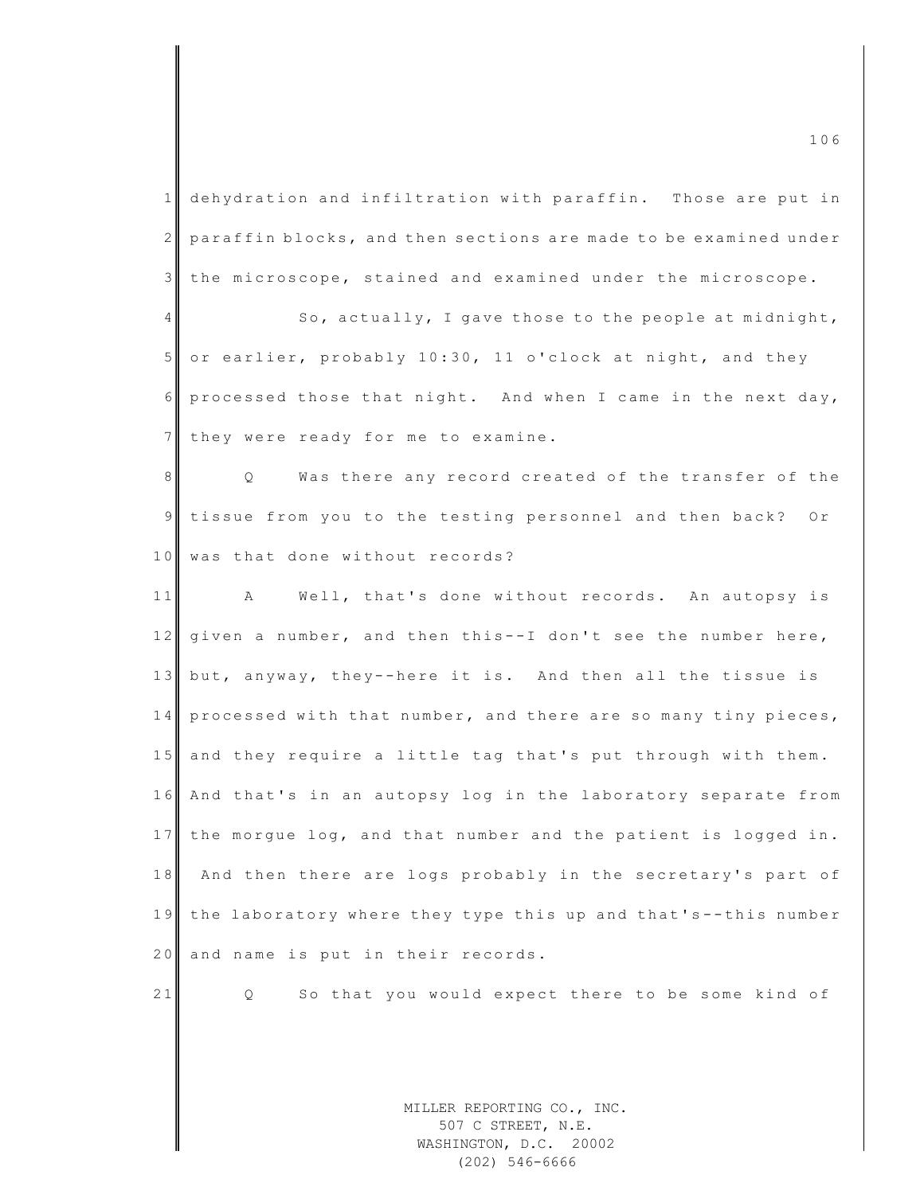dehydration and infiltration with paraffin. Those are put in paraffin blocks, and then sections are made to be examined under the microscope, stained and examined under the microscope.

So, actually, I gave those to the people at midnight, or earlier, probably 10:30, 11 o'clock at night, and they processed those that night. And when I came in the next day, they were ready for me to examine.

Q Was there any record created of the transfer of the tissue from you to the testing personnel and then back? Or was that done without records?

A Well, that's done without records. An autopsy is given a number, and then this--I don't see the number here, but, anyway, they--here it is. And then all the tissue is processed with that number, and there are so many tiny pieces, and they require a little tag that's put through with them. And that's in an autopsy log in the laboratory separate from the morgue log, and that number and the patient is logged in. And then there are logs probably in the secretary's part of the laboratory where they type this up and that's--this number and name is put in their records.

Q So that you would expect there to be some kind of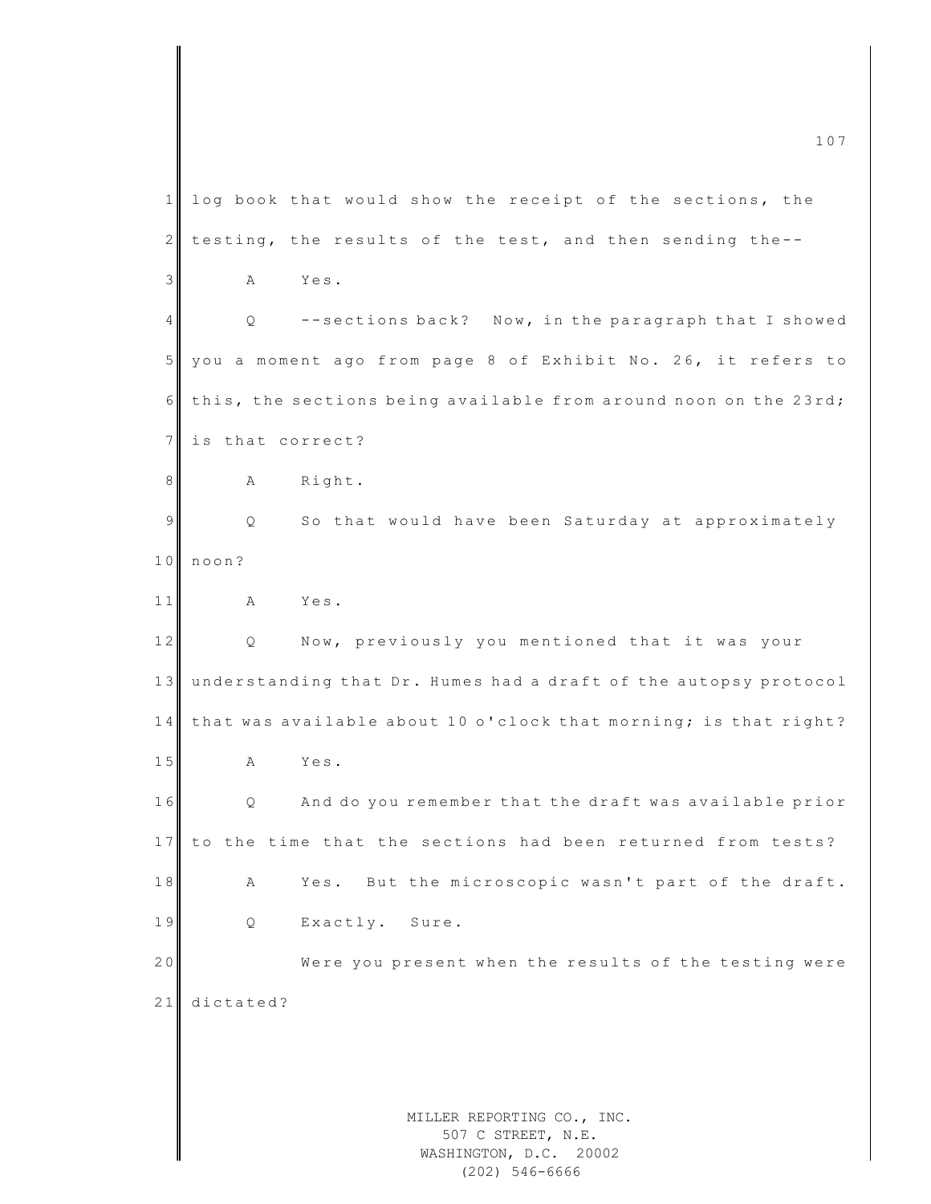1 log book that would show the receipt of the sections, the

2 testing, the results of the test, and then sending the--

3 A Yes.

4 Q --sections back? Now, in the paragraph that I showed

5 you a moment ago from page 8 of Exhibit No. 26, it refers to

6 this, the sections being available from around noon on the 23rd;

7 is that correct?

8 A Right.

9 Q So that would have been Saturday at approximately

10 noon?

11 A Yes.

12 Q Now, previously you mentioned that it was your

13 understanding that Dr. Humes had a draft of the autopsy protocol

14 that was available about 10 o'clock that morning; is that right?

15 A Yes.

16 Q And do you remember that the draft was available prior

17 to the time that the sections had been returned from tests?

18 A Yes. But the microscopic wasn't part of the draft.

19 Q Exactly. Sure.

20 Were you present when the results of the testing were

21 dictated?

MILLER REPORTING CO., INC.
507 C STREET, N.E.
WASHINGTON, D.C. 20002
(202) 546-6666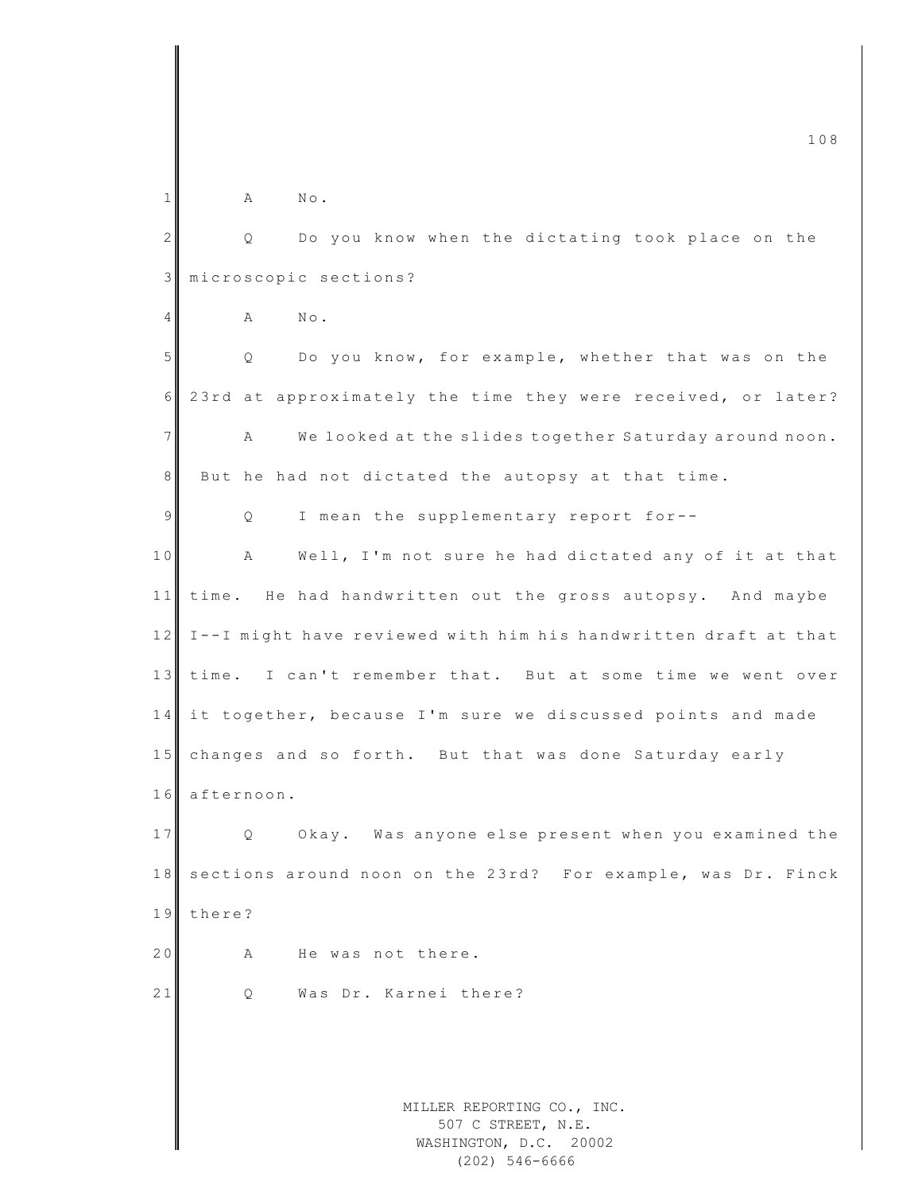A No.

Q Do you know when the dictating took place on the microscopic sections?

A No.

Q Do you know, for example, whether that was on the 23rd at approximately the time they were received, or later?

A We looked at the slides together Saturday around noon. But he had not dictated the autopsy at that time.

Q I mean the supplementary report for--

A Well, I'm not sure he had dictated any of it at that time. He had handwritten out the gross autopsy. And maybe I--I might have reviewed with him his handwritten draft at that time. I can't remember that. But at some time we went over it together, because I'm sure we discussed points and made changes and so forth. But that was done Saturday early afternoon.

Q Okay. Was anyone else present when you examined the sections around noon on the 23rd? For example, was Dr. Finck there?

A He was not there.

Q Was Dr. Karnei there?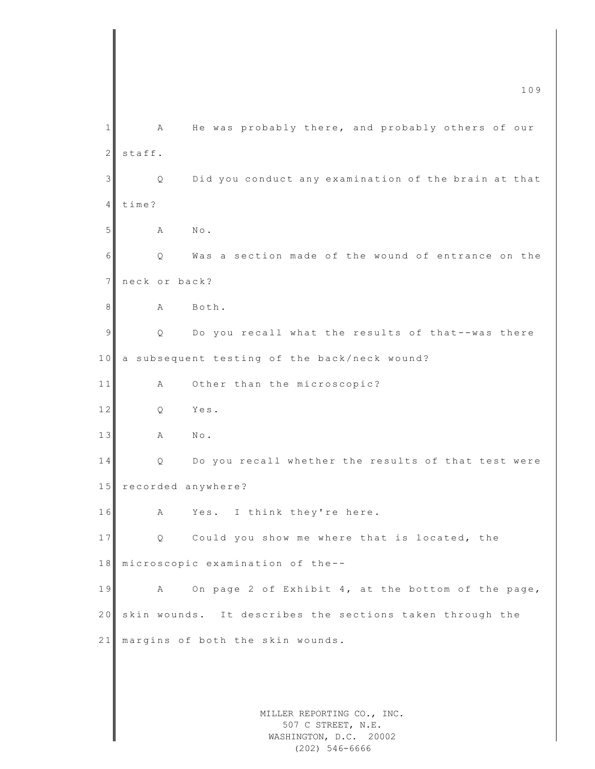A He was probably there, and probably others of our staff.

Q Did you conduct any examination of the brain at that time?

A No.

Q Was a section made of the wound of entrance on the neck or back?

A Both.

Q Do you recall what the results of that--was there a subsequent testing of the back/neck wound?

A Other than the microscopic?

Q Yes.

A No.

Q Do you recall whether the results of that test were recorded anywhere?

A Yes. I think they're here.

Q Could you show me where that is located, the microscopic examination of the--

A On page 2 of Exhibit 4, at the bottom of the page, skin wounds. It describes the sections taken through the margins of both the skin wounds.

MILLER REPORTING CO., INC.
507 C STREET, N.E.
WASHINGTON, D.C. 20002
(202) 546-6666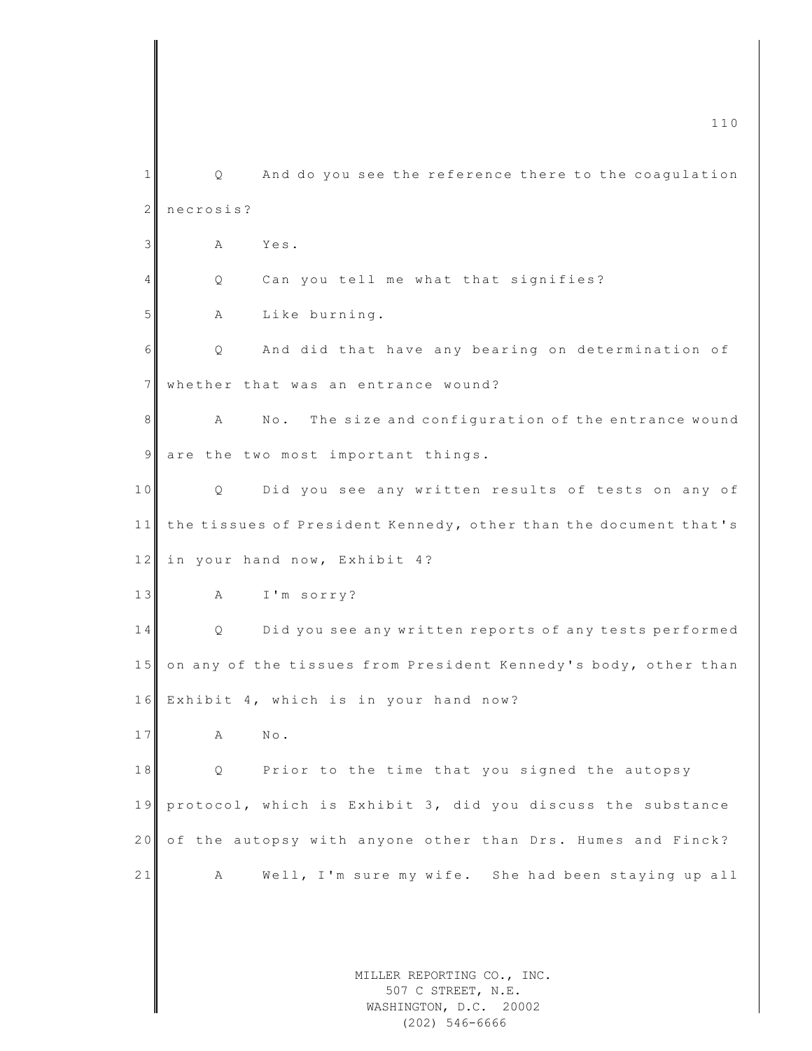Q And do you see the reference there to the coagulation necrosis?

A Yes.

Q Can you tell me what that signifies?

A Like burning.

Q And did that have any bearing on determination of whether that was an entrance wound?

A No. The size and configuration of the entrance wound are the two most important things.

Q Did you see any written results of tests on any of the tissues of President Kennedy, other than the document that's in your hand now, Exhibit 4?

A I'm sorry?

Q Did you see any written reports of any tests performed on any of the tissues from President Kennedy's body, other than Exhibit 4, which is in your hand now?

A No.

Q Prior to the time that you signed the autopsy protocol, which is Exhibit 3, did you discuss the substance of the autopsy with anyone other than Drs. Humes and Finck?

A Well, I'm sure my wife. She had been staying up all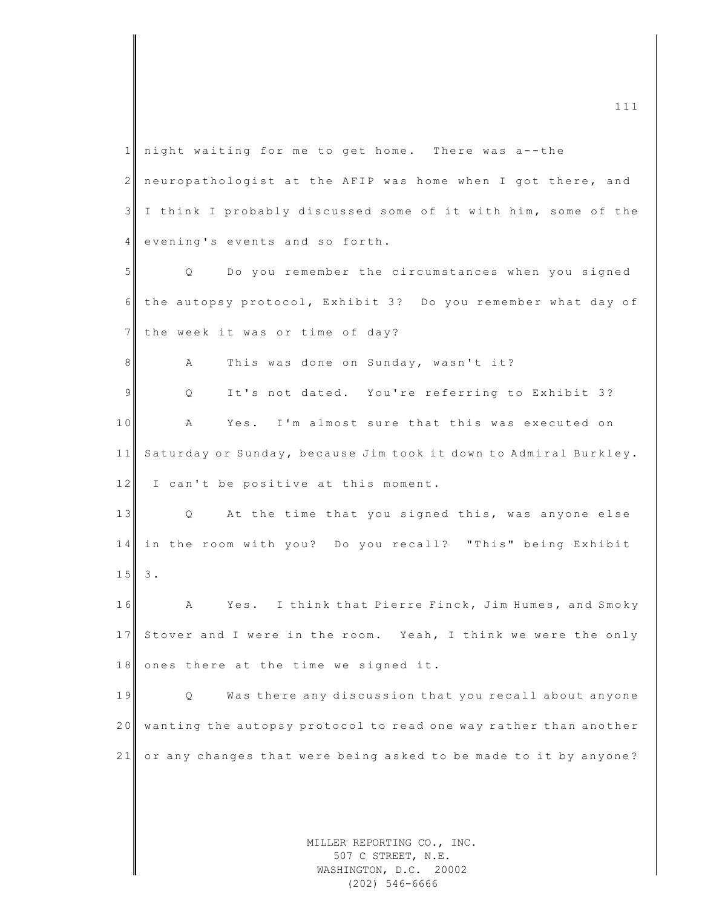night waiting for me to get home. There was a--the neuropathologist at the AFIP was home when I got there, and I think I probably discussed some of it with him, some of the evening's events and so forth.

Q Do you remember the circumstances when you signed the autopsy protocol, Exhibit 3? Do you remember what day of the week it was or time of day?

A This was done on Sunday, wasn't it?

Q It's not dated. You're referring to Exhibit 3?

A Yes. I'm almost sure that this was executed on Saturday or Sunday, because Jim took it down to Admiral Burkley. I can't be positive at this moment.

Q At the time that you signed this, was anyone else in the room with you? Do you recall? "This" being Exhibit 3.

A Yes. I think that Pierre Finck, Jim Humes, and Smoky Stover and I were in the room. Yeah, I think we were the only ones there at the time we signed it.

Q Was there any discussion that you recall about anyone wanting the autopsy protocol to read one way rather than another or any changes that were being asked to be made to it by anyone?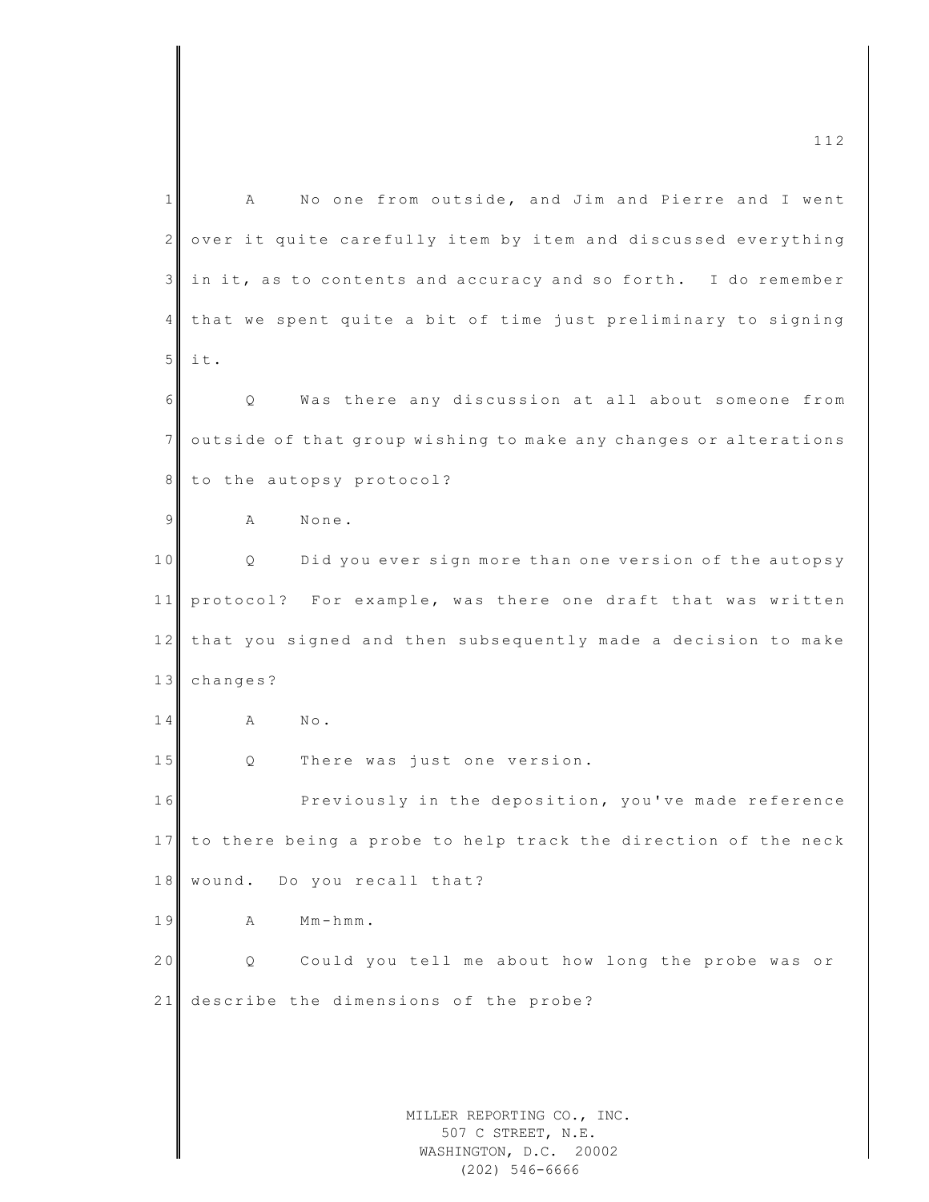A No one from outside, and Jim and Pierre and I went over it quite carefully item by item and discussed everything in it, as to contents and accuracy and so forth. I do remember that we spent quite a bit of time just preliminary to signing it.

Q Was there any discussion at all about someone from outside of that group wishing to make any changes or alterations to the autopsy protocol?

A None.

Q Did you ever sign more than one version of the autopsy protocol? For example, was there one draft that was written that you signed and then subsequently made a decision to make changes?

A No.

Q There was just one version.

Previously in the deposition, you've made reference to there being a probe to help track the direction of the neck wound. Do you recall that?

A Mm-hmm.

Q Could you tell me about how long the probe was or describe the dimensions of the probe?

MILLER REPORTING CO., INC.
507 C STREET, N.E.
WASHINGTON, D.C. 20002
(202) 546-6666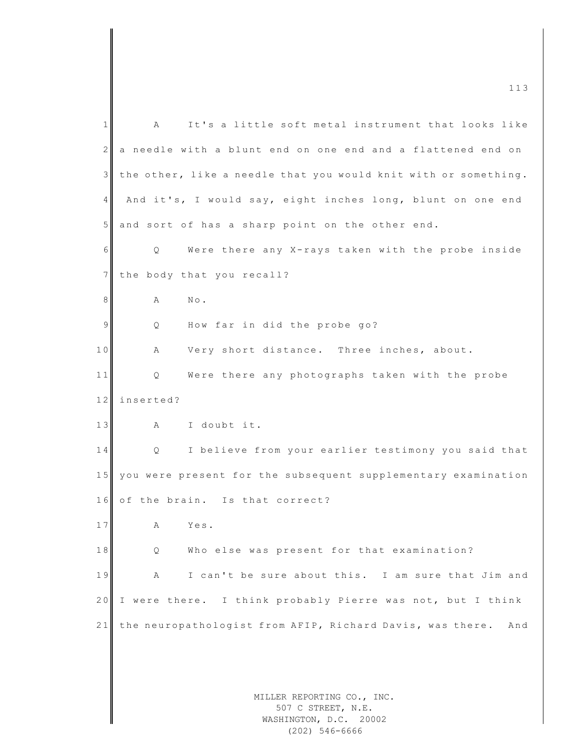A It's a little soft metal instrument that looks like a needle with a blunt end on one end and a flattened end on the other, like a needle that you would knit with or something. And it's, I would say, eight inches long, blunt on one end and sort of has a sharp point on the other end.

Q Were there any X-rays taken with the probe inside the body that you recall?

A No.

Q How far in did the probe go?

A Very short distance. Three inches, about.

Q Were there any photographs taken with the probe inserted?

A I doubt it.

Q I believe from your earlier testimony you said that you were present for the subsequent supplementary examination of the brain. Is that correct?

A Yes.

Q Who else was present for that examination?

A I can't be sure about this. I am sure that Jim and I were there. I think probably Pierre was not, but I think the neuropathologist from AFIP, Richard Davis, was there. And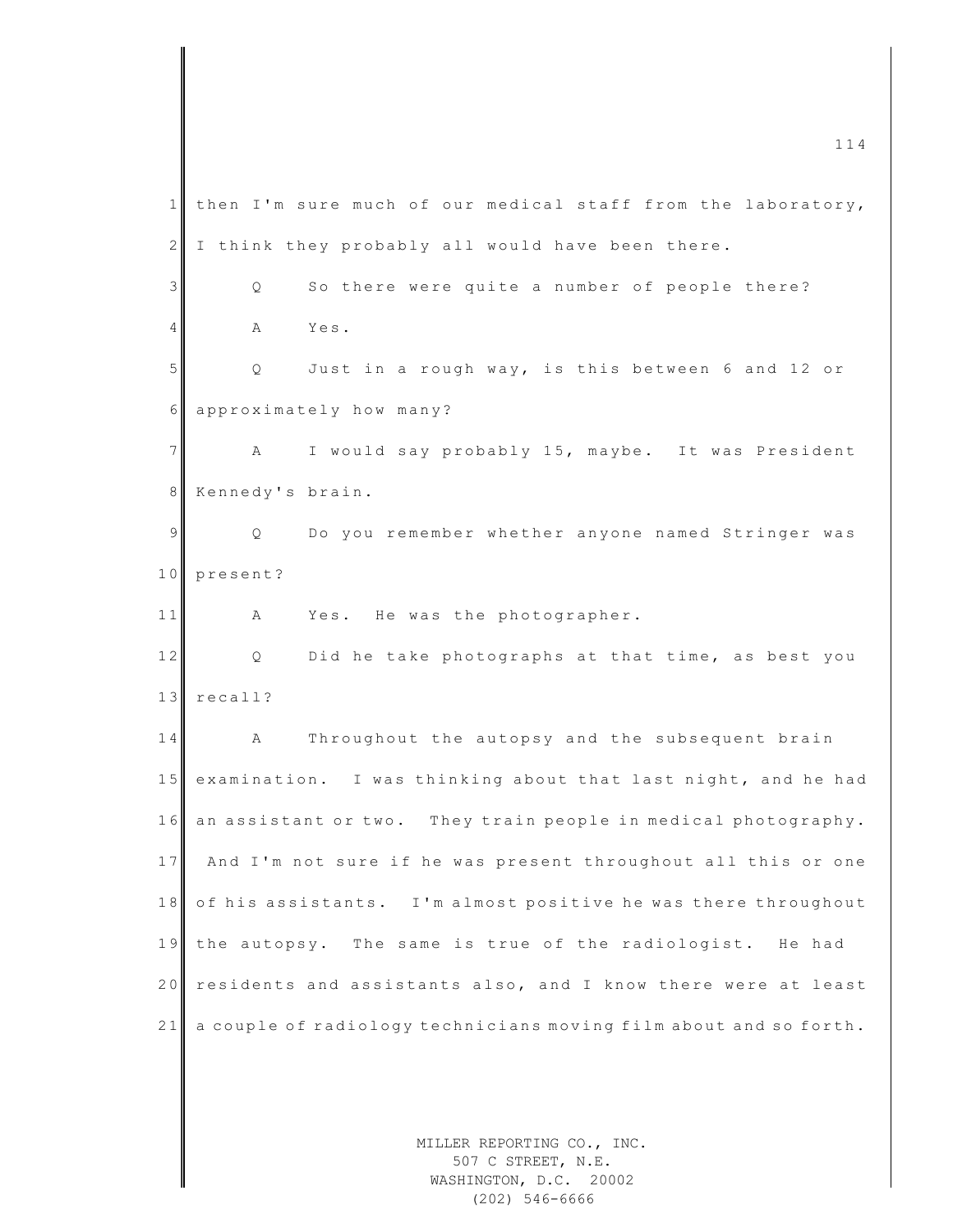then I'm sure much of our medical staff from the laboratory, I think they probably all would have been there.

Q So there were quite a number of people there?

A Yes.

Q Just in a rough way, is this between 6 and 12 or approximately how many?

A I would say probably 15, maybe. It was President Kennedy's brain.

Q Do you remember whether anyone named Stringer was present?

A Yes. He was the photographer.

Q Did he take photographs at that time, as best you recall?

A Throughout the autopsy and the subsequent brain examination. I was thinking about that last night, and he had an assistant or two. They train people in medical photography. And I'm not sure if he was present throughout all this or one of his assistants. I'm almost positive he was there throughout the autopsy. The same is true of the radiologist. He had residents and assistants also, and I know there were at least a couple of radiology technicians moving film about and so forth.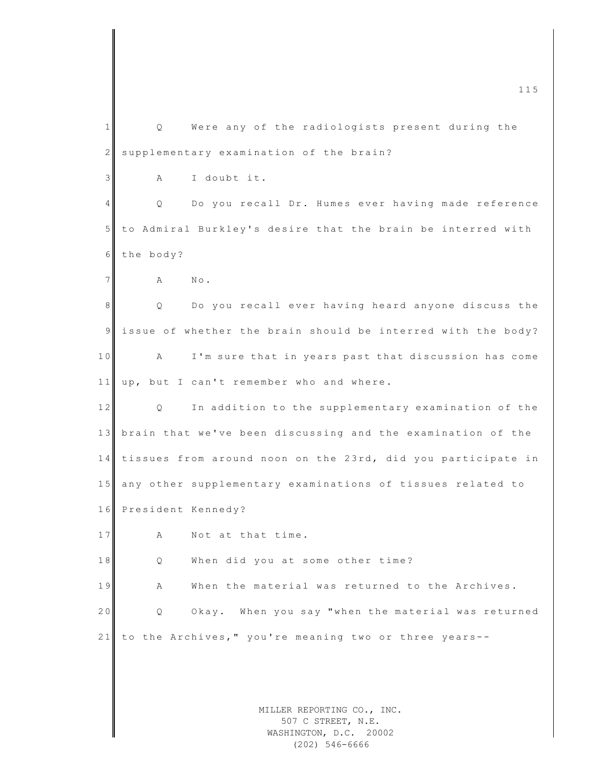Q Were any of the radiologists present during the supplementary examination of the brain?

A I doubt it.

Q Do you recall Dr. Humes ever having made reference to Admiral Burkley's desire that the brain be interred with the body?

A No.

Q Do you recall ever having heard anyone discuss the issue of whether the brain should be interred with the body?

A I'm sure that in years past that discussion has come up, but I can't remember who and where.

Q In addition to the supplementary examination of the brain that we've been discussing and the examination of the tissues from around noon on the 23rd, did you participate in any other supplementary examinations of tissues related to President Kennedy?

A Not at that time.

Q When did you at some other time?

A When the material was returned to the Archives.

Q Okay. When you say "when the material was returned to the Archives," you're meaning two or three years--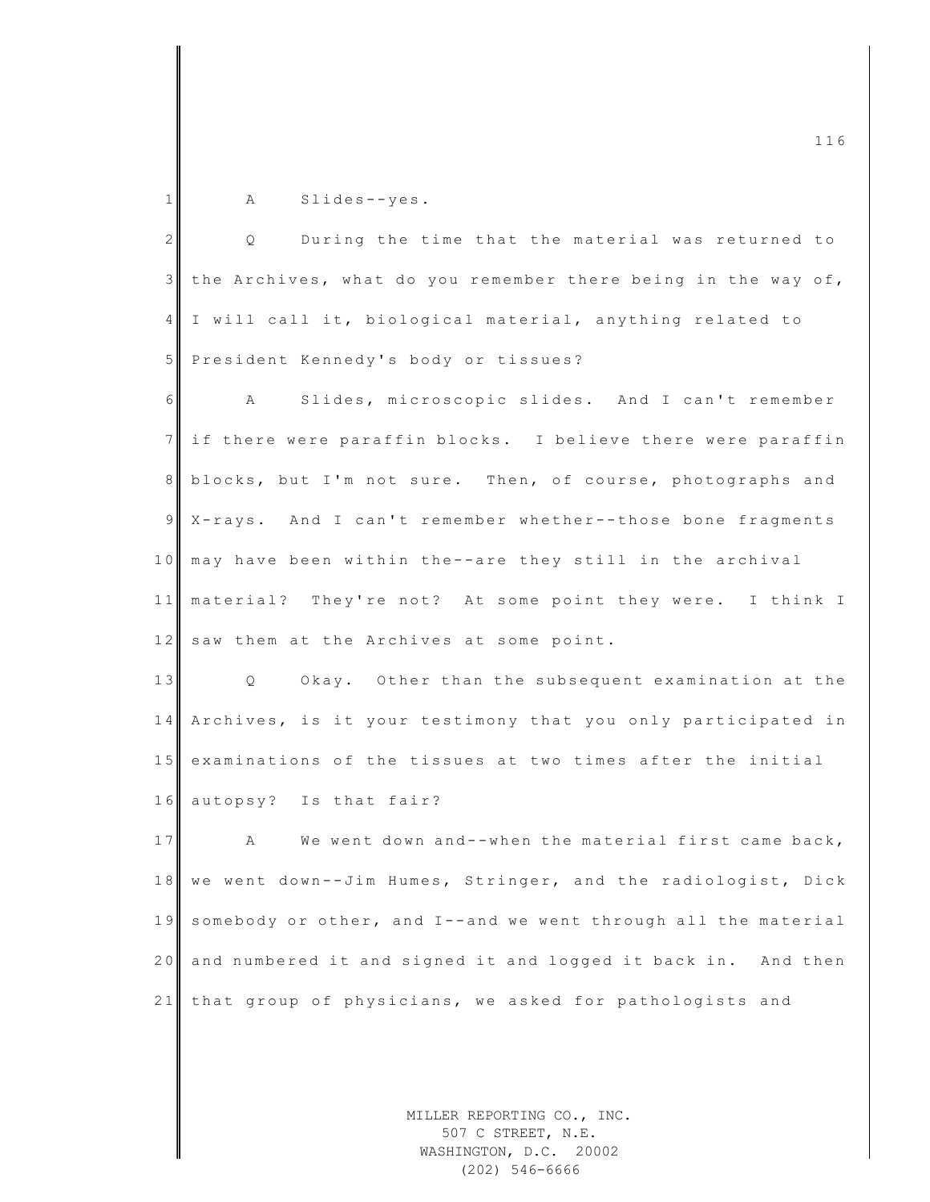A Slides--yes.

Q During the time that the material was returned to the Archives, what do you remember there being in the way of, I will call it, biological material, anything related to President Kennedy's body or tissues?

A Slides, microscopic slides. And I can't remember if there were paraffin blocks. I believe there were paraffin blocks, but I'm not sure. Then, of course, photographs and X-rays. And I can't remember whether--those bone fragments may have been within the--are they still in the archival material? They're not? At some point they were. I think I saw them at the Archives at some point.

Q Okay. Other than the subsequent examination at the Archives, is it your testimony that you only participated in examinations of the tissues at two times after the initial autopsy? Is that fair?

A We went down and--when the material first came back, we went down--Jim Humes, Stringer, and the radiologist, Dick somebody or other, and I--and we went through all the material and numbered it and signed it and logged it back in. And then that group of physicians, we asked for pathologists and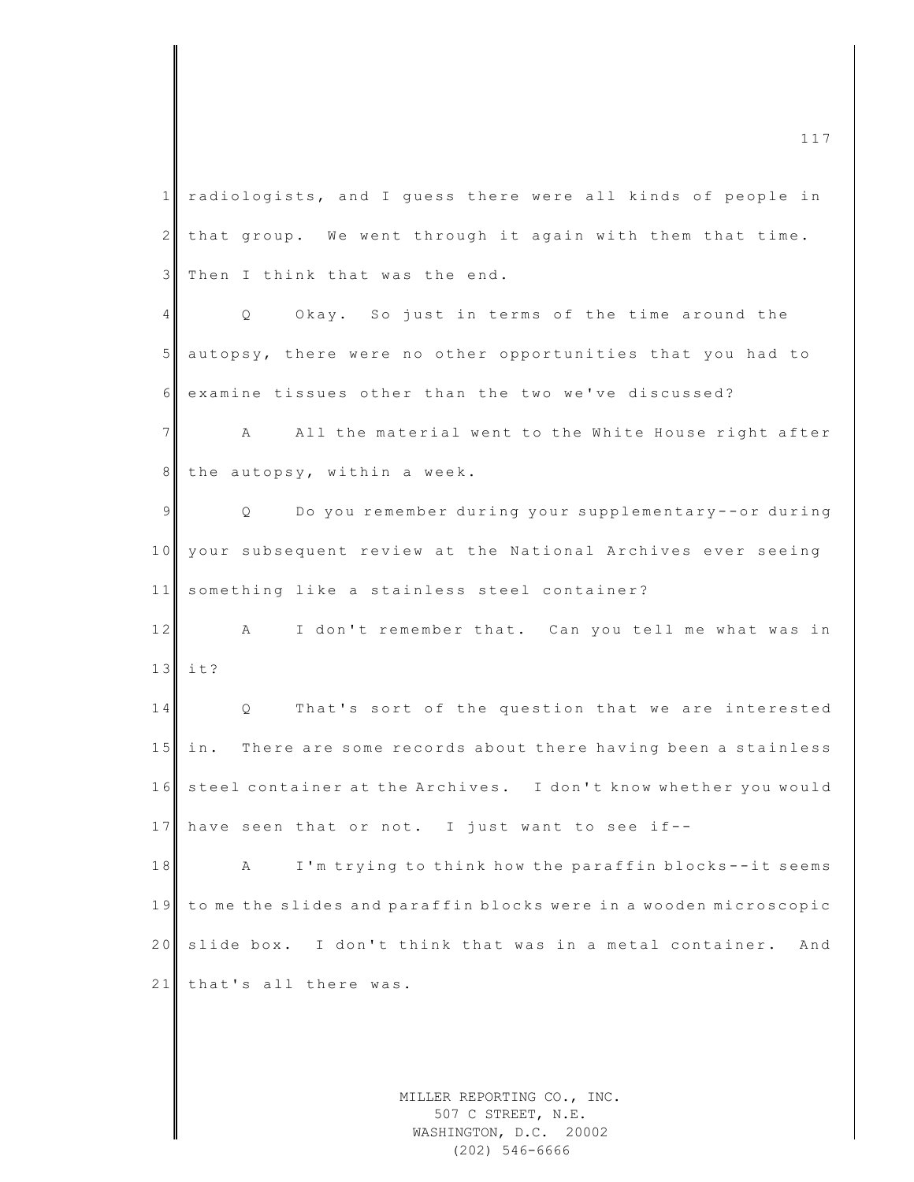radiologists, and I guess there were all kinds of people in that group. We went through it again with them that time. Then I think that was the end.

Q Okay. So just in terms of the time around the autopsy, there were no other opportunities that you had to examine tissues other than the two we've discussed?

A All the material went to the White House right after the autopsy, within a week.

Q Do you remember during your supplementary--or during your subsequent review at the National Archives ever seeing something like a stainless steel container?

A I don't remember that. Can you tell me what was in it?

Q That's sort of the question that we are interested in. There are some records about there having been a stainless steel container at the Archives. I don't know whether you would have seen that or not. I just want to see if--

A I'm trying to think how the paraffin blocks--it seems to me the slides and paraffin blocks were in a wooden microscopic slide box. I don't think that was in a metal container. And that's all there was.

MILLER REPORTING CO., INC.
507 C STREET, N.E.
WASHINGTON, D.C. 20002
(202) 546-6666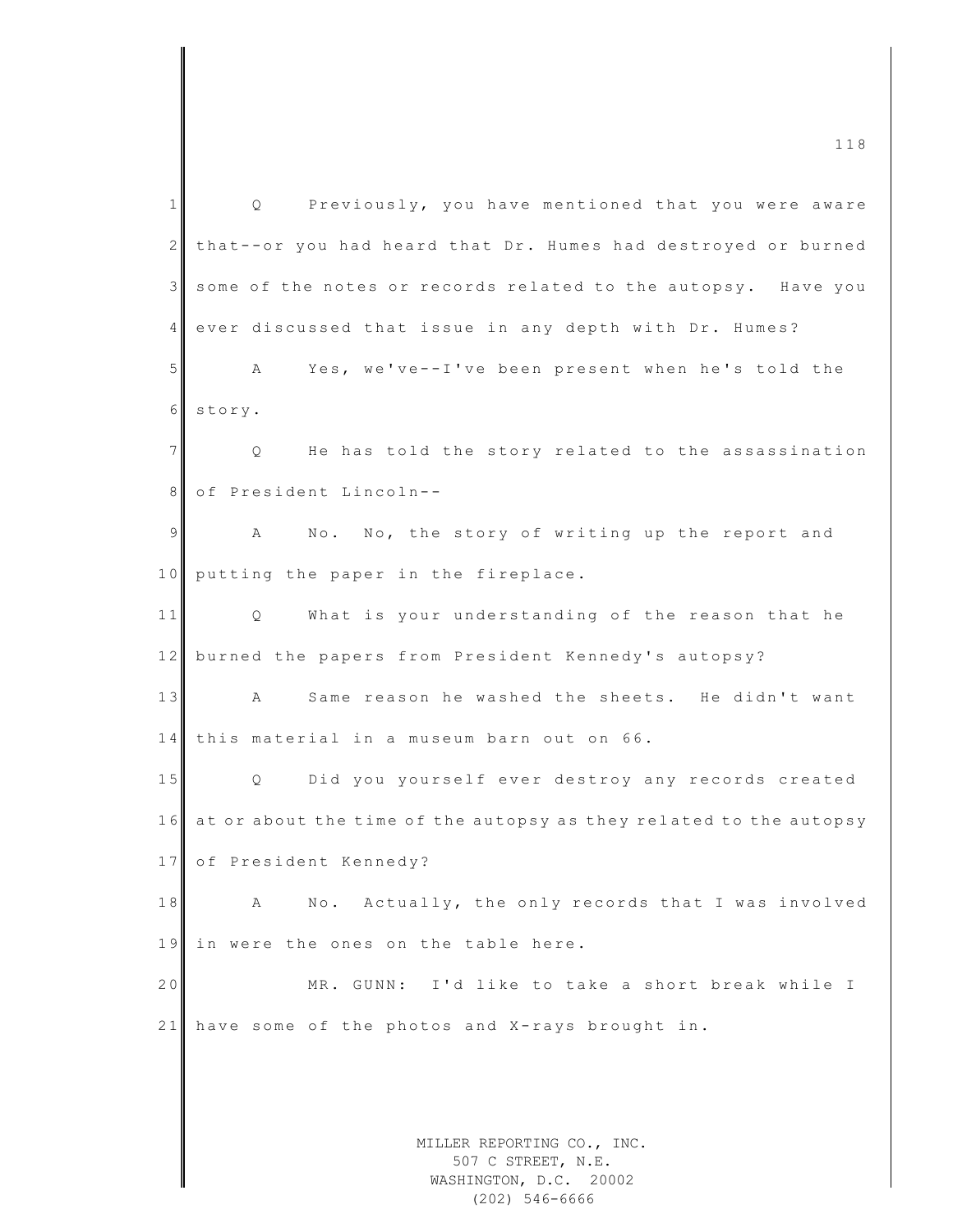Q Previously, you have mentioned that you were aware that--or you had heard that Dr. Humes had destroyed or burned some of the notes or records related to the autopsy. Have you ever discussed that issue in any depth with Dr. Humes?

A Yes, we've--I've been present when he's told the story.

Q He has told the story related to the assassination of President Lincoln--

A No. No, the story of writing up the report and putting the paper in the fireplace.

Q What is your understanding of the reason that he burned the papers from President Kennedy's autopsy?

A Same reason he washed the sheets. He didn't want this material in a museum barn out on 66.

Q Did you yourself ever destroy any records created at or about the time of the autopsy as they related to the autopsy of President Kennedy?

A No. Actually, the only records that I was involved in were the ones on the table here.

MR. GUNN: I'd like to take a short break while I have some of the photos and X-rays brought in.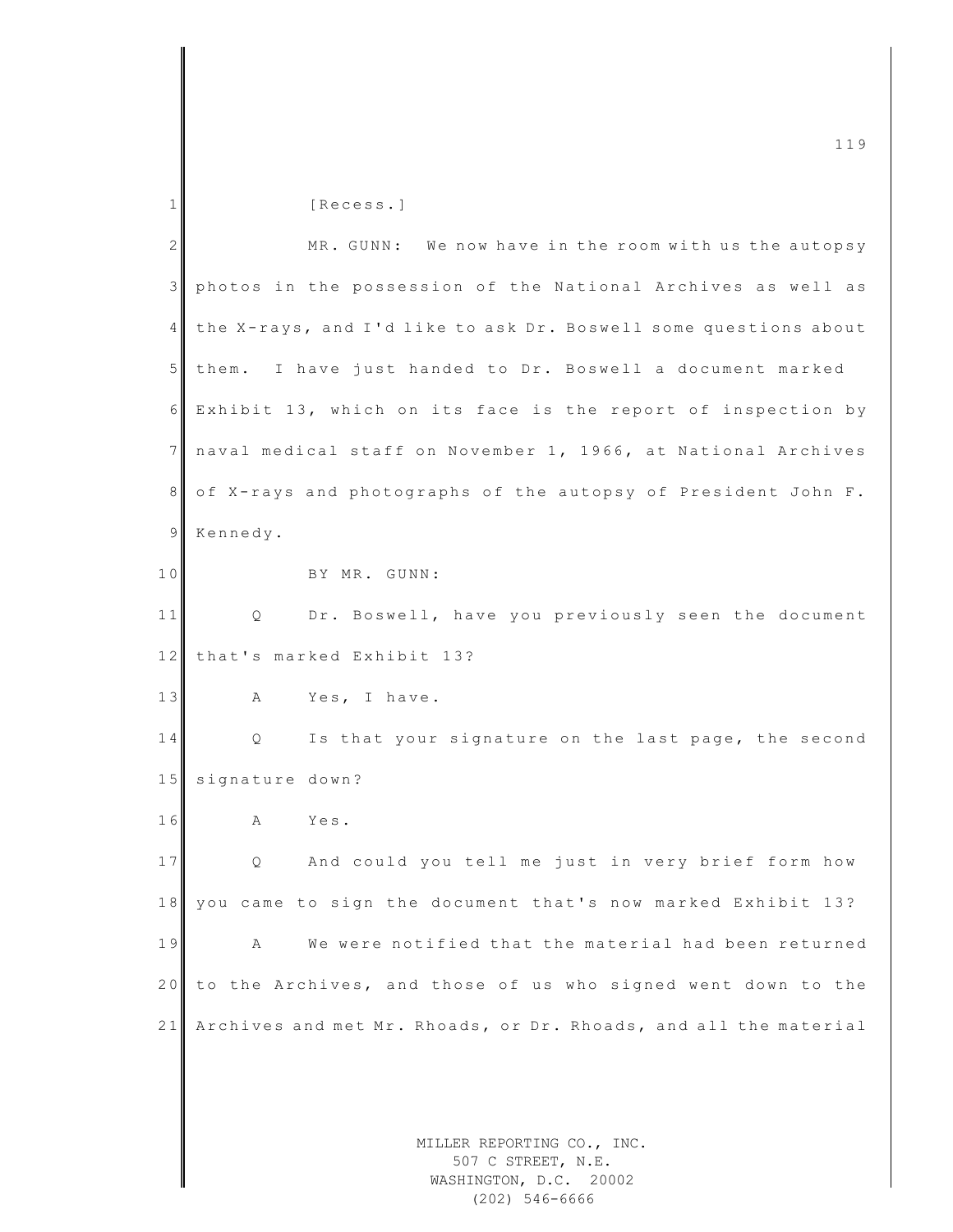[Recess.]

MR. GUNN: We now have in the room with us the autopsy photos in the possession of the National Archives as well as the X-rays, and I'd like to ask Dr. Boswell some questions about them. I have just handed to Dr. Boswell a document marked Exhibit 13, which on its face is the report of inspection by naval medical staff on November 1, 1966, at National Archives of X-rays and photographs of the autopsy of President John F. Kennedy.

BY MR. GUNN:

Q Dr. Boswell, have you previously seen the document that's marked Exhibit 13?

A Yes, I have.

Q Is that your signature on the last page, the second signature down?

A Yes.

Q And could you tell me just in very brief form how you came to sign the document that's now marked Exhibit 13?

A We were notified that the material had been returned to the Archives, and those of us who signed went down to the Archives and met Mr. Rhoads, or Dr. Rhoads, and all the material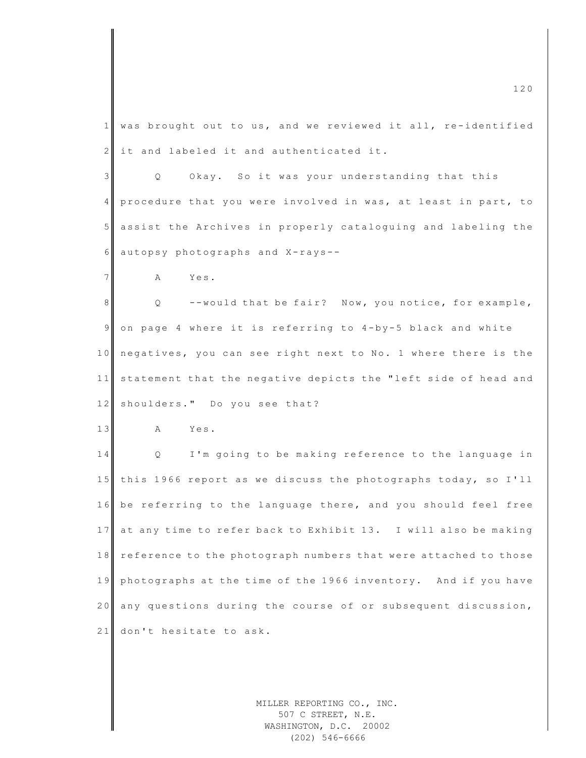was brought out to us, and we reviewed it all, re-identified it and labeled it and authenticated it.

Q Okay. So it was your understanding that this procedure that you were involved in was, at least in part, to assist the Archives in properly cataloguing and labeling the autopsy photographs and X-rays--

A Yes.

Q --would that be fair? Now, you notice, for example, on page 4 where it is referring to 4-by-5 black and white negatives, you can see right next to No. 1 where there is the statement that the negative depicts the "left side of head and shoulders." Do you see that?

A Yes.

Q I'm going to be making reference to the language in this 1966 report as we discuss the photographs today, so I'll be referring to the language there, and you should feel free at any time to refer back to Exhibit 13. I will also be making reference to the photograph numbers that were attached to those photographs at the time of the 1966 inventory. And if you have any questions during the course of or subsequent discussion, don't hesitate to ask.

MILLER REPORTING CO., INC.
507 C STREET, N.E.
WASHINGTON, D.C. 20002
(202) 546-6666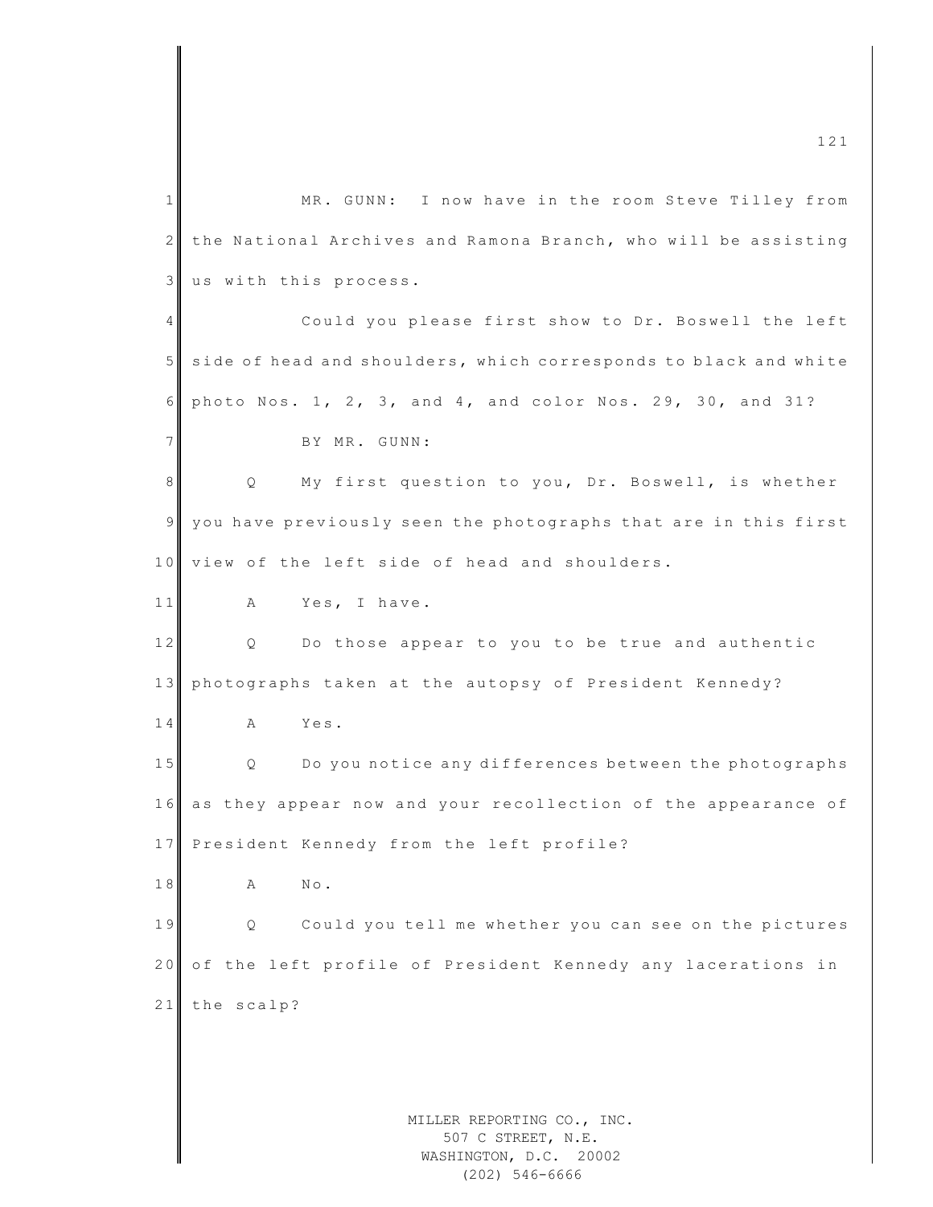MR. GUNN: I now have in the room Steve Tilley from the National Archives and Ramona Branch, who will be assisting us with this process.

Could you please first show to Dr. Boswell the left side of head and shoulders, which corresponds to black and white photo Nos. 1, 2, 3, and 4, and color Nos. 29, 30, and 31?

BY MR. GUNN:

Q My first question to you, Dr. Boswell, is whether you have previously seen the photographs that are in this first view of the left side of head and shoulders.

A Yes, I have.

Q Do those appear to you to be true and authentic photographs taken at the autopsy of President Kennedy?

A Yes.

Q Do you notice any differences between the photographs as they appear now and your recollection of the appearance of President Kennedy from the left profile?

A No.

Q Could you tell me whether you can see on the pictures of the left profile of President Kennedy any lacerations in the scalp?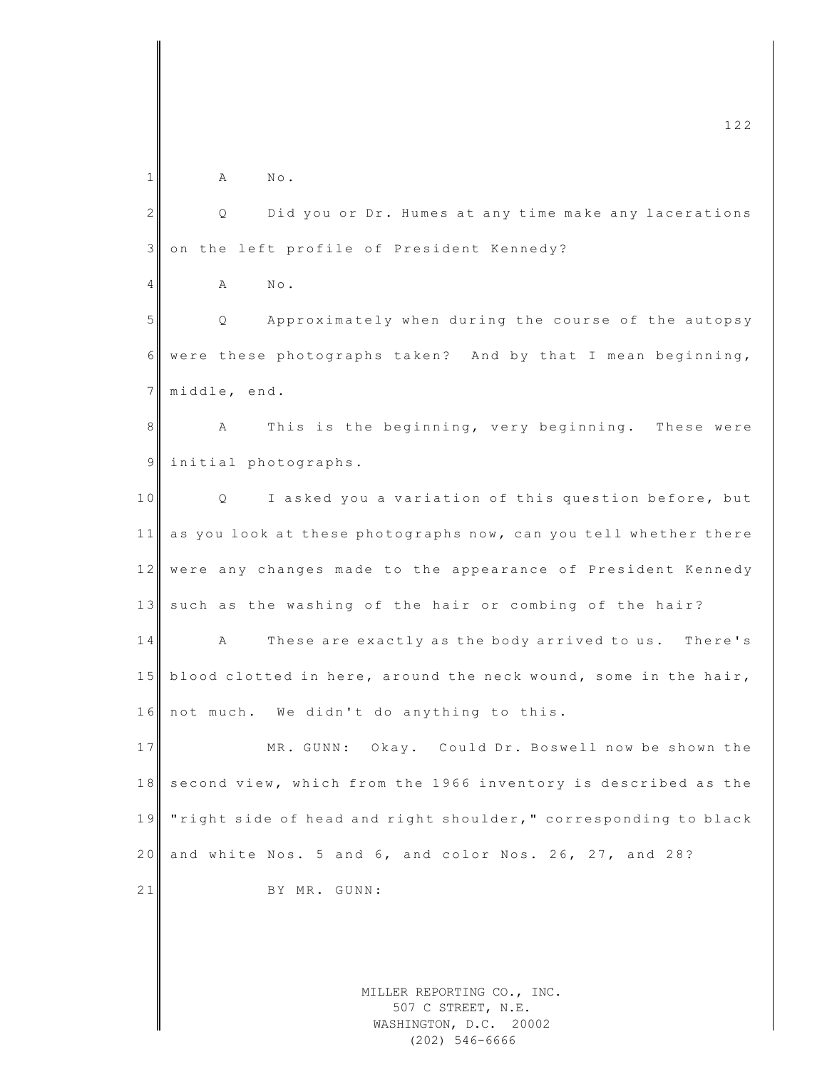A No.

Q Did you or Dr. Humes at any time make any lacerations on the left profile of President Kennedy?

A No.

Q Approximately when during the course of the autopsy were these photographs taken? And by that I mean beginning, middle, end.

A This is the beginning, very beginning. These were initial photographs.

Q I asked you a variation of this question before, but as you look at these photographs now, can you tell whether there were any changes made to the appearance of President Kennedy such as the washing of the hair or combing of the hair?

A These are exactly as the body arrived to us. There's blood clotted in here, around the neck wound, some in the hair, not much. We didn't do anything to this.

MR. GUNN: Okay. Could Dr. Boswell now be shown the second view, which from the 1966 inventory is described as the "right side of head and right shoulder," corresponding to black and white Nos. 5 and 6, and color Nos. 26, 27, and 28?

BY MR. GUNN: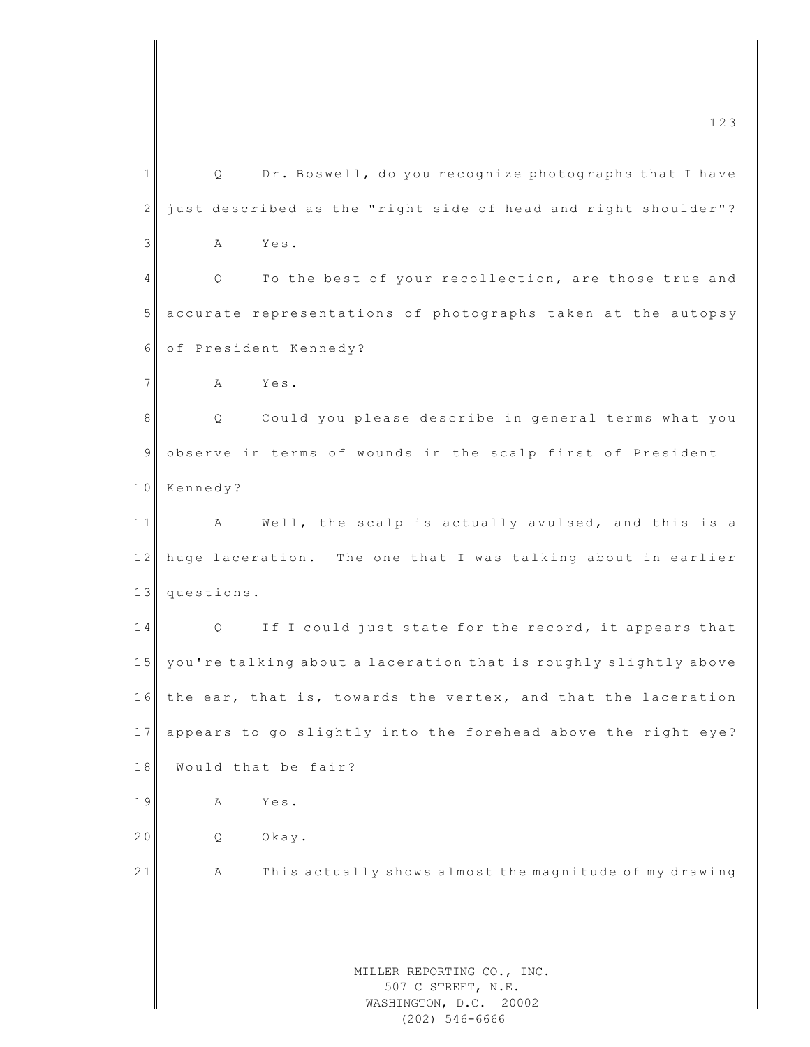Q Dr. Boswell, do you recognize photographs that I have just described as the "right side of head and right shoulder"?

A Yes.

Q To the best of your recollection, are those true and accurate representations of photographs taken at the autopsy of President Kennedy?

A Yes.

Q Could you please describe in general terms what you observe in terms of wounds in the scalp first of President Kennedy?

A Well, the scalp is actually avulsed, and this is a huge laceration. The one that I was talking about in earlier questions.

Q If I could just state for the record, it appears that you're talking about a laceration that is roughly slightly above the ear, that is, towards the vertex, and that the laceration appears to go slightly into the forehead above the right eye? Would that be fair?

A Yes.

Q Okay.

A This actually shows almost the magnitude of my drawing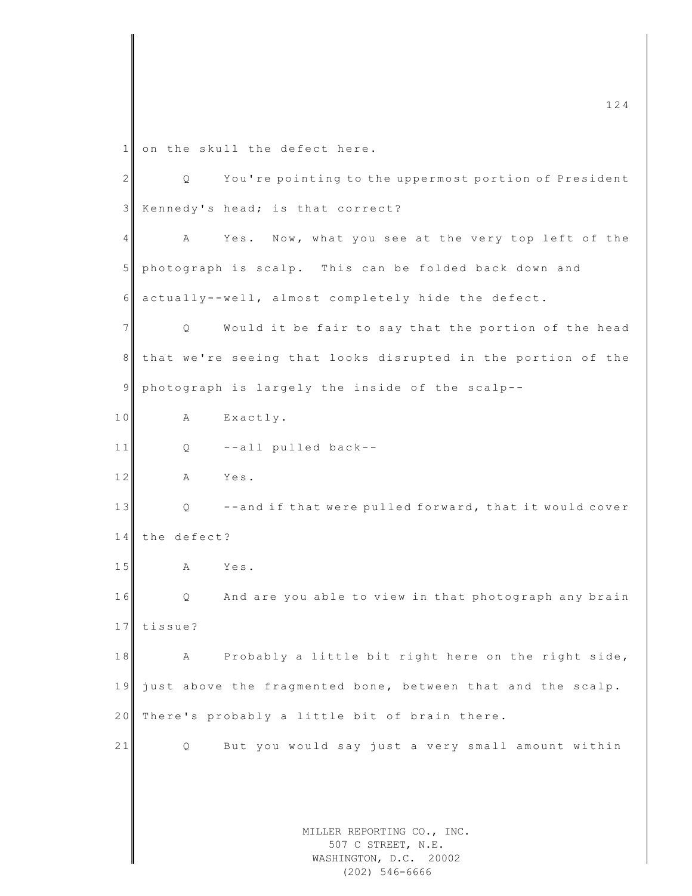on the skull the defect here.

Q You're pointing to the uppermost portion of President Kennedy's head; is that correct?

A Yes. Now, what you see at the very top left of the photograph is scalp. This can be folded back down and actually--well, almost completely hide the defect.

Q Would it be fair to say that the portion of the head that we're seeing that looks disrupted in the portion of the photograph is largely the inside of the scalp--

A Exactly.

Q --all pulled back--

A Yes.

Q --and if that were pulled forward, that it would cover the defect?

A Yes.

Q And are you able to view in that photograph any brain tissue?

A Probably a little bit right here on the right side, just above the fragmented bone, between that and the scalp. There's probably a little bit of brain there.

Q But you would say just a very small amount within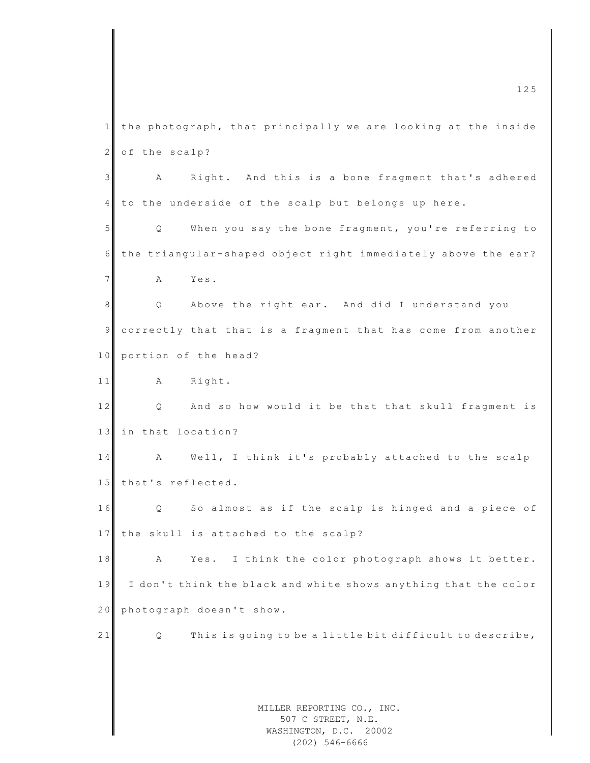1 the photograph, that principally we are looking at the inside
2 of the scalp?

3 A Right. And this is a bone fragment that's adhered
4 to the underside of the scalp but belongs up here.

5 Q When you say the bone fragment, you're referring to
6 the triangular-shaped object right immediately above the ear?

7 A Yes.

8 Q Above the right ear. And did I understand you
9 correctly that that is a fragment that has come from another
10 portion of the head?

11 A Right.

12 Q And so how would it be that that skull fragment is
13 in that location?

14 A Well, I think it's probably attached to the scalp
15 that's reflected.

16 Q So almost as if the scalp is hinged and a piece of
17 the skull is attached to the scalp?

18 A Yes. I think the color photograph shows it better.
19 I don't think the black and white shows anything that the color
20 photograph doesn't show.

21 Q This is going to be a little bit difficult to describe,

MILLER REPORTING CO., INC.
507 C STREET, N.E.
WASHINGTON, D.C. 20002
(202) 546-6666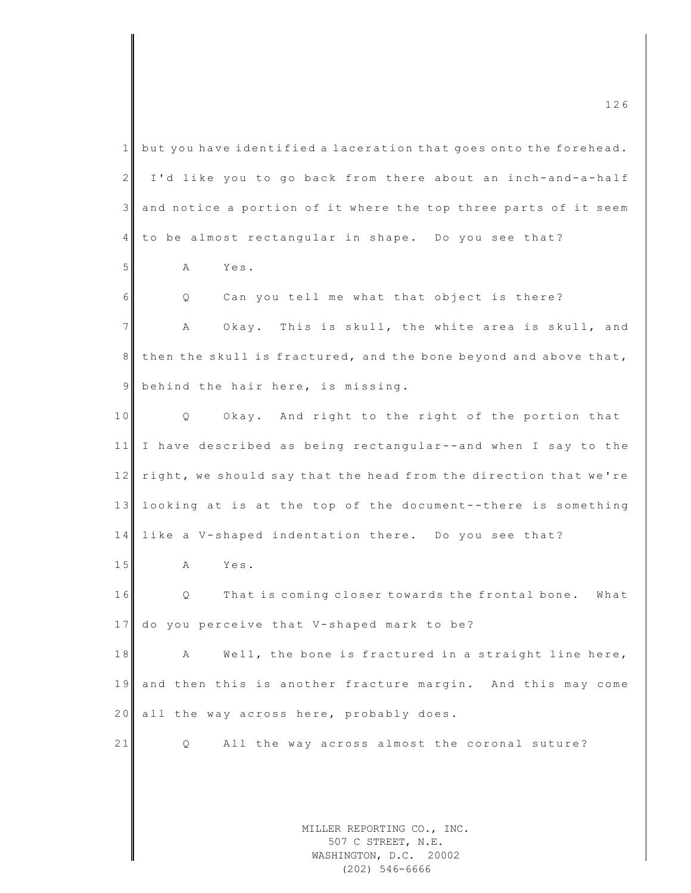but you have identified a laceration that goes onto the forehead. I'd like you to go back from there about an inch-and-a-half and notice a portion of it where the top three parts of it seem to be almost rectangular in shape. Do you see that?

A Yes.

Q Can you tell me what that object is there?

A Okay. This is skull, the white area is skull, and then the skull is fractured, and the bone beyond and above that, behind the hair here, is missing.

Q Okay. And right to the right of the portion that I have described as being rectangular--and when I say to the right, we should say that the head from the direction that we're looking at is at the top of the document--there is something like a V-shaped indentation there. Do you see that?

A Yes.

Q That is coming closer towards the frontal bone. What do you perceive that V-shaped mark to be?

A Well, the bone is fractured in a straight line here, and then this is another fracture margin. And this may come all the way across here, probably does.

Q All the way across almost the coronal suture?

MILLER REPORTING CO., INC.
507 C STREET, N.E.
WASHINGTON, D.C. 20002
(202) 546-6666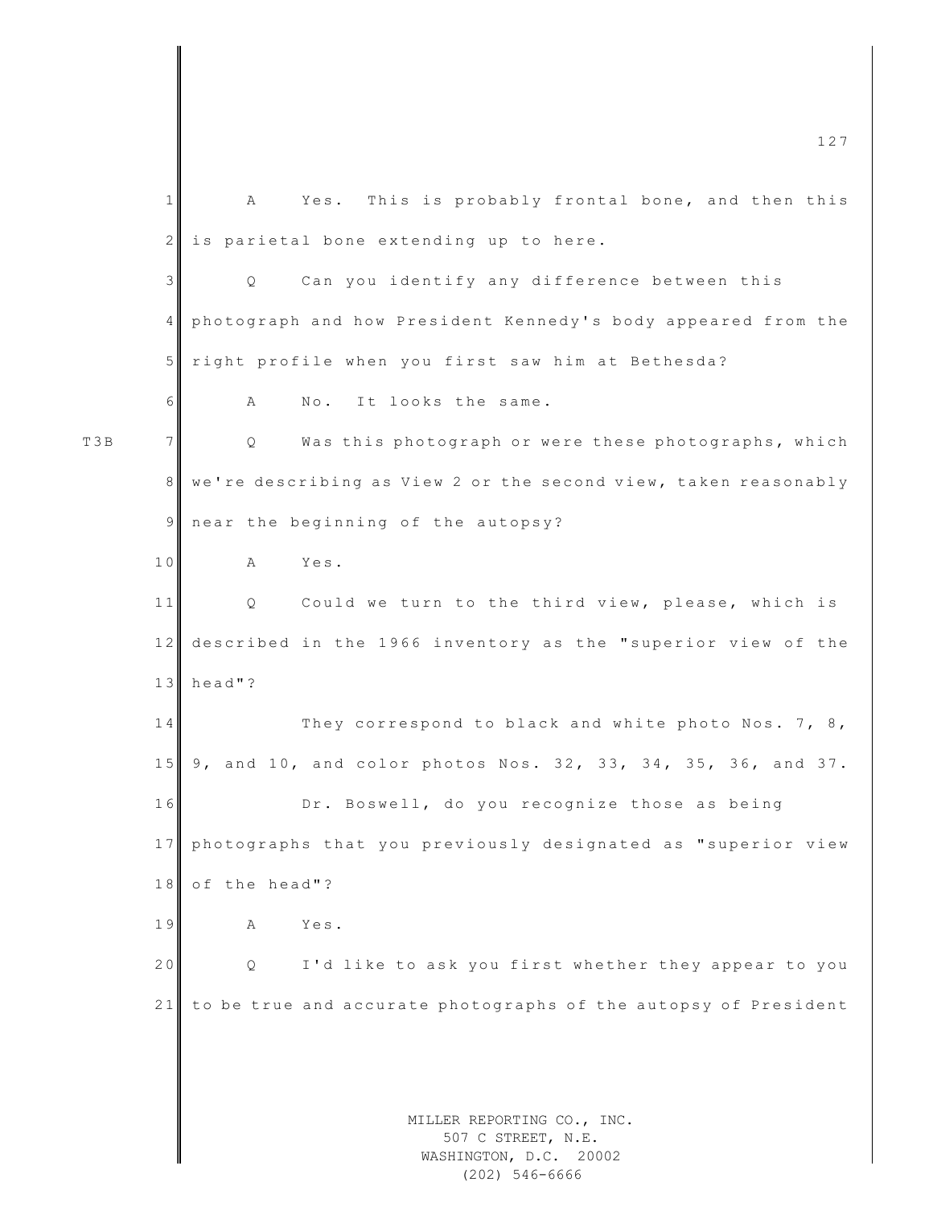A Yes. This is probably frontal bone, and then this is parietal bone extending up to here.

Q Can you identify any difference between this photograph and how President Kennedy's body appeared from the right profile when you first saw him at Bethesda?

A No. It looks the same.

T3B

Q Was this photograph or were these photographs, which we're describing as View 2 or the second view, taken reasonably near the beginning of the autopsy?

A Yes.

Q Could we turn to the third view, please, which is described in the 1966 inventory as the "superior view of the head"?

They correspond to black and white photo Nos. 7, 8, 9, and 10, and color photos Nos. 32, 33, 34, 35, 36, and 37.

Dr. Boswell, do you recognize those as being photographs that you previously designated as "superior view of the head"?

A Yes.

Q I'd like to ask you first whether they appear to you to be true and accurate photographs of the autopsy of President

MILLER REPORTING CO., INC.
507 C STREET, N.E.
WASHINGTON, D.C. 20002
(202) 546-6666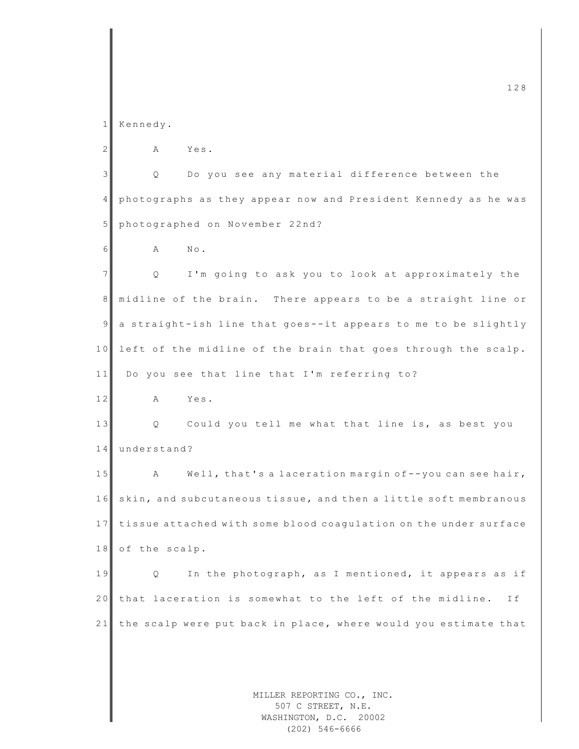Kennedy.

A Yes.

Q Do you see any material difference between the photographs as they appear now and President Kennedy as he was photographed on November 22nd?

A No.

Q I'm going to ask you to look at approximately the midline of the brain. There appears to be a straight line or a straight-ish line that goes--it appears to me to be slightly left of the midline of the brain that goes through the scalp. Do you see that line that I'm referring to?

A Yes.

Q Could you tell me what that line is, as best you understand?

A Well, that's a laceration margin of--you can see hair, skin, and subcutaneous tissue, and then a little soft membranous tissue attached with some blood coagulation on the under surface of the scalp.

Q In the photograph, as I mentioned, it appears as if that laceration is somewhat to the left of the midline. If the scalp were put back in place, where would you estimate that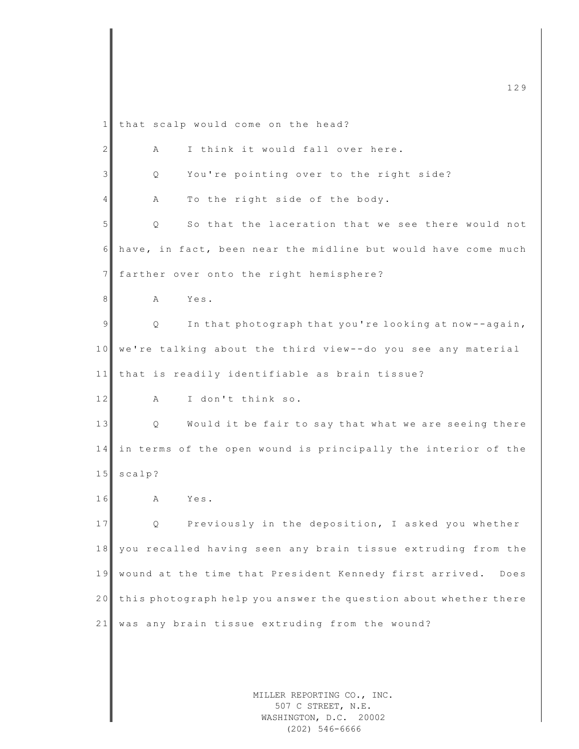that scalp would come on the head?

A I think it would fall over here.

Q You're pointing over to the right side?

A To the right side of the body.

Q So that the laceration that we see there would not have, in fact, been near the midline but would have come much farther over onto the right hemisphere?

A Yes.

Q In that photograph that you're looking at now--again, we're talking about the third view--do you see any material that is readily identifiable as brain tissue?

A I don't think so.

Q Would it be fair to say that what we are seeing there in terms of the open wound is principally the interior of the scalp?

A Yes.

Q Previously in the deposition, I asked you whether you recalled having seen any brain tissue extruding from the wound at the time that President Kennedy first arrived. Does this photograph help you answer the question about whether there was any brain tissue extruding from the wound?

MILLER REPORTING CO., INC.
507 C STREET, N.E.
WASHINGTON, D.C. 20002
(202) 546-6666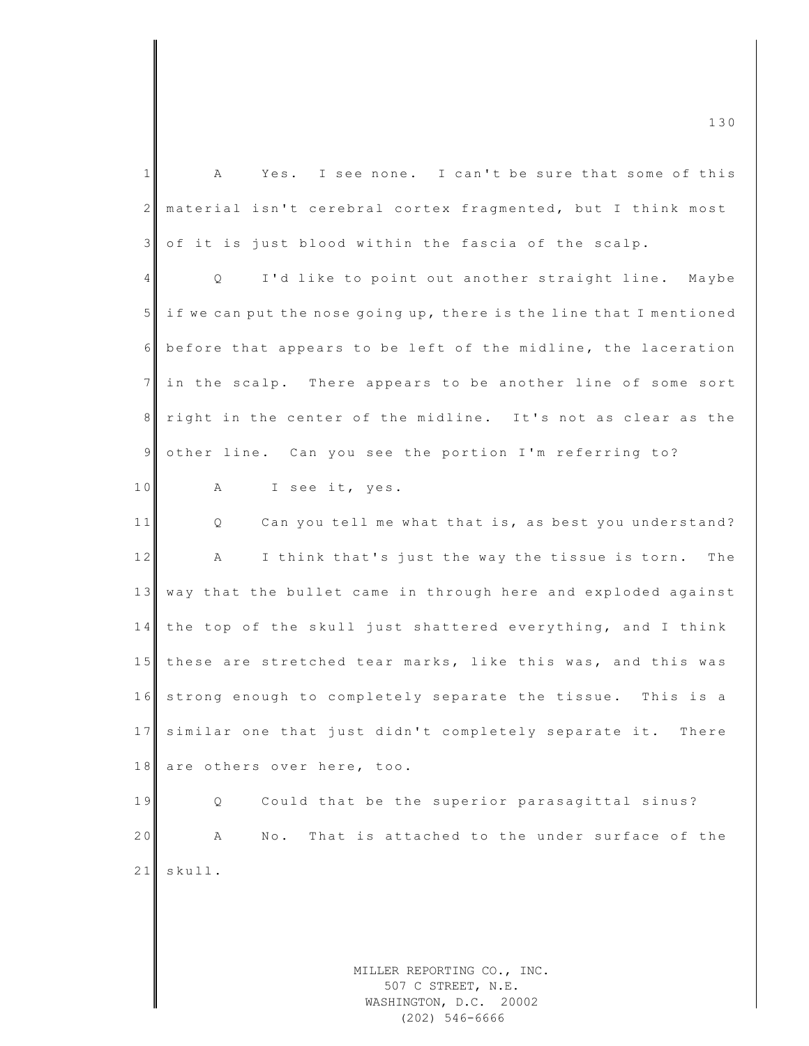A Yes. I see none. I can't be sure that some of this material isn't cerebral cortex fragmented, but I think most of it is just blood within the fascia of the scalp.

Q I'd like to point out another straight line. Maybe if we can put the nose going up, there is the line that I mentioned before that appears to be left of the midline, the laceration in the scalp. There appears to be another line of some sort right in the center of the midline. It's not as clear as the other line. Can you see the portion I'm referring to?

A I see it, yes.

Q Can you tell me what that is, as best you understand?

A I think that's just the way the tissue is torn. The way that the bullet came in through here and exploded against the top of the skull just shattered everything, and I think these are stretched tear marks, like this was, and this was strong enough to completely separate the tissue. This is a similar one that just didn't completely separate it. There are others over here, too.

Q Could that be the superior parasagittal sinus?

A No. That is attached to the under surface of the skull.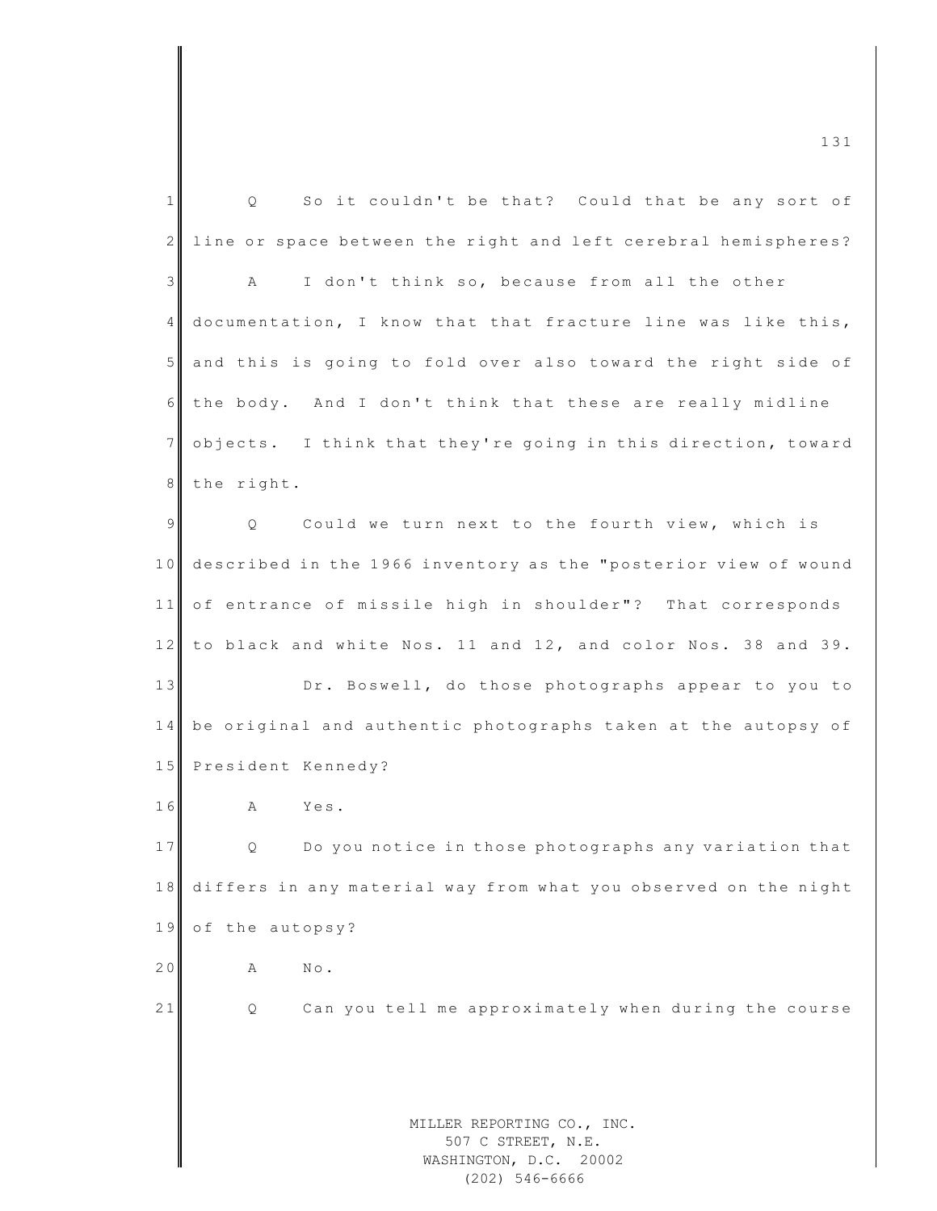Q So it couldn't be that? Could that be any sort of line or space between the right and left cerebral hemispheres?

A I don't think so, because from all the other documentation, I know that that fracture line was like this, and this is going to fold over also toward the right side of the body. And I don't think that these are really midline objects. I think that they're going in this direction, toward the right.

Q Could we turn next to the fourth view, which is described in the 1966 inventory as the "posterior view of wound of entrance of missile high in shoulder"? That corresponds to black and white Nos. 11 and 12, and color Nos. 38 and 39.

Dr. Boswell, do those photographs appear to you to be original and authentic photographs taken at the autopsy of President Kennedy?

A Yes.

Q Do you notice in those photographs any variation that differs in any material way from what you observed on the night of the autopsy?

A No.

Q Can you tell me approximately when during the course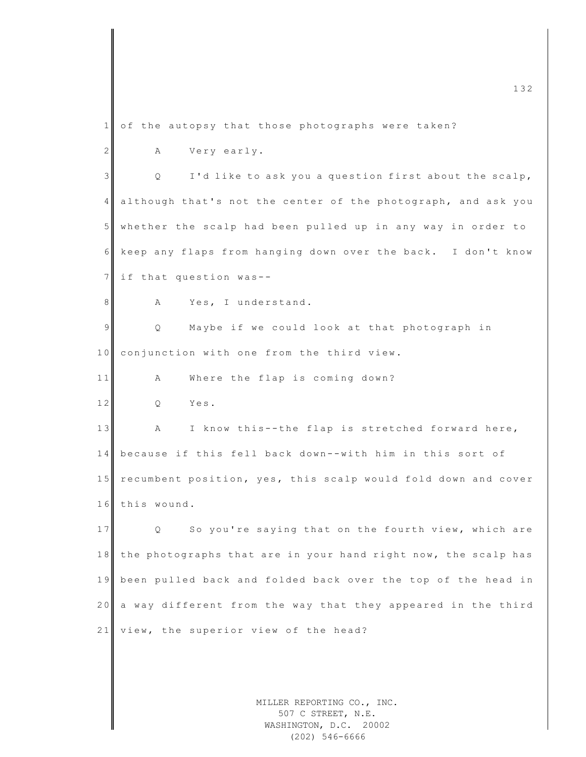1 of the autopsy that those photographs were taken?

2 A Very early.

3 Q I'd like to ask you a question first about the scalp,

4 although that's not the center of the photograph, and ask you

5 whether the scalp had been pulled up in any way in order to

6 keep any flaps from hanging down over the back. I don't know

7 if that question was--

8 A Yes, I understand.

9 Q Maybe if we could look at that photograph in

10 conjunction with one from the third view.

11 A Where the flap is coming down?

12 Q Yes.

13 A I know this--the flap is stretched forward here,

14 because if this fell back down--with him in this sort of

15 recumbent position, yes, this scalp would fold down and cover

16 this wound.

17 Q So you're saying that on the fourth view, which are

18 the photographs that are in your hand right now, the scalp has

19 been pulled back and folded back over the top of the head in

20 a way different from the way that they appeared in the third

21 view, the superior view of the head?

MILLER REPORTING CO., INC.
507 C STREET, N.E.
WASHINGTON, D.C. 20002
(202) 546-6666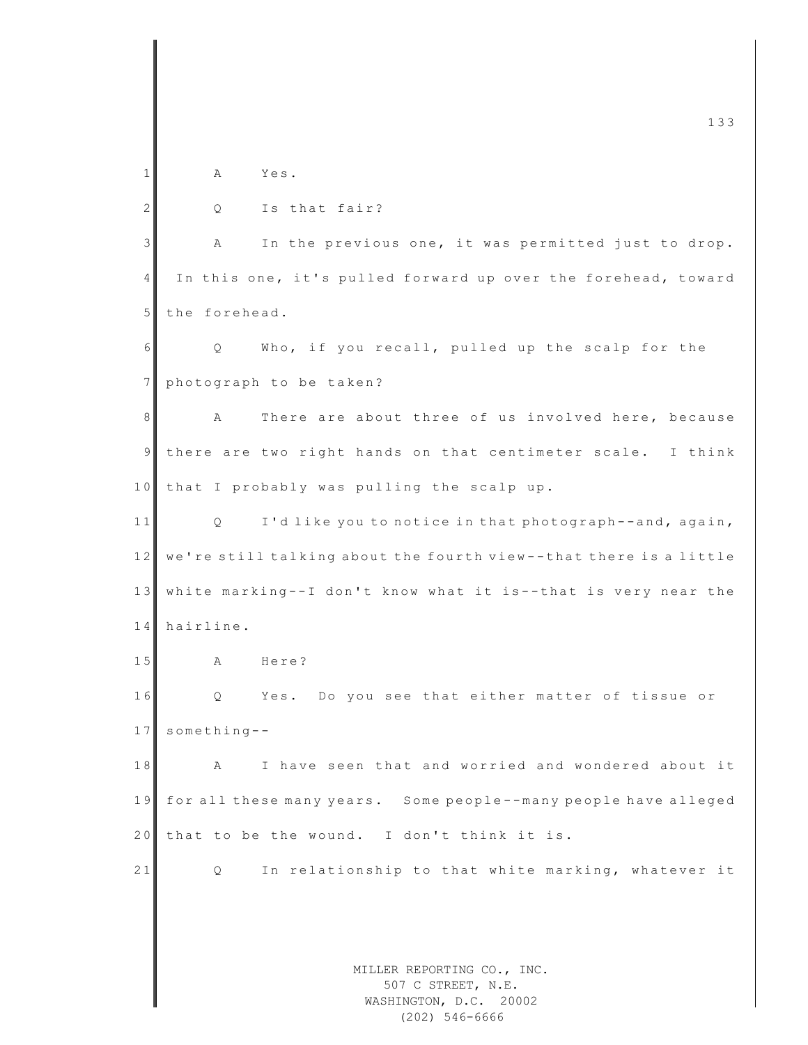A Yes.

Q Is that fair?

A In the previous one, it was permitted just to drop. In this one, it's pulled forward up over the forehead, toward the forehead.

Q Who, if you recall, pulled up the scalp for the photograph to be taken?

A There are about three of us involved here, because there are two right hands on that centimeter scale. I think that I probably was pulling the scalp up.

Q I'd like you to notice in that photograph--and, again, we're still talking about the fourth view--that there is a little white marking--I don't know what it is--that is very near the hairline.

A Here?

Q Yes. Do you see that either matter of tissue or something--

A I have seen that and worried and wondered about it for all these many years. Some people--many people have alleged that to be the wound. I don't think it is.

Q In relationship to that white marking, whatever it

MILLER REPORTING CO., INC.
507 C STREET, N.E.
WASHINGTON, D.C. 20002
(202) 546-6666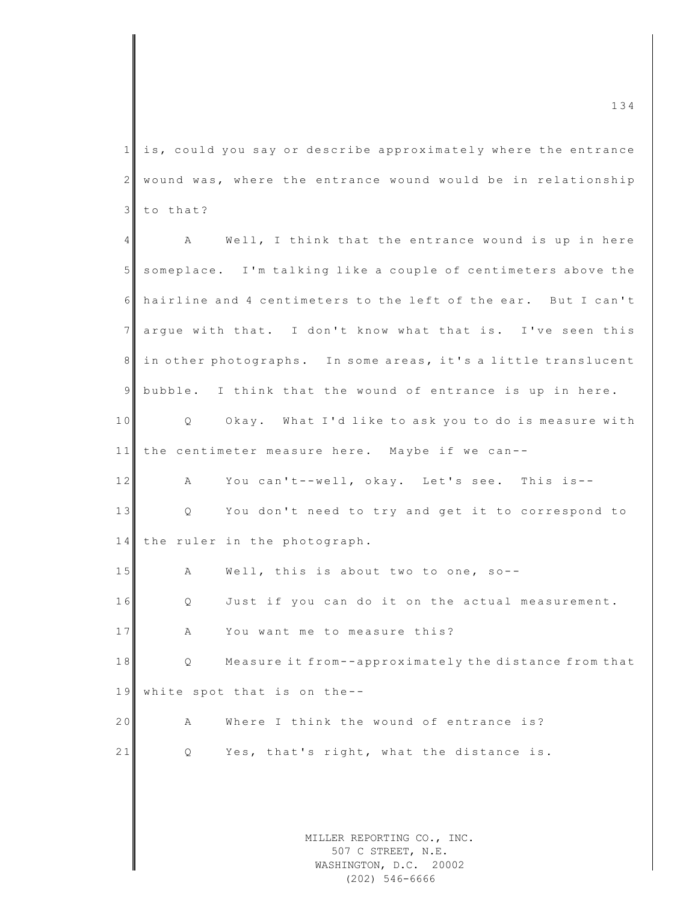is, could you say or describe approximately where the entrance wound was, where the entrance wound would be in relationship to that?

A Well, I think that the entrance wound is up in here someplace. I'm talking like a couple of centimeters above the hairline and 4 centimeters to the left of the ear. But I can't argue with that. I don't know what that is. I've seen this in other photographs. In some areas, it's a little translucent bubble. I think that the wound of entrance is up in here.

Q Okay. What I'd like to ask you to do is measure with the centimeter measure here. Maybe if we can--

A You can't--well, okay. Let's see. This is--

Q You don't need to try and get it to correspond to the ruler in the photograph.

A Well, this is about two to one, so--

Q Just if you can do it on the actual measurement.

A You want me to measure this?

Q Measure it from--approximately the distance from that white spot that is on the--

A Where I think the wound of entrance is?

Q Yes, that's right, what the distance is.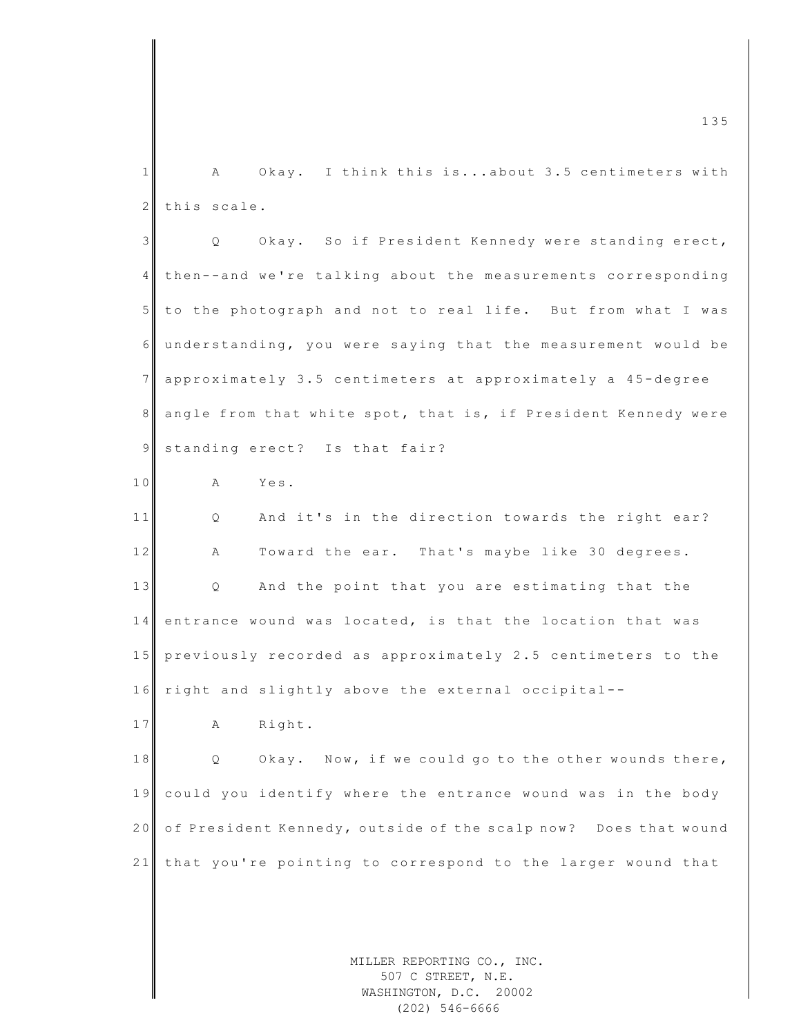A Okay. I think this is...about 3.5 centimeters with this scale.

Q Okay. So if President Kennedy were standing erect, then--and we're talking about the measurements corresponding to the photograph and not to real life. But from what I was understanding, you were saying that the measurement would be approximately 3.5 centimeters at approximately a 45-degree angle from that white spot, that is, if President Kennedy were standing erect? Is that fair?

A Yes.

Q And it's in the direction towards the right ear?

A Toward the ear. That's maybe like 30 degrees.

Q And the point that you are estimating that the entrance wound was located, is that the location that was previously recorded as approximately 2.5 centimeters to the right and slightly above the external occipital--

A Right.

Q Okay. Now, if we could go to the other wounds there, could you identify where the entrance wound was in the body of President Kennedy, outside of the scalp now? Does that wound that you're pointing to correspond to the larger wound that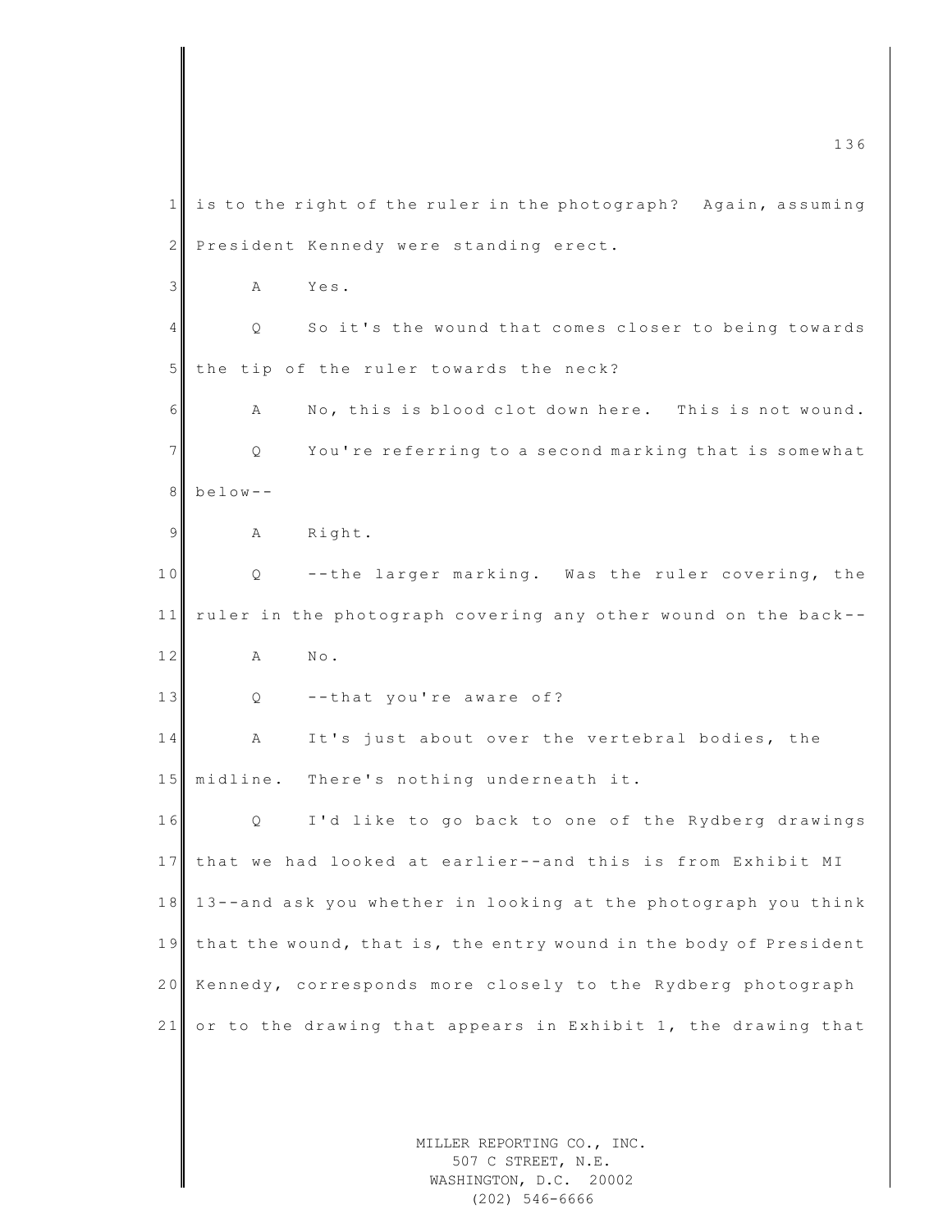is to the right of the ruler in the photograph? Again, assuming President Kennedy were standing erect.

A Yes.

Q So it's the wound that comes closer to being towards the tip of the ruler towards the neck?

A No, this is blood clot down here. This is not wound.

Q You're referring to a second marking that is somewhat below--

A Right.

Q --the larger marking. Was the ruler covering, the ruler in the photograph covering any other wound on the back--

A No.

Q --that you're aware of?

A It's just about over the vertebral bodies, the midline. There's nothing underneath it.

Q I'd like to go back to one of the Rydberg drawings that we had looked at earlier--and this is from Exhibit MI 13--and ask you whether in looking at the photograph you think that the wound, that is, the entry wound in the body of President Kennedy, corresponds more closely to the Rydberg photograph or to the drawing that appears in Exhibit 1, the drawing that

MILLER REPORTING CO., INC.
507 C STREET, N.E.
WASHINGTON, D.C. 20002
(202) 546-6666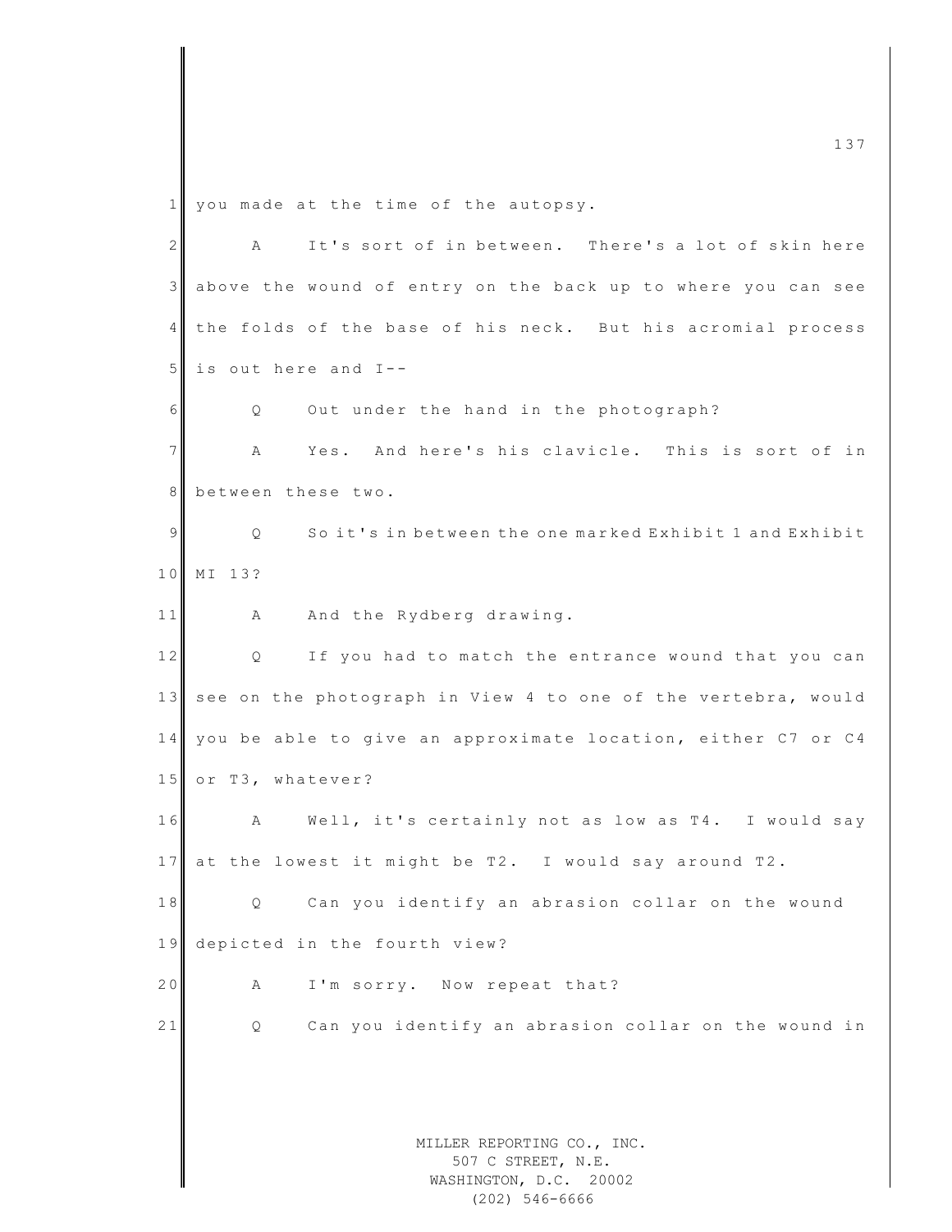you made at the time of the autopsy.

A It's sort of in between. There's a lot of skin here above the wound of entry on the back up to where you can see the folds of the base of his neck. But his acromial process is out here and I--

Q Out under the hand in the photograph?

A Yes. And here's his clavicle. This is sort of in between these two.

Q So it's in between the one marked Exhibit 1 and Exhibit MI 13?

A And the Rydberg drawing.

Q If you had to match the entrance wound that you can see on the photograph in View 4 to one of the vertebra, would you be able to give an approximate location, either C7 or C4 or T3, whatever?

A Well, it's certainly not as low as T4. I would say at the lowest it might be T2. I would say around T2.

Q Can you identify an abrasion collar on the wound depicted in the fourth view?

A I'm sorry. Now repeat that?

Q Can you identify an abrasion collar on the wound in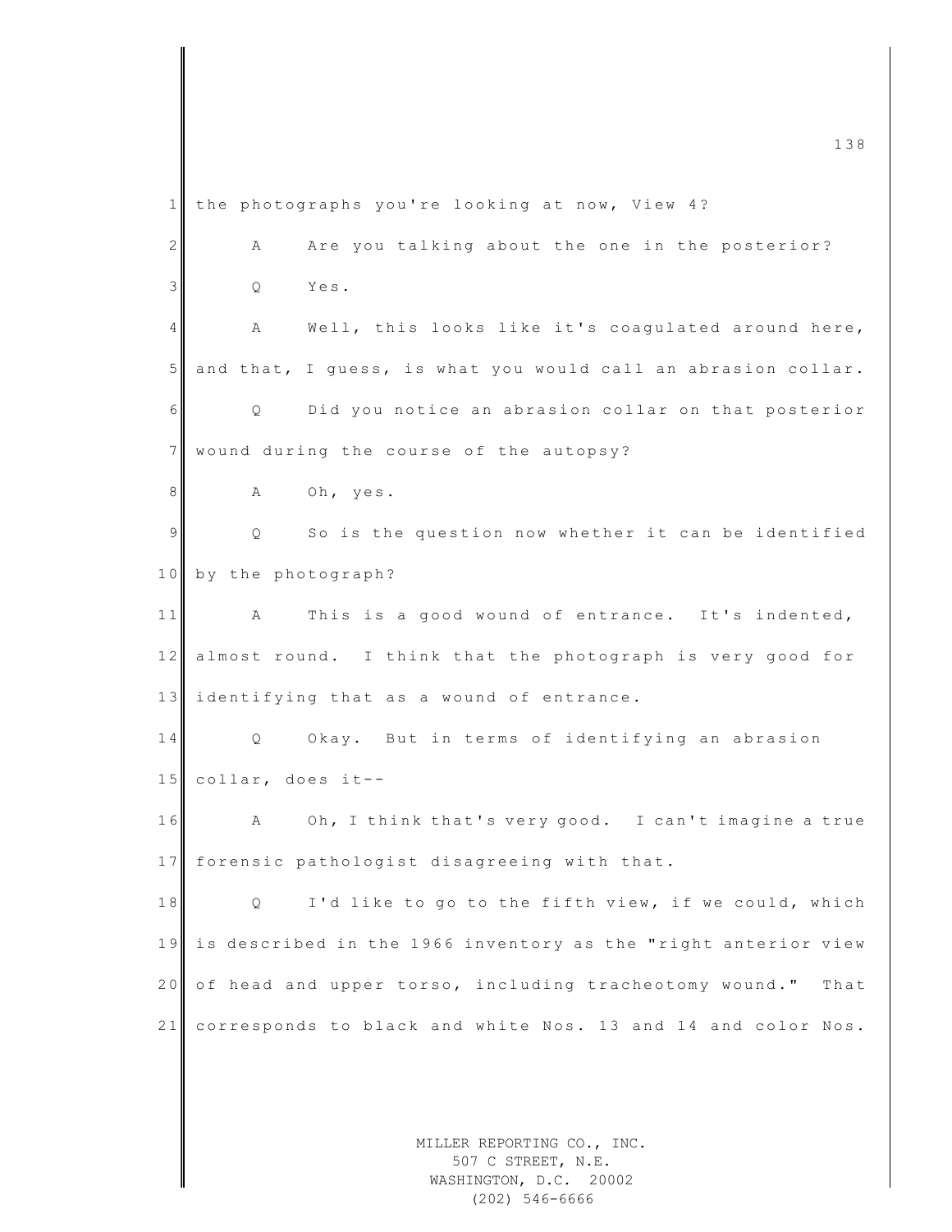the photographs you're looking at now, View 4?

A Are you talking about the one in the posterior?

Q Yes.

A Well, this looks like it's coagulated around here, and that, I guess, is what you would call an abrasion collar.

Q Did you notice an abrasion collar on that posterior wound during the course of the autopsy?

A Oh, yes.

Q So is the question now whether it can be identified by the photograph?

A This is a good wound of entrance. It's indented, almost round. I think that the photograph is very good for identifying that as a wound of entrance.

Q Okay. But in terms of identifying an abrasion collar, does it--

A Oh, I think that's very good. I can't imagine a true forensic pathologist disagreeing with that.

Q I'd like to go to the fifth view, if we could, which is described in the 1966 inventory as the "right anterior view of head and upper torso, including tracheotomy wound." That corresponds to black and white Nos. 13 and 14 and color Nos.

MILLER REPORTING CO., INC.
507 C STREET, N.E.
WASHINGTON, D.C. 20002
(202) 546-6666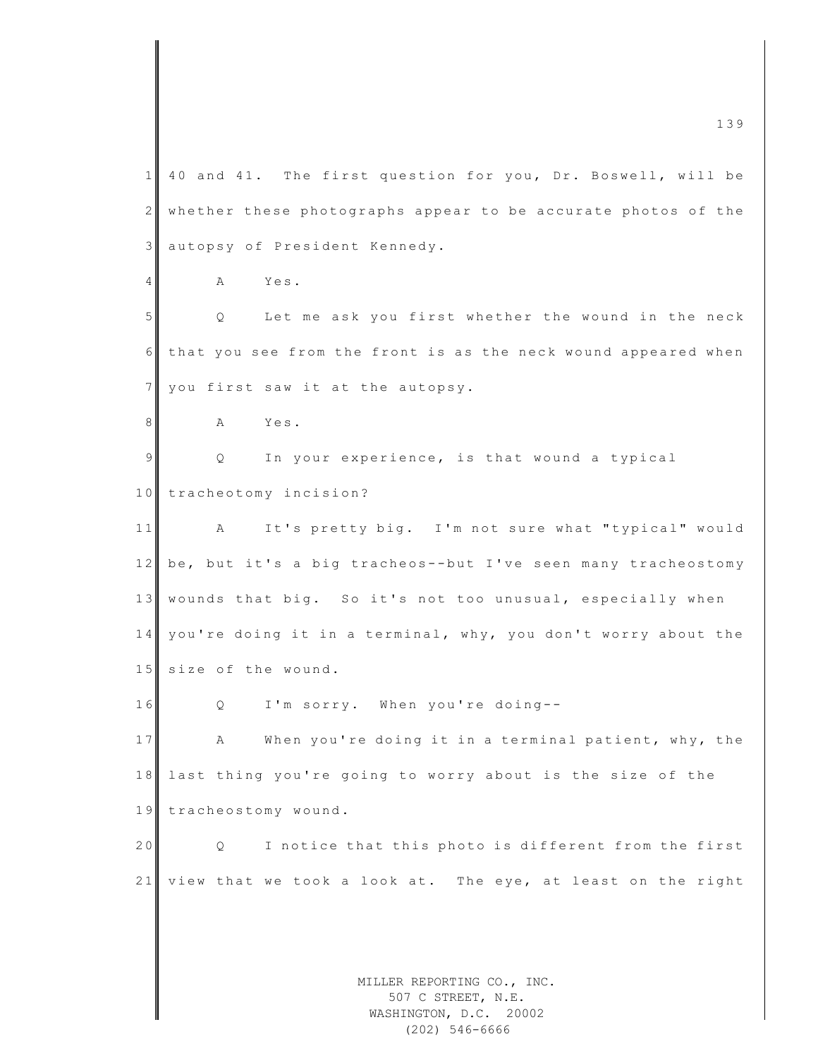40 and 41. The first question for you, Dr. Boswell, will be whether these photographs appear to be accurate photos of the autopsy of President Kennedy.

A Yes.

Q Let me ask you first whether the wound in the neck that you see from the front is as the neck wound appeared when you first saw it at the autopsy.

A Yes.

Q In your experience, is that wound a typical tracheotomy incision?

A It's pretty big. I'm not sure what "typical" would be, but it's a big tracheos--but I've seen many tracheostomy wounds that big. So it's not too unusual, especially when you're doing it in a terminal, why, you don't worry about the size of the wound.

Q I'm sorry. When you're doing--

A When you're doing it in a terminal patient, why, the last thing you're going to worry about is the size of the tracheostomy wound.

Q I notice that this photo is different from the first view that we took a look at. The eye, at least on the right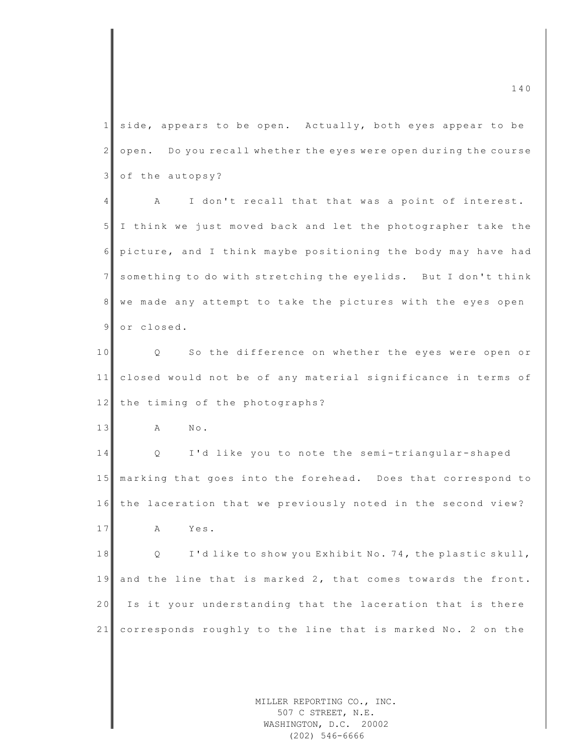side, appears to be open. Actually, both eyes appear to be open. Do you recall whether the eyes were open during the course of the autopsy?

A I don't recall that that was a point of interest. I think we just moved back and let the photographer take the picture, and I think maybe positioning the body may have had something to do with stretching the eyelids. But I don't think we made any attempt to take the pictures with the eyes open or closed.

Q So the difference on whether the eyes were open or closed would not be of any material significance in terms of the timing of the photographs?

A No.

Q I'd like you to note the semi-triangular-shaped marking that goes into the forehead. Does that correspond to the laceration that we previously noted in the second view?

A Yes.

Q I'd like to show you Exhibit No. 74, the plastic skull, and the line that is marked 2, that comes towards the front. Is it your understanding that the laceration that is there corresponds roughly to the line that is marked No. 2 on the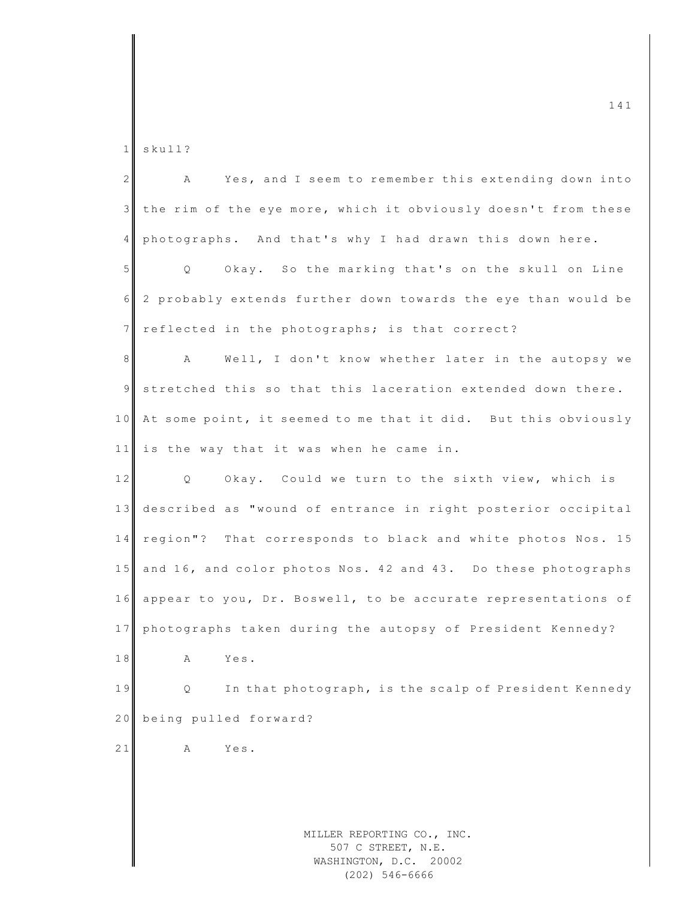skull?

A Yes, and I seem to remember this extending down into the rim of the eye more, which it obviously doesn't from these photographs. And that's why I had drawn this down here.

Q Okay. So the marking that's on the skull on Line 2 probably extends further down towards the eye than would be reflected in the photographs; is that correct?

A Well, I don't know whether later in the autopsy we stretched this so that this laceration extended down there. At some point, it seemed to me that it did. But this obviously is the way that it was when he came in.

Q Okay. Could we turn to the sixth view, which is described as "wound of entrance in right posterior occipital region"? That corresponds to black and white photos Nos. 15 and 16, and color photos Nos. 42 and 43. Do these photographs appear to you, Dr. Boswell, to be accurate representations of photographs taken during the autopsy of President Kennedy?

A Yes.

Q In that photograph, is the scalp of President Kennedy being pulled forward?

A Yes.

MILLER REPORTING CO., INC.
507 C STREET, N.E.
WASHINGTON, D.C. 20002
(202) 546-6666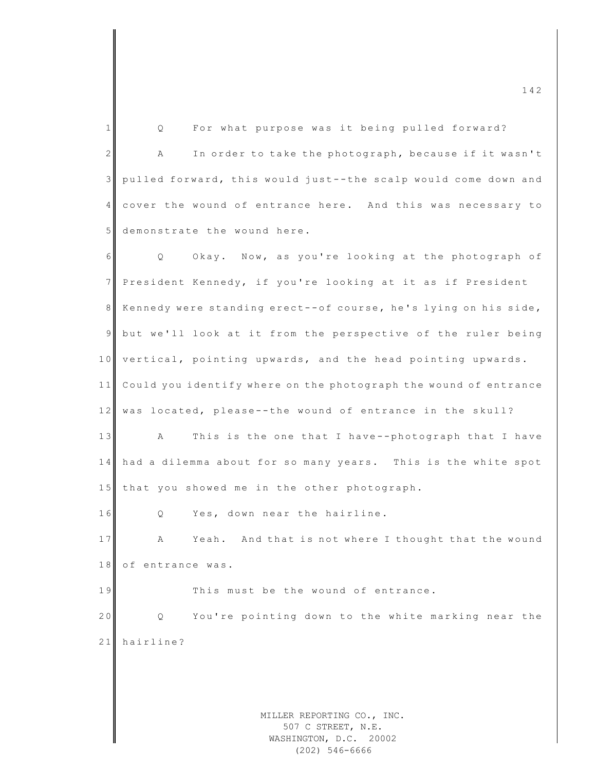Q For what purpose was it being pulled forward?

A In order to take the photograph, because if it wasn't pulled forward, this would just--the scalp would come down and cover the wound of entrance here. And this was necessary to demonstrate the wound here.

Q Okay. Now, as you're looking at the photograph of President Kennedy, if you're looking at it as if President Kennedy were standing erect--of course, he's lying on his side, but we'll look at it from the perspective of the ruler being vertical, pointing upwards, and the head pointing upwards. Could you identify where on the photograph the wound of entrance was located, please--the wound of entrance in the skull?

A This is the one that I have--photograph that I have had a dilemma about for so many years. This is the white spot that you showed me in the other photograph.

Q Yes, down near the hairline.

A Yeah. And that is not where I thought that the wound of entrance was.

This must be the wound of entrance.

Q You're pointing down to the white marking near the hairline?

MILLER REPORTING CO., INC.
507 C STREET, N.E.
WASHINGTON, D.C. 20002
(202) 546-6666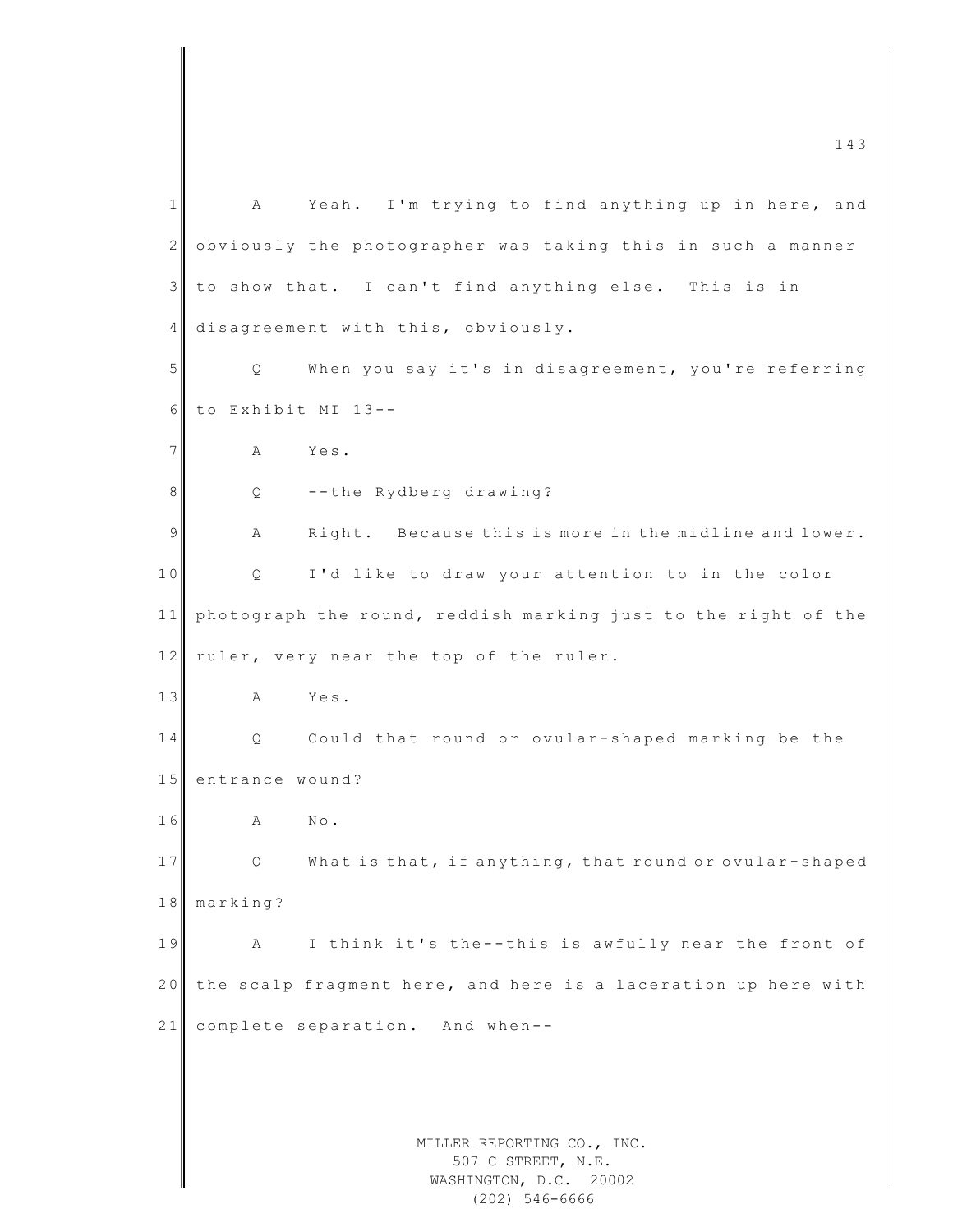A Yeah. I'm trying to find anything up in here, and obviously the photographer was taking this in such a manner to show that. I can't find anything else. This is in disagreement with this, obviously.

Q When you say it's in disagreement, you're referring to Exhibit MI 13--

A Yes.

Q --the Rydberg drawing?

A Right. Because this is more in the midline and lower.

Q I'd like to draw your attention to in the color photograph the round, reddish marking just to the right of the ruler, very near the top of the ruler.

A Yes.

Q Could that round or ovular-shaped marking be the entrance wound?

A No.

Q What is that, if anything, that round or ovular-shaped marking?

A I think it's the--this is awfully near the front of the scalp fragment here, and here is a laceration up here with complete separation. And when--

MILLER REPORTING CO., INC.
507 C STREET, N.E.
WASHINGTON, D.C. 20002
(202) 546-6666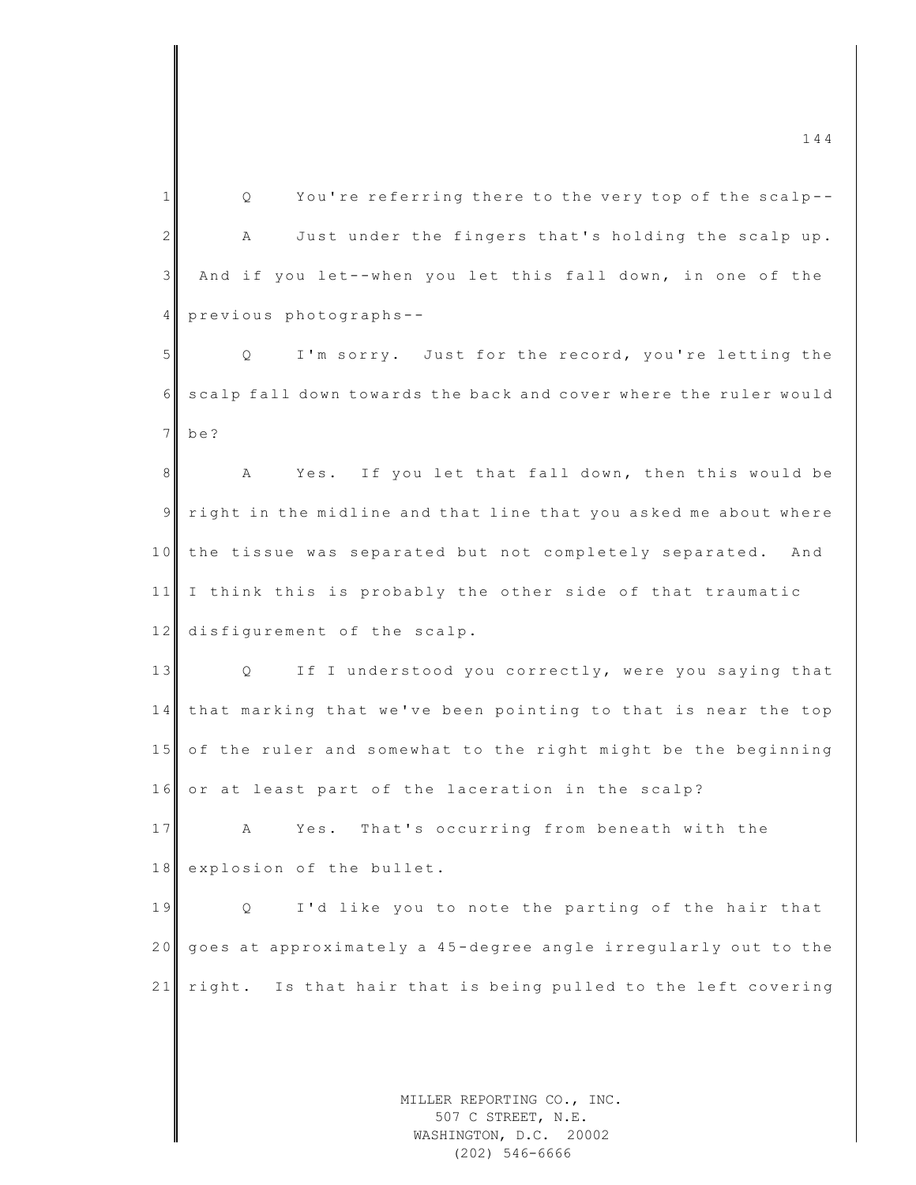Q You're referring there to the very top of the scalp--

A Just under the fingers that's holding the scalp up. And if you let--when you let this fall down, in one of the previous photographs--

Q I'm sorry. Just for the record, you're letting the scalp fall down towards the back and cover where the ruler would be?

A Yes. If you let that fall down, then this would be right in the midline and that line that you asked me about where the tissue was separated but not completely separated. And I think this is probably the other side of that traumatic disfigurement of the scalp.

Q If I understood you correctly, were you saying that that marking that we've been pointing to that is near the top of the ruler and somewhat to the right might be the beginning or at least part of the laceration in the scalp?

A Yes. That's occurring from beneath with the explosion of the bullet.

Q I'd like you to note the parting of the hair that goes at approximately a 45-degree angle irregularly out to the right. Is that hair that is being pulled to the left covering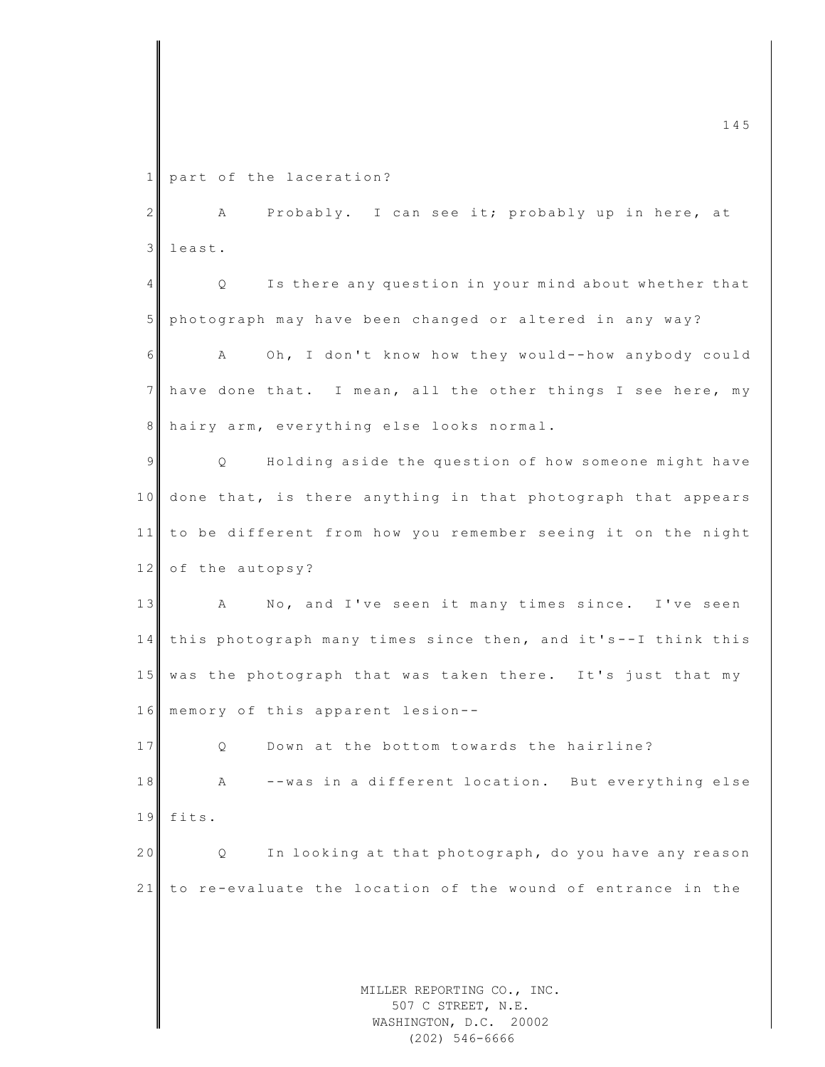part of the laceration?

A Probably. I can see it; probably up in here, at least.

Q Is there any question in your mind about whether that photograph may have been changed or altered in any way?

A Oh, I don't know how they would--how anybody could have done that. I mean, all the other things I see here, my hairy arm, everything else looks normal.

Q Holding aside the question of how someone might have done that, is there anything in that photograph that appears to be different from how you remember seeing it on the night of the autopsy?

A No, and I've seen it many times since. I've seen this photograph many times since then, and it's--I think this was the photograph that was taken there. It's just that my memory of this apparent lesion--

Q Down at the bottom towards the hairline?

A --was in a different location. But everything else fits.

Q In looking at that photograph, do you have any reason to re-evaluate the location of the wound of entrance in the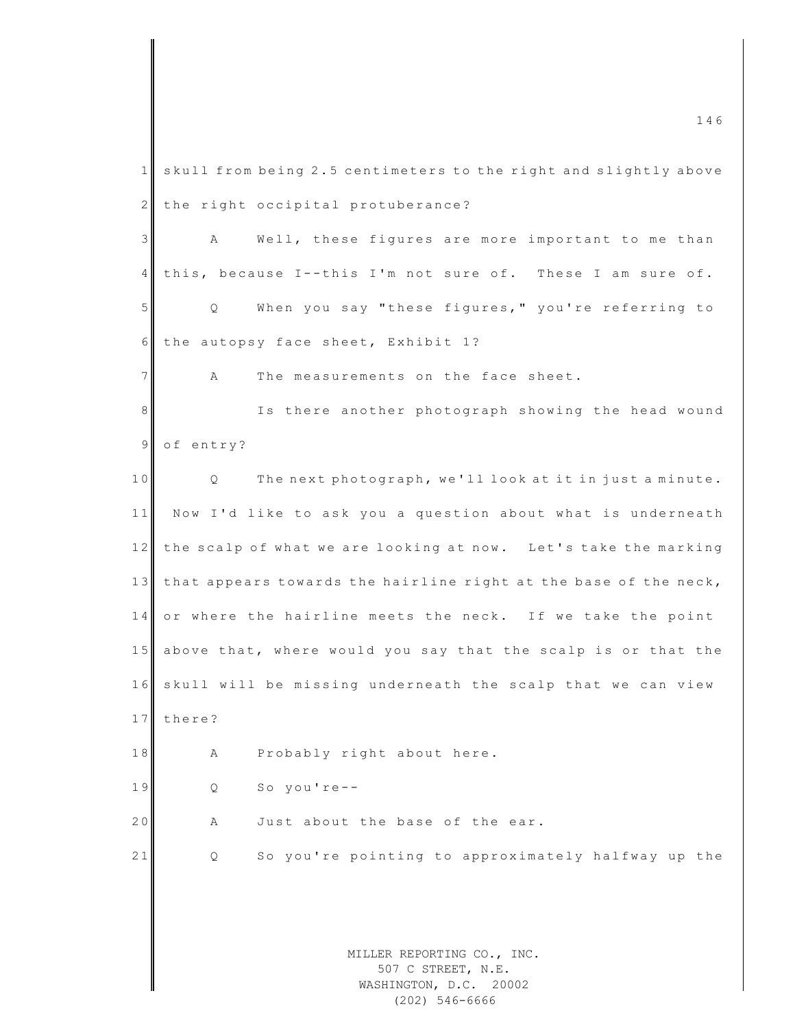1 skull from being 2.5 centimeters to the right and slightly above

2 the right occipital protuberance?

3 A Well, these figures are more important to me than

4 this, because I--this I'm not sure of. These I am sure of.

5 Q When you say "these figures," you're referring to

6 the autopsy face sheet, Exhibit 1?

7 A The measurements on the face sheet.

8 Is there another photograph showing the head wound

9 of entry?

10 Q The next photograph, we'll look at it in just a minute.

11 Now I'd like to ask you a question about what is underneath

12 the scalp of what we are looking at now. Let's take the marking

13 that appears towards the hairline right at the base of the neck,

14 or where the hairline meets the neck. If we take the point

15 above that, where would you say that the scalp is or that the

16 skull will be missing underneath the scalp that we can view

17 there?

18 A Probably right about here.

19 Q So you're--

20 A Just about the base of the ear.

21 Q So you're pointing to approximately halfway up the

MILLER REPORTING CO., INC.
507 C STREET, N.E.
WASHINGTON, D.C. 20002
(202) 546-6666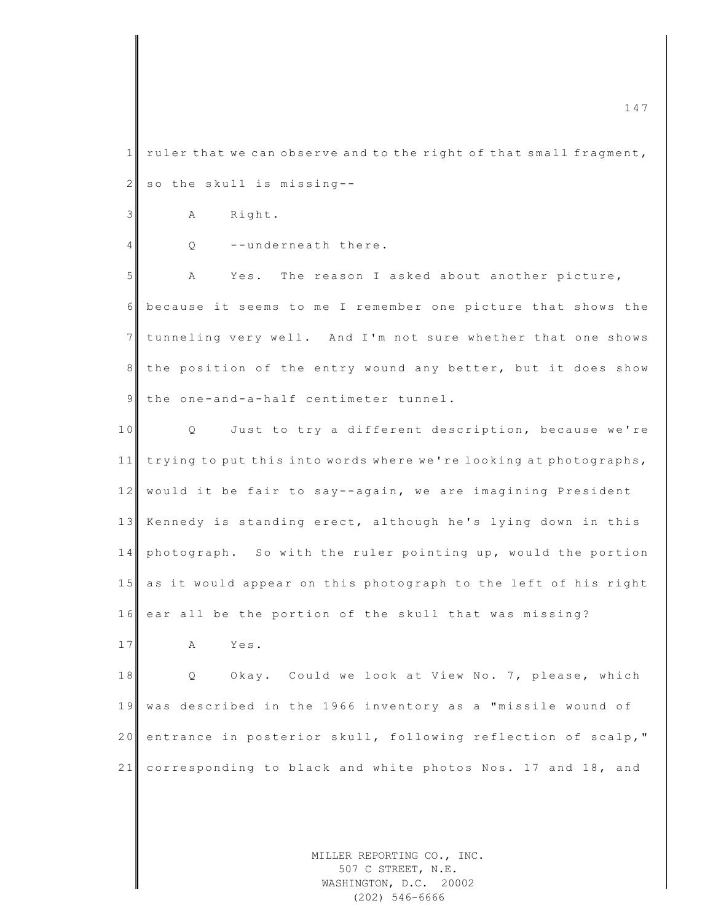ruler that we can observe and to the right of that small fragment, so the skull is missing--

A Right.

Q --underneath there.

A Yes. The reason I asked about another picture, because it seems to me I remember one picture that shows the tunneling very well. And I'm not sure whether that one shows the position of the entry wound any better, but it does show the one-and-a-half centimeter tunnel.

Q Just to try a different description, because we're trying to put this into words where we're looking at photographs, would it be fair to say--again, we are imagining President Kennedy is standing erect, although he's lying down in this photograph. So with the ruler pointing up, would the portion as it would appear on this photograph to the left of his right ear all be the portion of the skull that was missing?

A Yes.

Q Okay. Could we look at View No. 7, please, which was described in the 1966 inventory as a "missile wound of entrance in posterior skull, following reflection of scalp," corresponding to black and white photos Nos. 17 and 18, and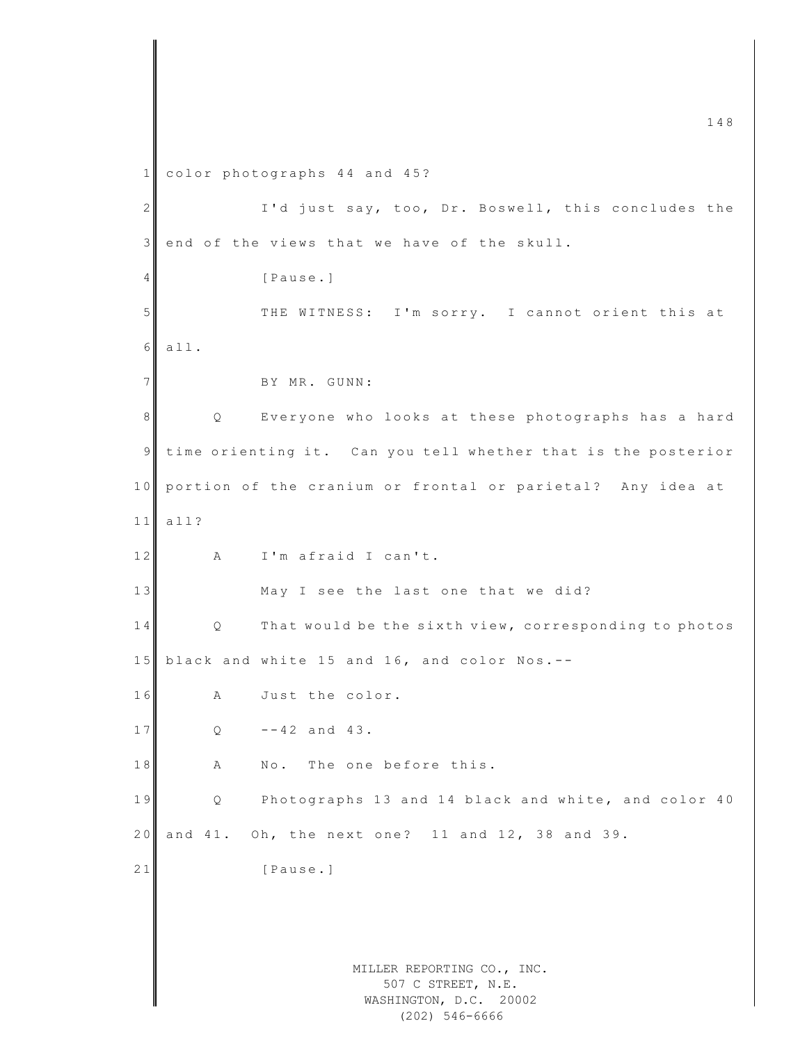1 color photographs 44 and 45?

2 I'd just say, too, Dr. Boswell, this concludes the

3 end of the views that we have of the skull.

4 [Pause.]

5 THE WITNESS: I'm sorry. I cannot orient this at

6 all.

7 BY MR. GUNN:

8 Q Everyone who looks at these photographs has a hard

9 time orienting it. Can you tell whether that is the posterior

10 portion of the cranium or frontal or parietal? Any idea at

11 all?

12 A I'm afraid I can't.

13 May I see the last one that we did?

14 Q That would be the sixth view, corresponding to photos

15 black and white 15 and 16, and color Nos.--

16 A Just the color.

17 Q --42 and 43.

18 A No. The one before this.

19 Q Photographs 13 and 14 black and white, and color 40

20 and 41. Oh, the next one? 11 and 12, 38 and 39.

21 [Pause.]

MILLER REPORTING CO., INC.
507 C STREET, N.E.
WASHINGTON, D.C. 20002
(202) 546-6666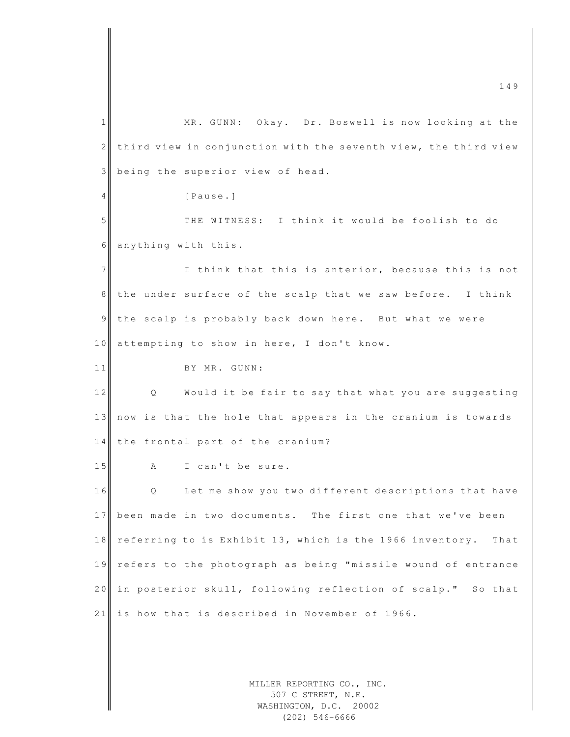MR. GUNN: Okay. Dr. Boswell is now looking at the third view in conjunction with the seventh view, the third view being the superior view of head.

[Pause.]

THE WITNESS: I think it would be foolish to do anything with this.

I think that this is anterior, because this is not the under surface of the scalp that we saw before. I think the scalp is probably back down here. But what we were attempting to show in here, I don't know.

BY MR. GUNN:

Q Would it be fair to say that what you are suggesting now is that the hole that appears in the cranium is towards the frontal part of the cranium?

A I can't be sure.

Q Let me show you two different descriptions that have been made in two documents. The first one that we've been referring to is Exhibit 13, which is the 1966 inventory. That refers to the photograph as being "missile wound of entrance in posterior skull, following reflection of scalp." So that is how that is described in November of 1966.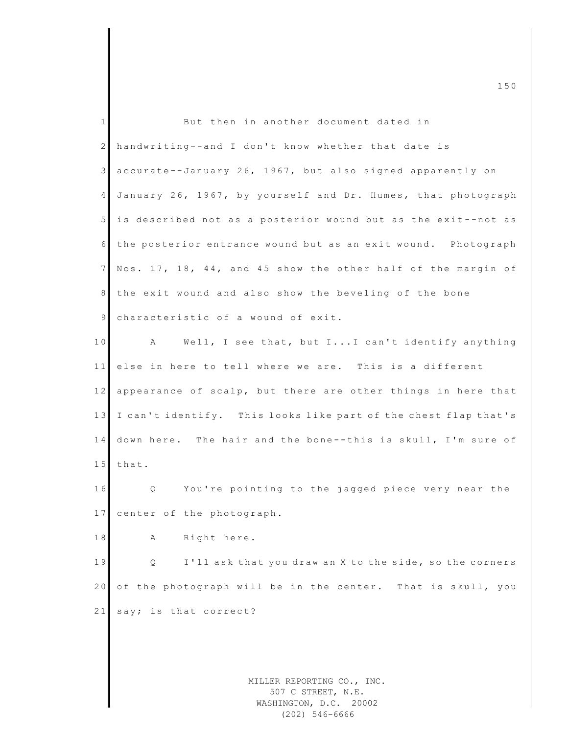But then in another document dated in handwriting--and I don't know whether that date is accurate--January 26, 1967, but also signed apparently on January 26, 1967, by yourself and Dr. Humes, that photograph is described not as a posterior wound but as the exit--not as the posterior entrance wound but as an exit wound. Photograph Nos. 17, 18, 44, and 45 show the other half of the margin of the exit wound and also show the beveling of the bone characteristic of a wound of exit.

A Well, I see that, but I...I can't identify anything else in here to tell where we are. This is a different appearance of scalp, but there are other things in here that I can't identify. This looks like part of the chest flap that's down here. The hair and the bone--this is skull, I'm sure of that.

Q You're pointing to the jagged piece very near the center of the photograph.

A Right here.

Q I'll ask that you draw an X to the side, so the corners of the photograph will be in the center. That is skull, you say; is that correct?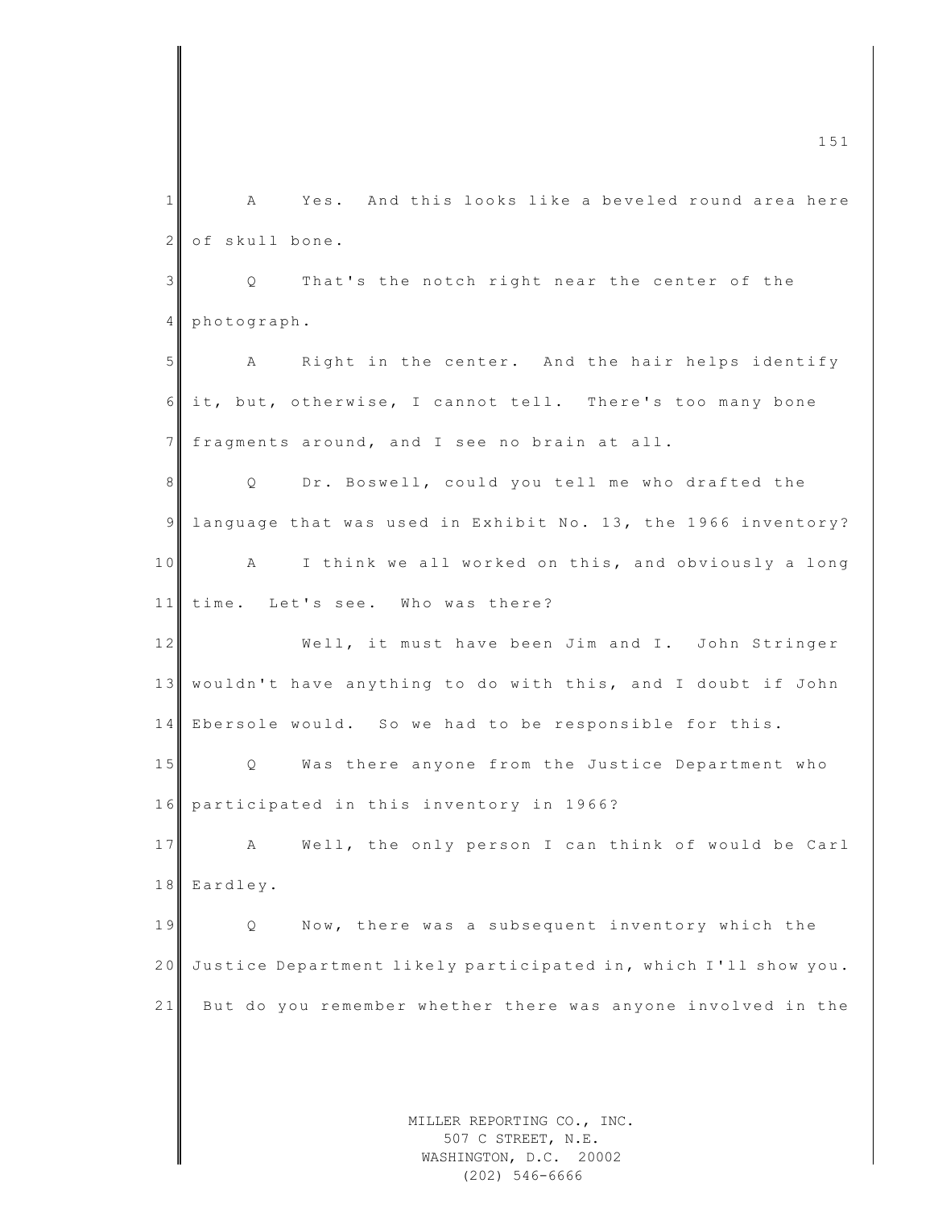A Yes. And this looks like a beveled round area here of skull bone.

Q That's the notch right near the center of the photograph.

A Right in the center. And the hair helps identify it, but, otherwise, I cannot tell. There's too many bone fragments around, and I see no brain at all.

Q Dr. Boswell, could you tell me who drafted the language that was used in Exhibit No. 13, the 1966 inventory?

A I think we all worked on this, and obviously a long time. Let's see. Who was there?

Well, it must have been Jim and I. John Stringer wouldn't have anything to do with this, and I doubt if John Ebersole would. So we had to be responsible for this.

Q Was there anyone from the Justice Department who participated in this inventory in 1966?

A Well, the only person I can think of would be Carl Eardley.

Q Now, there was a subsequent inventory which the Justice Department likely participated in, which I'll show you. But do you remember whether there was anyone involved in the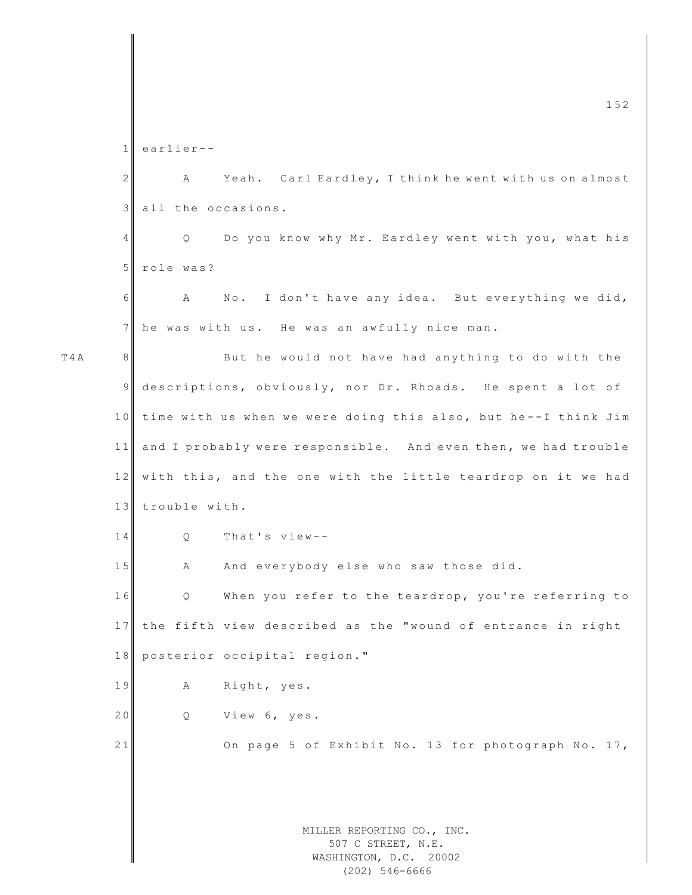earlier--

A Yeah. Carl Eardley, I think he went with us on almost all the occasions.

Q Do you know why Mr. Eardley went with you, what his role was?

A No. I don't have any idea. But everything we did, he was with us. He was an awfully nice man.

T4A

But he would not have had anything to do with the descriptions, obviously, nor Dr. Rhoads. He spent a lot of time with us when we were doing this also, but he--I think Jim and I probably were responsible. And even then, we had trouble with this, and the one with the little teardrop on it we had trouble with.

Q That's view--

A And everybody else who saw those did.

Q When you refer to the teardrop, you're referring to the fifth view described as the "wound of entrance in right posterior occipital region."

A Right, yes.

Q View 6, yes.

On page 5 of Exhibit No. 13 for photograph No. 17,

MILLER REPORTING CO., INC.
507 C STREET, N.E.
WASHINGTON, D.C. 20002
(202) 546-6666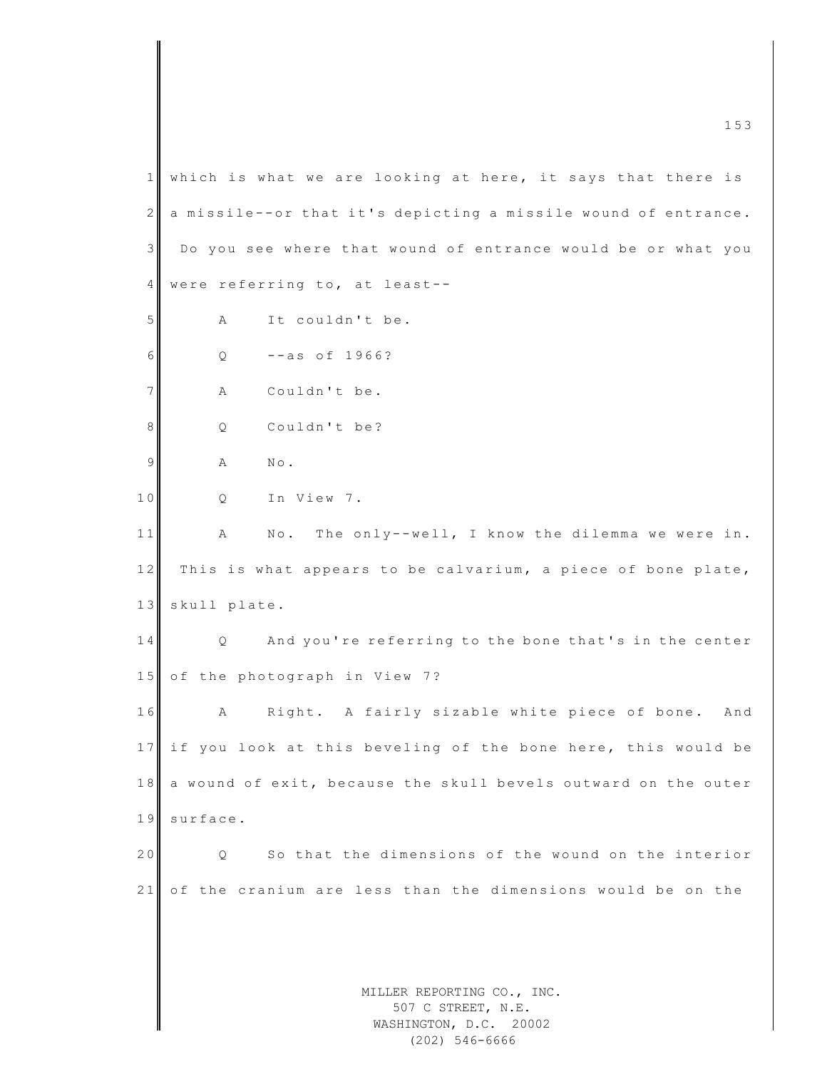1 which is what we are looking at here, it says that there is
2 a missile--or that it's depicting a missile wound of entrance.
3 Do you see where that wound of entrance would be or what you
4 were referring to, at least--

5 A It couldn't be.

6 Q --as of 1966?

7 A Couldn't be.

8 Q Couldn't be?

9 A No.

10 Q In View 7.

11 A No. The only--well, I know the dilemma we were in.
12 This is what appears to be calvarium, a piece of bone plate,
13 skull plate.

14 Q And you're referring to the bone that's in the center
15 of the photograph in View 7?

16 A Right. A fairly sizable white piece of bone. And
17 if you look at this beveling of the bone here, this would be
18 a wound of exit, because the skull bevels outward on the outer
19 surface.

20 Q So that the dimensions of the wound on the interior
21 of the cranium are less than the dimensions would be on the

MILLER REPORTING CO., INC.
507 C STREET, N.E.
WASHINGTON, D.C. 20002
(202) 546-6666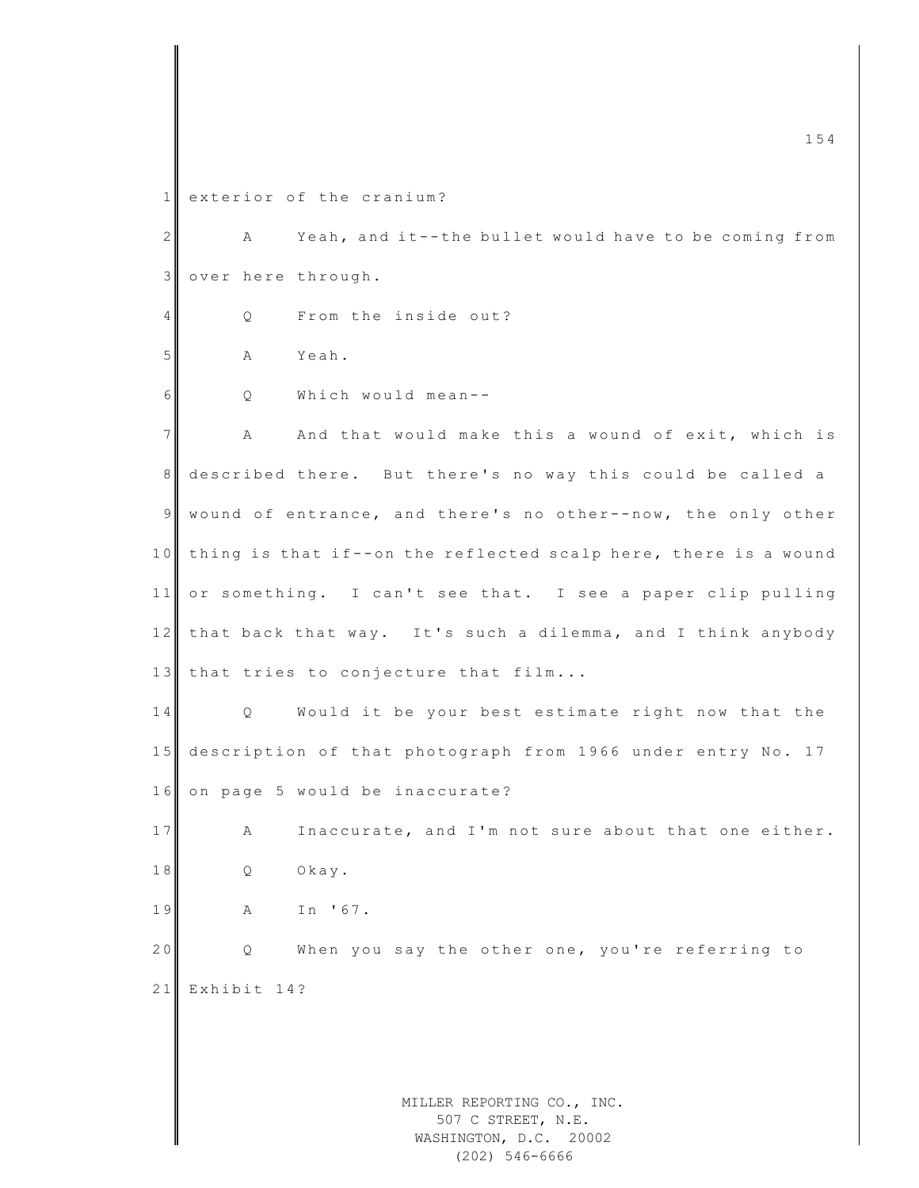exterior of the cranium?

A Yeah, and it--the bullet would have to be coming from over here through.

Q From the inside out?

A Yeah.

Q Which would mean--

A And that would make this a wound of exit, which is described there. But there's no way this could be called a wound of entrance, and there's no other--now, the only other thing is that if--on the reflected scalp here, there is a wound or something. I can't see that. I see a paper clip pulling that back that way. It's such a dilemma, and I think anybody that tries to conjecture that film...

Q Would it be your best estimate right now that the description of that photograph from 1966 under entry No. 17 on page 5 would be inaccurate?

A Inaccurate, and I'm not sure about that one either.

Q Okay.

A In '67.

Q When you say the other one, you're referring to Exhibit 14?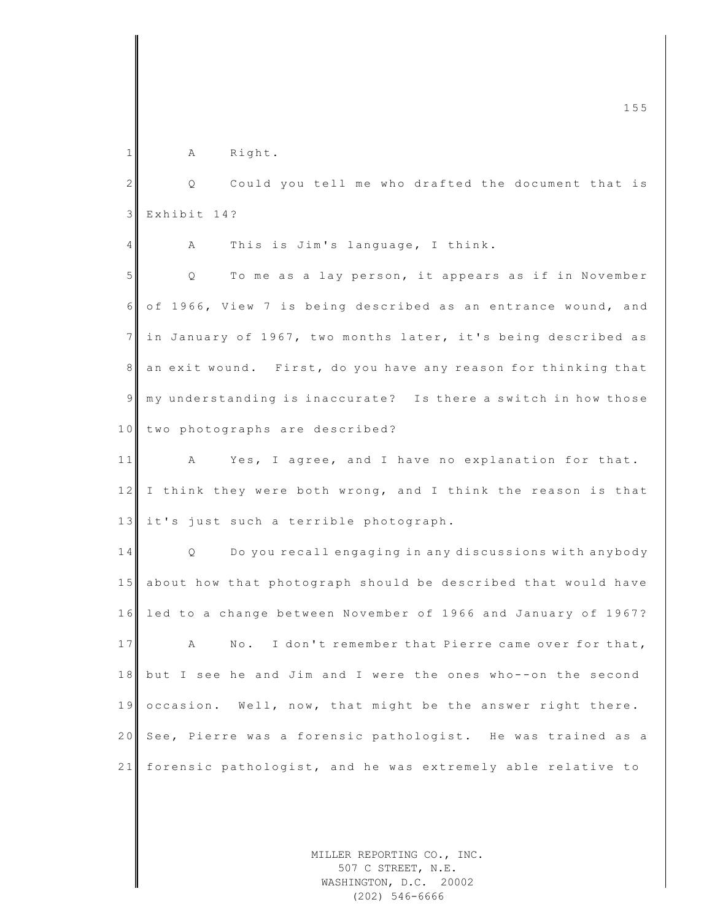A Right.

Q Could you tell me who drafted the document that is Exhibit 14?

A This is Jim's language, I think.

Q To me as a lay person, it appears as if in November of 1966, View 7 is being described as an entrance wound, and in January of 1967, two months later, it's being described as an exit wound. First, do you have any reason for thinking that my understanding is inaccurate? Is there a switch in how those two photographs are described?

A Yes, I agree, and I have no explanation for that. I think they were both wrong, and I think the reason is that it's just such a terrible photograph.

Q Do you recall engaging in any discussions with anybody about how that photograph should be described that would have led to a change between November of 1966 and January of 1967?

A No. I don't remember that Pierre came over for that, but I see he and Jim and I were the ones who--on the second occasion. Well, now, that might be the answer right there. See, Pierre was a forensic pathologist. He was trained as a forensic pathologist, and he was extremely able relative to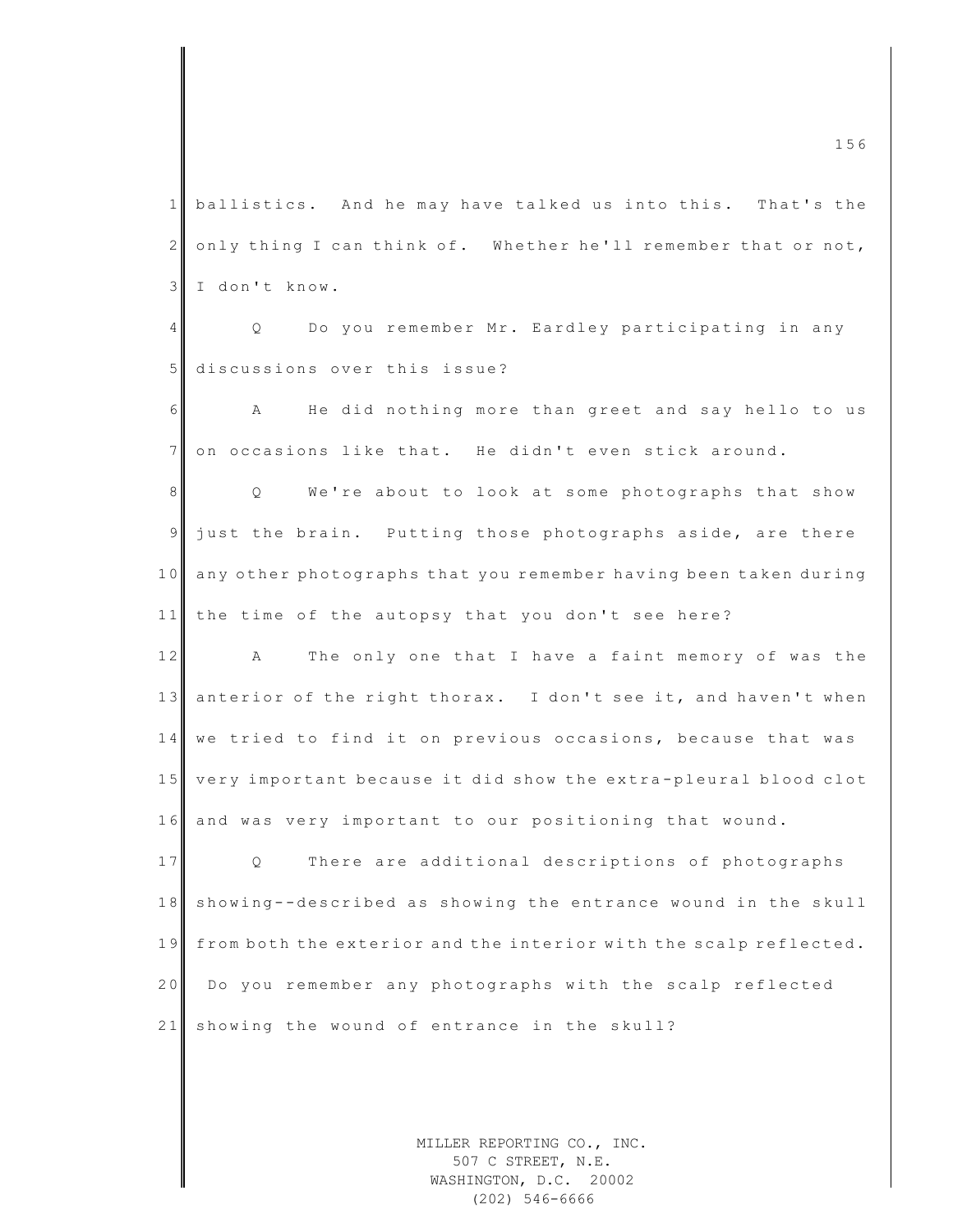ballistics. And he may have talked us into this. That's the only thing I can think of. Whether he'll remember that or not, I don't know.

Q Do you remember Mr. Eardley participating in any discussions over this issue?

A He did nothing more than greet and say hello to us on occasions like that. He didn't even stick around.

Q We're about to look at some photographs that show just the brain. Putting those photographs aside, are there any other photographs that you remember having been taken during the time of the autopsy that you don't see here?

A The only one that I have a faint memory of was the anterior of the right thorax. I don't see it, and haven't when we tried to find it on previous occasions, because that was very important because it did show the extra-pleural blood clot and was very important to our positioning that wound.

Q There are additional descriptions of photographs showing--described as showing the entrance wound in the skull from both the exterior and the interior with the scalp reflected. Do you remember any photographs with the scalp reflected showing the wound of entrance in the skull?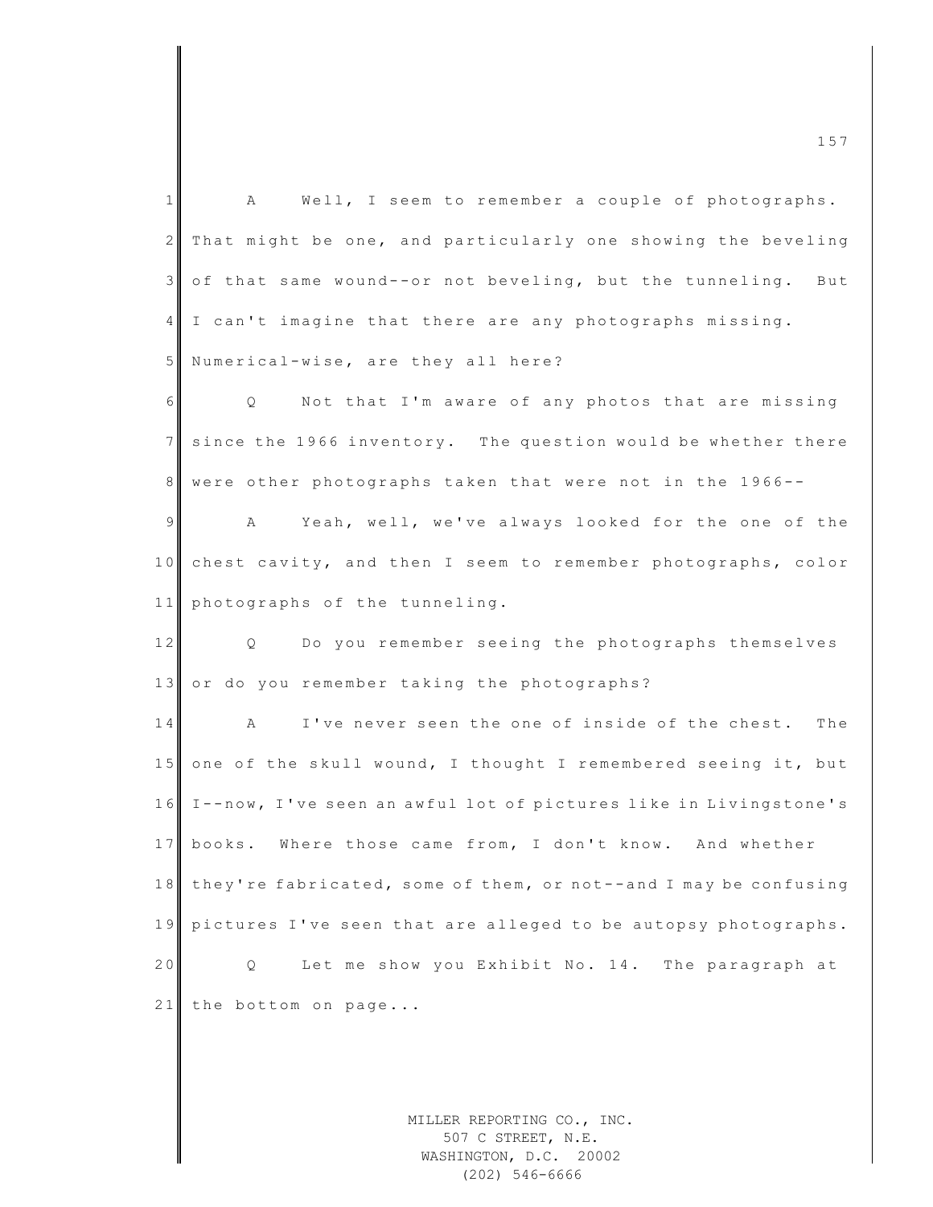A Well, I seem to remember a couple of photographs. That might be one, and particularly one showing the beveling of that same wound--or not beveling, but the tunneling. But I can't imagine that there are any photographs missing. Numerical-wise, are they all here?

Q Not that I'm aware of any photos that are missing since the 1966 inventory. The question would be whether there were other photographs taken that were not in the 1966--

A Yeah, well, we've always looked for the one of the chest cavity, and then I seem to remember photographs, color photographs of the tunneling.

Q Do you remember seeing the photographs themselves or do you remember taking the photographs?

A I've never seen the one of inside of the chest. The one of the skull wound, I thought I remembered seeing it, but I--now, I've seen an awful lot of pictures like in Livingstone's books. Where those came from, I don't know. And whether they're fabricated, some of them, or not--and I may be confusing pictures I've seen that are alleged to be autopsy photographs.

Q Let me show you Exhibit No. 14. The paragraph at the bottom on page...

MILLER REPORTING CO., INC.
507 C STREET, N.E.
WASHINGTON, D.C. 20002
(202) 546-6666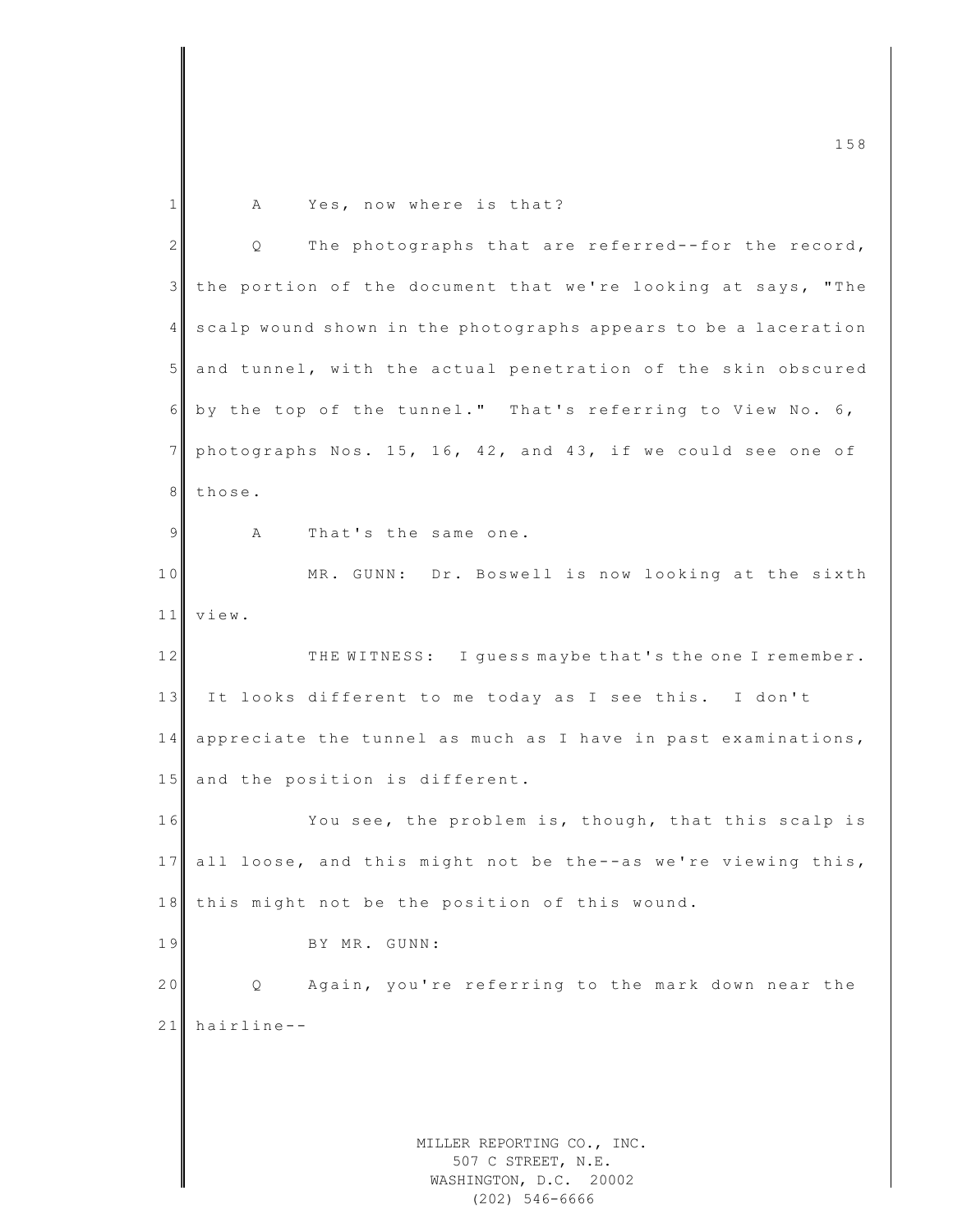A Yes, now where is that?

Q The photographs that are referred--for the record, the portion of the document that we're looking at says, "The scalp wound shown in the photographs appears to be a laceration and tunnel, with the actual penetration of the skin obscured by the top of the tunnel." That's referring to View No. 6, photographs Nos. 15, 16, 42, and 43, if we could see one of those.

A That's the same one.

MR. GUNN: Dr. Boswell is now looking at the sixth view.

THE WITNESS: I guess maybe that's the one I remember. It looks different to me today as I see this. I don't appreciate the tunnel as much as I have in past examinations, and the position is different.

You see, the problem is, though, that this scalp is all loose, and this might not be the--as we're viewing this, this might not be the position of this wound.

BY MR. GUNN:

Q Again, you're referring to the mark down near the hairline--

MILLER REPORTING CO., INC.
507 C STREET, N.E.
WASHINGTON, D.C. 20002
(202) 546-6666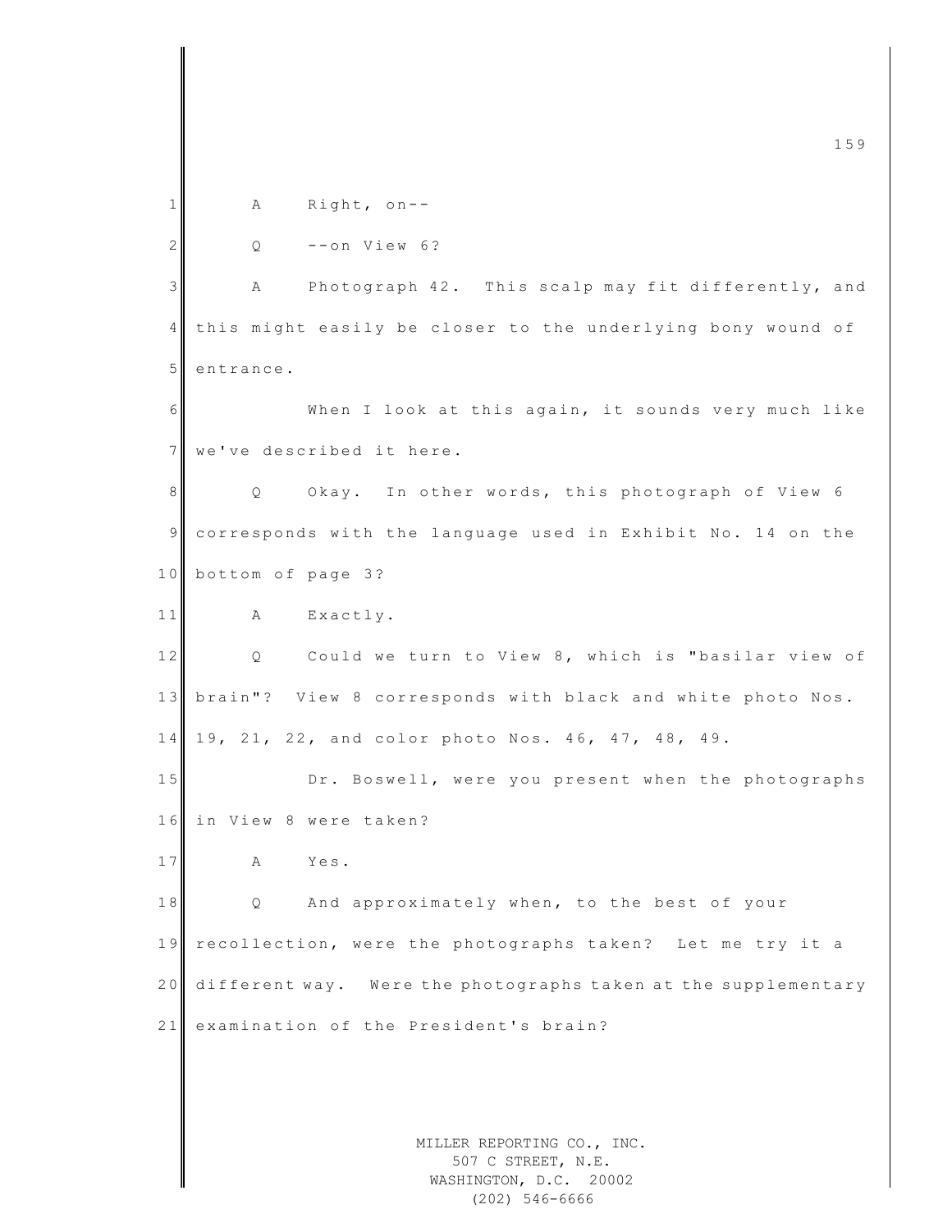A Right, on--

Q --on View 6?

A Photograph 42. This scalp may fit differently, and this might easily be closer to the underlying bony wound of entrance.

When I look at this again, it sounds very much like we've described it here.

Q Okay. In other words, this photograph of View 6 corresponds with the language used in Exhibit No. 14 on the bottom of page 3?

A Exactly.

Q Could we turn to View 8, which is "basilar view of brain"? View 8 corresponds with black and white photo Nos. 19, 21, 22, and color photo Nos. 46, 47, 48, 49.

Dr. Boswell, were you present when the photographs in View 8 were taken?

A Yes.

Q And approximately when, to the best of your recollection, were the photographs taken? Let me try it a different way. Were the photographs taken at the supplementary examination of the President's brain?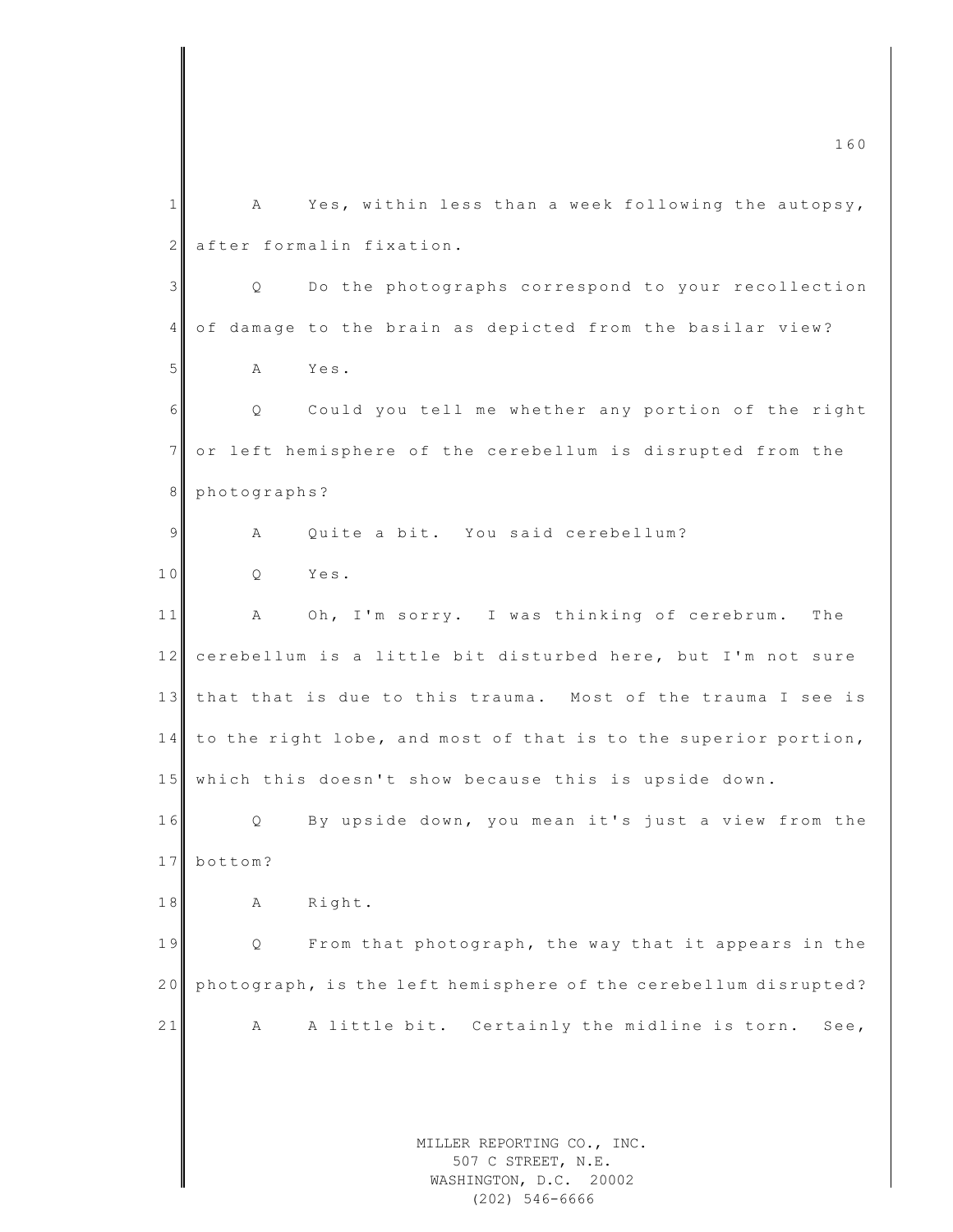A Yes, within less than a week following the autopsy, after formalin fixation.

Q Do the photographs correspond to your recollection of damage to the brain as depicted from the basilar view?

A Yes.

Q Could you tell me whether any portion of the right or left hemisphere of the cerebellum is disrupted from the photographs?

A Quite a bit. You said cerebellum?

Q Yes.

A Oh, I'm sorry. I was thinking of cerebrum. The cerebellum is a little bit disturbed here, but I'm not sure that that is due to this trauma. Most of the trauma I see is to the right lobe, and most of that is to the superior portion, which this doesn't show because this is upside down.

Q By upside down, you mean it's just a view from the bottom?

A Right.

Q From that photograph, the way that it appears in the photograph, is the left hemisphere of the cerebellum disrupted?

A A little bit. Certainly the midline is torn. See,

MILLER REPORTING CO., INC.
507 C STREET, N.E.
WASHINGTON, D.C. 20002
(202) 546-6666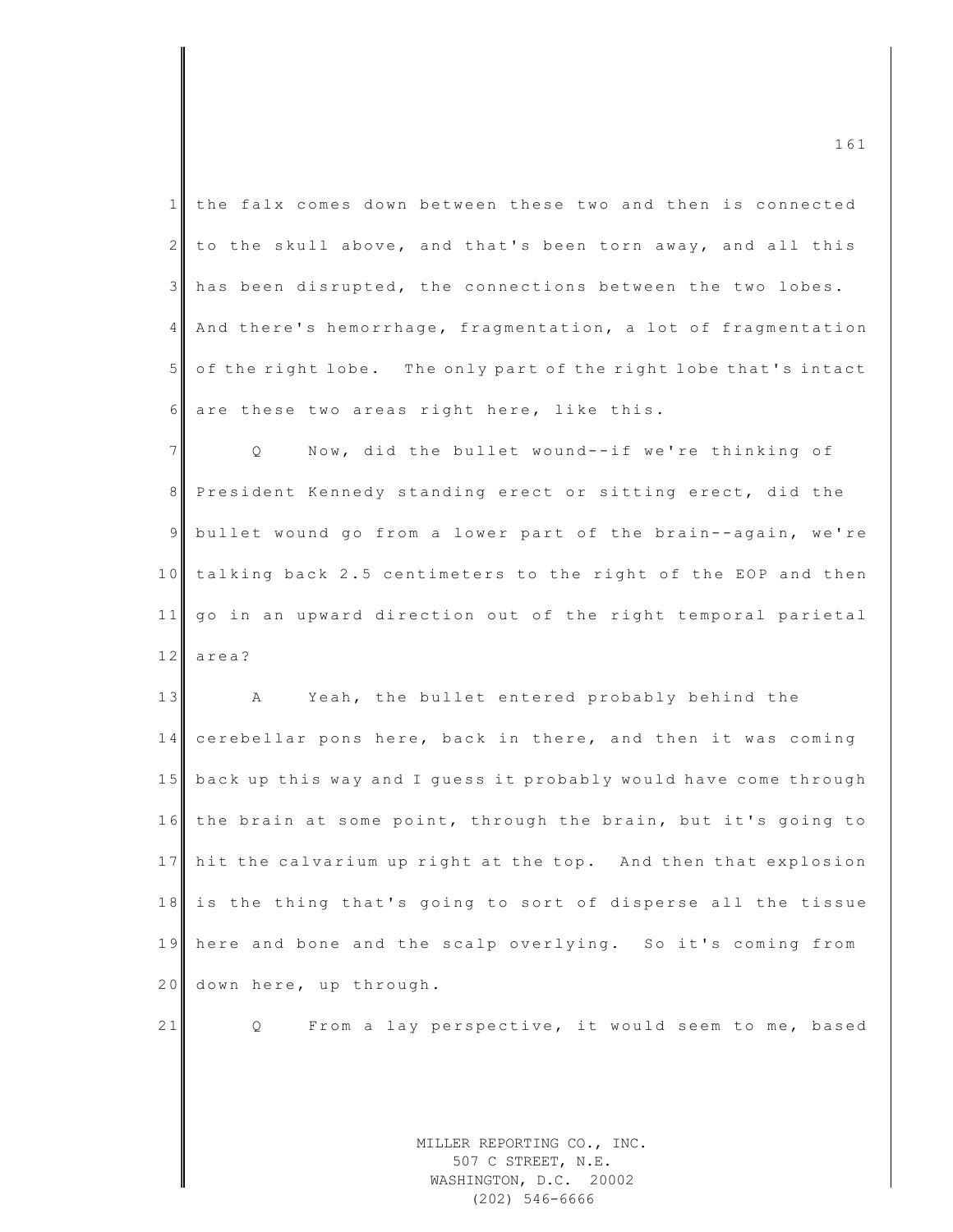the falx comes down between these two and then is connected to the skull above, and that's been torn away, and all this has been disrupted, the connections between the two lobes. And there's hemorrhage, fragmentation, a lot of fragmentation of the right lobe. The only part of the right lobe that's intact are these two areas right here, like this.

Q Now, did the bullet wound--if we're thinking of President Kennedy standing erect or sitting erect, did the bullet wound go from a lower part of the brain--again, we're talking back 2.5 centimeters to the right of the EOP and then go in an upward direction out of the right temporal parietal area?

A Yeah, the bullet entered probably behind the cerebellar pons here, back in there, and then it was coming back up this way and I guess it probably would have come through the brain at some point, through the brain, but it's going to hit the calvarium up right at the top. And then that explosion is the thing that's going to sort of disperse all the tissue here and bone and the scalp overlying. So it's coming from down here, up through.

Q From a lay perspective, it would seem to me, based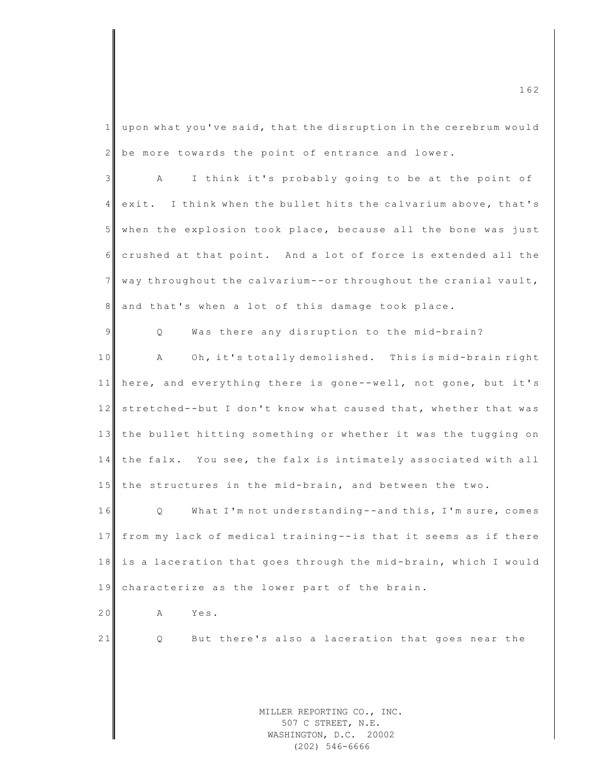upon what you've said, that the disruption in the cerebrum would be more towards the point of entrance and lower.

A I think it's probably going to be at the point of exit. I think when the bullet hits the calvarium above, that's when the explosion took place, because all the bone was just crushed at that point. And a lot of force is extended all the way throughout the calvarium--or throughout the cranial vault, and that's when a lot of this damage took place.

Q Was there any disruption to the mid-brain?

A Oh, it's totally demolished. This is mid-brain right here, and everything there is gone--well, not gone, but it's stretched--but I don't know what caused that, whether that was the bullet hitting something or whether it was the tugging on the falx. You see, the falx is intimately associated with all the structures in the mid-brain, and between the two.

Q What I'm not understanding--and this, I'm sure, comes from my lack of medical training--is that it seems as if there is a laceration that goes through the mid-brain, which I would characterize as the lower part of the brain.

A Yes.

Q But there's also a laceration that goes near the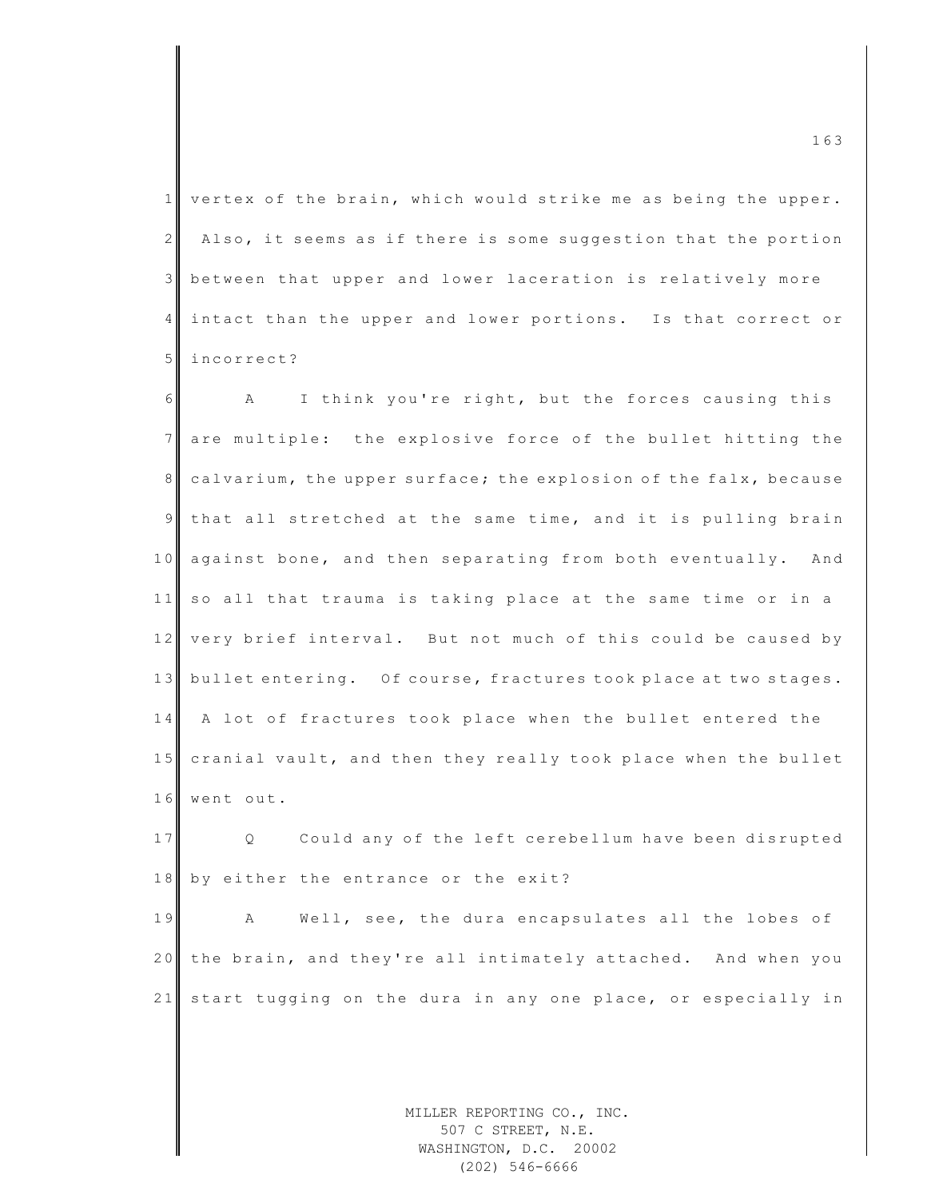vertex of the brain, which would strike me as being the upper. Also, it seems as if there is some suggestion that the portion between that upper and lower laceration is relatively more intact than the upper and lower portions. Is that correct or incorrect?

A I think you're right, but the forces causing this are multiple: the explosive force of the bullet hitting the calvarium, the upper surface; the explosion of the falx, because that all stretched at the same time, and it is pulling brain against bone, and then separating from both eventually. And so all that trauma is taking place at the same time or in a very brief interval. But not much of this could be caused by bullet entering. Of course, fractures took place at two stages. A lot of fractures took place when the bullet entered the cranial vault, and then they really took place when the bullet went out.

Q Could any of the left cerebellum have been disrupted by either the entrance or the exit?

A Well, see, the dura encapsulates all the lobes of the brain, and they're all intimately attached. And when you start tugging on the dura in any one place, or especially in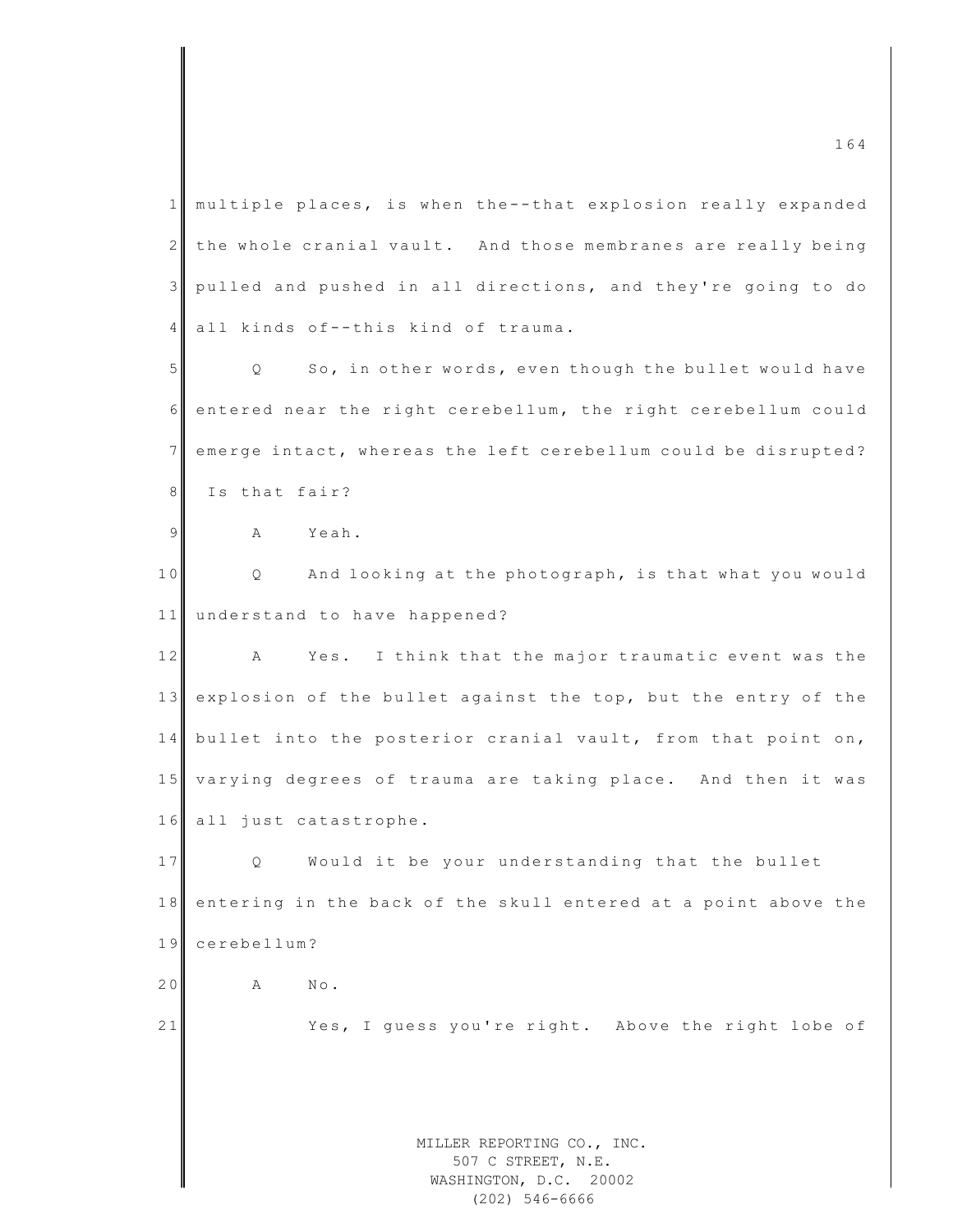multiple places, is when the--that explosion really expanded the whole cranial vault. And those membranes are really being pulled and pushed in all directions, and they're going to do all kinds of--this kind of trauma.

Q So, in other words, even though the bullet would have entered near the right cerebellum, the right cerebellum could emerge intact, whereas the left cerebellum could be disrupted? Is that fair?

A Yeah.

Q And looking at the photograph, is that what you would understand to have happened?

A Yes. I think that the major traumatic event was the explosion of the bullet against the top, but the entry of the bullet into the posterior cranial vault, from that point on, varying degrees of trauma are taking place. And then it was all just catastrophe.

Q Would it be your understanding that the bullet entering in the back of the skull entered at a point above the cerebellum?

A No.

Yes, I guess you're right. Above the right lobe of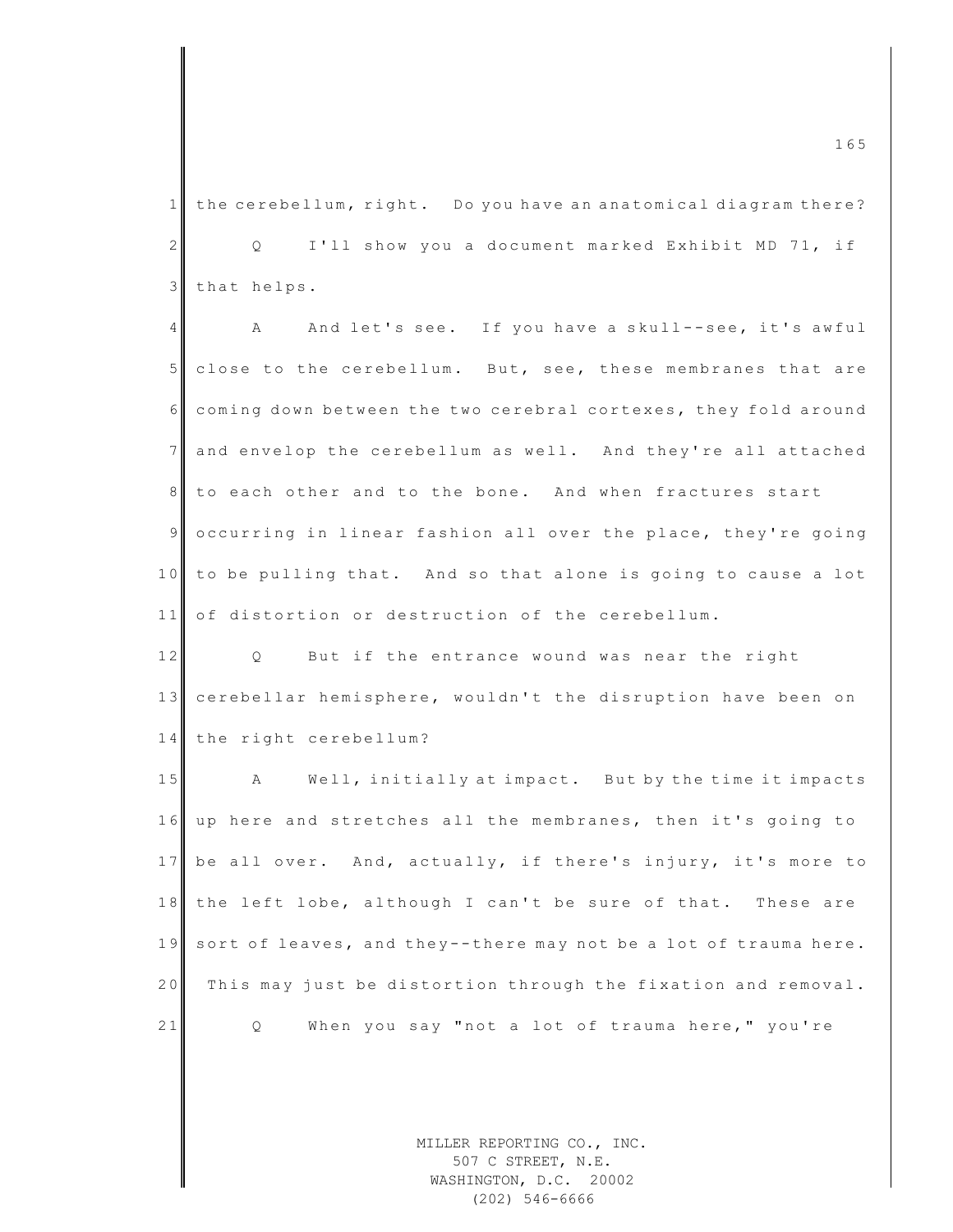the cerebellum, right. Do you have an anatomical diagram there?

Q I'll show you a document marked Exhibit MD 71, if that helps.

A And let's see. If you have a skull--see, it's awful close to the cerebellum. But, see, these membranes that are coming down between the two cerebral cortexes, they fold around and envelop the cerebellum as well. And they're all attached to each other and to the bone. And when fractures start occurring in linear fashion all over the place, they're going to be pulling that. And so that alone is going to cause a lot of distortion or destruction of the cerebellum.

Q But if the entrance wound was near the right cerebellar hemisphere, wouldn't the disruption have been on the right cerebellum?

A Well, initially at impact. But by the time it impacts up here and stretches all the membranes, then it's going to be all over. And, actually, if there's injury, it's more to the left lobe, although I can't be sure of that. These are sort of leaves, and they--there may not be a lot of trauma here. This may just be distortion through the fixation and removal.

Q When you say "not a lot of trauma here," you're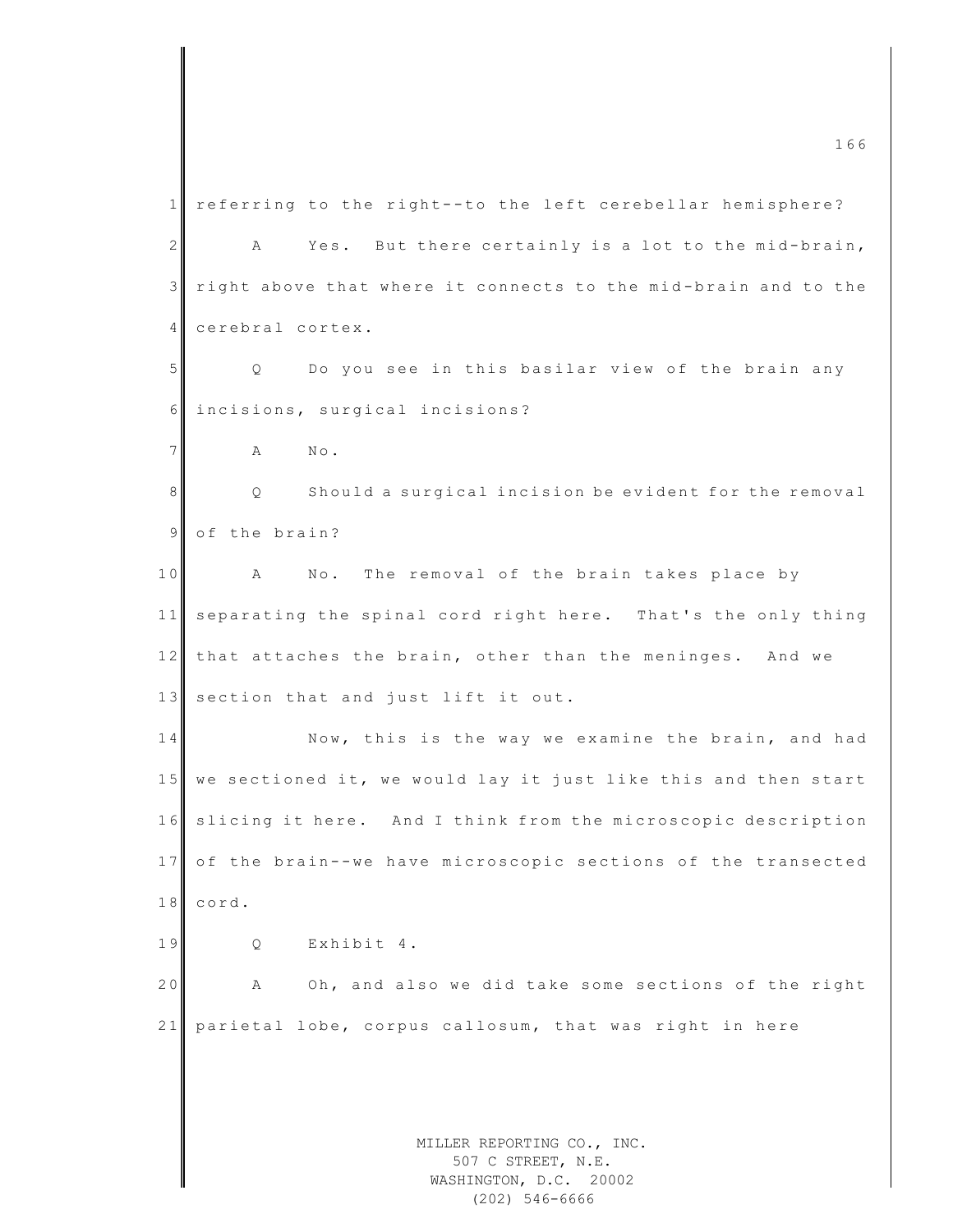referring to the right--to the left cerebellar hemisphere?

A Yes. But there certainly is a lot to the mid-brain, right above that where it connects to the mid-brain and to the cerebral cortex.

Q Do you see in this basilar view of the brain any incisions, surgical incisions?

A No.

Q Should a surgical incision be evident for the removal of the brain?

A No. The removal of the brain takes place by separating the spinal cord right here. That's the only thing that attaches the brain, other than the meninges. And we section that and just lift it out.

Now, this is the way we examine the brain, and had we sectioned it, we would lay it just like this and then start slicing it here. And I think from the microscopic description of the brain--we have microscopic sections of the transected cord.

Q Exhibit 4.

A Oh, and also we did take some sections of the right parietal lobe, corpus callosum, that was right in here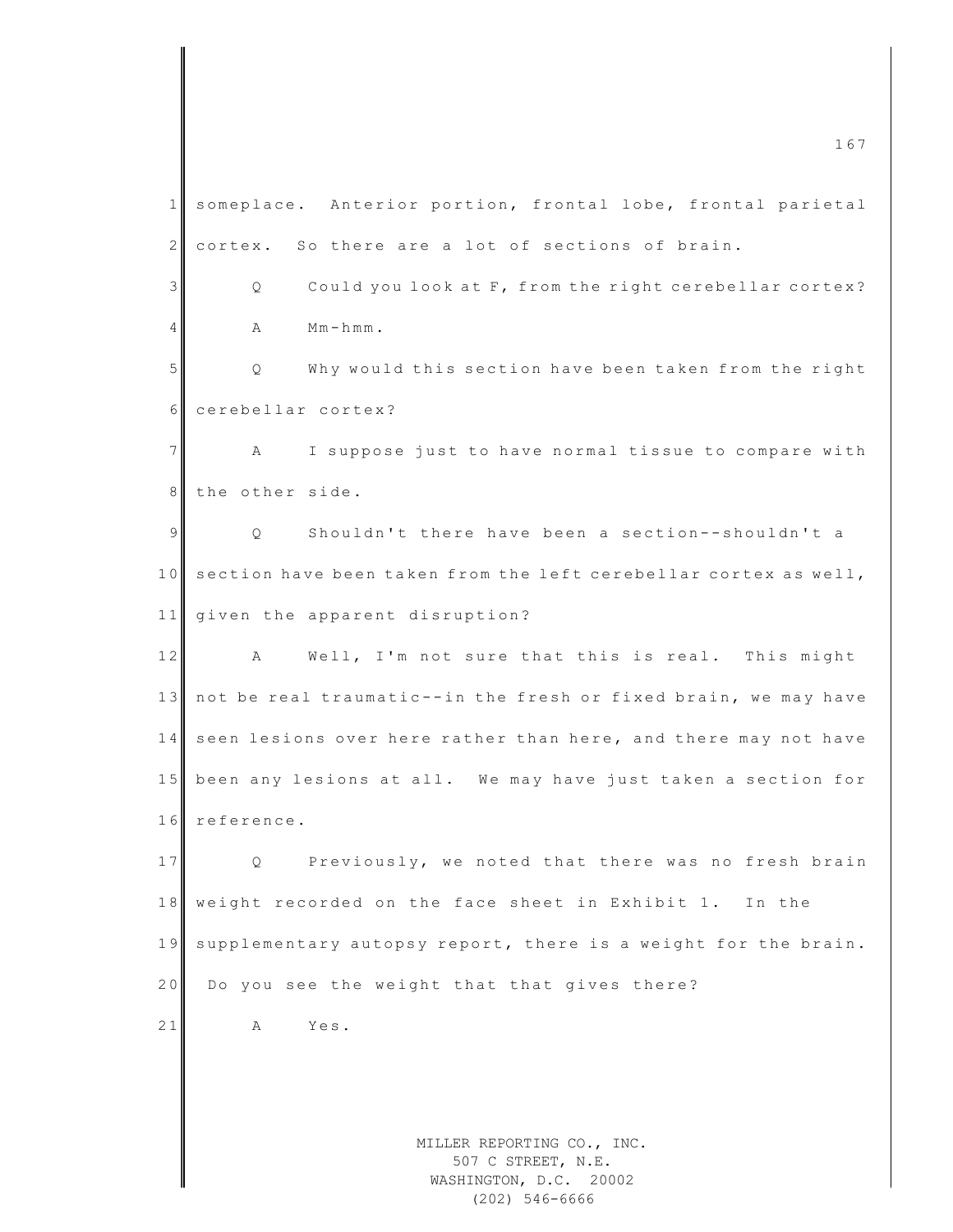someplace. Anterior portion, frontal lobe, frontal parietal cortex. So there are a lot of sections of brain.

Q Could you look at F, from the right cerebellar cortex?

A Mm-hmm.

Q Why would this section have been taken from the right cerebellar cortex?

A I suppose just to have normal tissue to compare with the other side.

Q Shouldn't there have been a section--shouldn't a section have been taken from the left cerebellar cortex as well, given the apparent disruption?

A Well, I'm not sure that this is real. This might not be real traumatic--in the fresh or fixed brain, we may have seen lesions over here rather than here, and there may not have been any lesions at all. We may have just taken a section for reference.

Q Previously, we noted that there was no fresh brain weight recorded on the face sheet in Exhibit 1. In the supplementary autopsy report, there is a weight for the brain. Do you see the weight that that gives there?

A Yes.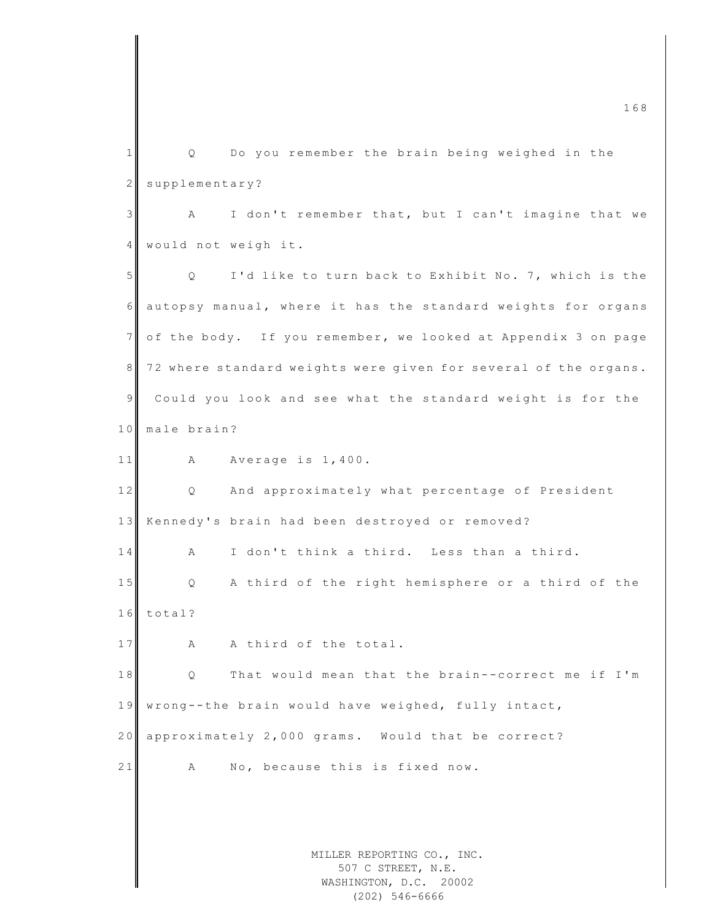Q Do you remember the brain being weighed in the supplementary?

A I don't remember that, but I can't imagine that we would not weigh it.

Q I'd like to turn back to Exhibit No. 7, which is the autopsy manual, where it has the standard weights for organs of the body. If you remember, we looked at Appendix 3 on page 72 where standard weights were given for several of the organs. Could you look and see what the standard weight is for the male brain?

A Average is 1,400.

Q And approximately what percentage of President Kennedy's brain had been destroyed or removed?

A I don't think a third. Less than a third.

Q A third of the right hemisphere or a third of the total?

A A third of the total.

Q That would mean that the brain--correct me if I'm wrong--the brain would have weighed, fully intact, approximately 2,000 grams. Would that be correct?

A No, because this is fixed now.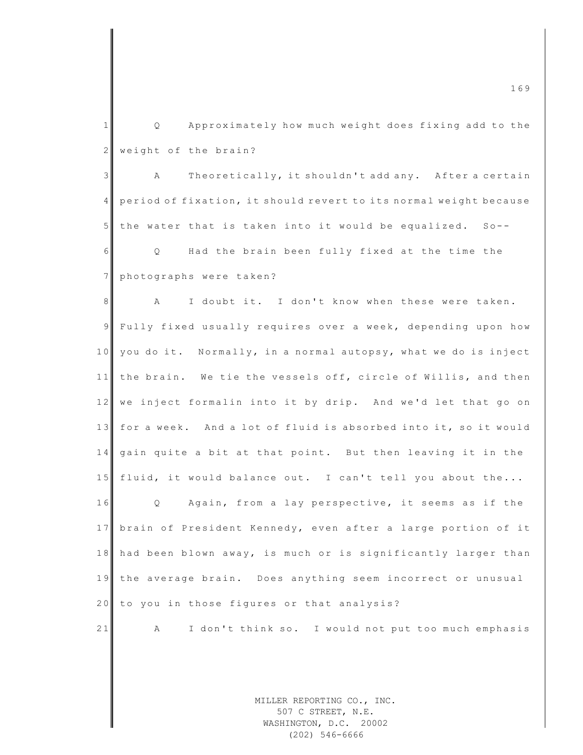Q Approximately how much weight does fixing add to the weight of the brain?

A Theoretically, it shouldn't add any. After a certain period of fixation, it should revert to its normal weight because the water that is taken into it would be equalized. So--

Q Had the brain been fully fixed at the time the photographs were taken?

A I doubt it. I don't know when these were taken. Fully fixed usually requires over a week, depending upon how you do it. Normally, in a normal autopsy, what we do is inject the brain. We tie the vessels off, circle of Willis, and then we inject formalin into it by drip. And we'd let that go on for a week. And a lot of fluid is absorbed into it, so it would gain quite a bit at that point. But then leaving it in the fluid, it would balance out. I can't tell you about the...

Q Again, from a lay perspective, it seems as if the brain of President Kennedy, even after a large portion of it had been blown away, is much or is significantly larger than the average brain. Does anything seem incorrect or unusual to you in those figures or that analysis?

A I don't think so. I would not put too much emphasis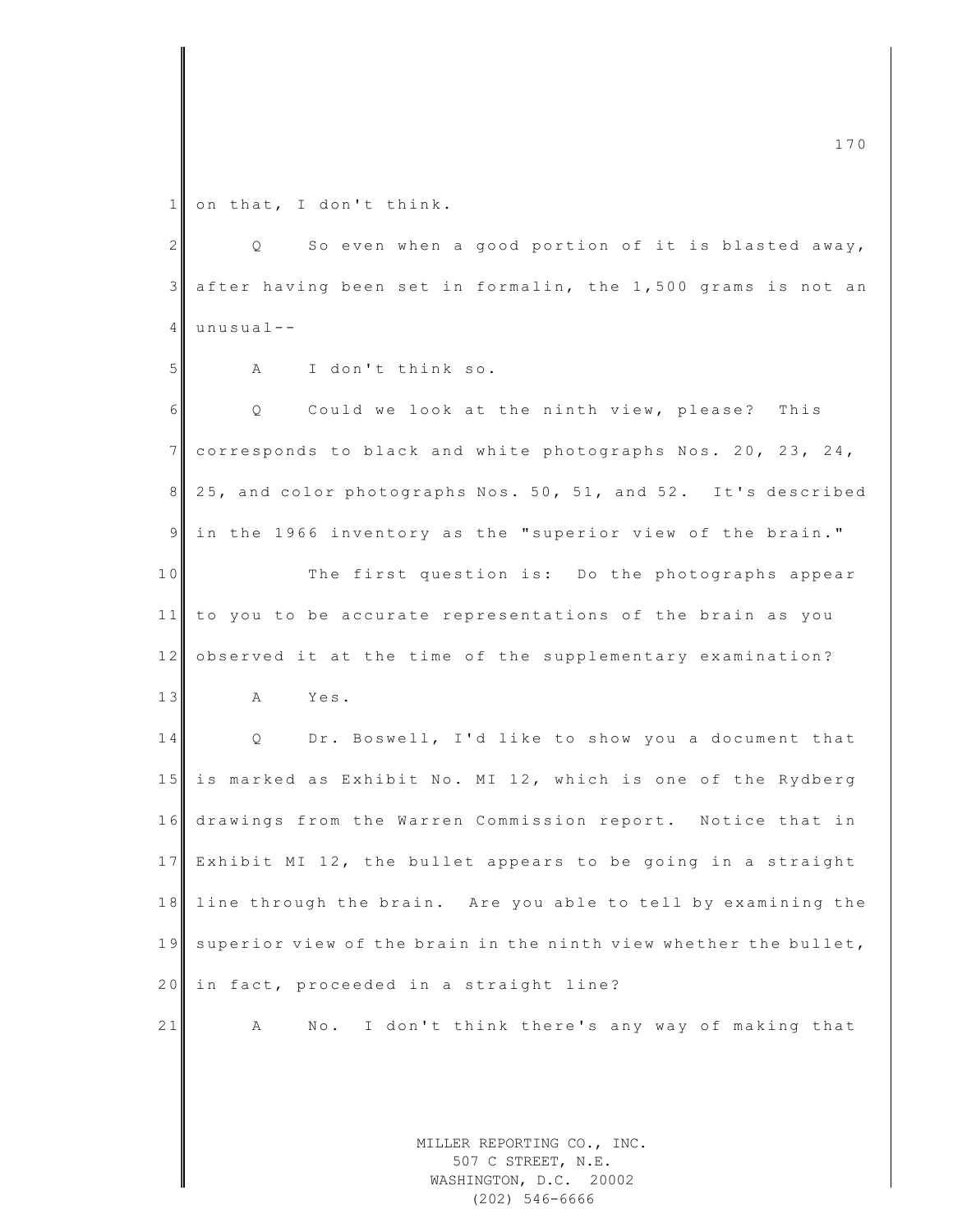on that, I don't think.

Q So even when a good portion of it is blasted away, after having been set in formalin, the 1,500 grams is not an unusual--

A I don't think so.

Q Could we look at the ninth view, please? This corresponds to black and white photographs Nos. 20, 23, 24, 25, and color photographs Nos. 50, 51, and 52. It's described in the 1966 inventory as the "superior view of the brain."

The first question is: Do the photographs appear to you to be accurate representations of the brain as you observed it at the time of the supplementary examination?

A Yes.

Q Dr. Boswell, I'd like to show you a document that is marked as Exhibit No. MI 12, which is one of the Rydberg drawings from the Warren Commission report. Notice that in Exhibit MI 12, the bullet appears to be going in a straight line through the brain. Are you able to tell by examining the superior view of the brain in the ninth view whether the bullet, in fact, proceeded in a straight line?

A No. I don't think there's any way of making that

MILLER REPORTING CO., INC.
507 C STREET, N.E.
WASHINGTON, D.C. 20002
(202) 546-6666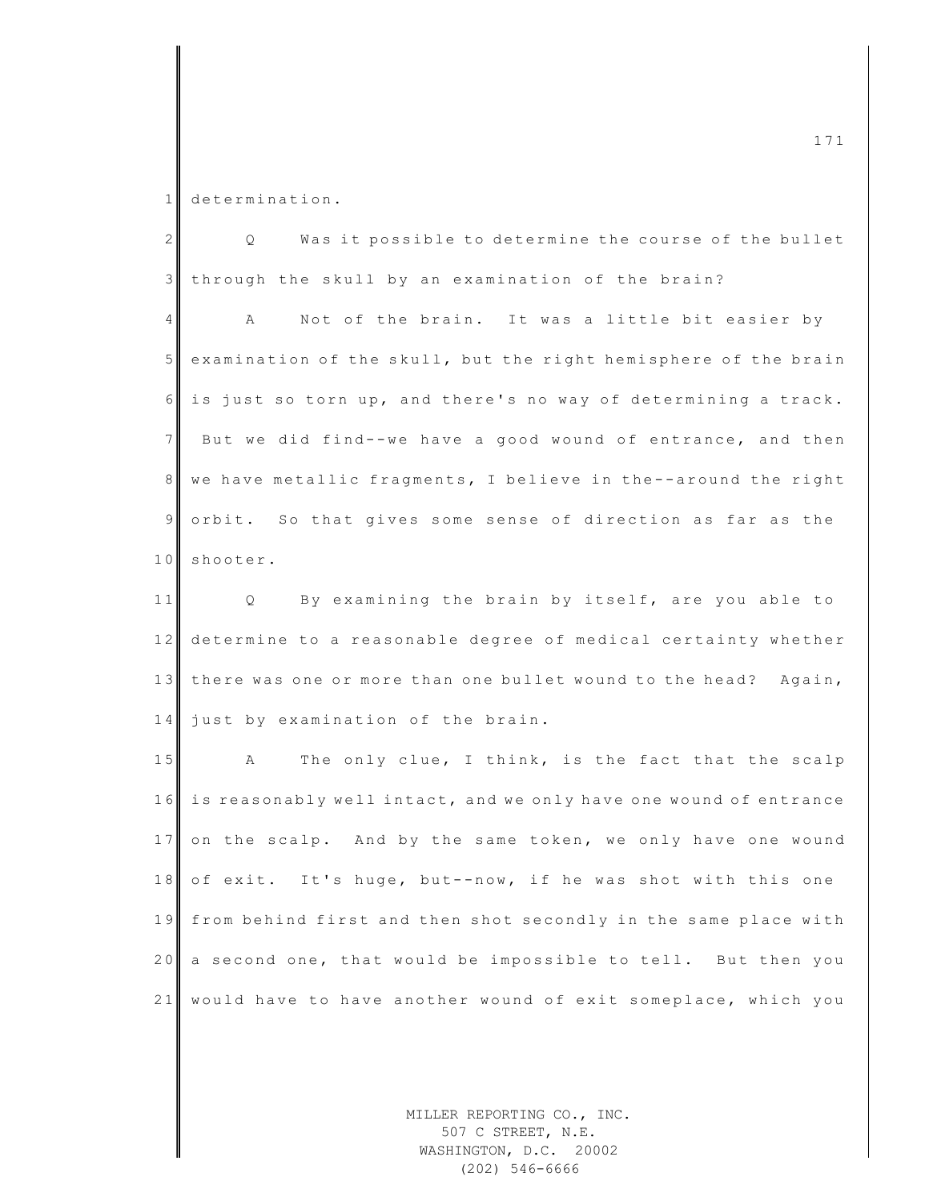determination.

Q Was it possible to determine the course of the bullet through the skull by an examination of the brain?

A Not of the brain. It was a little bit easier by examination of the skull, but the right hemisphere of the brain is just so torn up, and there's no way of determining a track. But we did find--we have a good wound of entrance, and then we have metallic fragments, I believe in the--around the right orbit. So that gives some sense of direction as far as the shooter.

Q By examining the brain by itself, are you able to determine to a reasonable degree of medical certainty whether there was one or more than one bullet wound to the head? Again, just by examination of the brain.

A The only clue, I think, is the fact that the scalp is reasonably well intact, and we only have one wound of entrance on the scalp. And by the same token, we only have one wound of exit. It's huge, but--now, if he was shot with this one from behind first and then shot secondly in the same place with a second one, that would be impossible to tell. But then you would have to have another wound of exit someplace, which you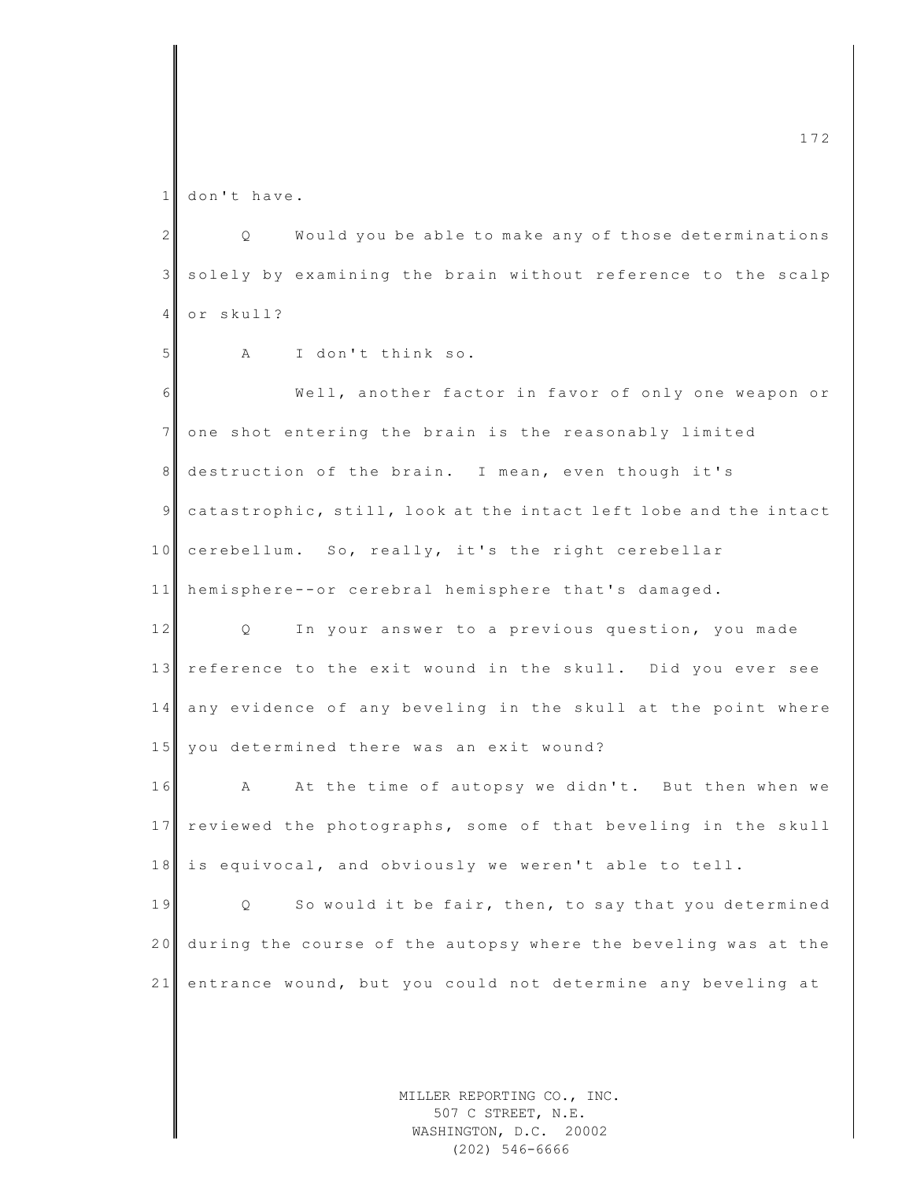don't have.

Q Would you be able to make any of those determinations solely by examining the brain without reference to the scalp or skull?

A I don't think so.

Well, another factor in favor of only one weapon or one shot entering the brain is the reasonably limited destruction of the brain. I mean, even though it's catastrophic, still, look at the intact left lobe and the intact cerebellum. So, really, it's the right cerebellar hemisphere--or cerebral hemisphere that's damaged.

Q In your answer to a previous question, you made reference to the exit wound in the skull. Did you ever see any evidence of any beveling in the skull at the point where you determined there was an exit wound?

A At the time of autopsy we didn't. But then when we reviewed the photographs, some of that beveling in the skull is equivocal, and obviously we weren't able to tell.

Q So would it be fair, then, to say that you determined during the course of the autopsy where the beveling was at the entrance wound, but you could not determine any beveling at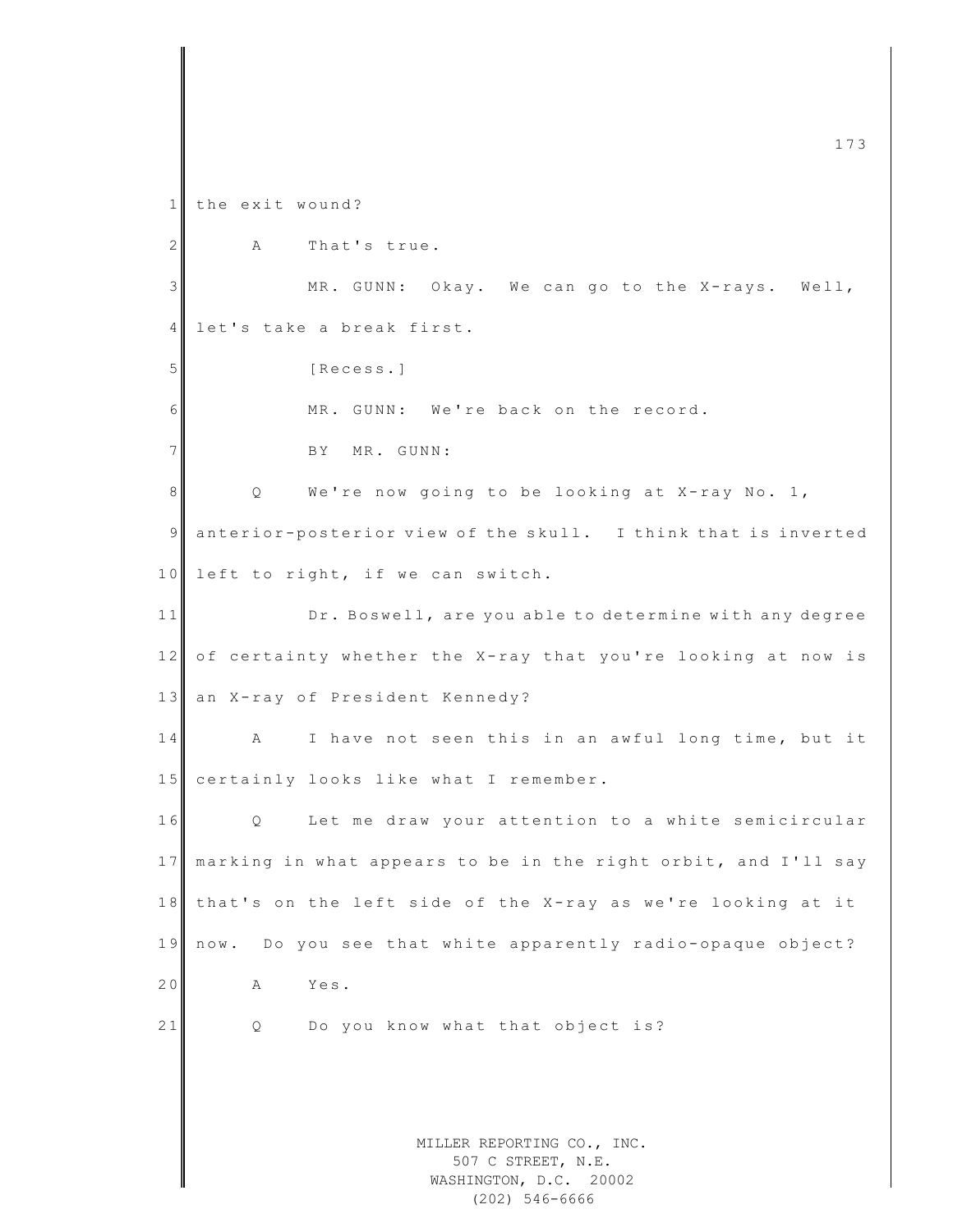the exit wound?

A That's true.

MR. GUNN: Okay. We can go to the X-rays. Well, let's take a break first.

[Recess.]

MR. GUNN: We're back on the record.

BY MR. GUNN:

Q We're now going to be looking at X-ray No. 1, anterior-posterior view of the skull. I think that is inverted left to right, if we can switch.

Dr. Boswell, are you able to determine with any degree of certainty whether the X-ray that you're looking at now is an X-ray of President Kennedy?

A I have not seen this in an awful long time, but it certainly looks like what I remember.

Q Let me draw your attention to a white semicircular marking in what appears to be in the right orbit, and I'll say that's on the left side of the X-ray as we're looking at it now. Do you see that white apparently radio-opaque object?

A Yes.

Q Do you know what that object is?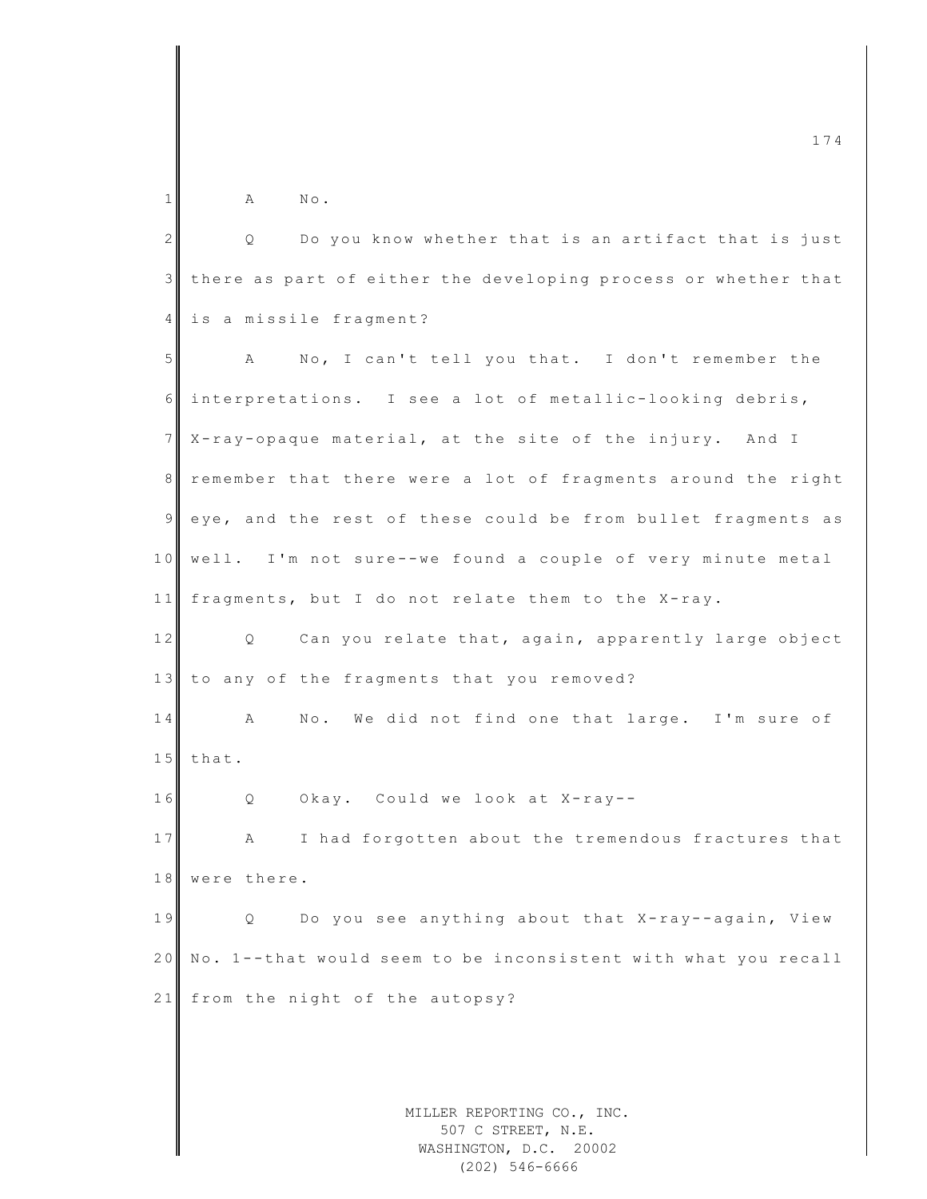A No.

Q Do you know whether that is an artifact that is just there as part of either the developing process or whether that is a missile fragment?

A No, I can't tell you that. I don't remember the interpretations. I see a lot of metallic-looking debris, X-ray-opaque material, at the site of the injury. And I remember that there were a lot of fragments around the right eye, and the rest of these could be from bullet fragments as well. I'm not sure--we found a couple of very minute metal fragments, but I do not relate them to the X-ray.

Q Can you relate that, again, apparently large object to any of the fragments that you removed?

A No. We did not find one that large. I'm sure of that.

Q Okay. Could we look at X-ray--

A I had forgotten about the tremendous fractures that were there.

Q Do you see anything about that X-ray--again, View No. 1--that would seem to be inconsistent with what you recall from the night of the autopsy?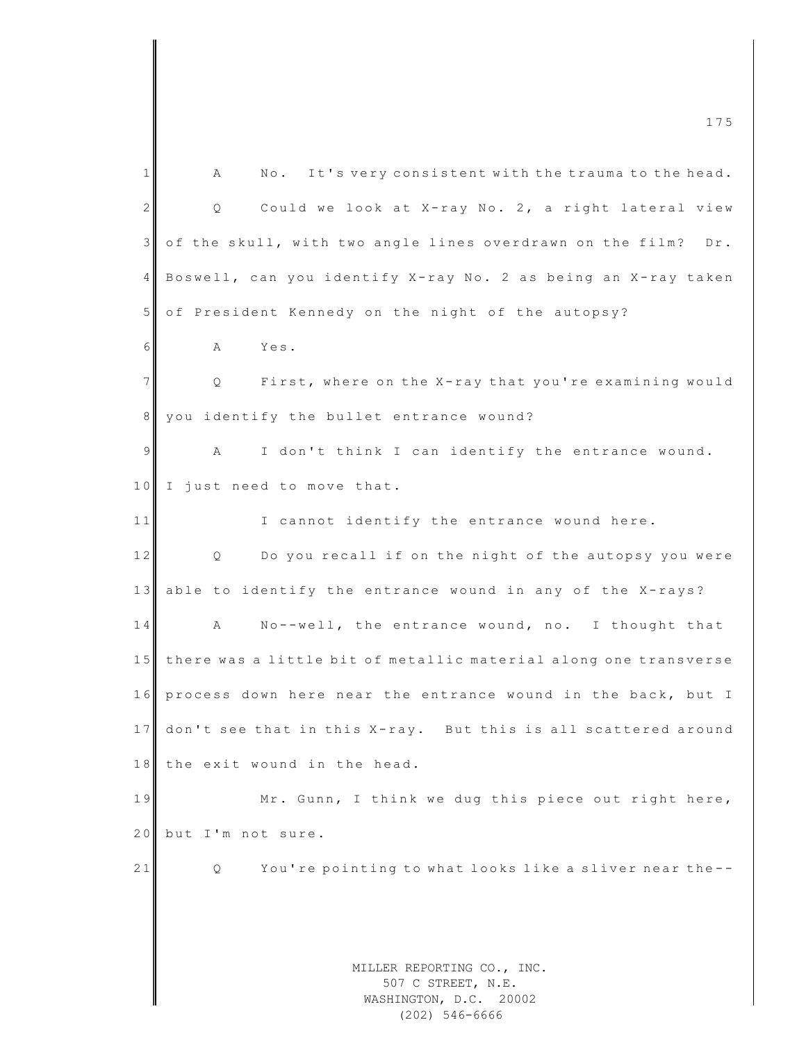A No. It's very consistent with the trauma to the head.

Q Could we look at X-ray No. 2, a right lateral view of the skull, with two angle lines overdrawn on the film? Dr. Boswell, can you identify X-ray No. 2 as being an X-ray taken of President Kennedy on the night of the autopsy?

A Yes.

Q First, where on the X-ray that you're examining would you identify the bullet entrance wound?

A I don't think I can identify the entrance wound. I just need to move that.

I cannot identify the entrance wound here.

Q Do you recall if on the night of the autopsy you were able to identify the entrance wound in any of the X-rays?

A No--well, the entrance wound, no. I thought that there was a little bit of metallic material along one transverse process down here near the entrance wound in the back, but I don't see that in this X-ray. But this is all scattered around the exit wound in the head.

Mr. Gunn, I think we dug this piece out right here, but I'm not sure.

Q You're pointing to what looks like a sliver near the--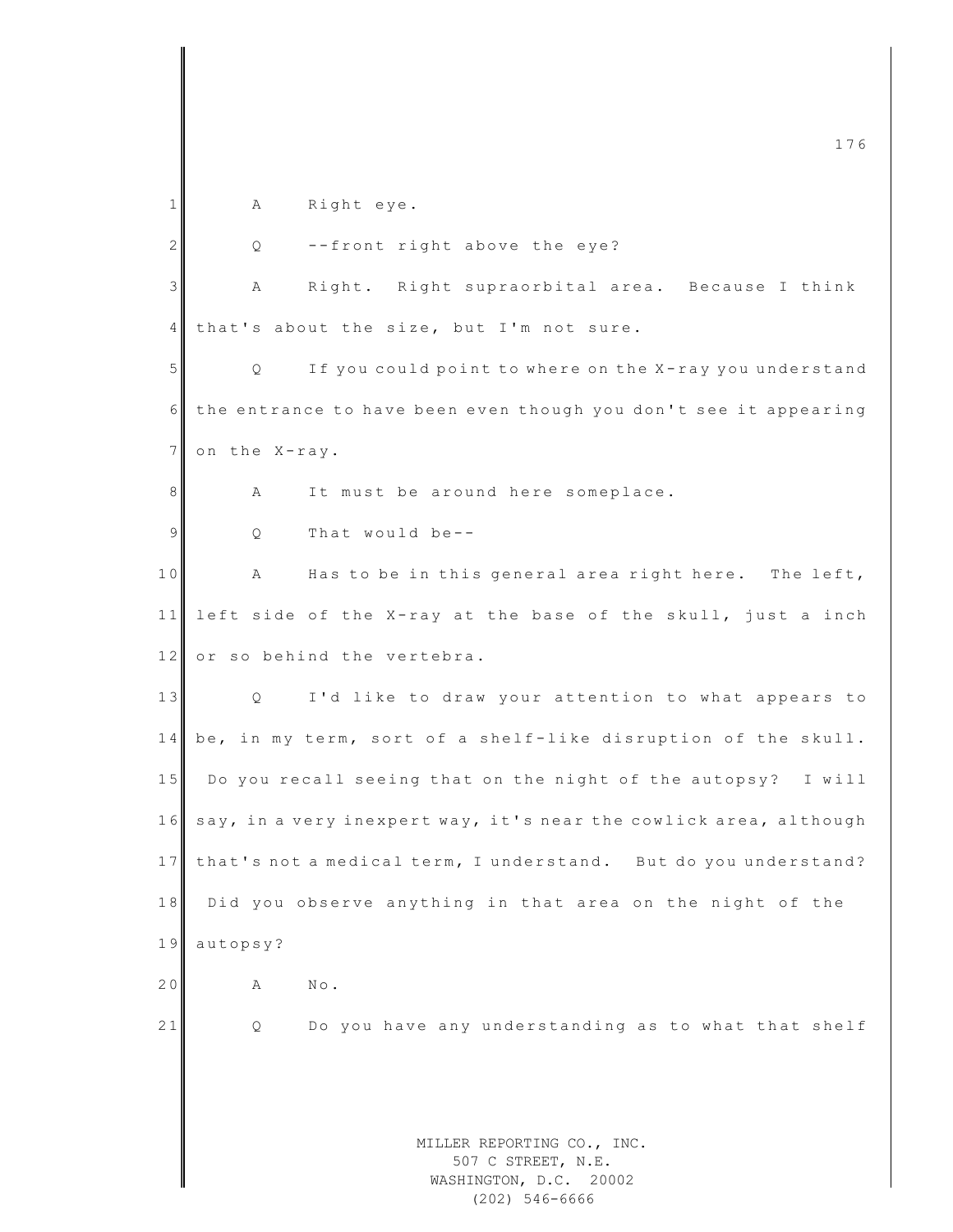A Right eye.

Q --front right above the eye?

A Right. Right supraorbital area. Because I think that's about the size, but I'm not sure.

Q If you could point to where on the X-ray you understand the entrance to have been even though you don't see it appearing on the X-ray.

A It must be around here someplace.

Q That would be--

A Has to be in this general area right here. The left, left side of the X-ray at the base of the skull, just a inch or so behind the vertebra.

Q I'd like to draw your attention to what appears to be, in my term, sort of a shelf-like disruption of the skull. Do you recall seeing that on the night of the autopsy? I will say, in a very inexpert way, it's near the cowlick area, although that's not a medical term, I understand. But do you understand? Did you observe anything in that area on the night of the autopsy?

A No.

Q Do you have any understanding as to what that shelf

MILLER REPORTING CO., INC.
507 C STREET, N.E.
WASHINGTON, D.C. 20002
(202) 546-6666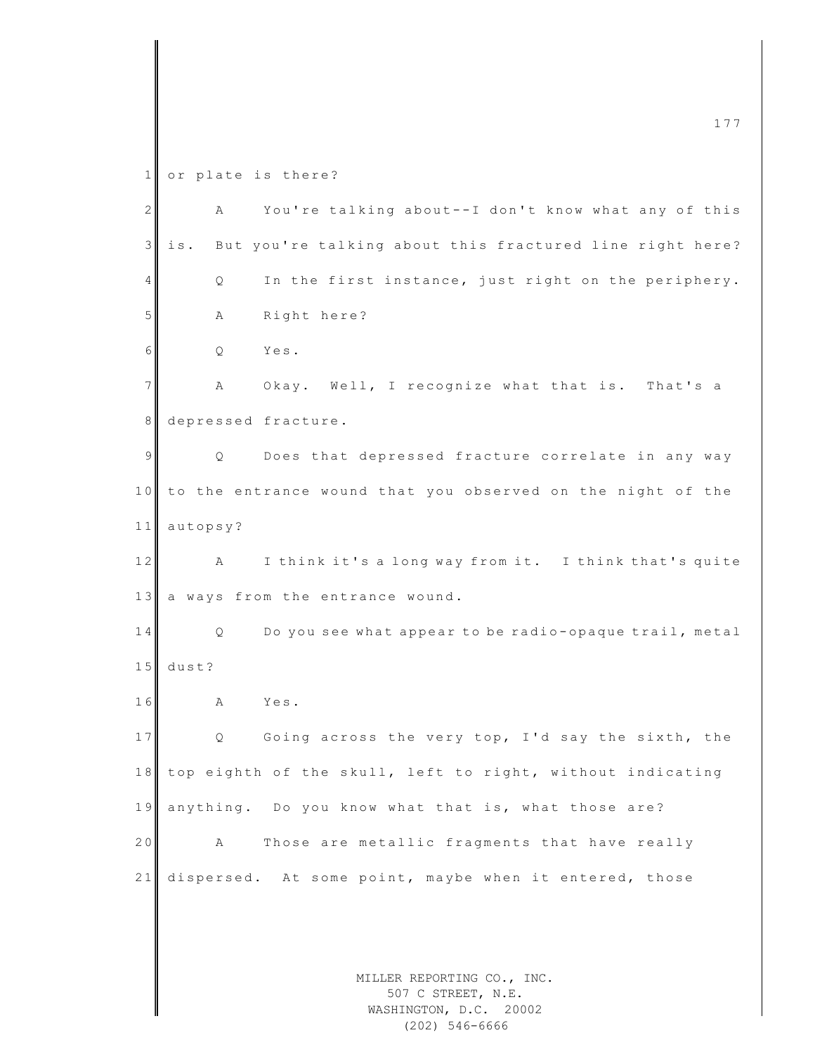or plate is there?

A You're talking about--I don't know what any of this is. But you're talking about this fractured line right here?

Q In the first instance, just right on the periphery.

A Right here?

Q Yes.

A Okay. Well, I recognize what that is. That's a depressed fracture.

Q Does that depressed fracture correlate in any way to the entrance wound that you observed on the night of the autopsy?

A I think it's a long way from it. I think that's quite a ways from the entrance wound.

Q Do you see what appear to be radio-opaque trail, metal dust?

A Yes.

Q Going across the very top, I'd say the sixth, the top eighth of the skull, left to right, without indicating anything. Do you know what that is, what those are?

A Those are metallic fragments that have really dispersed. At some point, maybe when it entered, those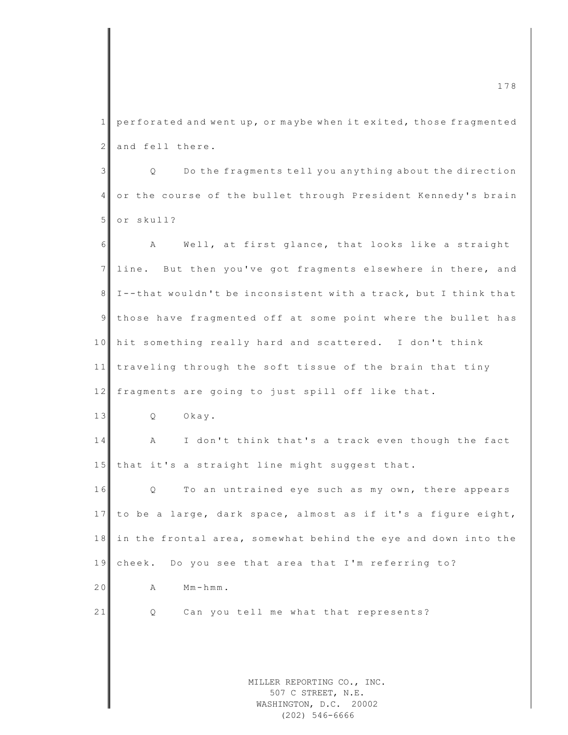perforated and went up, or maybe when it exited, those fragmented and fell there.

Q Do the fragments tell you anything about the direction or the course of the bullet through President Kennedy's brain or skull?

A Well, at first glance, that looks like a straight line. But then you've got fragments elsewhere in there, and I--that wouldn't be inconsistent with a track, but I think that those have fragmented off at some point where the bullet has hit something really hard and scattered. I don't think traveling through the soft tissue of the brain that tiny fragments are going to just spill off like that.

Q Okay.

A I don't think that's a track even though the fact that it's a straight line might suggest that.

Q To an untrained eye such as my own, there appears to be a large, dark space, almost as if it's a figure eight, in the frontal area, somewhat behind the eye and down into the cheek. Do you see that area that I'm referring to?

A Mm-hmm.

Q Can you tell me what that represents?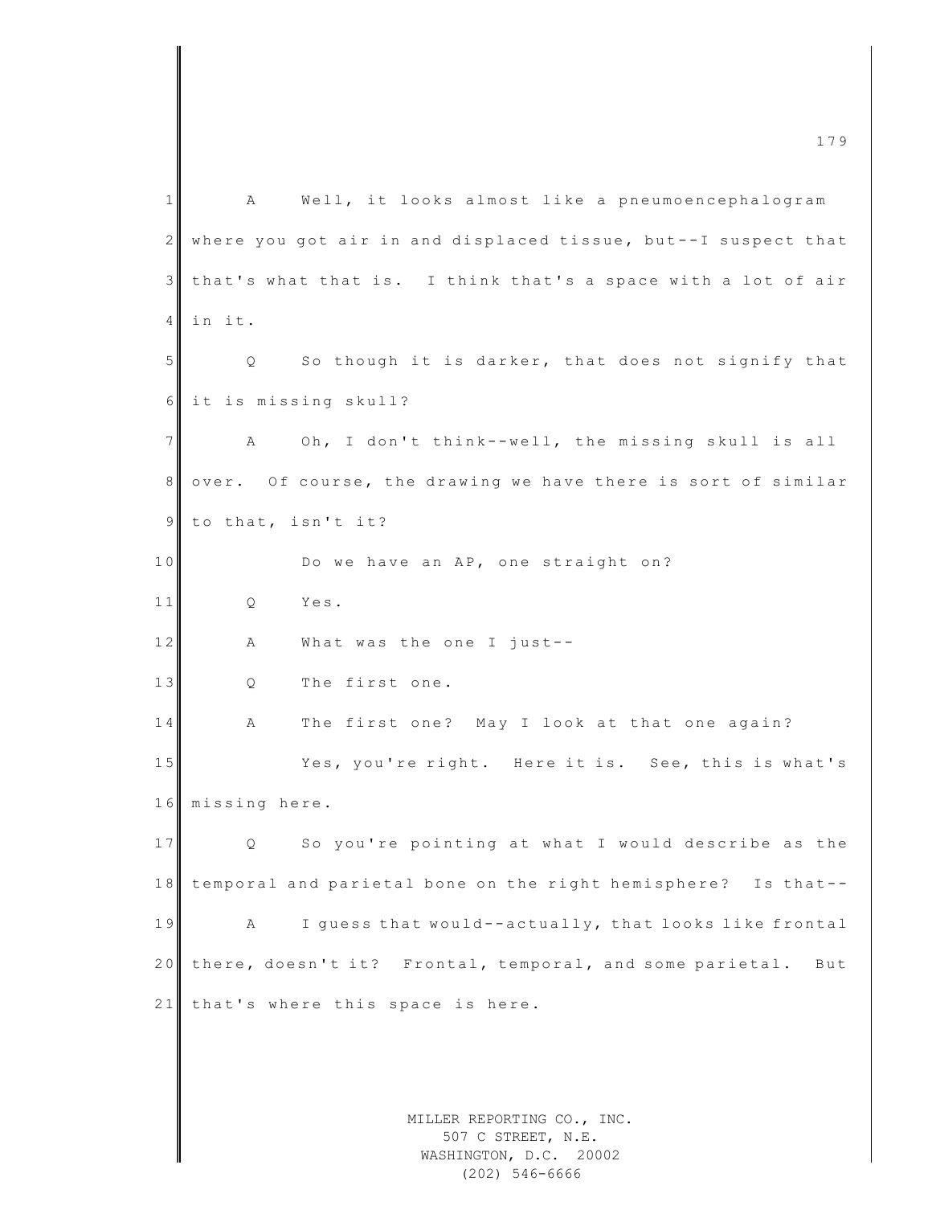A     Well, it looks almost like a pneumoencephalogram where you got air in and displaced tissue, but--I suspect that that's what that is.  I think that's a space with a lot of air in it.

Q     So though it is darker, that does not signify that it is missing skull?

A     Oh, I don't think--well, the missing skull is all over.  Of course, the drawing we have there is sort of similar to that, isn't it?

Do we have an AP, one straight on?

Q     Yes.

A     What was the one I just--

Q     The first one.

A     The first one?  May I look at that one again?

Yes, you're right.  Here it is.  See, this is what's missing here.

Q     So you're pointing at what I would describe as the temporal and parietal bone on the right hemisphere?  Is that--

A     I guess that would--actually, that looks like frontal there, doesn't it?  Frontal, temporal, and some parietal.  But that's where this space is here.

MILLER REPORTING CO., INC.
507 C STREET, N.E.
WASHINGTON, D.C.  20002
(202) 546-6666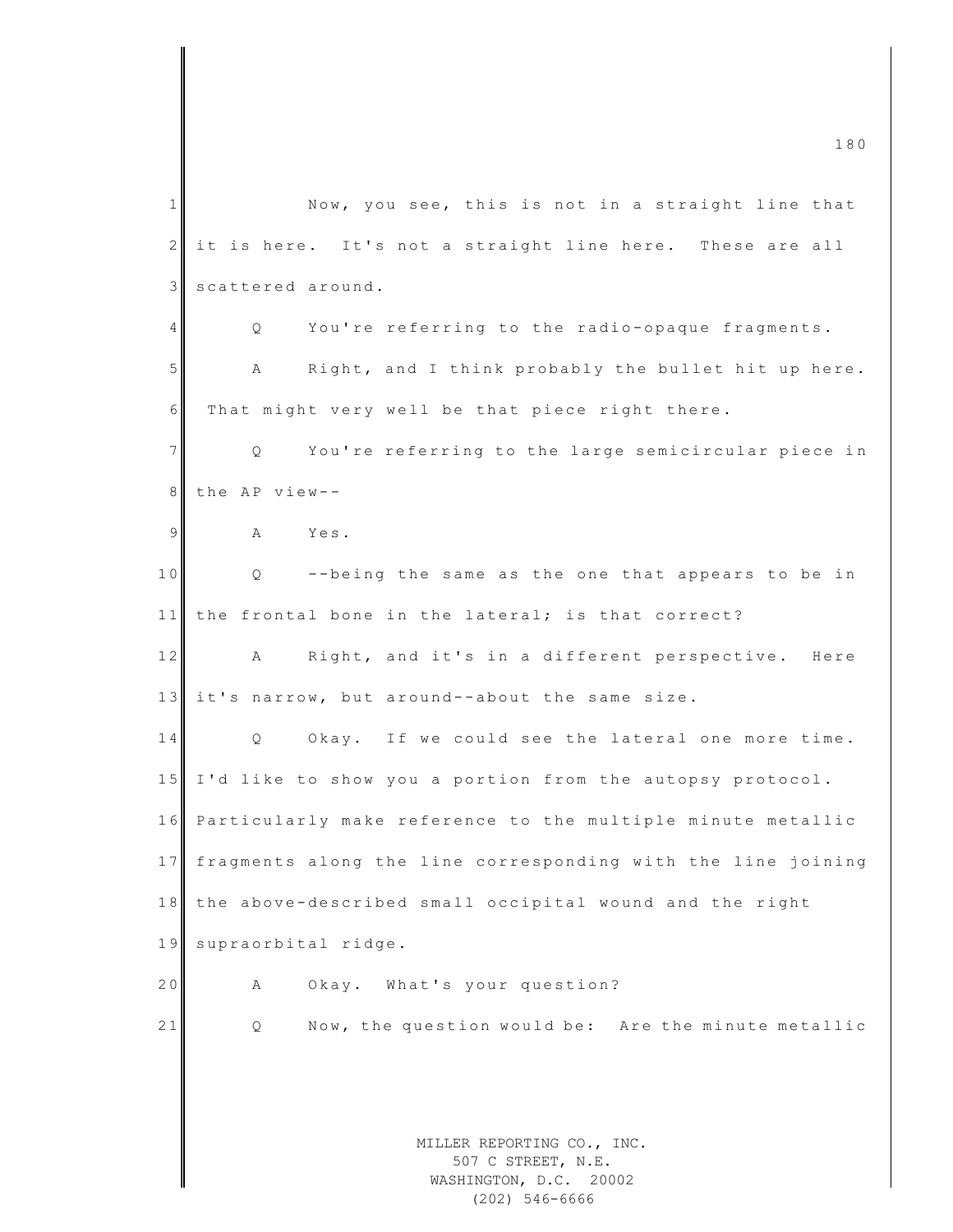Now, you see, this is not in a straight line that it is here. It's not a straight line here. These are all scattered around.

Q You're referring to the radio-opaque fragments.

A Right, and I think probably the bullet hit up here. That might very well be that piece right there.

Q You're referring to the large semicircular piece in the AP view--

A Yes.

Q --being the same as the one that appears to be in the frontal bone in the lateral; is that correct?

A Right, and it's in a different perspective. Here it's narrow, but around--about the same size.

Q Okay. If we could see the lateral one more time. I'd like to show you a portion from the autopsy protocol. Particularly make reference to the multiple minute metallic fragments along the line corresponding with the line joining the above-described small occipital wound and the right supraorbital ridge.

A Okay. What's your question?

Q Now, the question would be: Are the minute metallic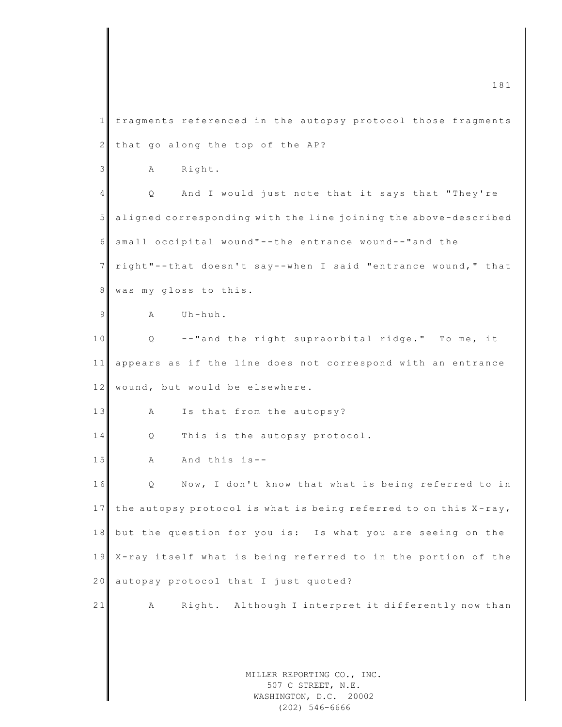1 fragments referenced in the autopsy protocol those fragments

2 that go along the top of the AP?

3 A Right.

4 Q And I would just note that it says that "They're

5 aligned corresponding with the line joining the above-described

6 small occipital wound"--the entrance wound--"and the

7 right"--that doesn't say--when I said "entrance wound," that

8 was my gloss to this.

9 A Uh-huh.

10 Q --"and the right supraorbital ridge." To me, it

11 appears as if the line does not correspond with an entrance

12 wound, but would be elsewhere.

13 A Is that from the autopsy?

14 Q This is the autopsy protocol.

15 A And this is--

16 Q Now, I don't know that what is being referred to in

17 the autopsy protocol is what is being referred to on this X-ray,

18 but the question for you is: Is what you are seeing on the

19 X-ray itself what is being referred to in the portion of the

20 autopsy protocol that I just quoted?

21 A Right. Although I interpret it differently now than

MILLER REPORTING CO., INC.
507 C STREET, N.E.
WASHINGTON, D.C. 20002
(202) 546-6666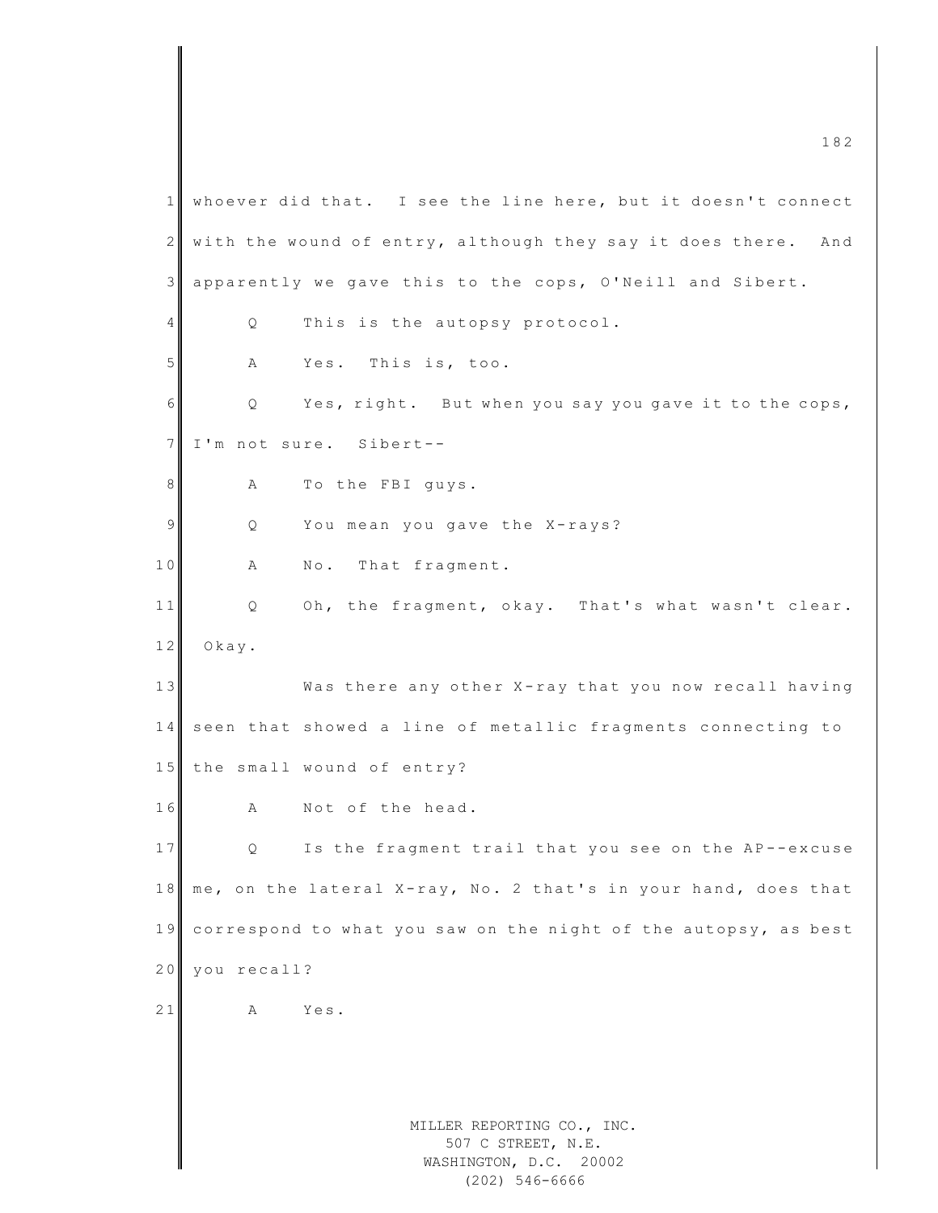whoever did that. I see the line here, but it doesn't connect with the wound of entry, although they say it does there. And apparently we gave this to the cops, O'Neill and Sibert.

Q This is the autopsy protocol.

A Yes. This is, too.

Q Yes, right. But when you say you gave it to the cops, I'm not sure. Sibert--

A To the FBI guys.

Q You mean you gave the X-rays?

A No. That fragment.

Q Oh, the fragment, okay. That's what wasn't clear. Okay.

Was there any other X-ray that you now recall having seen that showed a line of metallic fragments connecting to the small wound of entry?

A Not of the head.

Q Is the fragment trail that you see on the AP--excuse me, on the lateral X-ray, No. 2 that's in your hand, does that correspond to what you saw on the night of the autopsy, as best you recall?

A Yes.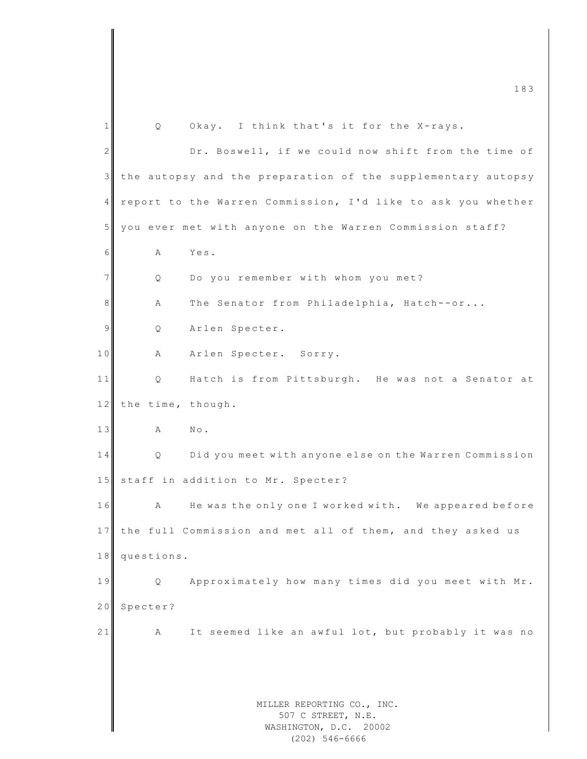1 Q Okay. I think that's it for the X-rays.

2 Dr. Boswell, if we could now shift from the time of

3 the autopsy and the preparation of the supplementary autopsy

4 report to the Warren Commission, I'd like to ask you whether

5 you ever met with anyone on the Warren Commission staff?

6 A Yes.

7 Q Do you remember with whom you met?

8 A The Senator from Philadelphia, Hatch--or...

9 Q Arlen Specter.

10 A Arlen Specter. Sorry.

11 Q Hatch is from Pittsburgh. He was not a Senator at

12 the time, though.

13 A No.

14 Q Did you meet with anyone else on the Warren Commission

15 staff in addition to Mr. Specter?

16 A He was the only one I worked with. We appeared before

17 the full Commission and met all of them, and they asked us

18 questions.

19 Q Approximately how many times did you meet with Mr.

20 Specter?

21 A It seemed like an awful lot, but probably it was no

MILLER REPORTING CO., INC.
507 C STREET, N.E.
WASHINGTON, D.C. 20002
(202) 546-6666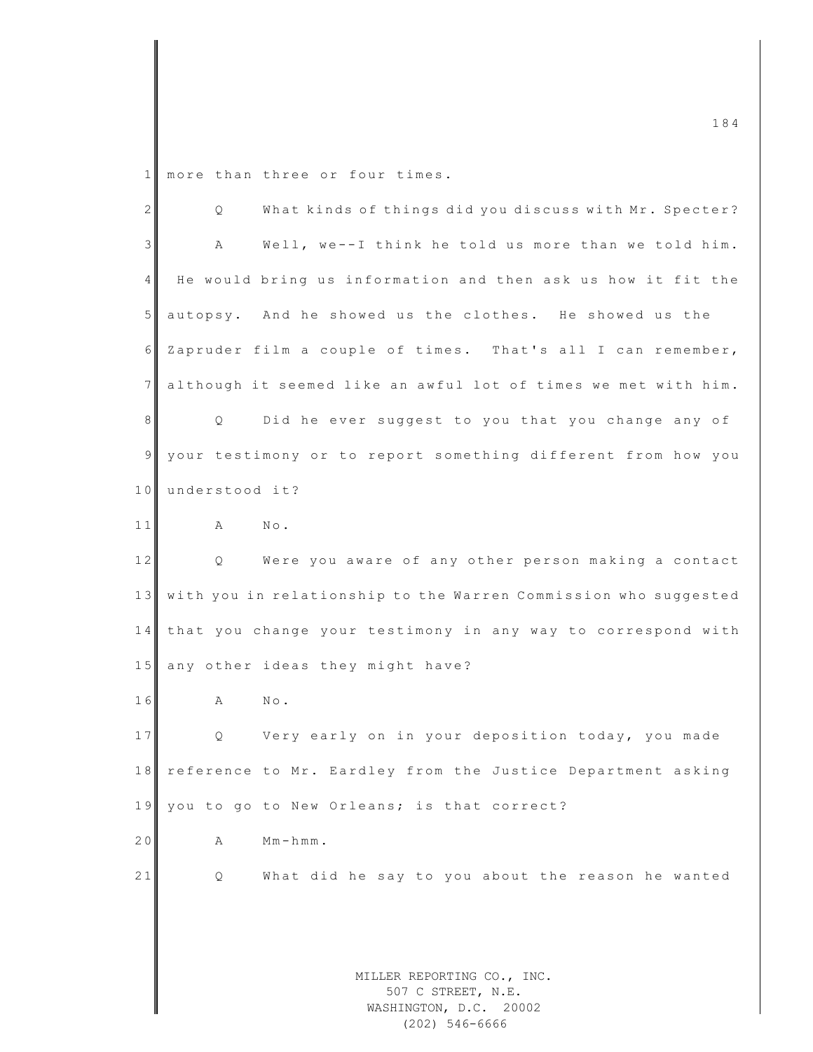more than three or four times.

Q What kinds of things did you discuss with Mr. Specter?

A Well, we--I think he told us more than we told him. He would bring us information and then ask us how it fit the autopsy. And he showed us the clothes. He showed us the Zapruder film a couple of times. That's all I can remember, although it seemed like an awful lot of times we met with him.

Q Did he ever suggest to you that you change any of your testimony or to report something different from how you understood it?

A No.

Q Were you aware of any other person making a contact with you in relationship to the Warren Commission who suggested that you change your testimony in any way to correspond with any other ideas they might have?

A No.

Q Very early on in your deposition today, you made reference to Mr. Eardley from the Justice Department asking you to go to New Orleans; is that correct?

A Mm-hmm.

Q What did he say to you about the reason he wanted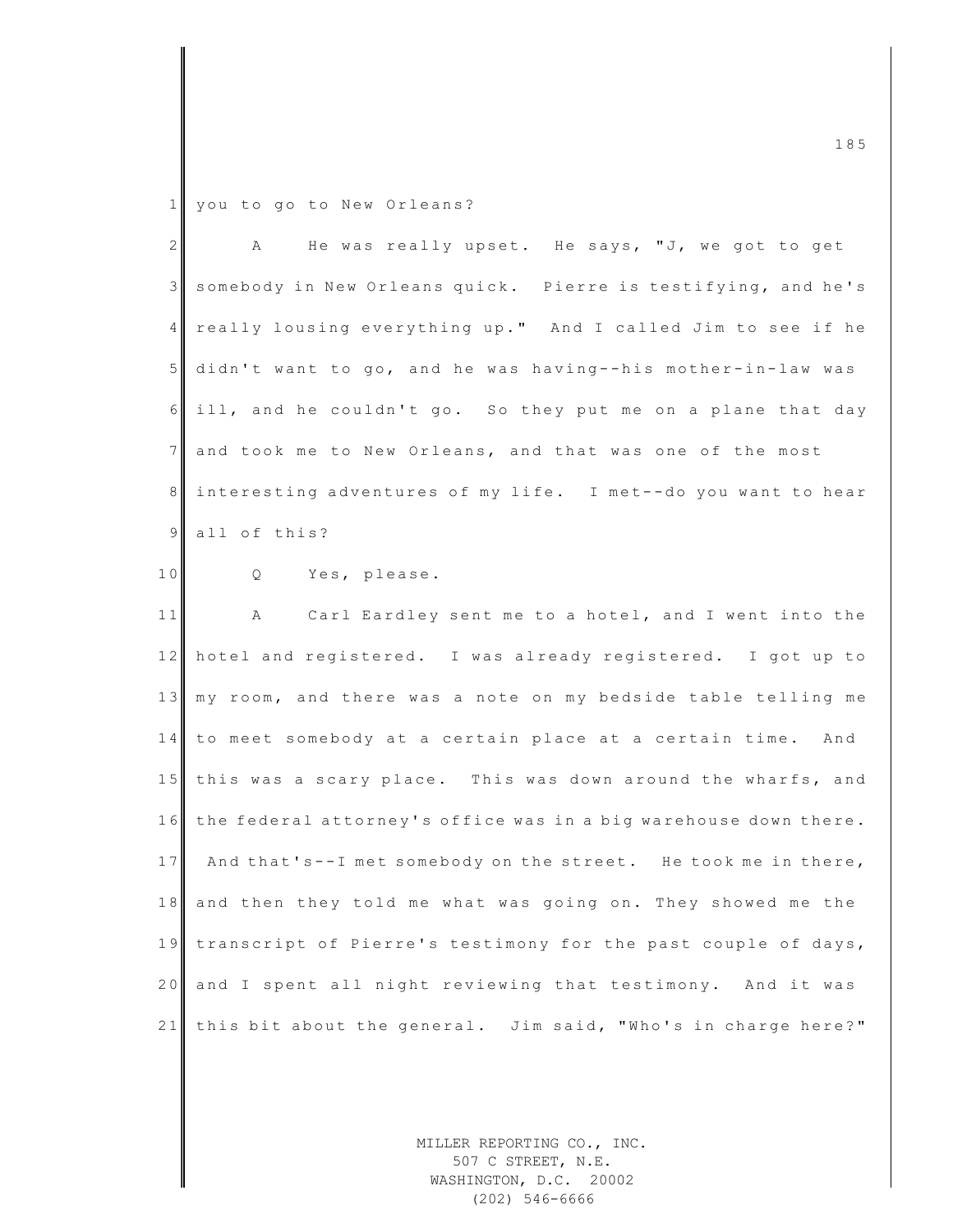you to go to New Orleans?

A He was really upset. He says, "J, we got to get somebody in New Orleans quick. Pierre is testifying, and he's really lousing everything up." And I called Jim to see if he didn't want to go, and he was having--his mother-in-law was ill, and he couldn't go. So they put me on a plane that day and took me to New Orleans, and that was one of the most interesting adventures of my life. I met--do you want to hear all of this?

Q Yes, please.

A Carl Eardley sent me to a hotel, and I went into the hotel and registered. I was already registered. I got up to my room, and there was a note on my bedside table telling me to meet somebody at a certain place at a certain time. And this was a scary place. This was down around the wharfs, and the federal attorney's office was in a big warehouse down there. And that's--I met somebody on the street. He took me in there, and then they told me what was going on. They showed me the transcript of Pierre's testimony for the past couple of days, and I spent all night reviewing that testimony. And it was this bit about the general. Jim said, "Who's in charge here?"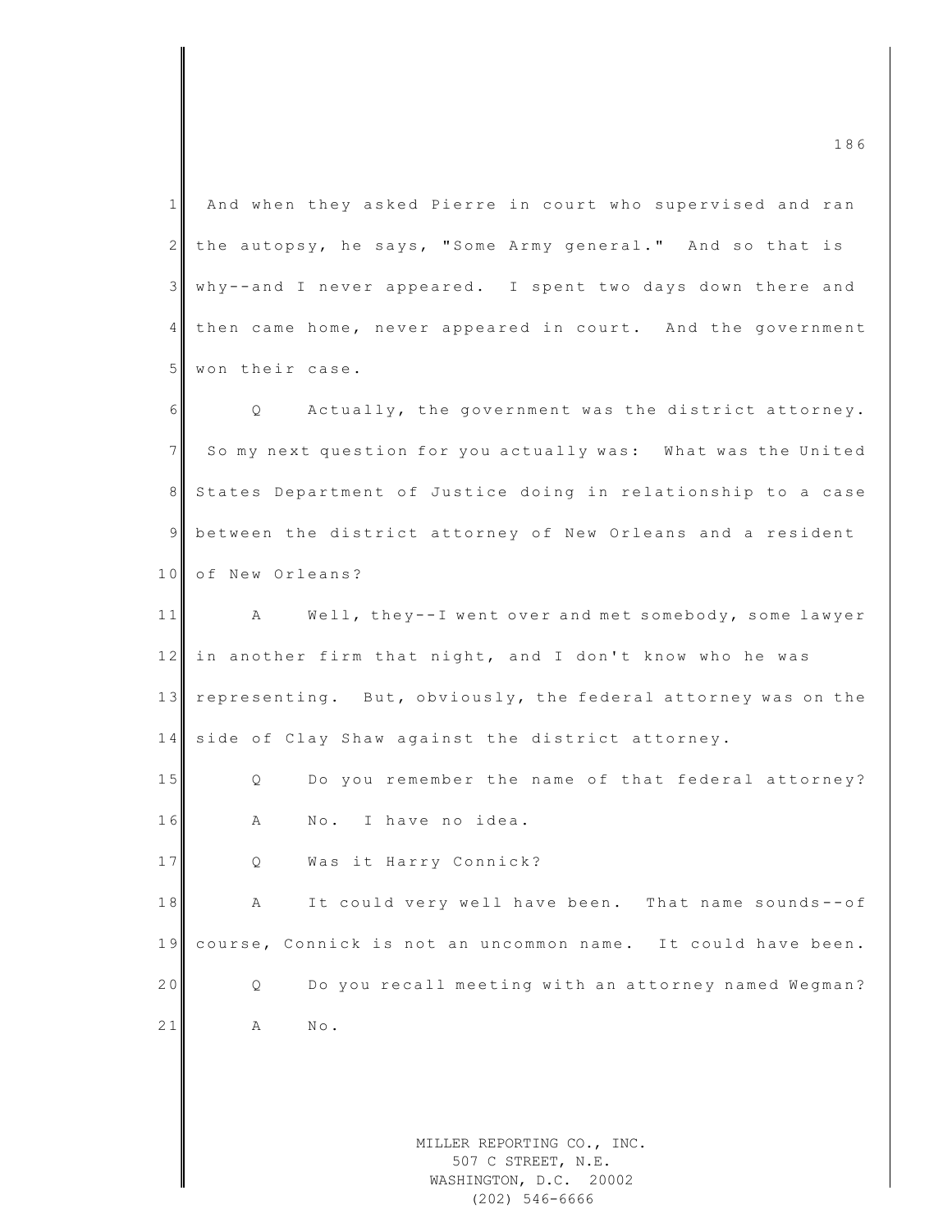And when they asked Pierre in court who supervised and ran the autopsy, he says, "Some Army general." And so that is why--and I never appeared. I spent two days down there and then came home, never appeared in court. And the government won their case.

Q Actually, the government was the district attorney. So my next question for you actually was: What was the United States Department of Justice doing in relationship to a case between the district attorney of New Orleans and a resident of New Orleans?

A Well, they--I went over and met somebody, some lawyer in another firm that night, and I don't know who he was representing. But, obviously, the federal attorney was on the side of Clay Shaw against the district attorney.

Q Do you remember the name of that federal attorney?

A No. I have no idea.

Q Was it Harry Connick?

A It could very well have been. That name sounds--of course, Connick is not an uncommon name. It could have been.

Q Do you recall meeting with an attorney named Wegman?

A No.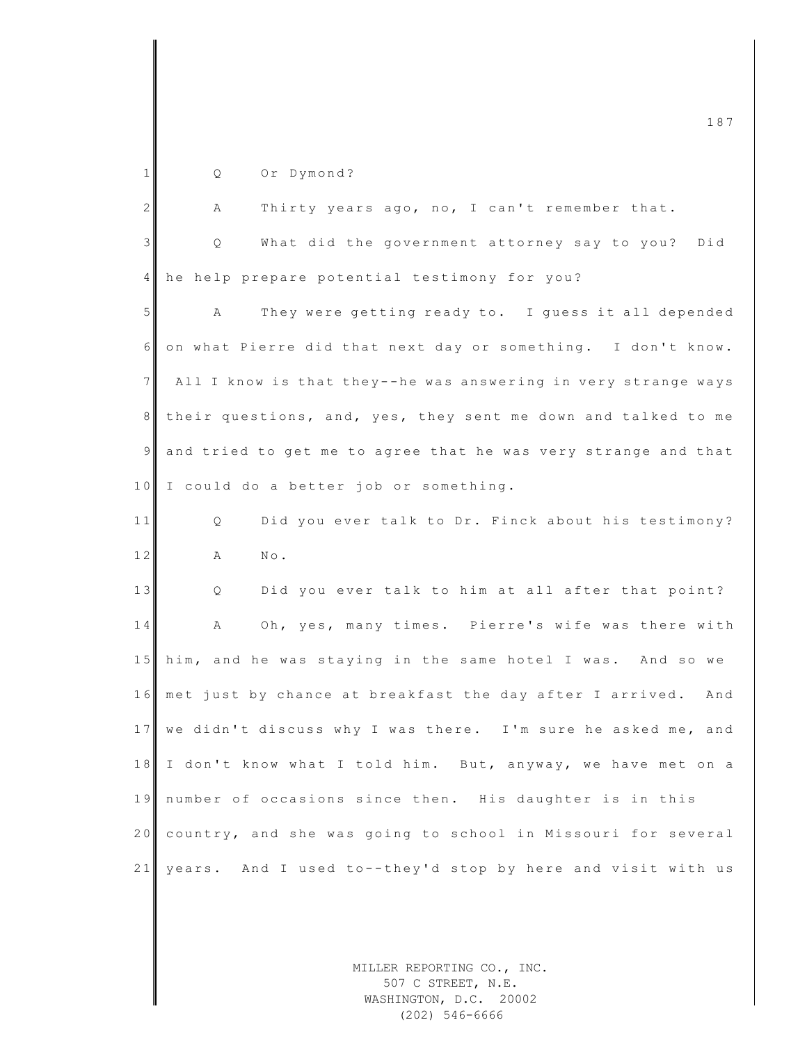Q Or Dymond?

A Thirty years ago, no, I can't remember that.

Q What did the government attorney say to you? Did he help prepare potential testimony for you?

A They were getting ready to. I guess it all depended on what Pierre did that next day or something. I don't know. All I know is that they--he was answering in very strange ways their questions, and, yes, they sent me down and talked to me and tried to get me to agree that he was very strange and that I could do a better job or something.

Q Did you ever talk to Dr. Finck about his testimony?

A No.

Q Did you ever talk to him at all after that point?

A Oh, yes, many times. Pierre's wife was there with him, and he was staying in the same hotel I was. And so we met just by chance at breakfast the day after I arrived. And we didn't discuss why I was there. I'm sure he asked me, and I don't know what I told him. But, anyway, we have met on a number of occasions since then. His daughter is in this country, and she was going to school in Missouri for several years. And I used to--they'd stop by here and visit with us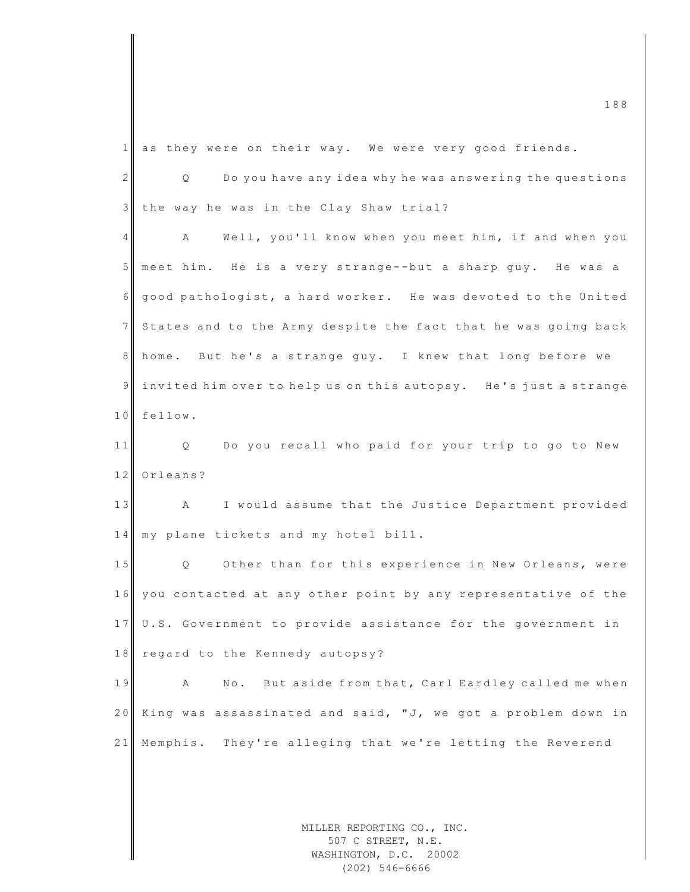as they were on their way. We were very good friends.

Q Do you have any idea why he was answering the questions the way he was in the Clay Shaw trial?

A Well, you'll know when you meet him, if and when you meet him. He is a very strange--but a sharp guy. He was a good pathologist, a hard worker. He was devoted to the United States and to the Army despite the fact that he was going back home. But he's a strange guy. I knew that long before we invited him over to help us on this autopsy. He's just a strange fellow.

Q Do you recall who paid for your trip to go to New Orleans?

A I would assume that the Justice Department provided my plane tickets and my hotel bill.

Q Other than for this experience in New Orleans, were you contacted at any other point by any representative of the U.S. Government to provide assistance for the government in regard to the Kennedy autopsy?

A No. But aside from that, Carl Eardley called me when King was assassinated and said, "J, we got a problem down in Memphis. They're alleging that we're letting the Reverend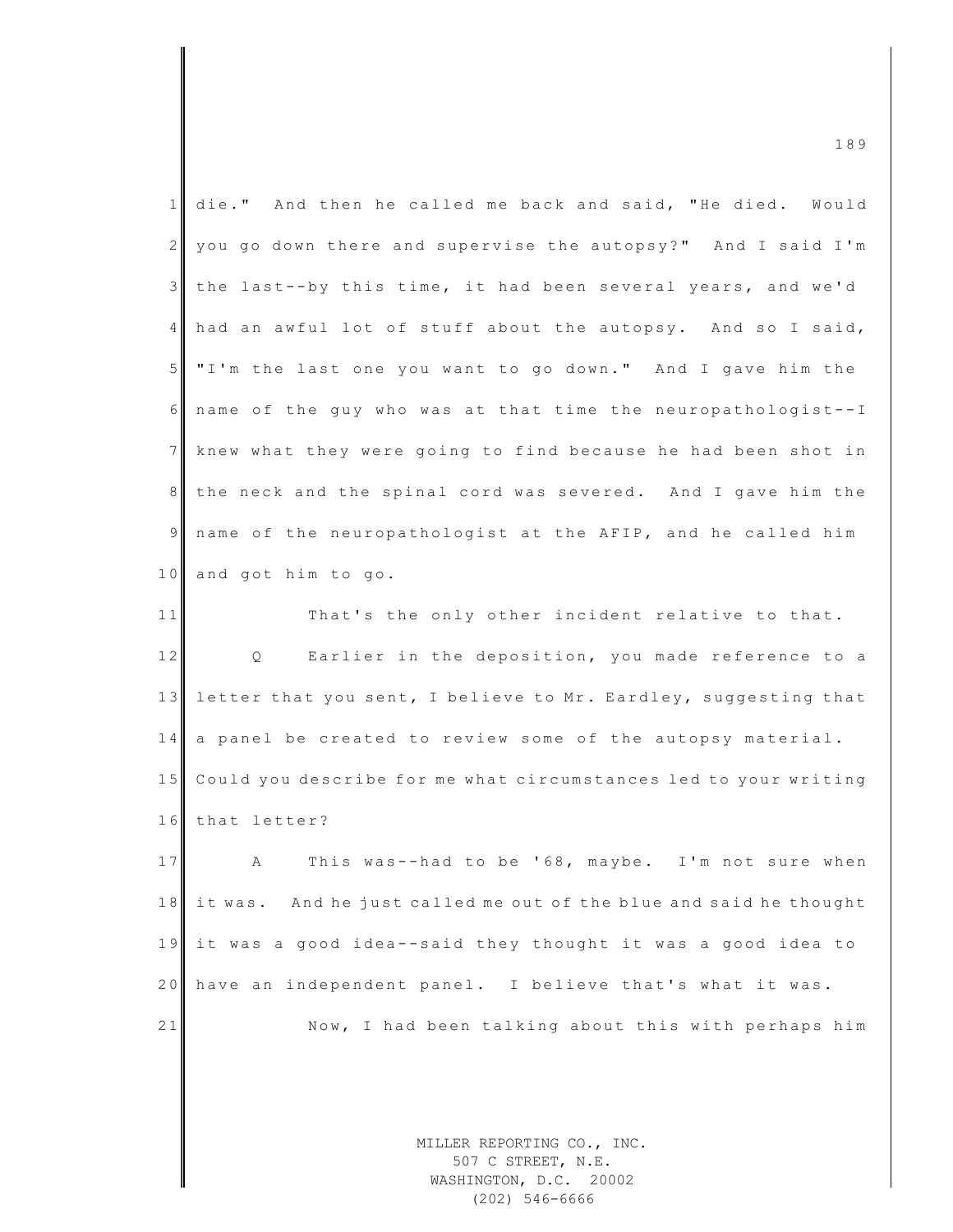die." And then he called me back and said, "He died. Would you go down there and supervise the autopsy?" And I said I'm the last--by this time, it had been several years, and we'd had an awful lot of stuff about the autopsy. And so I said, "I'm the last one you want to go down." And I gave him the name of the guy who was at that time the neuropathologist--I knew what they were going to find because he had been shot in the neck and the spinal cord was severed. And I gave him the name of the neuropathologist at the AFIP, and he called him and got him to go.

That's the only other incident relative to that.

Q Earlier in the deposition, you made reference to a letter that you sent, I believe to Mr. Eardley, suggesting that a panel be created to review some of the autopsy material. Could you describe for me what circumstances led to your writing that letter?

A This was--had to be '68, maybe. I'm not sure when it was. And he just called me out of the blue and said he thought it was a good idea--said they thought it was a good idea to have an independent panel. I believe that's what it was.

Now, I had been talking about this with perhaps him

MILLER REPORTING CO., INC.
507 C STREET, N.E.
WASHINGTON, D.C. 20002
(202) 546-6666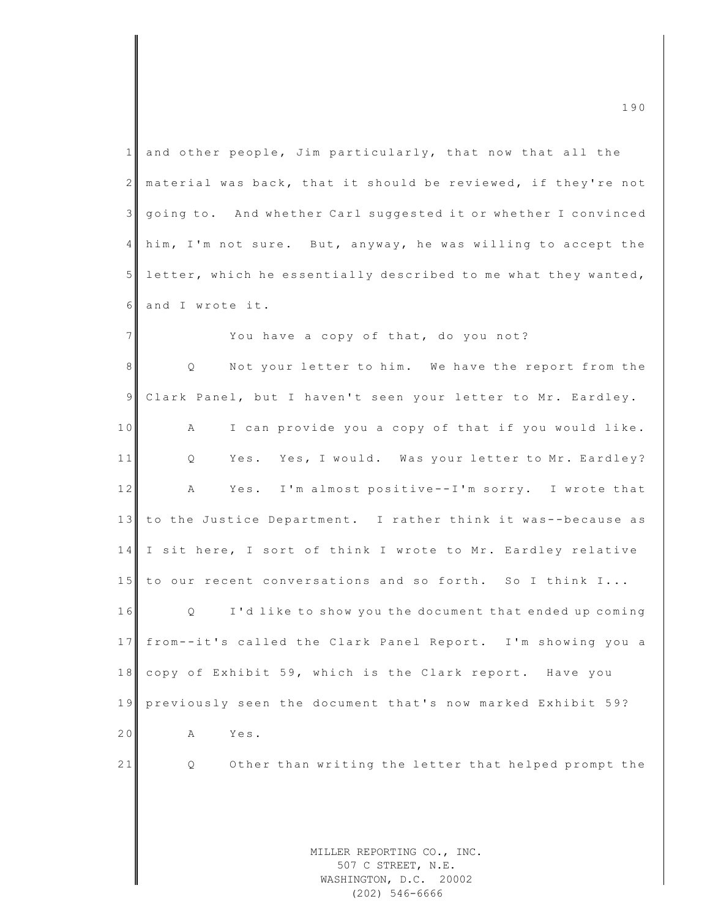and other people, Jim particularly, that now that all the material was back, that it should be reviewed, if they're not going to. And whether Carl suggested it or whether I convinced him, I'm not sure. But, anyway, he was willing to accept the letter, which he essentially described to me what they wanted, and I wrote it.

You have a copy of that, do you not?

Q Not your letter to him. We have the report from the Clark Panel, but I haven't seen your letter to Mr. Eardley.

A I can provide you a copy of that if you would like.

Q Yes. Yes, I would. Was your letter to Mr. Eardley?

A Yes. I'm almost positive--I'm sorry. I wrote that to the Justice Department. I rather think it was--because as I sit here, I sort of think I wrote to Mr. Eardley relative to our recent conversations and so forth. So I think I...

Q I'd like to show you the document that ended up coming from--it's called the Clark Panel Report. I'm showing you a copy of Exhibit 59, which is the Clark report. Have you previously seen the document that's now marked Exhibit 59?

A Yes.

Q Other than writing the letter that helped prompt the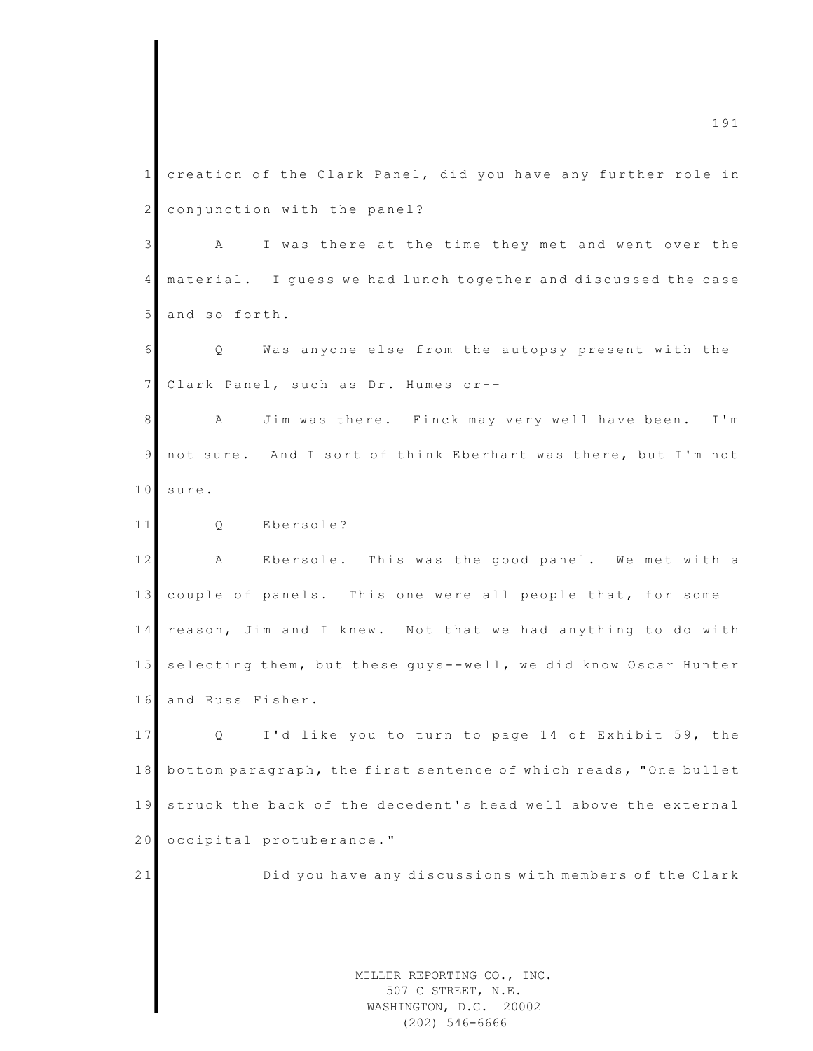creation of the Clark Panel, did you have any further role in conjunction with the panel?

A I was there at the time they met and went over the material. I guess we had lunch together and discussed the case and so forth.

Q Was anyone else from the autopsy present with the Clark Panel, such as Dr. Humes or--

A Jim was there. Finck may very well have been. I'm not sure. And I sort of think Eberhart was there, but I'm not sure.

Q Ebersole?

A Ebersole. This was the good panel. We met with a couple of panels. This one were all people that, for some reason, Jim and I knew. Not that we had anything to do with selecting them, but these guys--well, we did know Oscar Hunter and Russ Fisher.

Q I'd like you to turn to page 14 of Exhibit 59, the bottom paragraph, the first sentence of which reads, "One bullet struck the back of the decedent's head well above the external occipital protuberance."

Did you have any discussions with members of the Clark

MILLER REPORTING CO., INC.
507 C STREET, N.E.
WASHINGTON, D.C. 20002
(202) 546-6666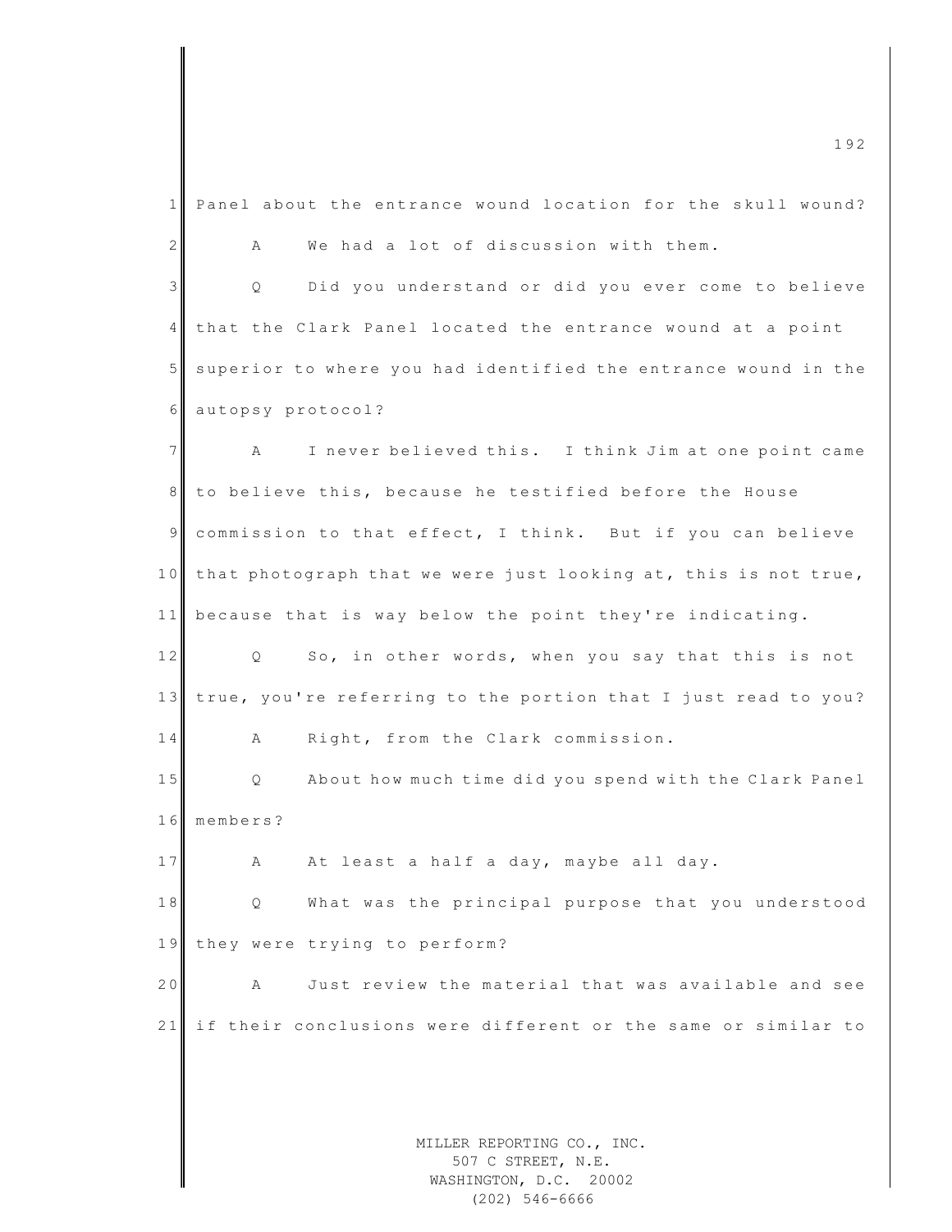Panel about the entrance wound location for the skull wound?

A We had a lot of discussion with them.

Q Did you understand or did you ever come to believe that the Clark Panel located the entrance wound at a point superior to where you had identified the entrance wound in the autopsy protocol?

A I never believed this. I think Jim at one point came to believe this, because he testified before the House commission to that effect, I think. But if you can believe that photograph that we were just looking at, this is not true, because that is way below the point they're indicating.

Q So, in other words, when you say that this is not true, you're referring to the portion that I just read to you?

A Right, from the Clark commission.

Q About how much time did you spend with the Clark Panel members?

A At least a half a day, maybe all day.

Q What was the principal purpose that you understood they were trying to perform?

A Just review the material that was available and see if their conclusions were different or the same or similar to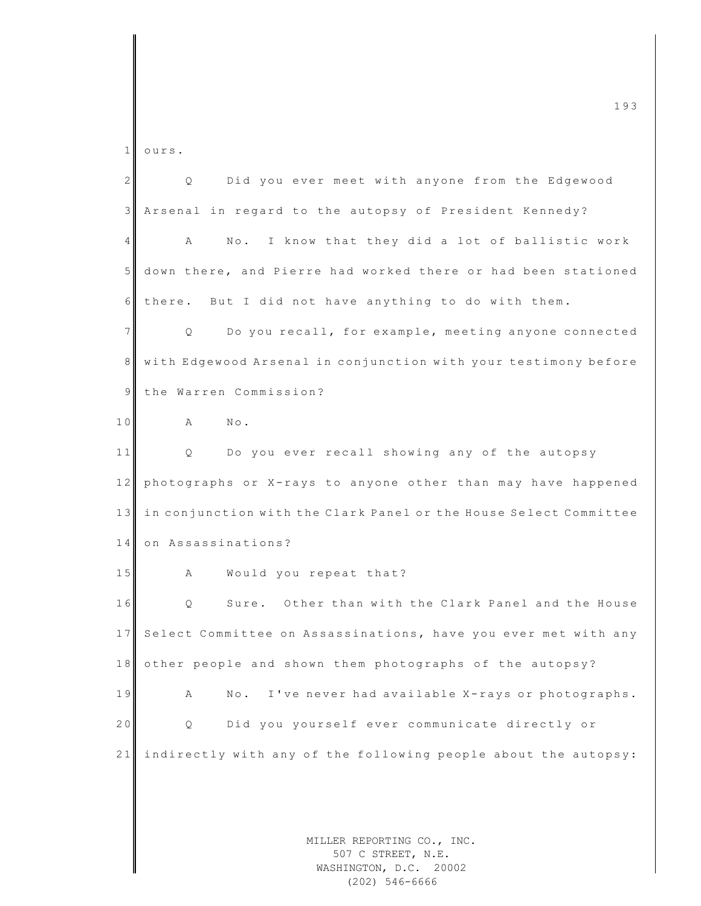ours.

Q Did you ever meet with anyone from the Edgewood Arsenal in regard to the autopsy of President Kennedy?

A No. I know that they did a lot of ballistic work down there, and Pierre had worked there or had been stationed there. But I did not have anything to do with them.

Q Do you recall, for example, meeting anyone connected with Edgewood Arsenal in conjunction with your testimony before the Warren Commission?

A No.

Q Do you ever recall showing any of the autopsy photographs or X-rays to anyone other than may have happened in conjunction with the Clark Panel or the House Select Committee on Assassinations?

A Would you repeat that?

Q Sure. Other than with the Clark Panel and the House Select Committee on Assassinations, have you ever met with any other people and shown them photographs of the autopsy?

A No. I've never had available X-rays or photographs.

Q Did you yourself ever communicate directly or indirectly with any of the following people about the autopsy:

MILLER REPORTING CO., INC.
507 C STREET, N.E.
WASHINGTON, D.C. 20002
(202) 546-6666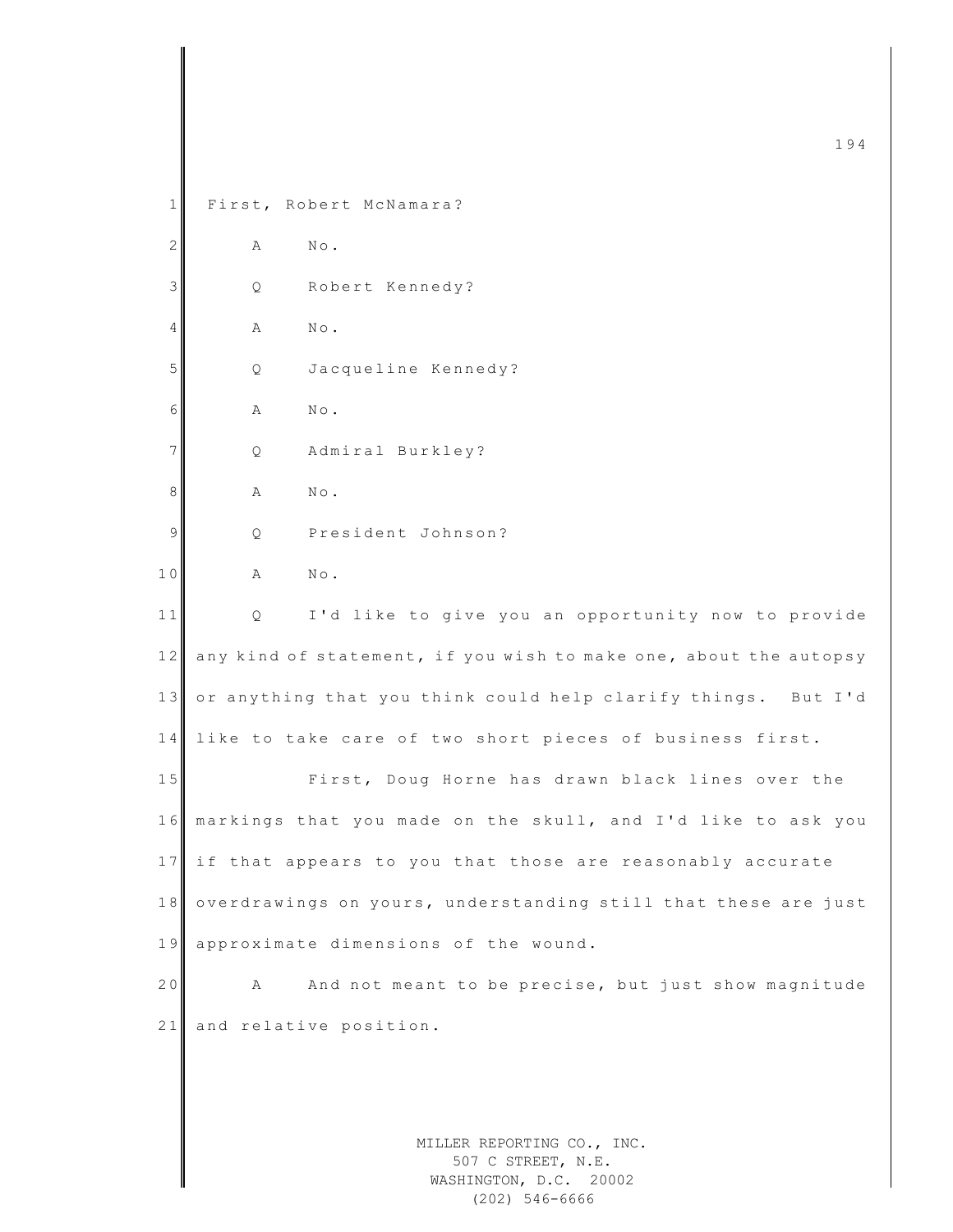1 First, Robert McNamara?

2 A No.

3 Q Robert Kennedy?

4 A No.

5 Q Jacqueline Kennedy?

6 A No.

7 Q Admiral Burkley?

8 A No.

9 Q President Johnson?

10 A No.

11 Q I'd like to give you an opportunity now to provide

12 any kind of statement, if you wish to make one, about the autopsy

13 or anything that you think could help clarify things. But I'd

14 like to take care of two short pieces of business first.

15 First, Doug Horne has drawn black lines over the

16 markings that you made on the skull, and I'd like to ask you

17 if that appears to you that those are reasonably accurate

18 overdrawings on yours, understanding still that these are just

19 approximate dimensions of the wound.

20 A And not meant to be precise, but just show magnitude

21 and relative position.

MILLER REPORTING CO., INC.
507 C STREET, N.E.
WASHINGTON, D.C. 20002
(202) 546-6666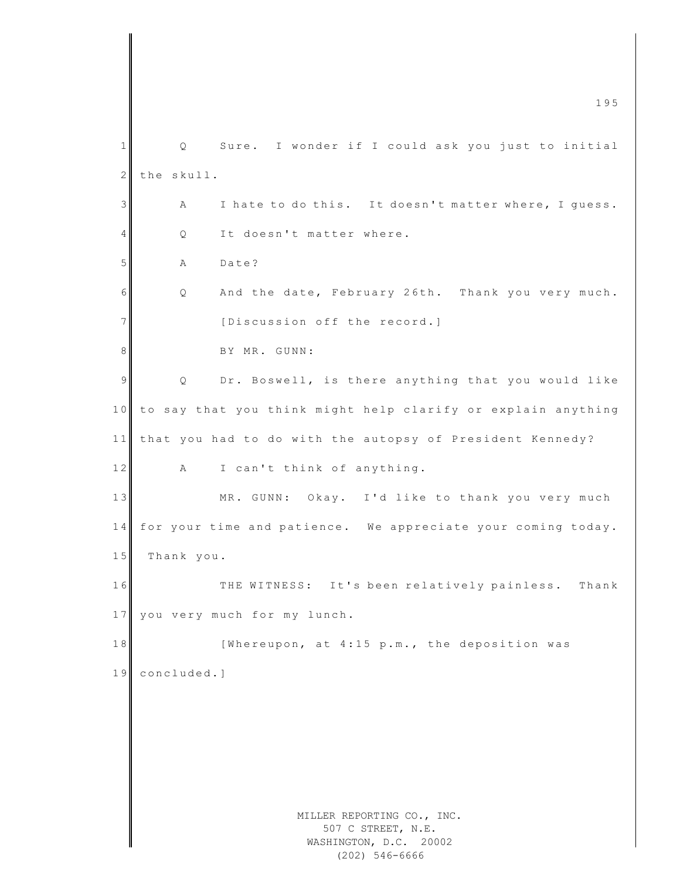Q Sure. I wonder if I could ask you just to initial the skull.

A I hate to do this. It doesn't matter where, I guess.

Q It doesn't matter where.

A Date?

Q And the date, February 26th. Thank you very much.

[Discussion off the record.]

BY MR. GUNN:

Q Dr. Boswell, is there anything that you would like to say that you think might help clarify or explain anything that you had to do with the autopsy of President Kennedy?

A I can't think of anything.

MR. GUNN: Okay. I'd like to thank you very much for your time and patience. We appreciate your coming today. Thank you.

THE WITNESS: It's been relatively painless. Thank you very much for my lunch.

[Whereupon, at 4:15 p.m., the deposition was concluded.]

MILLER REPORTING CO., INC.
507 C STREET, N.E.
WASHINGTON, D.C. 20002
(202) 546-6666